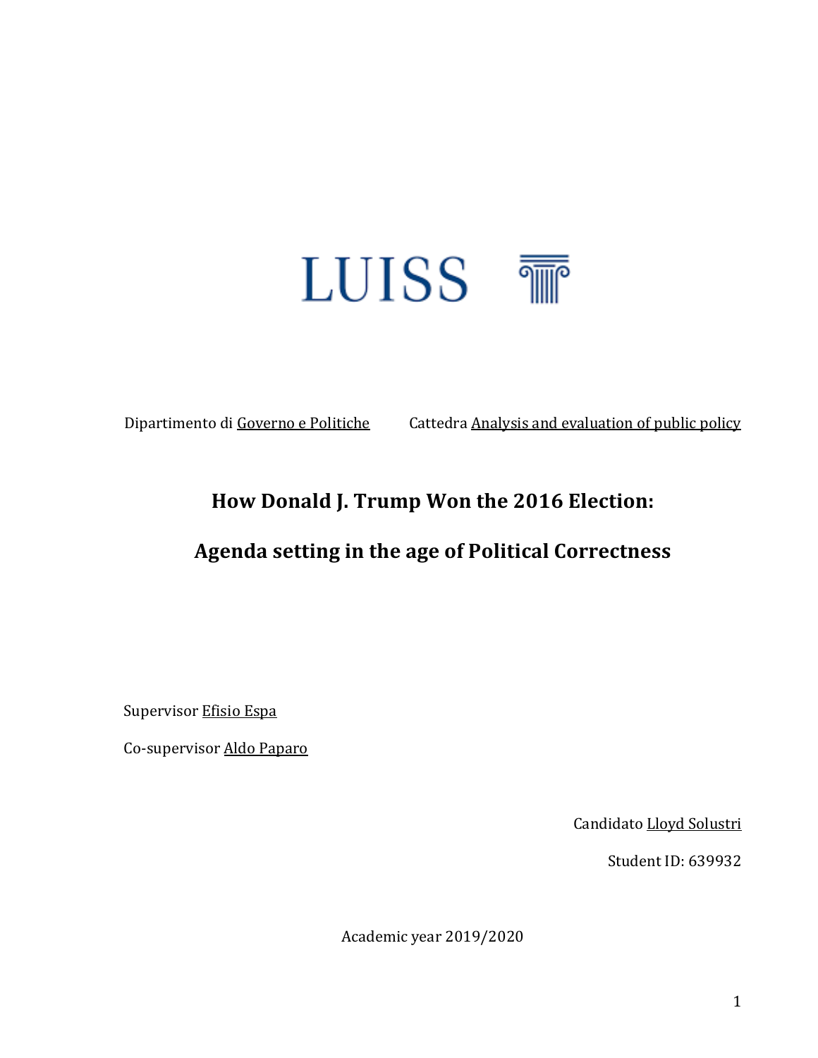LUISS

Dipartimento di Governo e Politiche Cattedra Analysis and evaluation of public policy

# How Donald J. Trump Won the 2016 Election:

# Agenda setting in the age of Political Correctness

Supervisor Efisio Espa

Co-supervisor Aldo Paparo

Candidato Lloyd Solustri

Student ID: 639932

Academic year 2019/2020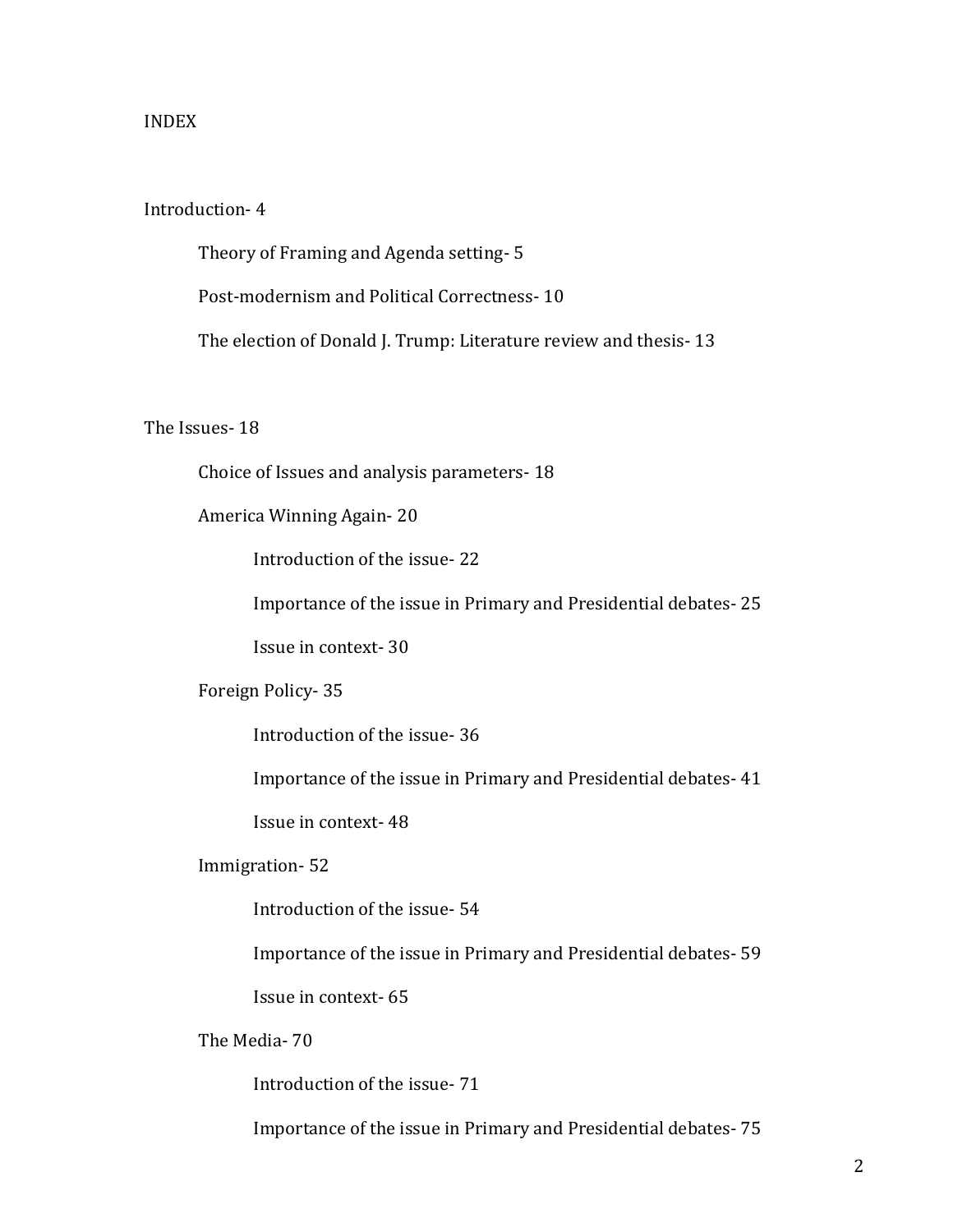# INDEX

Introduction- 4

- Theory of Framing and Agenda setting- 5
- Post-modernism and Political Correctness- 10
- The election of Donald J. Trump: Literature review and thesis- 13

The Issues- 18

- Choice of Issues and analysis parameters- 18
- America Winning Again- 20
  - Introduction of the issue- 22
  - Importance of the issue in Primary and Presidential debates- 25
  - Issue in context- 30
- Foreign Policy- 35
  - Introduction of the issue- 36
  - Importance of the issue in Primary and Presidential debates- 41
  - Issue in context- 48
- Immigration- 52
  - Introduction of the issue- 54
  - Importance of the issue in Primary and Presidential debates- 59
  - Issue in context- 65
- The Media- 70
  - Introduction of the issue- 71
  - Importance of the issue in Primary and Presidential debates- 75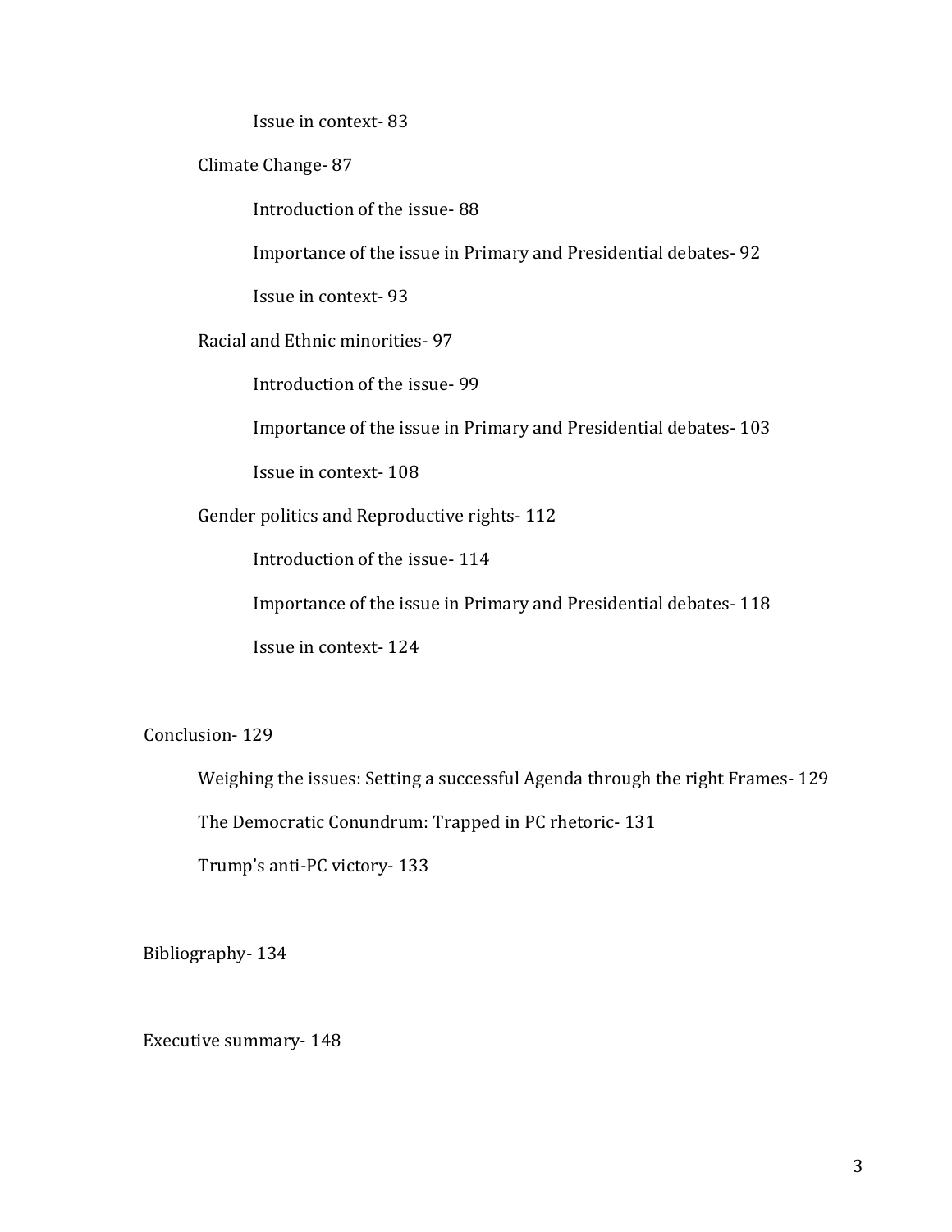Issue in context- 83

Climate Change- 87

Introduction of the issue- 88

Importance of the issue in Primary and Presidential debates- 92

Issue in context- 93

Racial and Ethnic minorities- 97

Introduction of the issue- 99

Importance of the issue in Primary and Presidential debates- 103

Issue in context- 108

Gender politics and Reproductive rights- 112

Introduction of the issue- 114

Importance of the issue in Primary and Presidential debates- 118

Issue in context- 124

Conclusion- 129

Weighing the issues: Setting a successful Agenda through the right Frames- 129

The Democratic Conundrum: Trapped in PC rhetoric- 131

Trump's anti-PC victory- 133

Bibliography- 134

Executive summary- 148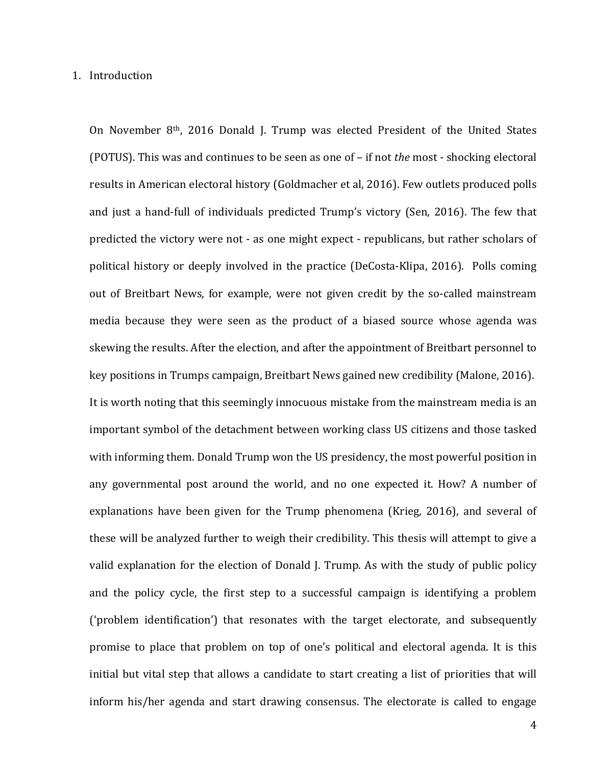## 1. Introduction

On November 8th, 2016 Donald J. Trump was elected President of the United States (POTUS). This was and continues to be seen as one of – if not *the* most - shocking electoral results in American electoral history (Goldmacher et al, 2016). Few outlets produced polls and just a hand-full of individuals predicted Trump's victory (Sen, 2016). The few that predicted the victory were not - as one might expect - republicans, but rather scholars of political history or deeply involved in the practice (DeCosta-Klipa, 2016). Polls coming out of Breitbart News, for example, were not given credit by the so-called mainstream media because they were seen as the product of a biased source whose agenda was skewing the results. After the election, and after the appointment of Breitbart personnel to key positions in Trumps campaign, Breitbart News gained new credibility (Malone, 2016). It is worth noting that this seemingly innocuous mistake from the mainstream media is an important symbol of the detachment between working class US citizens and those tasked with informing them. Donald Trump won the US presidency, the most powerful position in any governmental post around the world, and no one expected it. How? A number of explanations have been given for the Trump phenomena (Krieg, 2016), and several of these will be analyzed further to weigh their credibility. This thesis will attempt to give a valid explanation for the election of Donald J. Trump. As with the study of public policy and the policy cycle, the first step to a successful campaign is identifying a problem ('problem identification') that resonates with the target electorate, and subsequently promise to place that problem on top of one's political and electoral agenda. It is this initial but vital step that allows a candidate to start creating a list of priorities that will inform his/her agenda and start drawing consensus. The electorate is called to engage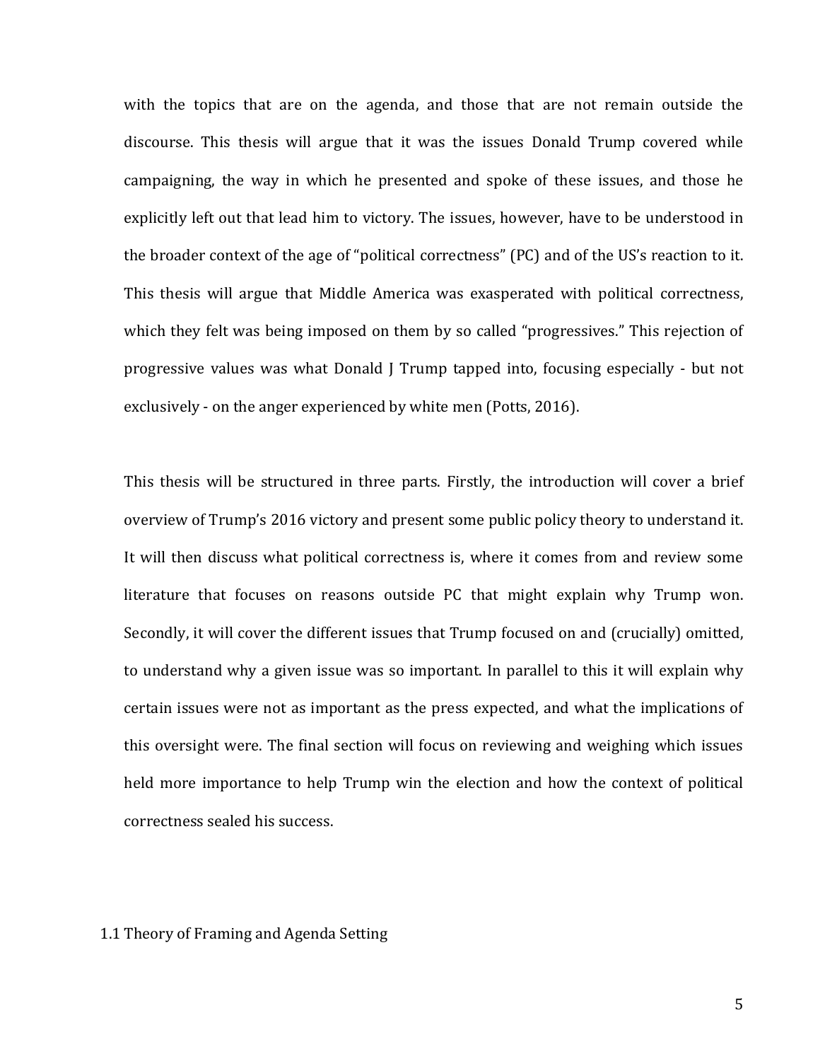with the topics that are on the agenda, and those that are not remain outside the discourse. This thesis will argue that it was the issues Donald Trump covered while campaigning, the way in which he presented and spoke of these issues, and those he explicitly left out that lead him to victory. The issues, however, have to be understood in the broader context of the age of "political correctness" (PC) and of the US's reaction to it. This thesis will argue that Middle America was exasperated with political correctness, which they felt was being imposed on them by so called "progressives." This rejection of progressive values was what Donald J Trump tapped into, focusing especially - but not exclusively - on the anger experienced by white men (Potts, 2016).

This thesis will be structured in three parts. Firstly, the introduction will cover a brief overview of Trump's 2016 victory and present some public policy theory to understand it. It will then discuss what political correctness is, where it comes from and review some literature that focuses on reasons outside PC that might explain why Trump won. Secondly, it will cover the different issues that Trump focused on and (crucially) omitted, to understand why a given issue was so important. In parallel to this it will explain why certain issues were not as important as the press expected, and what the implications of this oversight were. The final section will focus on reviewing and weighing which issues held more importance to help Trump win the election and how the context of political correctness sealed his success.

## 1.1 Theory of Framing and Agenda Setting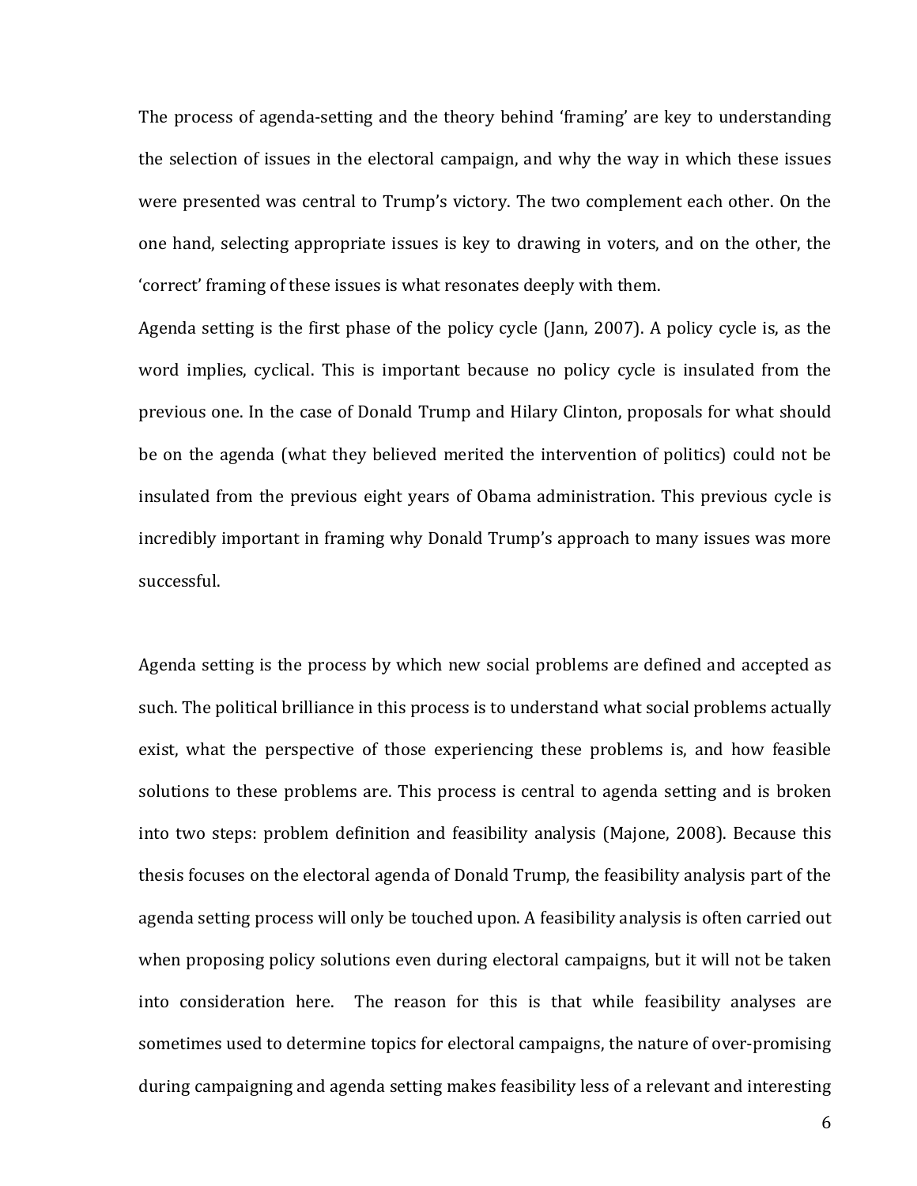The process of agenda-setting and the theory behind 'framing' are key to understanding the selection of issues in the electoral campaign, and why the way in which these issues were presented was central to Trump's victory. The two complement each other. On the one hand, selecting appropriate issues is key to drawing in voters, and on the other, the 'correct' framing of these issues is what resonates deeply with them.

Agenda setting is the first phase of the policy cycle (Jann, 2007). A policy cycle is, as the word implies, cyclical. This is important because no policy cycle is insulated from the previous one. In the case of Donald Trump and Hilary Clinton, proposals for what should be on the agenda (what they believed merited the intervention of politics) could not be insulated from the previous eight years of Obama administration. This previous cycle is incredibly important in framing why Donald Trump's approach to many issues was more successful.

Agenda setting is the process by which new social problems are defined and accepted as such. The political brilliance in this process is to understand what social problems actually exist, what the perspective of those experiencing these problems is, and how feasible solutions to these problems are. This process is central to agenda setting and is broken into two steps: problem definition and feasibility analysis (Majone, 2008). Because this thesis focuses on the electoral agenda of Donald Trump, the feasibility analysis part of the agenda setting process will only be touched upon. A feasibility analysis is often carried out when proposing policy solutions even during electoral campaigns, but it will not be taken into consideration here. The reason for this is that while feasibility analyses are sometimes used to determine topics for electoral campaigns, the nature of over-promising during campaigning and agenda setting makes feasibility less of a relevant and interesting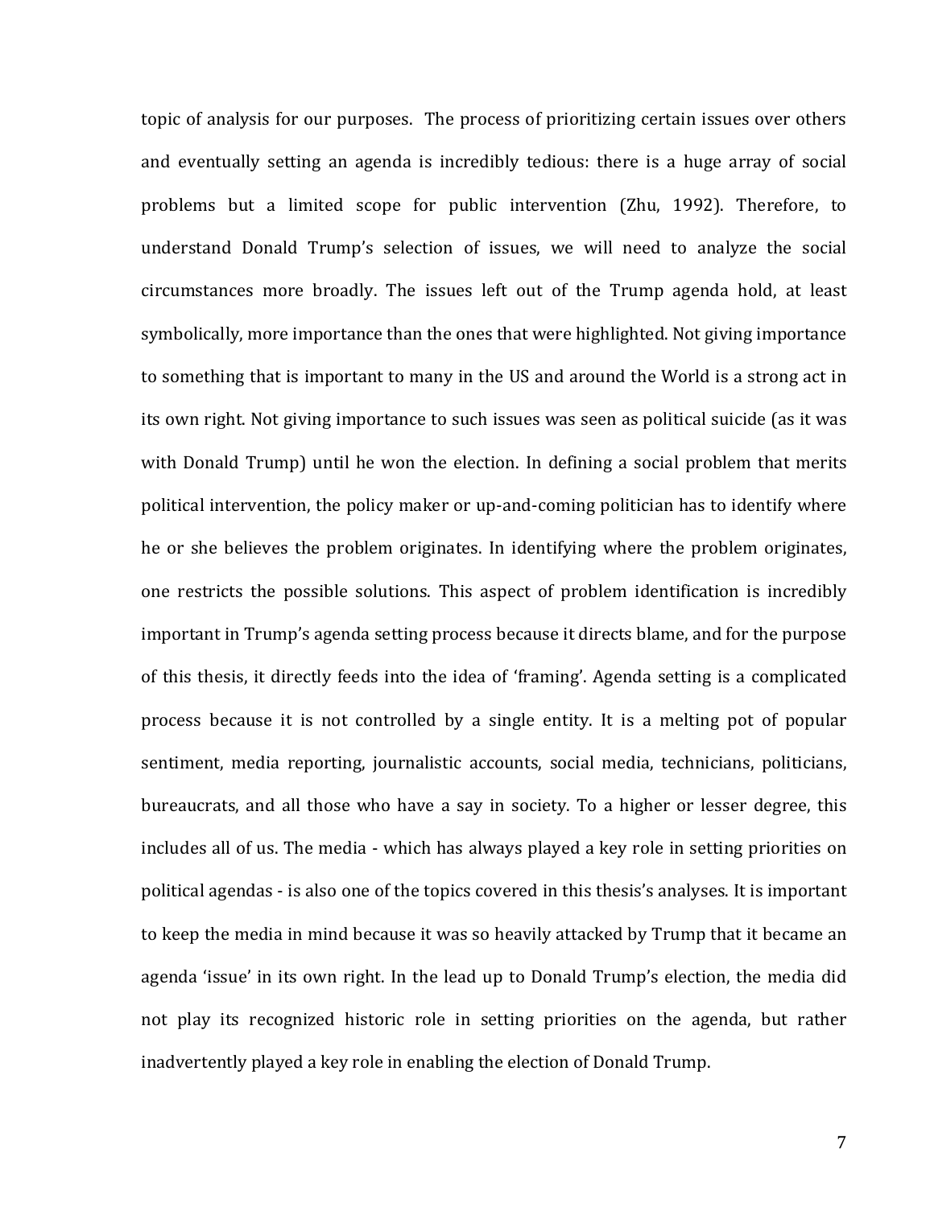topic of analysis for our purposes. The process of prioritizing certain issues over others and eventually setting an agenda is incredibly tedious: there is a huge array of social problems but a limited scope for public intervention (Zhu, 1992). Therefore, to understand Donald Trump's selection of issues, we will need to analyze the social circumstances more broadly. The issues left out of the Trump agenda hold, at least symbolically, more importance than the ones that were highlighted. Not giving importance to something that is important to many in the US and around the World is a strong act in its own right. Not giving importance to such issues was seen as political suicide (as it was with Donald Trump) until he won the election. In defining a social problem that merits political intervention, the policy maker or up-and-coming politician has to identify where he or she believes the problem originates. In identifying where the problem originates, one restricts the possible solutions. This aspect of problem identification is incredibly important in Trump's agenda setting process because it directs blame, and for the purpose of this thesis, it directly feeds into the idea of 'framing'. Agenda setting is a complicated process because it is not controlled by a single entity. It is a melting pot of popular sentiment, media reporting, journalistic accounts, social media, technicians, politicians, bureaucrats, and all those who have a say in society. To a higher or lesser degree, this includes all of us. The media - which has always played a key role in setting priorities on political agendas - is also one of the topics covered in this thesis's analyses. It is important to keep the media in mind because it was so heavily attacked by Trump that it became an agenda 'issue' in its own right. In the lead up to Donald Trump's election, the media did not play its recognized historic role in setting priorities on the agenda, but rather inadvertently played a key role in enabling the election of Donald Trump.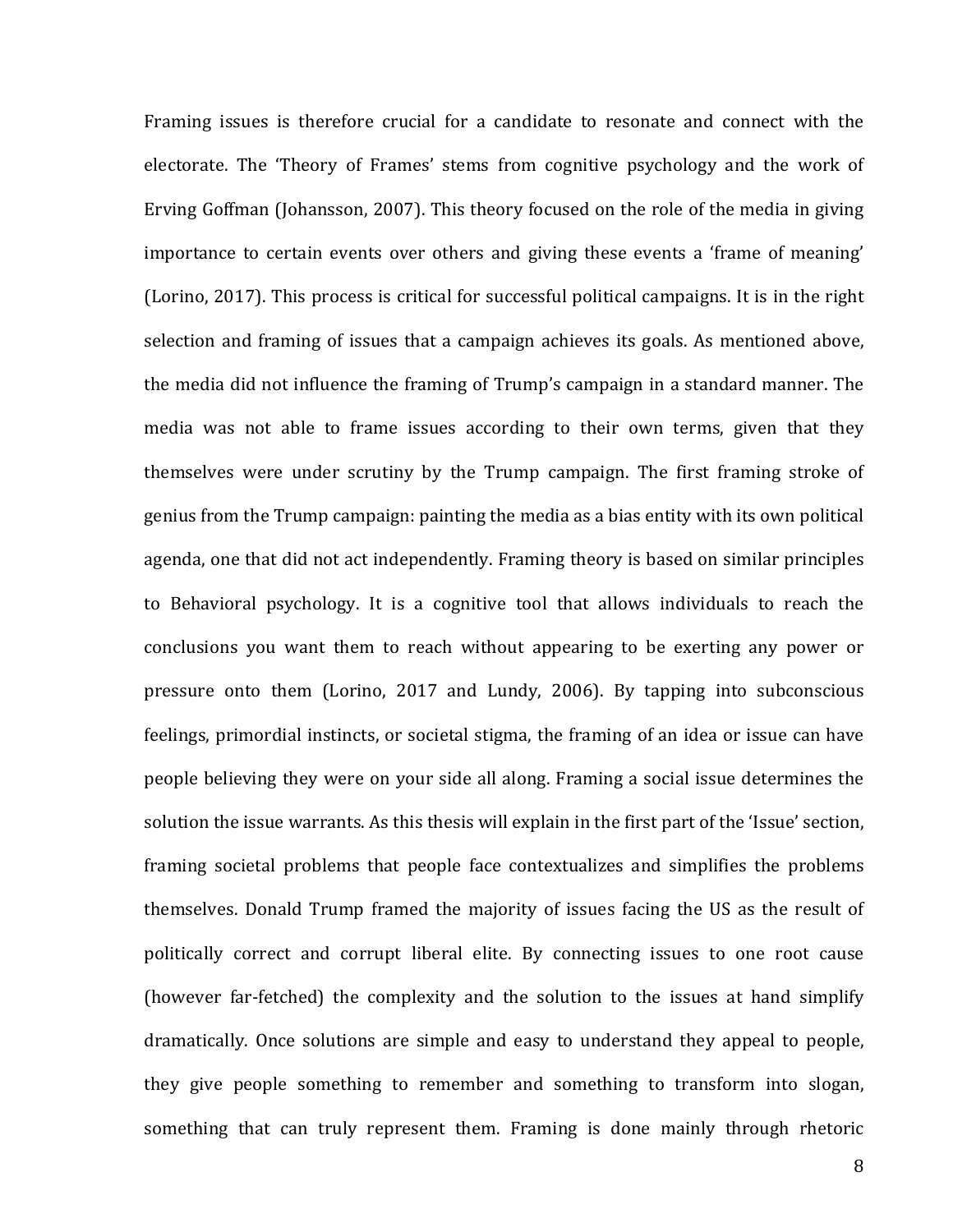Framing issues is therefore crucial for a candidate to resonate and connect with the electorate. The 'Theory of Frames' stems from cognitive psychology and the work of Erving Goffman (Johansson, 2007). This theory focused on the role of the media in giving importance to certain events over others and giving these events a 'frame of meaning' (Lorino, 2017). This process is critical for successful political campaigns. It is in the right selection and framing of issues that a campaign achieves its goals. As mentioned above, the media did not influence the framing of Trump's campaign in a standard manner. The media was not able to frame issues according to their own terms, given that they themselves were under scrutiny by the Trump campaign. The first framing stroke of genius from the Trump campaign: painting the media as a bias entity with its own political agenda, one that did not act independently. Framing theory is based on similar principles to Behavioral psychology. It is a cognitive tool that allows individuals to reach the conclusions you want them to reach without appearing to be exerting any power or pressure onto them (Lorino, 2017 and Lundy, 2006). By tapping into subconscious feelings, primordial instincts, or societal stigma, the framing of an idea or issue can have people believing they were on your side all along. Framing a social issue determines the solution the issue warrants. As this thesis will explain in the first part of the 'Issue' section, framing societal problems that people face contextualizes and simplifies the problems themselves. Donald Trump framed the majority of issues facing the US as the result of politically correct and corrupt liberal elite. By connecting issues to one root cause (however far-fetched) the complexity and the solution to the issues at hand simplify dramatically. Once solutions are simple and easy to understand they appeal to people, they give people something to remember and something to transform into slogan, something that can truly represent them. Framing is done mainly through rhetoric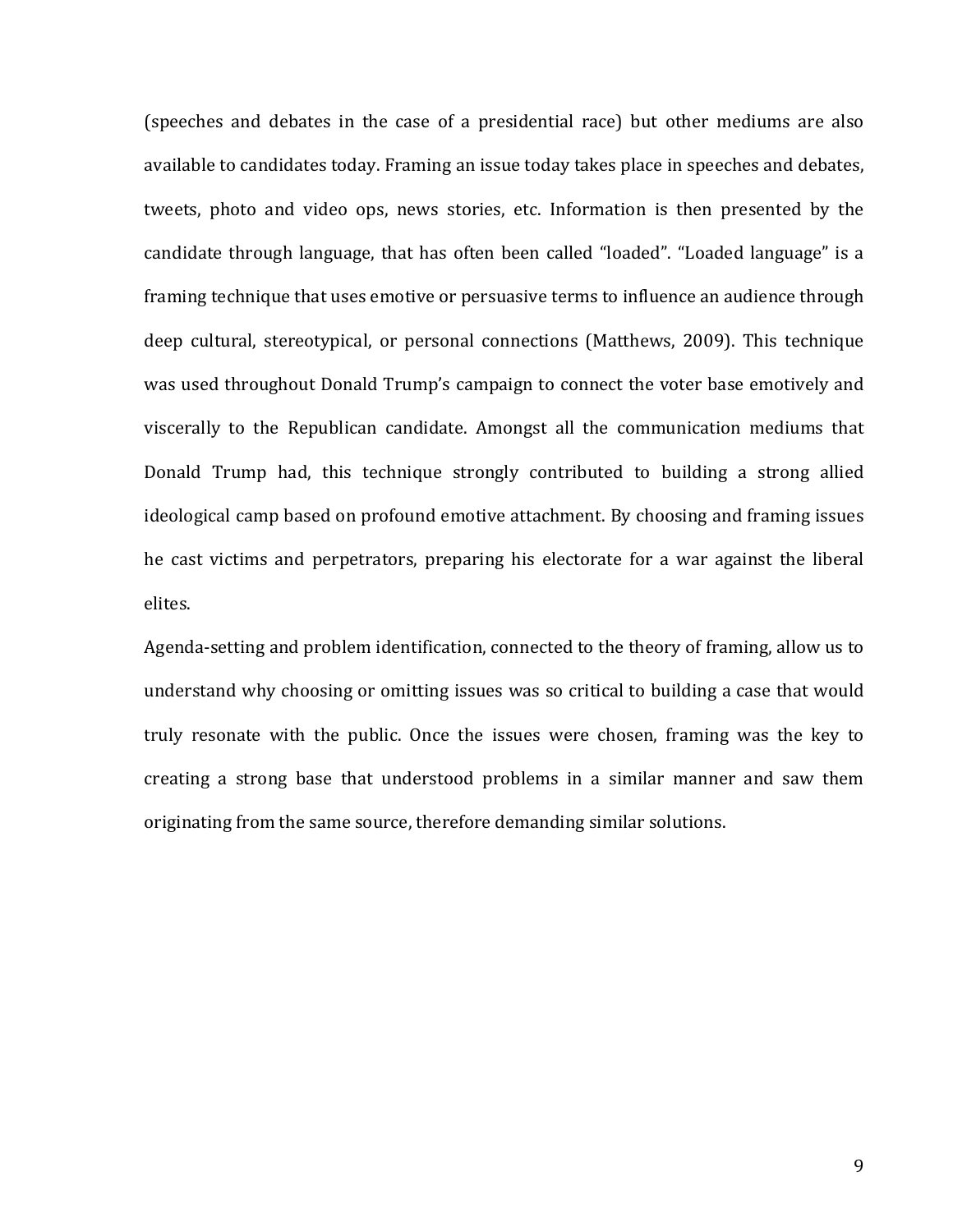(speeches and debates in the case of a presidential race) but other mediums are also available to candidates today. Framing an issue today takes place in speeches and debates, tweets, photo and video ops, news stories, etc. Information is then presented by the candidate through language, that has often been called "loaded". "Loaded language" is a framing technique that uses emotive or persuasive terms to influence an audience through deep cultural, stereotypical, or personal connections (Matthews, 2009). This technique was used throughout Donald Trump's campaign to connect the voter base emotively and viscerally to the Republican candidate. Amongst all the communication mediums that Donald Trump had, this technique strongly contributed to building a strong allied ideological camp based on profound emotive attachment. By choosing and framing issues he cast victims and perpetrators, preparing his electorate for a war against the liberal elites.

Agenda-setting and problem identification, connected to the theory of framing, allow us to understand why choosing or omitting issues was so critical to building a case that would truly resonate with the public. Once the issues were chosen, framing was the key to creating a strong base that understood problems in a similar manner and saw them originating from the same source, therefore demanding similar solutions.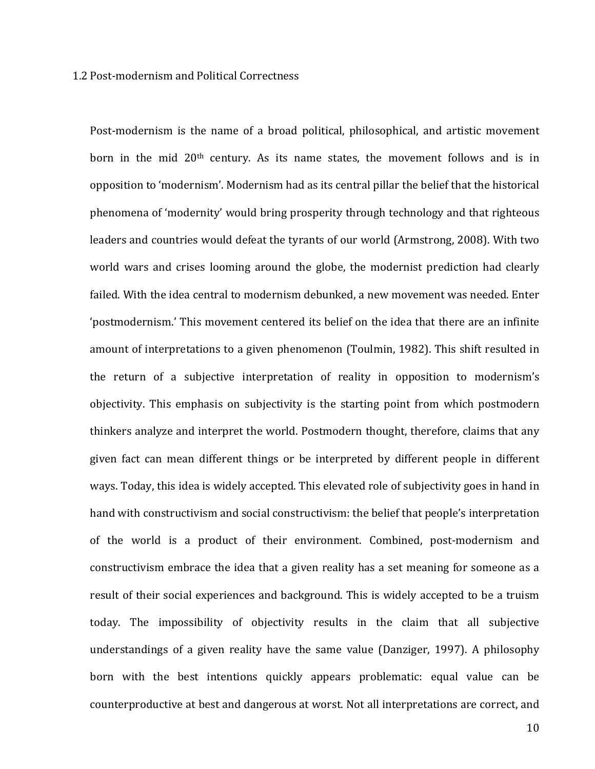## 1.2 Post-modernism and Political Correctness

Post-modernism is the name of a broad political, philosophical, and artistic movement born in the mid 20th century. As its name states, the movement follows and is in opposition to 'modernism'. Modernism had as its central pillar the belief that the historical phenomena of 'modernity' would bring prosperity through technology and that righteous leaders and countries would defeat the tyrants of our world (Armstrong, 2008). With two world wars and crises looming around the globe, the modernist prediction had clearly failed. With the idea central to modernism debunked, a new movement was needed. Enter 'postmodernism.' This movement centered its belief on the idea that there are an infinite amount of interpretations to a given phenomenon (Toulmin, 1982). This shift resulted in the return of a subjective interpretation of reality in opposition to modernism's objectivity. This emphasis on subjectivity is the starting point from which postmodern thinkers analyze and interpret the world. Postmodern thought, therefore, claims that any given fact can mean different things or be interpreted by different people in different ways. Today, this idea is widely accepted. This elevated role of subjectivity goes in hand in hand with constructivism and social constructivism: the belief that people's interpretation of the world is a product of their environment. Combined, post-modernism and constructivism embrace the idea that a given reality has a set meaning for someone as a result of their social experiences and background. This is widely accepted to be a truism today. The impossibility of objectivity results in the claim that all subjective understandings of a given reality have the same value (Danziger, 1997). A philosophy born with the best intentions quickly appears problematic: equal value can be counterproductive at best and dangerous at worst. Not all interpretations are correct, and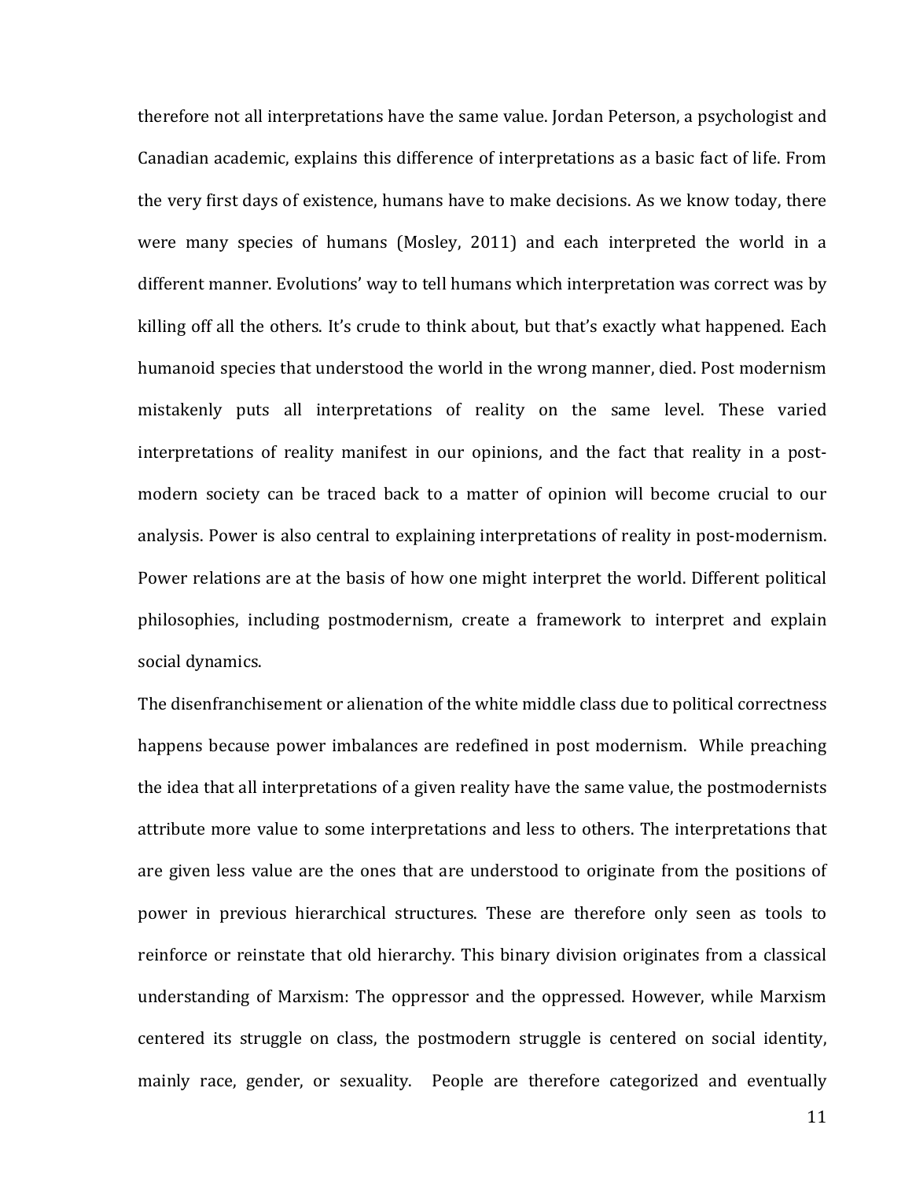therefore not all interpretations have the same value. Jordan Peterson, a psychologist and Canadian academic, explains this difference of interpretations as a basic fact of life. From the very first days of existence, humans have to make decisions. As we know today, there were many species of humans (Mosley, 2011) and each interpreted the world in a different manner. Evolutions' way to tell humans which interpretation was correct was by killing off all the others. It's crude to think about, but that's exactly what happened. Each humanoid species that understood the world in the wrong manner, died. Post modernism mistakenly puts all interpretations of reality on the same level. These varied interpretations of reality manifest in our opinions, and the fact that reality in a post-modern society can be traced back to a matter of opinion will become crucial to our analysis. Power is also central to explaining interpretations of reality in post-modernism. Power relations are at the basis of how one might interpret the world. Different political philosophies, including postmodernism, create a framework to interpret and explain social dynamics.

The disenfranchisement or alienation of the white middle class due to political correctness happens because power imbalances are redefined in post modernism. While preaching the idea that all interpretations of a given reality have the same value, the postmodernists attribute more value to some interpretations and less to others. The interpretations that are given less value are the ones that are understood to originate from the positions of power in previous hierarchical structures. These are therefore only seen as tools to reinforce or reinstate that old hierarchy. This binary division originates from a classical understanding of Marxism: The oppressor and the oppressed. However, while Marxism centered its struggle on class, the postmodern struggle is centered on social identity, mainly race, gender, or sexuality. People are therefore categorized and eventually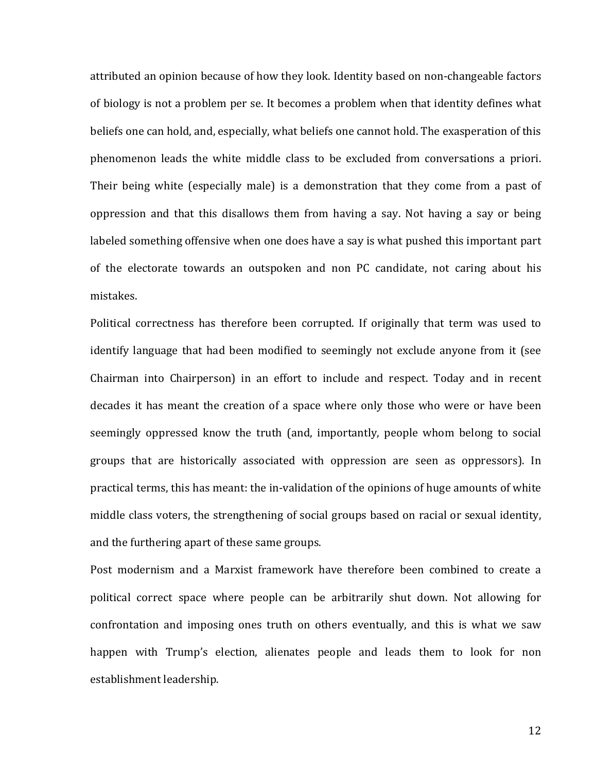attributed an opinion because of how they look. Identity based on non-changeable factors of biology is not a problem per se. It becomes a problem when that identity defines what beliefs one can hold, and, especially, what beliefs one cannot hold. The exasperation of this phenomenon leads the white middle class to be excluded from conversations a priori. Their being white (especially male) is a demonstration that they come from a past of oppression and that this disallows them from having a say. Not having a say or being labeled something offensive when one does have a say is what pushed this important part of the electorate towards an outspoken and non PC candidate, not caring about his mistakes.

Political correctness has therefore been corrupted. If originally that term was used to identify language that had been modified to seemingly not exclude anyone from it (see Chairman into Chairperson) in an effort to include and respect. Today and in recent decades it has meant the creation of a space where only those who were or have been seemingly oppressed know the truth (and, importantly, people whom belong to social groups that are historically associated with oppression are seen as oppressors). In practical terms, this has meant: the in-validation of the opinions of huge amounts of white middle class voters, the strengthening of social groups based on racial or sexual identity, and the furthering apart of these same groups.

Post modernism and a Marxist framework have therefore been combined to create a political correct space where people can be arbitrarily shut down. Not allowing for confrontation and imposing ones truth on others eventually, and this is what we saw happen with Trump's election, alienates people and leads them to look for non establishment leadership.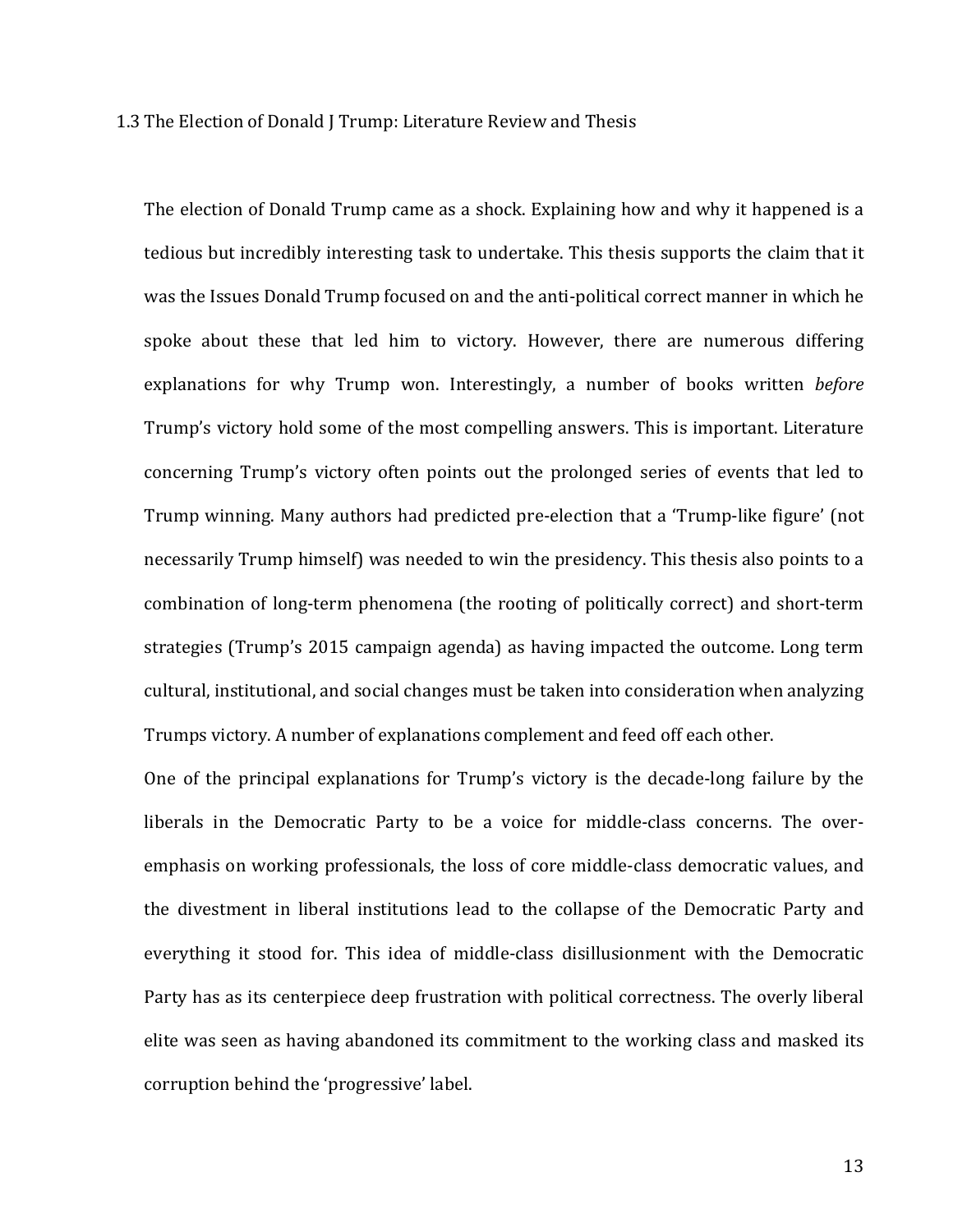### 1.3 The Election of Donald J Trump: Literature Review and Thesis

The election of Donald Trump came as a shock. Explaining how and why it happened is a tedious but incredibly interesting task to undertake. This thesis supports the claim that it was the Issues Donald Trump focused on and the anti-political correct manner in which he spoke about these that led him to victory. However, there are numerous differing explanations for why Trump won. Interestingly, a number of books written *before* Trump's victory hold some of the most compelling answers. This is important. Literature concerning Trump's victory often points out the prolonged series of events that led to Trump winning. Many authors had predicted pre-election that a 'Trump-like figure' (not necessarily Trump himself) was needed to win the presidency. This thesis also points to a combination of long-term phenomena (the rooting of politically correct) and short-term strategies (Trump's 2015 campaign agenda) as having impacted the outcome. Long term cultural, institutional, and social changes must be taken into consideration when analyzing Trumps victory. A number of explanations complement and feed off each other.

One of the principal explanations for Trump's victory is the decade-long failure by the liberals in the Democratic Party to be a voice for middle-class concerns. The over-emphasis on working professionals, the loss of core middle-class democratic values, and the divestment in liberal institutions lead to the collapse of the Democratic Party and everything it stood for. This idea of middle-class disillusionment with the Democratic Party has as its centerpiece deep frustration with political correctness. The overly liberal elite was seen as having abandoned its commitment to the working class and masked its corruption behind the 'progressive' label.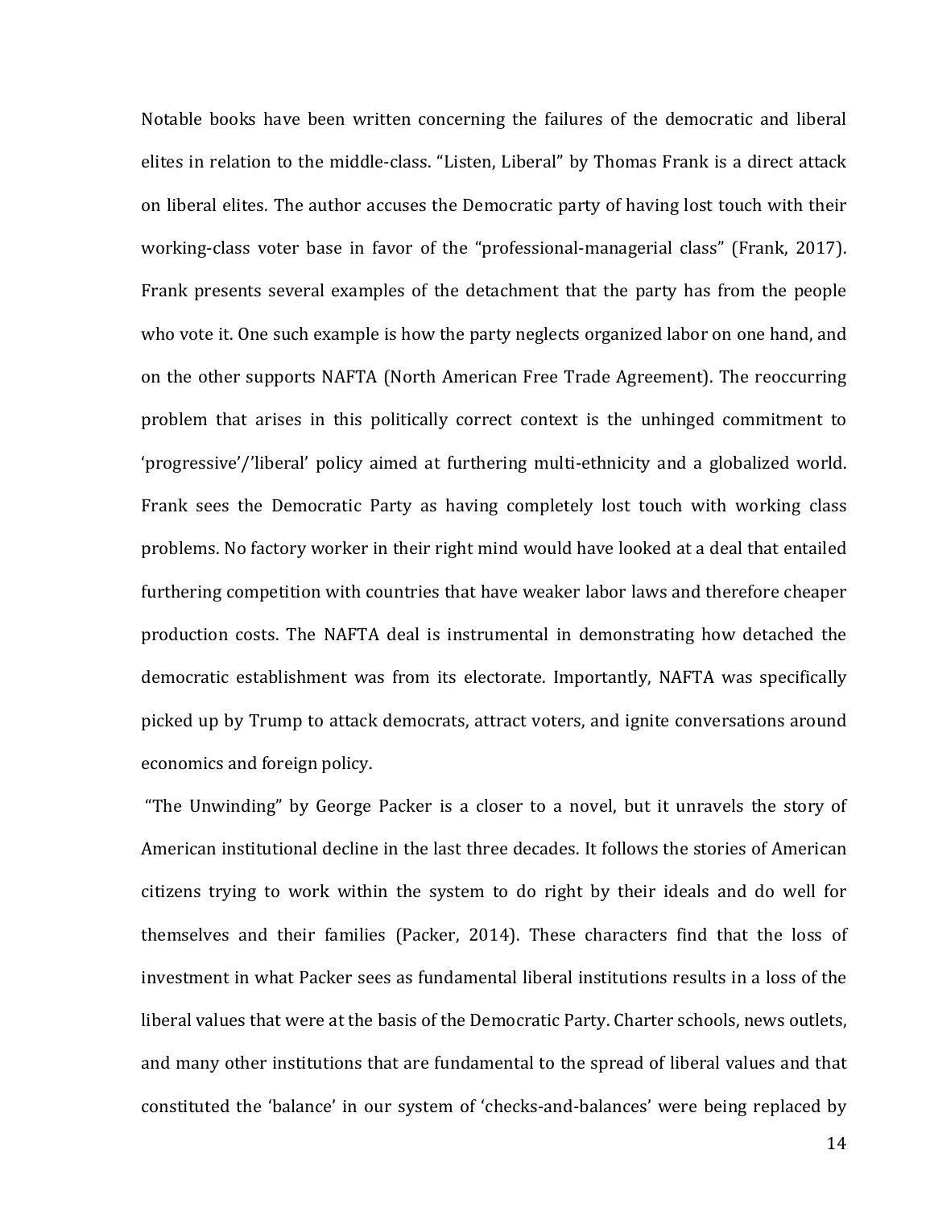Notable books have been written concerning the failures of the democratic and liberal elites in relation to the middle-class. "Listen, Liberal" by Thomas Frank is a direct attack on liberal elites. The author accuses the Democratic party of having lost touch with their working-class voter base in favor of the "professional-managerial class" (Frank, 2017). Frank presents several examples of the detachment that the party has from the people who vote it. One such example is how the party neglects organized labor on one hand, and on the other supports NAFTA (North American Free Trade Agreement). The reoccurring problem that arises in this politically correct context is the unhinged commitment to 'progressive'/'liberal' policy aimed at furthering multi-ethnicity and a globalized world. Frank sees the Democratic Party as having completely lost touch with working class problems. No factory worker in their right mind would have looked at a deal that entailed furthering competition with countries that have weaker labor laws and therefore cheaper production costs. The NAFTA deal is instrumental in demonstrating how detached the democratic establishment was from its electorate. Importantly, NAFTA was specifically picked up by Trump to attack democrats, attract voters, and ignite conversations around economics and foreign policy.

"The Unwinding" by George Packer is a closer to a novel, but it unravels the story of American institutional decline in the last three decades. It follows the stories of American citizens trying to work within the system to do right by their ideals and do well for themselves and their families (Packer, 2014). These characters find that the loss of investment in what Packer sees as fundamental liberal institutions results in a loss of the liberal values that were at the basis of the Democratic Party. Charter schools, news outlets, and many other institutions that are fundamental to the spread of liberal values and that constituted the 'balance' in our system of 'checks-and-balances' were being replaced by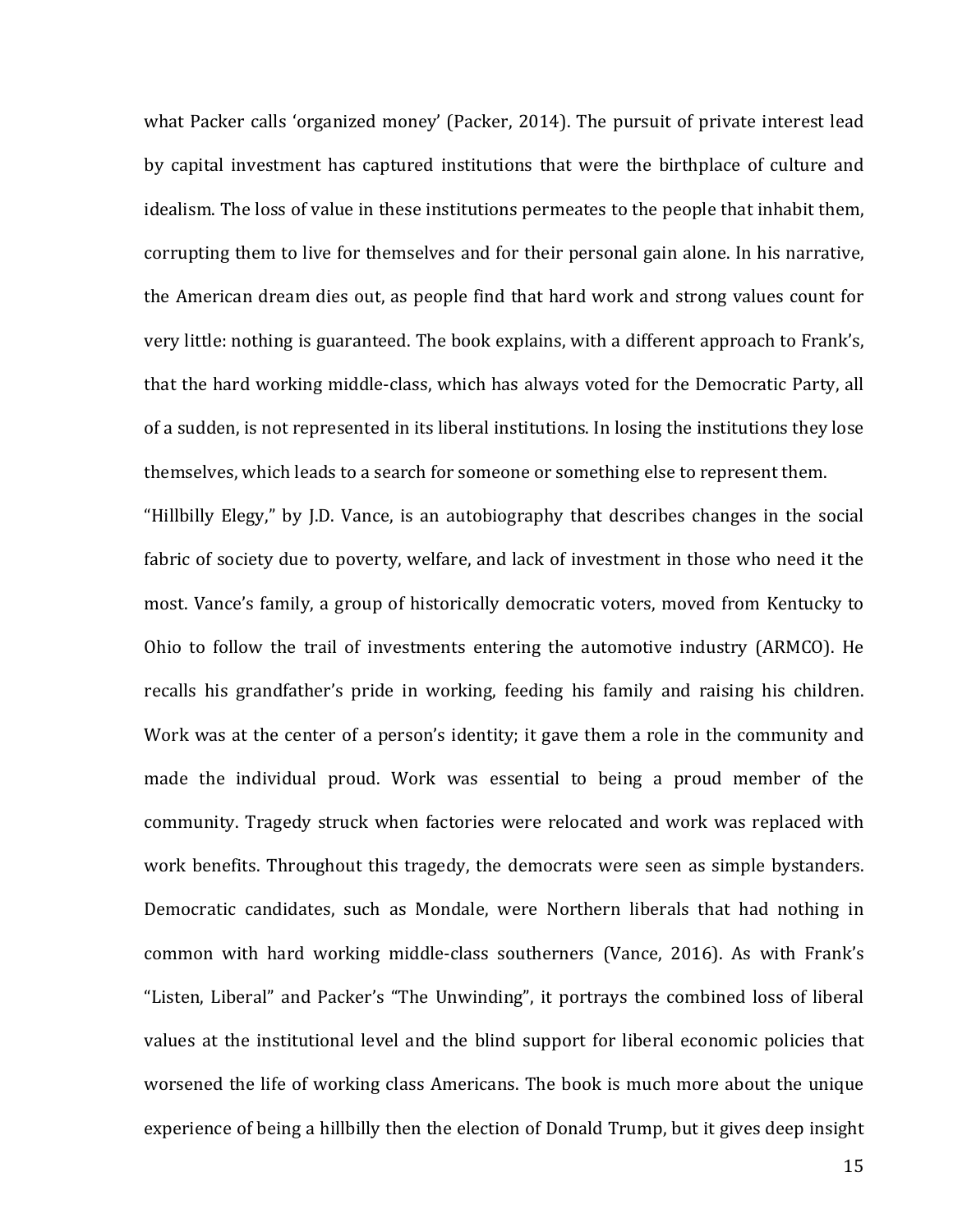what Packer calls 'organized money' (Packer, 2014). The pursuit of private interest lead by capital investment has captured institutions that were the birthplace of culture and idealism. The loss of value in these institutions permeates to the people that inhabit them, corrupting them to live for themselves and for their personal gain alone. In his narrative, the American dream dies out, as people find that hard work and strong values count for very little: nothing is guaranteed. The book explains, with a different approach to Frank's, that the hard working middle-class, which has always voted for the Democratic Party, all of a sudden, is not represented in its liberal institutions. In losing the institutions they lose themselves, which leads to a search for someone or something else to represent them.

"Hillbilly Elegy," by J.D. Vance, is an autobiography that describes changes in the social fabric of society due to poverty, welfare, and lack of investment in those who need it the most. Vance's family, a group of historically democratic voters, moved from Kentucky to Ohio to follow the trail of investments entering the automotive industry (ARMCO). He recalls his grandfather's pride in working, feeding his family and raising his children. Work was at the center of a person's identity; it gave them a role in the community and made the individual proud. Work was essential to being a proud member of the community. Tragedy struck when factories were relocated and work was replaced with work benefits. Throughout this tragedy, the democrats were seen as simple bystanders. Democratic candidates, such as Mondale, were Northern liberals that had nothing in common with hard working middle-class southerners (Vance, 2016). As with Frank's "Listen, Liberal" and Packer's "The Unwinding", it portrays the combined loss of liberal values at the institutional level and the blind support for liberal economic policies that worsened the life of working class Americans. The book is much more about the unique experience of being a hillbilly then the election of Donald Trump, but it gives deep insight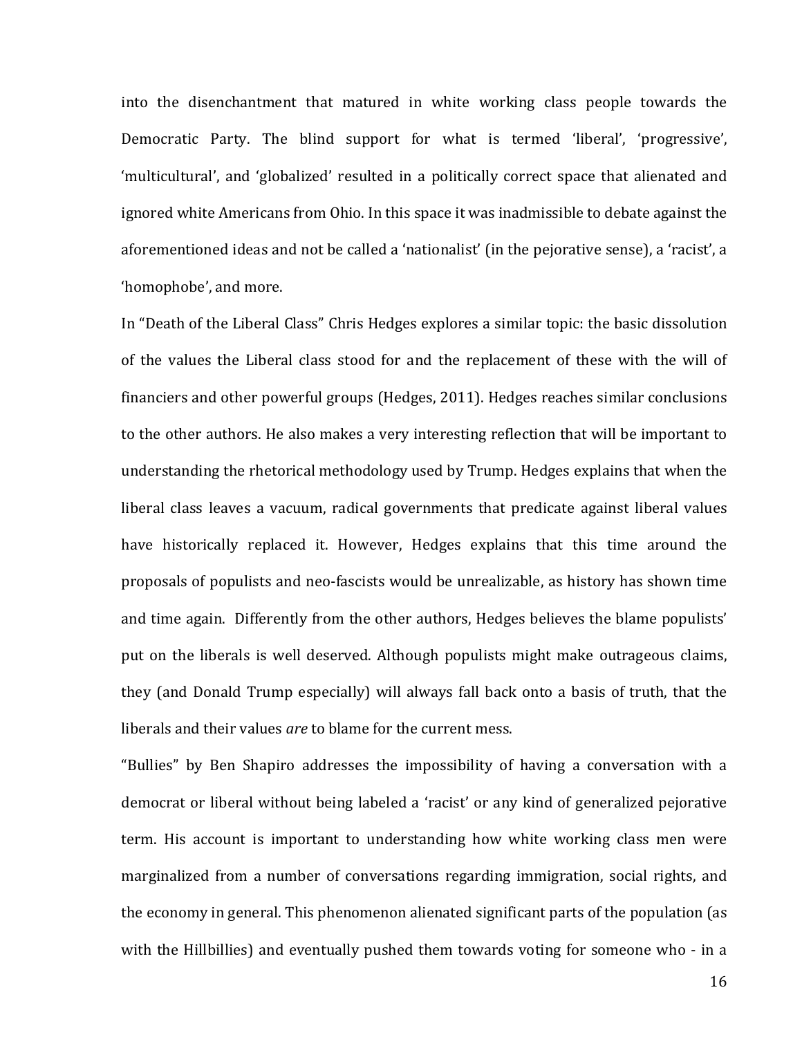into the disenchantment that matured in white working class people towards the Democratic Party. The blind support for what is termed 'liberal', 'progressive', 'multicultural', and 'globalized' resulted in a politically correct space that alienated and ignored white Americans from Ohio. In this space it was inadmissible to debate against the aforementioned ideas and not be called a 'nationalist' (in the pejorative sense), a 'racist', a 'homophobe', and more.

In "Death of the Liberal Class" Chris Hedges explores a similar topic: the basic dissolution of the values the Liberal class stood for and the replacement of these with the will of financiers and other powerful groups (Hedges, 2011). Hedges reaches similar conclusions to the other authors. He also makes a very interesting reflection that will be important to understanding the rhetorical methodology used by Trump. Hedges explains that when the liberal class leaves a vacuum, radical governments that predicate against liberal values have historically replaced it. However, Hedges explains that this time around the proposals of populists and neo-fascists would be unrealizable, as history has shown time and time again.  Differently from the other authors, Hedges believes the blame populists' put on the liberals is well deserved. Although populists might make outrageous claims, they (and Donald Trump especially) will always fall back onto a basis of truth, that the liberals and their values *are* to blame for the current mess.

"Bullies" by Ben Shapiro addresses the impossibility of having a conversation with a democrat or liberal without being labeled a 'racist' or any kind of generalized pejorative term. His account is important to understanding how white working class men were marginalized from a number of conversations regarding immigration, social rights, and the economy in general. This phenomenon alienated significant parts of the population (as with the Hillbillies) and eventually pushed them towards voting for someone who - in a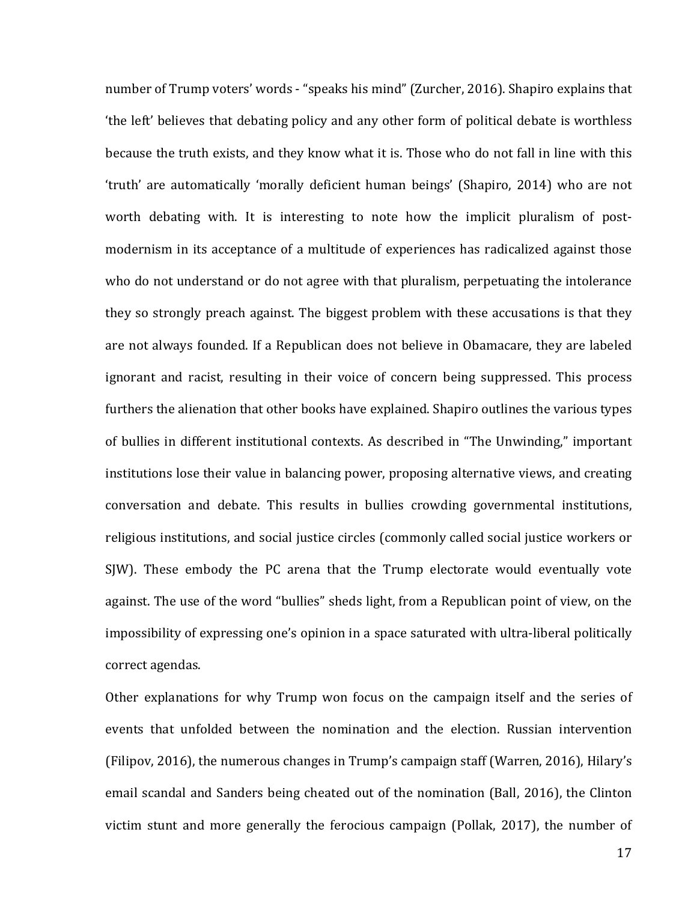number of Trump voters' words - "speaks his mind" (Zurcher, 2016). Shapiro explains that 'the left' believes that debating policy and any other form of political debate is worthless because the truth exists, and they know what it is. Those who do not fall in line with this 'truth' are automatically 'morally deficient human beings' (Shapiro, 2014) who are not worth debating with. It is interesting to note how the implicit pluralism of post-modernism in its acceptance of a multitude of experiences has radicalized against those who do not understand or do not agree with that pluralism, perpetuating the intolerance they so strongly preach against. The biggest problem with these accusations is that they are not always founded. If a Republican does not believe in Obamacare, they are labeled ignorant and racist, resulting in their voice of concern being suppressed. This process furthers the alienation that other books have explained. Shapiro outlines the various types of bullies in different institutional contexts. As described in "The Unwinding," important institutions lose their value in balancing power, proposing alternative views, and creating conversation and debate. This results in bullies crowding governmental institutions, religious institutions, and social justice circles (commonly called social justice workers or SJW). These embody the PC arena that the Trump electorate would eventually vote against. The use of the word "bullies" sheds light, from a Republican point of view, on the impossibility of expressing one's opinion in a space saturated with ultra-liberal politically correct agendas.

Other explanations for why Trump won focus on the campaign itself and the series of events that unfolded between the nomination and the election. Russian intervention (Filipov, 2016), the numerous changes in Trump's campaign staff (Warren, 2016), Hilary's email scandal and Sanders being cheated out of the nomination (Ball, 2016), the Clinton victim stunt and more generally the ferocious campaign (Pollak, 2017), the number of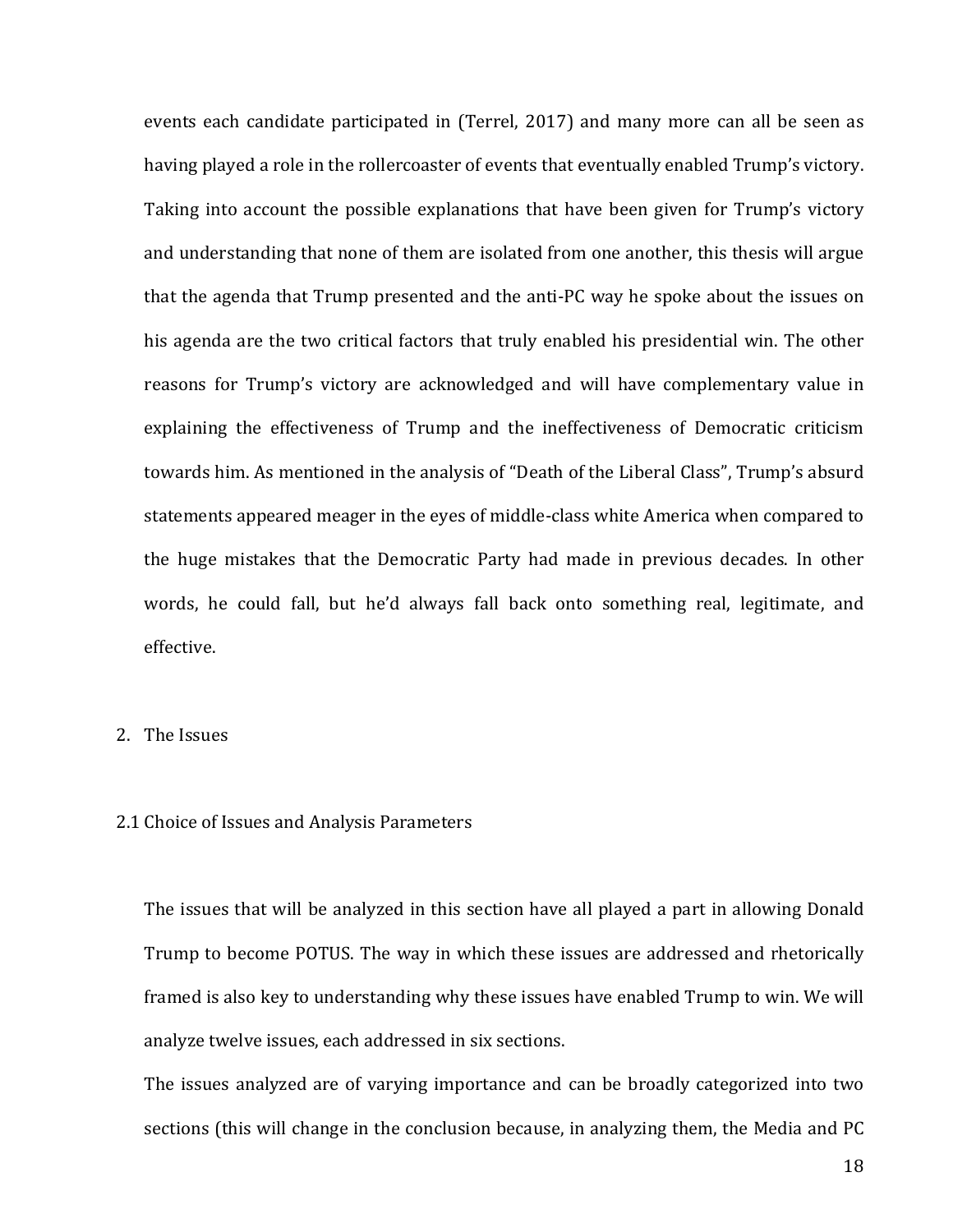events each candidate participated in (Terrel, 2017) and many more can all be seen as having played a role in the rollercoaster of events that eventually enabled Trump's victory. Taking into account the possible explanations that have been given for Trump's victory and understanding that none of them are isolated from one another, this thesis will argue that the agenda that Trump presented and the anti-PC way he spoke about the issues on his agenda are the two critical factors that truly enabled his presidential win. The other reasons for Trump's victory are acknowledged and will have complementary value in explaining the effectiveness of Trump and the ineffectiveness of Democratic criticism towards him. As mentioned in the analysis of "Death of the Liberal Class", Trump's absurd statements appeared meager in the eyes of middle-class white America when compared to the huge mistakes that the Democratic Party had made in previous decades. In other words, he could fall, but he'd always fall back onto something real, legitimate, and effective.

# 2. The Issues

## 2.1 Choice of Issues and Analysis Parameters

The issues that will be analyzed in this section have all played a part in allowing Donald Trump to become POTUS. The way in which these issues are addressed and rhetorically framed is also key to understanding why these issues have enabled Trump to win. We will analyze twelve issues, each addressed in six sections.

The issues analyzed are of varying importance and can be broadly categorized into two sections (this will change in the conclusion because, in analyzing them, the Media and PC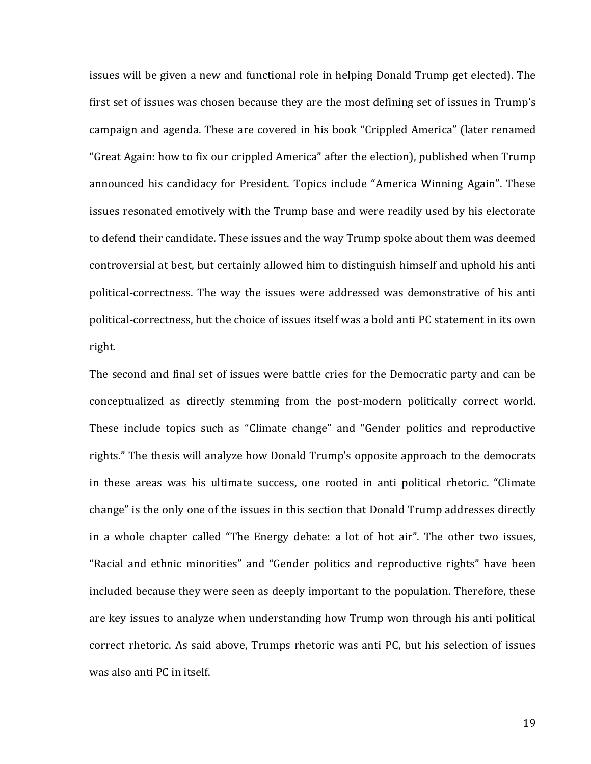issues will be given a new and functional role in helping Donald Trump get elected). The first set of issues was chosen because they are the most defining set of issues in Trump's campaign and agenda. These are covered in his book "Crippled America" (later renamed "Great Again: how to fix our crippled America" after the election), published when Trump announced his candidacy for President. Topics include "America Winning Again". These issues resonated emotively with the Trump base and were readily used by his electorate to defend their candidate. These issues and the way Trump spoke about them was deemed controversial at best, but certainly allowed him to distinguish himself and uphold his anti political-correctness. The way the issues were addressed was demonstrative of his anti political-correctness, but the choice of issues itself was a bold anti PC statement in its own right.

The second and final set of issues were battle cries for the Democratic party and can be conceptualized as directly stemming from the post-modern politically correct world. These include topics such as "Climate change" and "Gender politics and reproductive rights." The thesis will analyze how Donald Trump's opposite approach to the democrats in these areas was his ultimate success, one rooted in anti political rhetoric. "Climate change" is the only one of the issues in this section that Donald Trump addresses directly in a whole chapter called "The Energy debate: a lot of hot air". The other two issues, "Racial and ethnic minorities" and "Gender politics and reproductive rights" have been included because they were seen as deeply important to the population. Therefore, these are key issues to analyze when understanding how Trump won through his anti political correct rhetoric. As said above, Trumps rhetoric was anti PC, but his selection of issues was also anti PC in itself.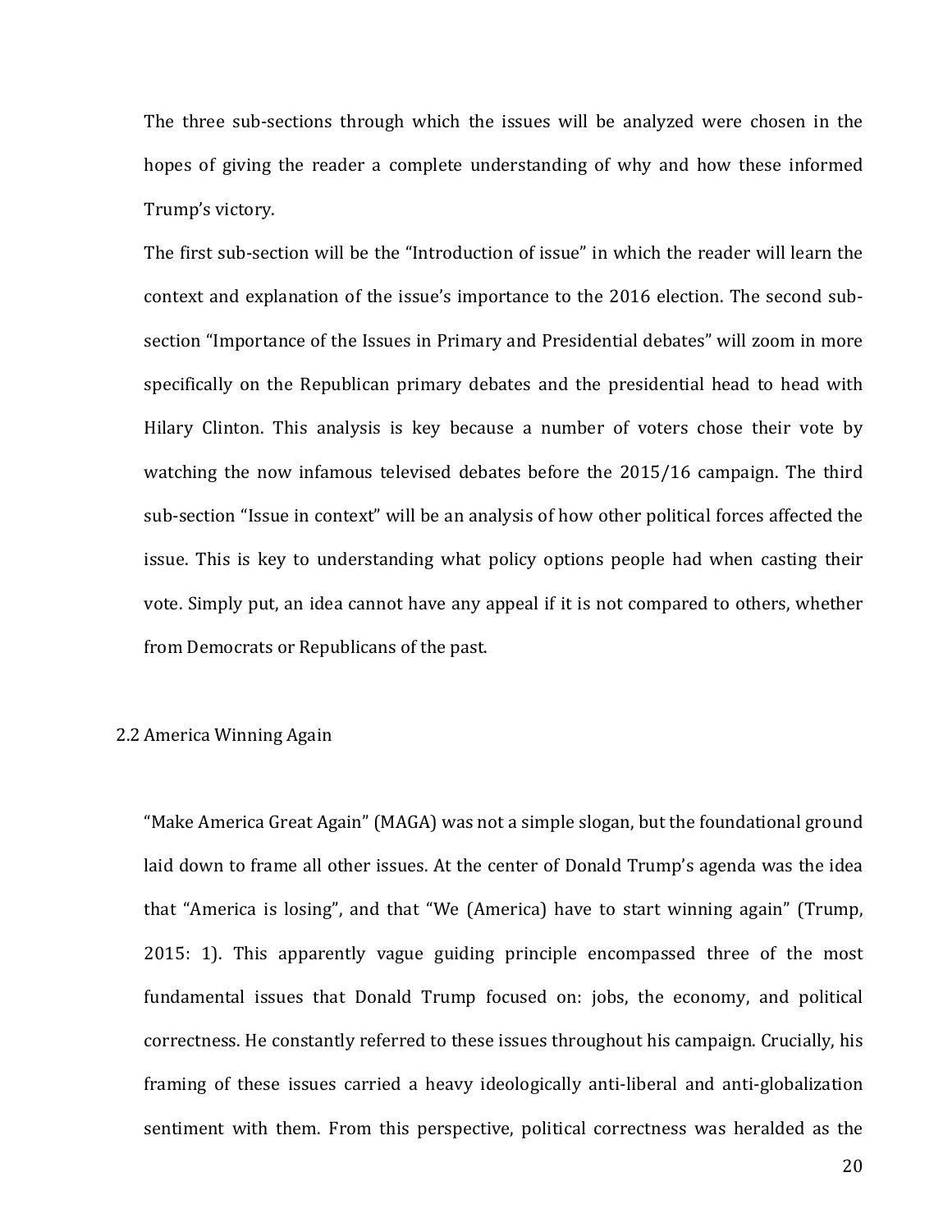The three sub-sections through which the issues will be analyzed were chosen in the hopes of giving the reader a complete understanding of why and how these informed Trump's victory.

The first sub-section will be the "Introduction of issue" in which the reader will learn the context and explanation of the issue's importance to the 2016 election. The second sub-section "Importance of the Issues in Primary and Presidential debates" will zoom in more specifically on the Republican primary debates and the presidential head to head with Hilary Clinton. This analysis is key because a number of voters chose their vote by watching the now infamous televised debates before the 2015/16 campaign. The third sub-section "Issue in context" will be an analysis of how other political forces affected the issue. This is key to understanding what policy options people had when casting their vote. Simply put, an idea cannot have any appeal if it is not compared to others, whether from Democrats or Republicans of the past.

## 2.2 America Winning Again

"Make America Great Again" (MAGA) was not a simple slogan, but the foundational ground laid down to frame all other issues. At the center of Donald Trump's agenda was the idea that "America is losing", and that "We (America) have to start winning again" (Trump, 2015: 1). This apparently vague guiding principle encompassed three of the most fundamental issues that Donald Trump focused on: jobs, the economy, and political correctness. He constantly referred to these issues throughout his campaign. Crucially, his framing of these issues carried a heavy ideologically anti-liberal and anti-globalization sentiment with them. From this perspective, political correctness was heralded as the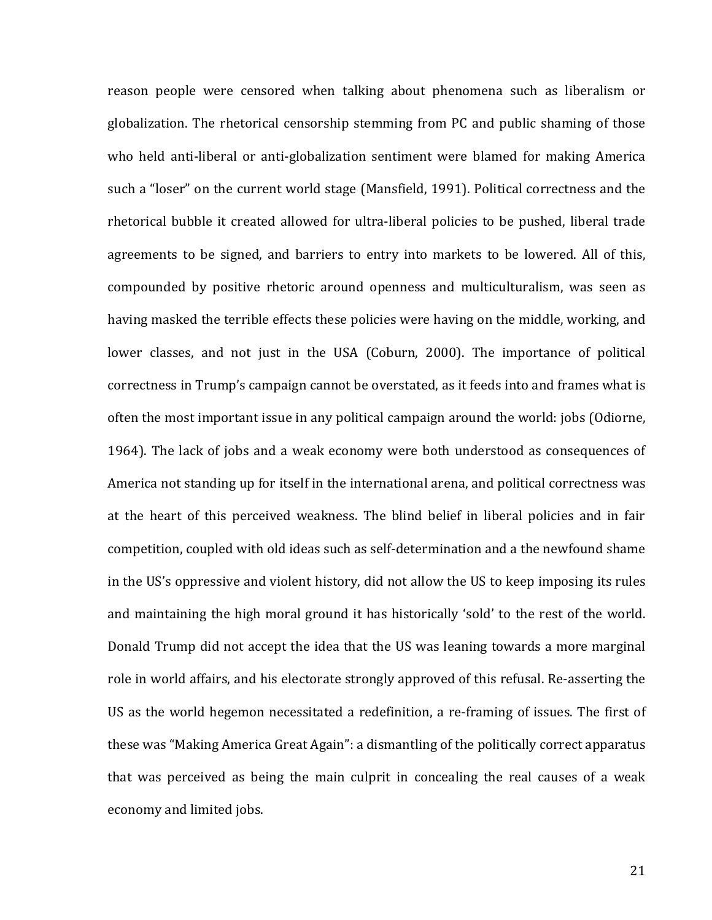reason people were censored when talking about phenomena such as liberalism or globalization. The rhetorical censorship stemming from PC and public shaming of those who held anti-liberal or anti-globalization sentiment were blamed for making America such a "loser" on the current world stage (Mansfield, 1991). Political correctness and the rhetorical bubble it created allowed for ultra-liberal policies to be pushed, liberal trade agreements to be signed, and barriers to entry into markets to be lowered. All of this, compounded by positive rhetoric around openness and multiculturalism, was seen as having masked the terrible effects these policies were having on the middle, working, and lower classes, and not just in the USA (Coburn, 2000). The importance of political correctness in Trump's campaign cannot be overstated, as it feeds into and frames what is often the most important issue in any political campaign around the world: jobs (Odiorne, 1964). The lack of jobs and a weak economy were both understood as consequences of America not standing up for itself in the international arena, and political correctness was at the heart of this perceived weakness. The blind belief in liberal policies and in fair competition, coupled with old ideas such as self-determination and a the newfound shame in the US's oppressive and violent history, did not allow the US to keep imposing its rules and maintaining the high moral ground it has historically 'sold' to the rest of the world. Donald Trump did not accept the idea that the US was leaning towards a more marginal role in world affairs, and his electorate strongly approved of this refusal. Re-asserting the US as the world hegemon necessitated a redefinition, a re-framing of issues. The first of these was "Making America Great Again": a dismantling of the politically correct apparatus that was perceived as being the main culprit in concealing the real causes of a weak economy and limited jobs.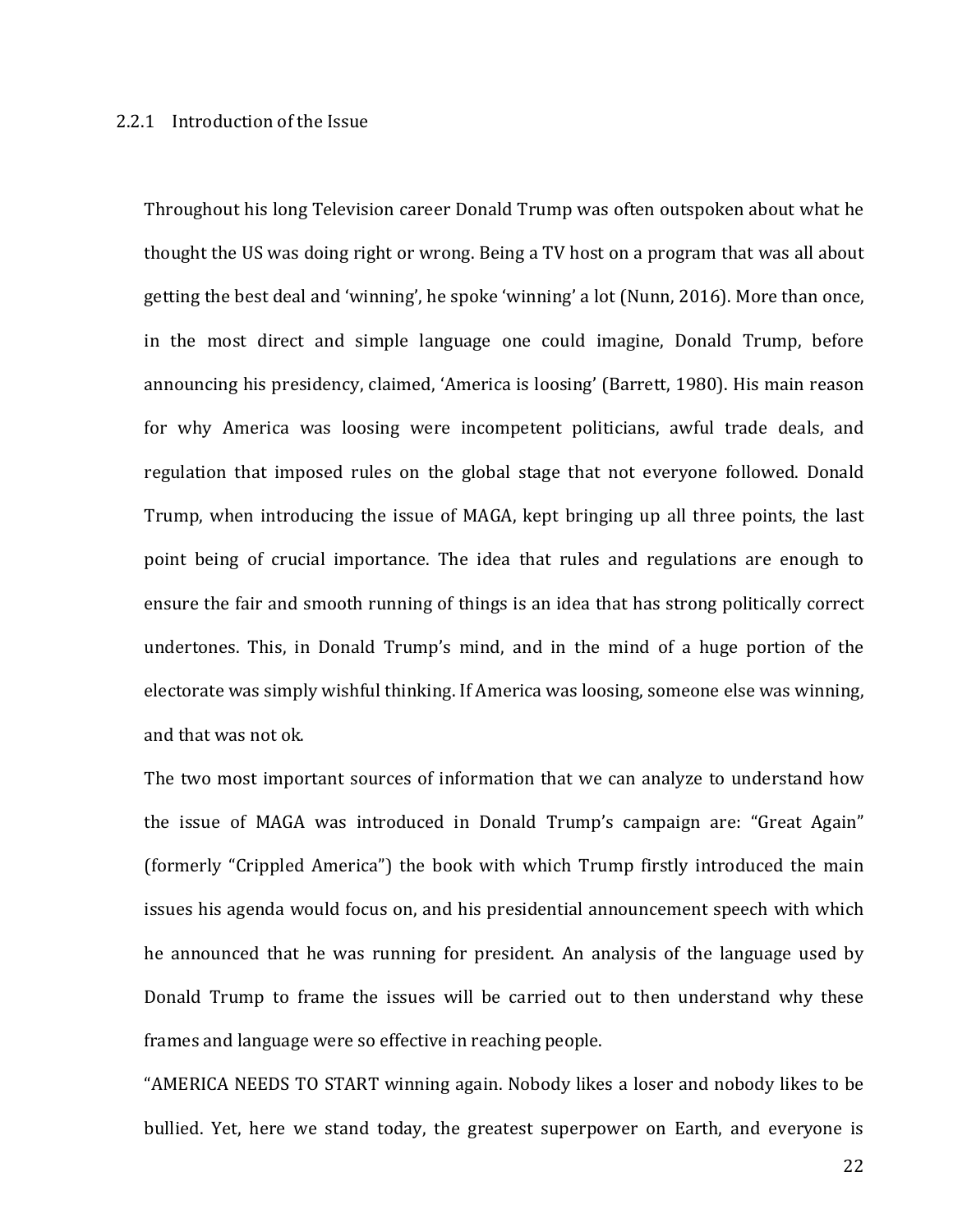### 2.2.1 Introduction of the Issue

Throughout his long Television career Donald Trump was often outspoken about what he thought the US was doing right or wrong. Being a TV host on a program that was all about getting the best deal and 'winning', he spoke 'winning' a lot (Nunn, 2016). More than once, in the most direct and simple language one could imagine, Donald Trump, before announcing his presidency, claimed, 'America is loosing' (Barrett, 1980). His main reason for why America was loosing were incompetent politicians, awful trade deals, and regulation that imposed rules on the global stage that not everyone followed. Donald Trump, when introducing the issue of MAGA, kept bringing up all three points, the last point being of crucial importance. The idea that rules and regulations are enough to ensure the fair and smooth running of things is an idea that has strong politically correct undertones. This, in Donald Trump's mind, and in the mind of a huge portion of the electorate was simply wishful thinking. If America was loosing, someone else was winning, and that was not ok.

The two most important sources of information that we can analyze to understand how the issue of MAGA was introduced in Donald Trump's campaign are: "Great Again" (formerly "Crippled America") the book with which Trump firstly introduced the main issues his agenda would focus on, and his presidential announcement speech with which he announced that he was running for president. An analysis of the language used by Donald Trump to frame the issues will be carried out to then understand why these frames and language were so effective in reaching people.

"AMERICA NEEDS TO START winning again. Nobody likes a loser and nobody likes to be bullied. Yet, here we stand today, the greatest superpower on Earth, and everyone is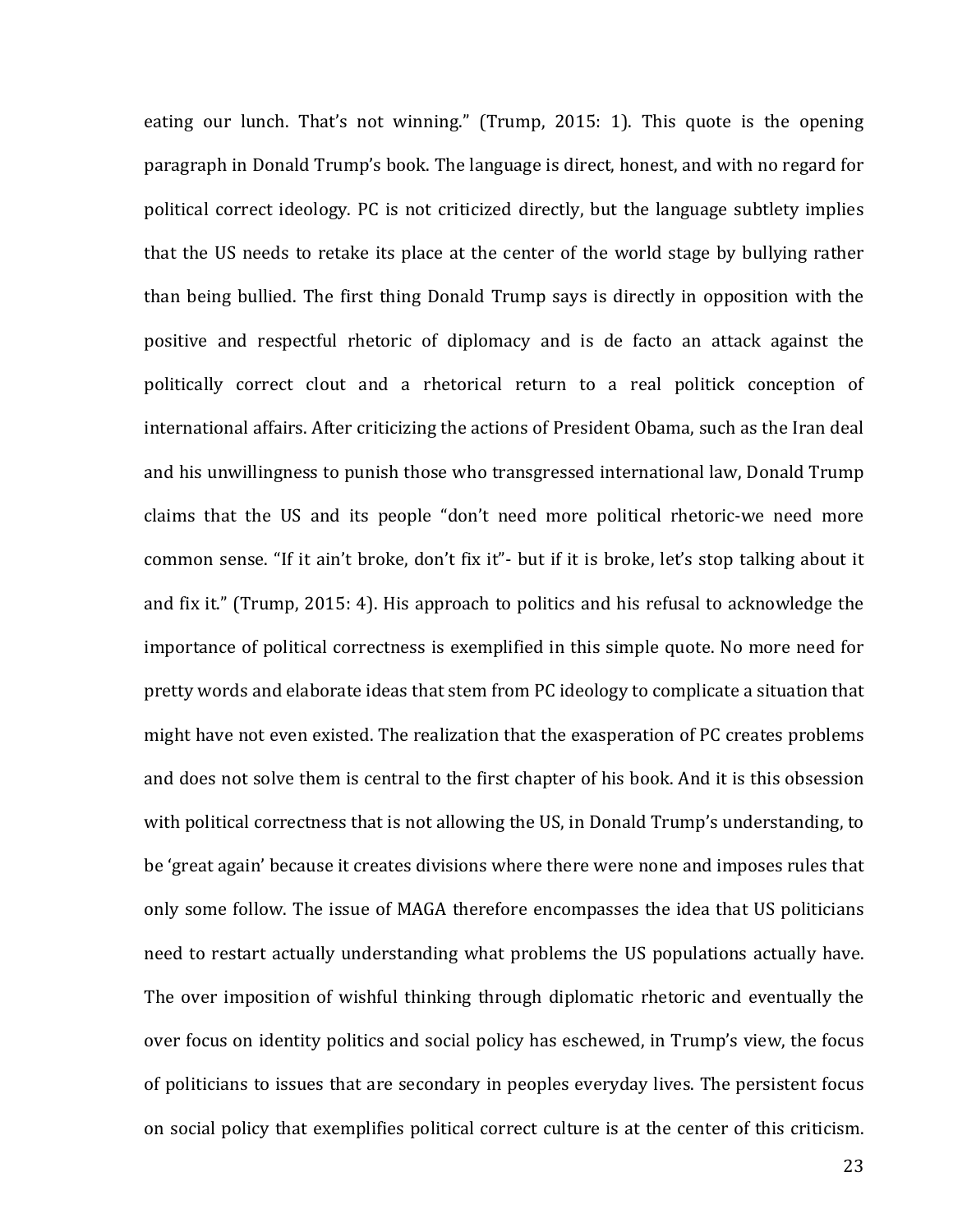eating our lunch. That's not winning." (Trump, 2015: 1). This quote is the opening paragraph in Donald Trump's book. The language is direct, honest, and with no regard for political correct ideology. PC is not criticized directly, but the language subtlety implies that the US needs to retake its place at the center of the world stage by bullying rather than being bullied. The first thing Donald Trump says is directly in opposition with the positive and respectful rhetoric of diplomacy and is de facto an attack against the politically correct clout and a rhetorical return to a real politick conception of international affairs. After criticizing the actions of President Obama, such as the Iran deal and his unwillingness to punish those who transgressed international law, Donald Trump claims that the US and its people "don't need more political rhetoric-we need more common sense. "If it ain't broke, don't fix it"- but if it is broke, let's stop talking about it and fix it." (Trump, 2015: 4). His approach to politics and his refusal to acknowledge the importance of political correctness is exemplified in this simple quote. No more need for pretty words and elaborate ideas that stem from PC ideology to complicate a situation that might have not even existed. The realization that the exasperation of PC creates problems and does not solve them is central to the first chapter of his book. And it is this obsession with political correctness that is not allowing the US, in Donald Trump's understanding, to be 'great again' because it creates divisions where there were none and imposes rules that only some follow. The issue of MAGA therefore encompasses the idea that US politicians need to restart actually understanding what problems the US populations actually have. The over imposition of wishful thinking through diplomatic rhetoric and eventually the over focus on identity politics and social policy has eschewed, in Trump's view, the focus of politicians to issues that are secondary in peoples everyday lives. The persistent focus on social policy that exemplifies political correct culture is at the center of this criticism.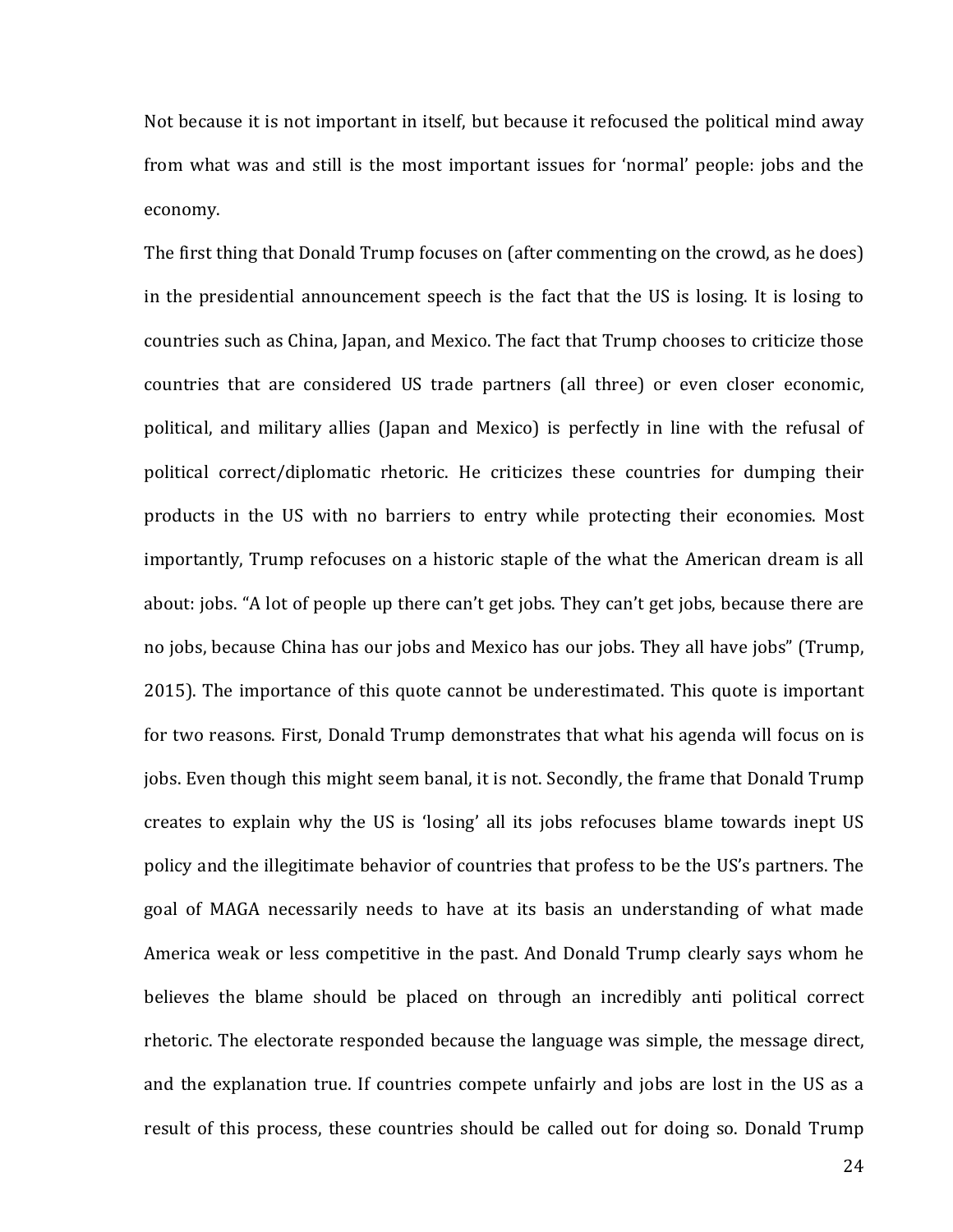Not because it is not important in itself, but because it refocused the political mind away from what was and still is the most important issues for 'normal' people: jobs and the economy.

The first thing that Donald Trump focuses on (after commenting on the crowd, as he does) in the presidential announcement speech is the fact that the US is losing. It is losing to countries such as China, Japan, and Mexico. The fact that Trump chooses to criticize those countries that are considered US trade partners (all three) or even closer economic, political, and military allies (Japan and Mexico) is perfectly in line with the refusal of political correct/diplomatic rhetoric. He criticizes these countries for dumping their products in the US with no barriers to entry while protecting their economies. Most importantly, Trump refocuses on a historic staple of the what the American dream is all about: jobs. "A lot of people up there can't get jobs. They can't get jobs, because there are no jobs, because China has our jobs and Mexico has our jobs. They all have jobs" (Trump, 2015). The importance of this quote cannot be underestimated. This quote is important for two reasons. First, Donald Trump demonstrates that what his agenda will focus on is jobs. Even though this might seem banal, it is not. Secondly, the frame that Donald Trump creates to explain why the US is 'losing' all its jobs refocuses blame towards inept US policy and the illegitimate behavior of countries that profess to be the US's partners. The goal of MAGA necessarily needs to have at its basis an understanding of what made America weak or less competitive in the past. And Donald Trump clearly says whom he believes the blame should be placed on through an incredibly anti political correct rhetoric. The electorate responded because the language was simple, the message direct, and the explanation true. If countries compete unfairly and jobs are lost in the US as a result of this process, these countries should be called out for doing so. Donald Trump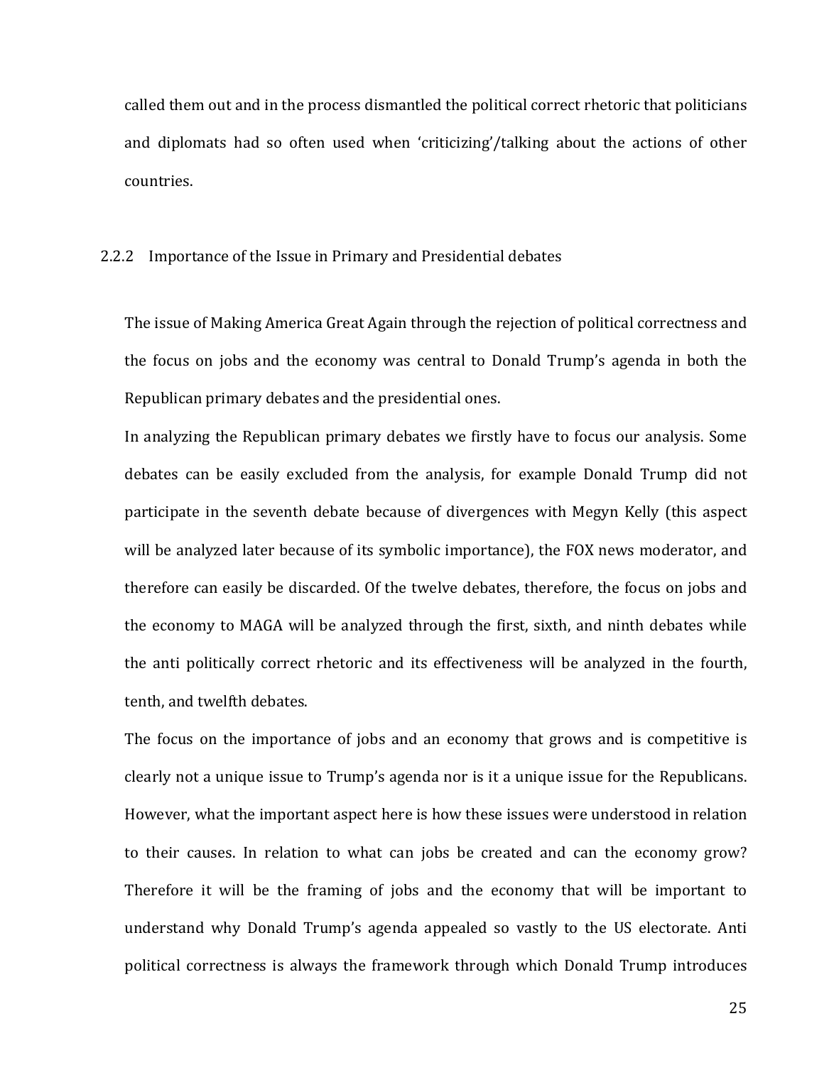called them out and in the process dismantled the political correct rhetoric that politicians and diplomats had so often used when 'criticizing'/talking about the actions of other countries.

### 2.2.2 Importance of the Issue in Primary and Presidential debates

The issue of Making America Great Again through the rejection of political correctness and the focus on jobs and the economy was central to Donald Trump's agenda in both the Republican primary debates and the presidential ones.

In analyzing the Republican primary debates we firstly have to focus our analysis. Some debates can be easily excluded from the analysis, for example Donald Trump did not participate in the seventh debate because of divergences with Megyn Kelly (this aspect will be analyzed later because of its symbolic importance), the FOX news moderator, and therefore can easily be discarded. Of the twelve debates, therefore, the focus on jobs and the economy to MAGA will be analyzed through the first, sixth, and ninth debates while the anti politically correct rhetoric and its effectiveness will be analyzed in the fourth, tenth, and twelfth debates.

The focus on the importance of jobs and an economy that grows and is competitive is clearly not a unique issue to Trump's agenda nor is it a unique issue for the Republicans. However, what the important aspect here is how these issues were understood in relation to their causes. In relation to what can jobs be created and can the economy grow? Therefore it will be the framing of jobs and the economy that will be important to understand why Donald Trump's agenda appealed so vastly to the US electorate. Anti political correctness is always the framework through which Donald Trump introduces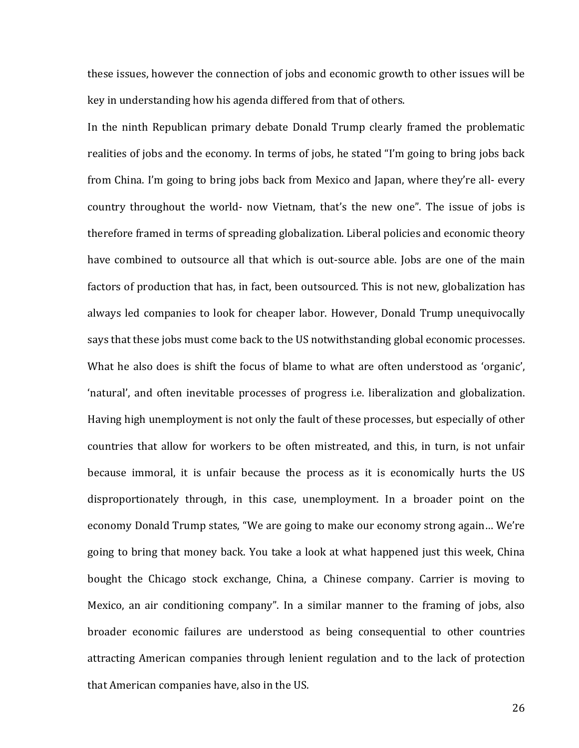these issues, however the connection of jobs and economic growth to other issues will be key in understanding how his agenda differed from that of others.

In the ninth Republican primary debate Donald Trump clearly framed the problematic realities of jobs and the economy. In terms of jobs, he stated "I'm going to bring jobs back from China. I'm going to bring jobs back from Mexico and Japan, where they're all- every country throughout the world- now Vietnam, that's the new one". The issue of jobs is therefore framed in terms of spreading globalization. Liberal policies and economic theory have combined to outsource all that which is out-source able. Jobs are one of the main factors of production that has, in fact, been outsourced. This is not new, globalization has always led companies to look for cheaper labor. However, Donald Trump unequivocally says that these jobs must come back to the US notwithstanding global economic processes. What he also does is shift the focus of blame to what are often understood as 'organic', 'natural', and often inevitable processes of progress i.e. liberalization and globalization. Having high unemployment is not only the fault of these processes, but especially of other countries that allow for workers to be often mistreated, and this, in turn, is not unfair because immoral, it is unfair because the process as it is economically hurts the US disproportionately through, in this case, unemployment. In a broader point on the economy Donald Trump states, "We are going to make our economy strong again… We're going to bring that money back. You take a look at what happened just this week, China bought the Chicago stock exchange, China, a Chinese company. Carrier is moving to Mexico, an air conditioning company". In a similar manner to the framing of jobs, also broader economic failures are understood as being consequential to other countries attracting American companies through lenient regulation and to the lack of protection that American companies have, also in the US.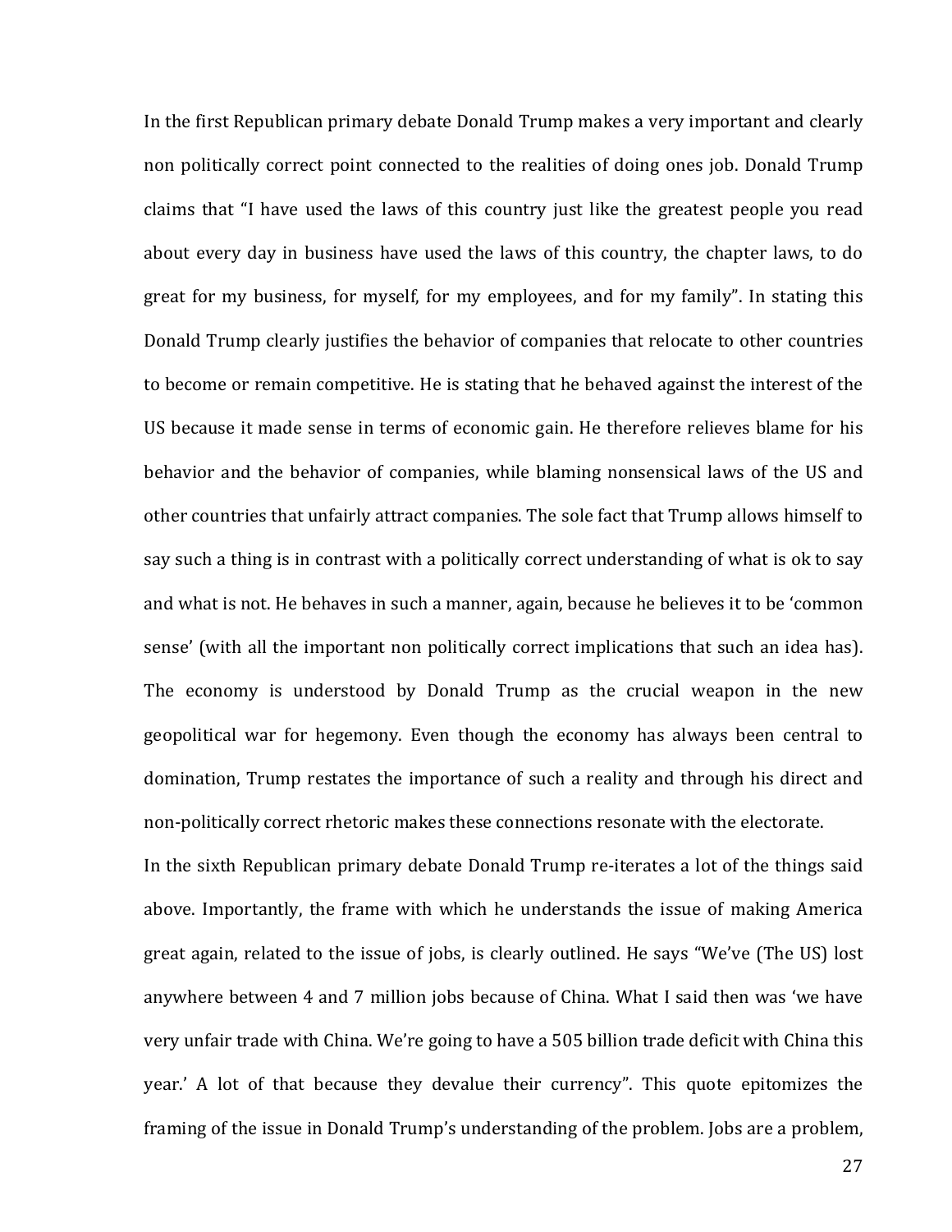In the first Republican primary debate Donald Trump makes a very important and clearly non politically correct point connected to the realities of doing ones job. Donald Trump claims that "I have used the laws of this country just like the greatest people you read about every day in business have used the laws of this country, the chapter laws, to do great for my business, for myself, for my employees, and for my family". In stating this Donald Trump clearly justifies the behavior of companies that relocate to other countries to become or remain competitive. He is stating that he behaved against the interest of the US because it made sense in terms of economic gain. He therefore relieves blame for his behavior and the behavior of companies, while blaming nonsensical laws of the US and other countries that unfairly attract companies. The sole fact that Trump allows himself to say such a thing is in contrast with a politically correct understanding of what is ok to say and what is not. He behaves in such a manner, again, because he believes it to be 'common sense' (with all the important non politically correct implications that such an idea has). The economy is understood by Donald Trump as the crucial weapon in the new geopolitical war for hegemony. Even though the economy has always been central to domination, Trump restates the importance of such a reality and through his direct and non-politically correct rhetoric makes these connections resonate with the electorate.

In the sixth Republican primary debate Donald Trump re-iterates a lot of the things said above. Importantly, the frame with which he understands the issue of making America great again, related to the issue of jobs, is clearly outlined. He says "We've (The US) lost anywhere between 4 and 7 million jobs because of China. What I said then was 'we have very unfair trade with China. We're going to have a 505 billion trade deficit with China this year.' A lot of that because they devalue their currency". This quote epitomizes the framing of the issue in Donald Trump's understanding of the problem. Jobs are a problem,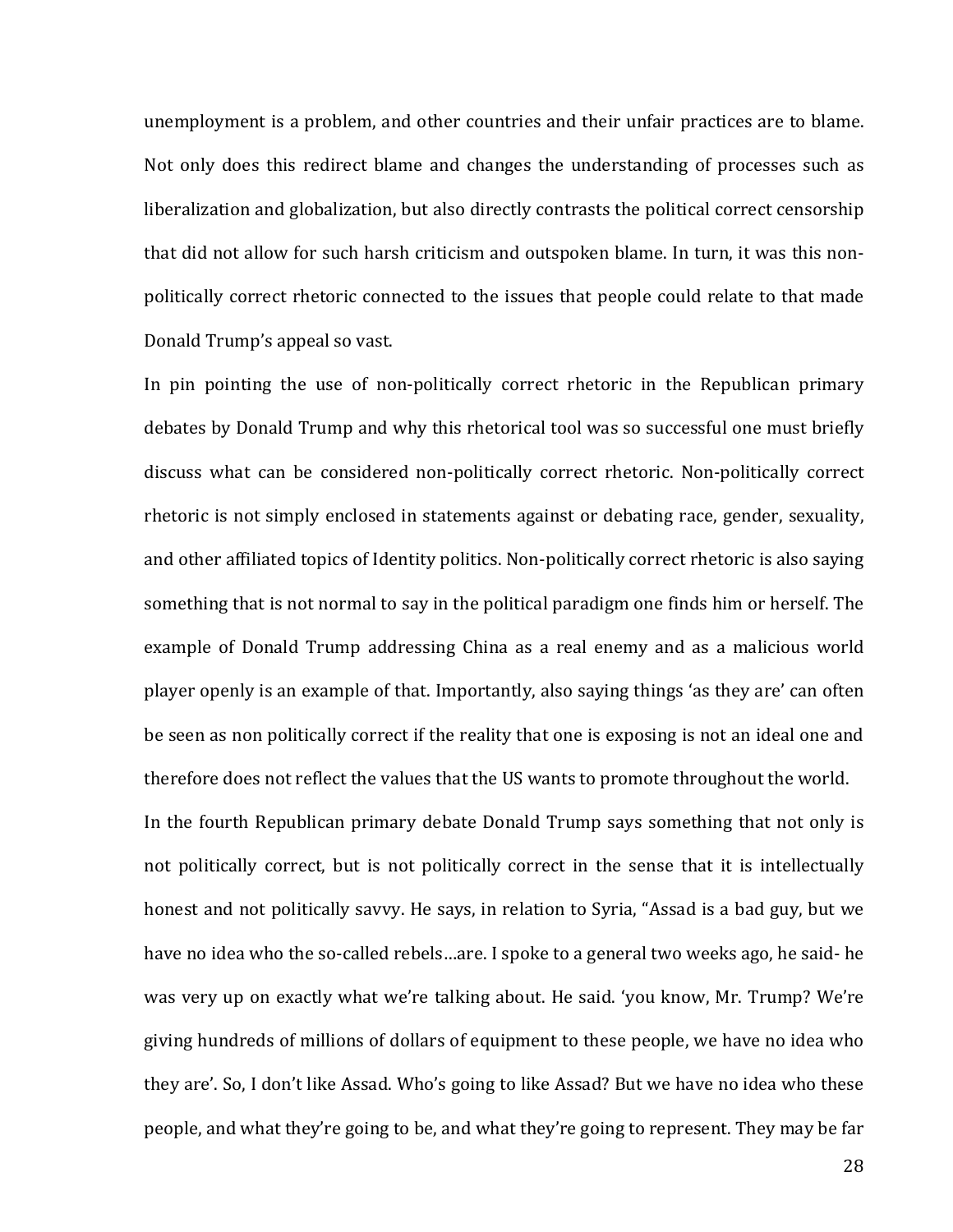unemployment is a problem, and other countries and their unfair practices are to blame. Not only does this redirect blame and changes the understanding of processes such as liberalization and globalization, but also directly contrasts the political correct censorship that did not allow for such harsh criticism and outspoken blame. In turn, it was this non-politically correct rhetoric connected to the issues that people could relate to that made Donald Trump's appeal so vast.

In pin pointing the use of non-politically correct rhetoric in the Republican primary debates by Donald Trump and why this rhetorical tool was so successful one must briefly discuss what can be considered non-politically correct rhetoric. Non-politically correct rhetoric is not simply enclosed in statements against or debating race, gender, sexuality, and other affiliated topics of Identity politics. Non-politically correct rhetoric is also saying something that is not normal to say in the political paradigm one finds him or herself. The example of Donald Trump addressing China as a real enemy and as a malicious world player openly is an example of that. Importantly, also saying things 'as they are' can often be seen as non politically correct if the reality that one is exposing is not an ideal one and therefore does not reflect the values that the US wants to promote throughout the world.

In the fourth Republican primary debate Donald Trump says something that not only is not politically correct, but is not politically correct in the sense that it is intellectually honest and not politically savvy. He says, in relation to Syria, "Assad is a bad guy, but we have no idea who the so-called rebels…are. I spoke to a general two weeks ago, he said- he was very up on exactly what we're talking about. He said. 'you know, Mr. Trump? We're giving hundreds of millions of dollars of equipment to these people, we have no idea who they are'. So, I don't like Assad. Who's going to like Assad? But we have no idea who these people, and what they're going to be, and what they're going to represent. They may be far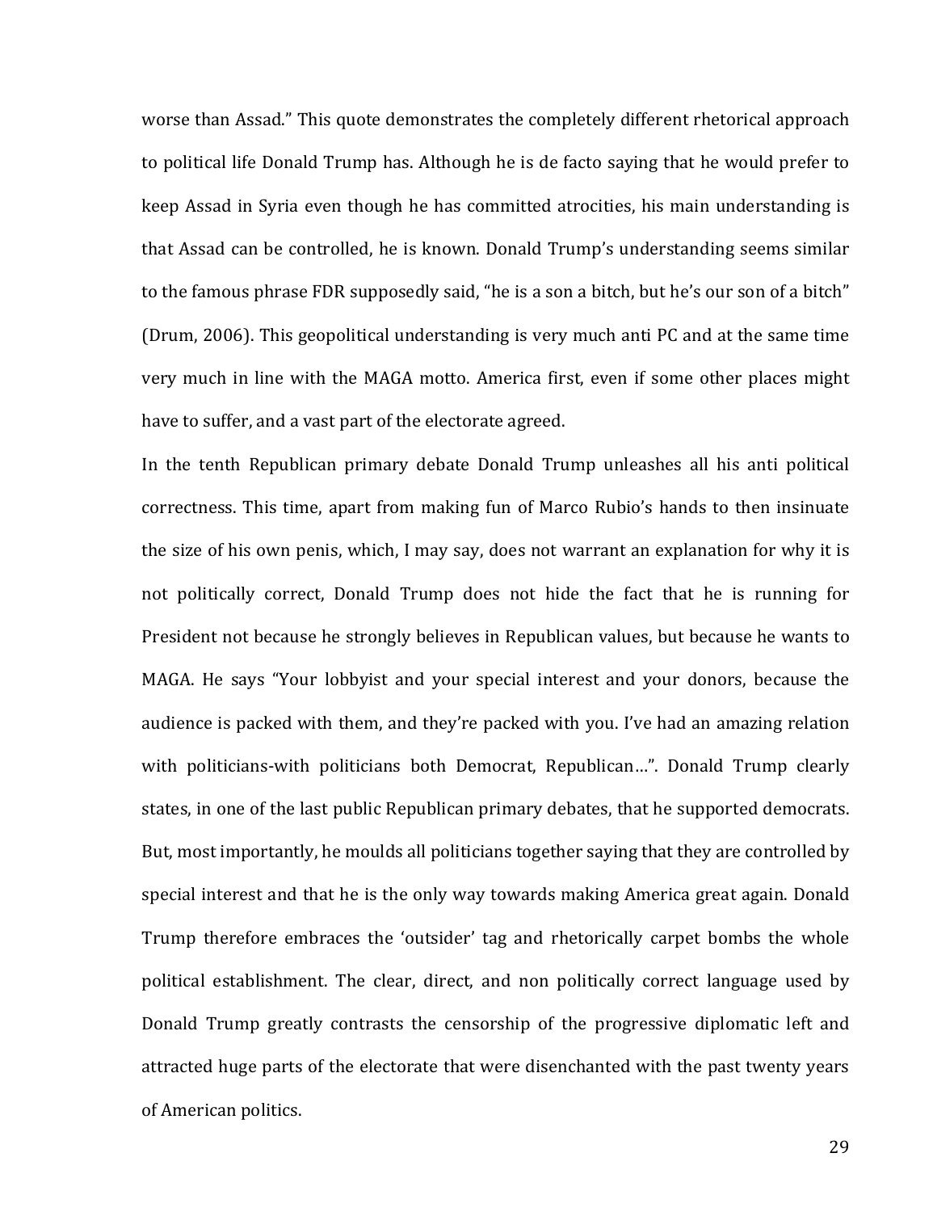worse than Assad." This quote demonstrates the completely different rhetorical approach to political life Donald Trump has. Although he is de facto saying that he would prefer to keep Assad in Syria even though he has committed atrocities, his main understanding is that Assad can be controlled, he is known. Donald Trump's understanding seems similar to the famous phrase FDR supposedly said, "he is a son a bitch, but he's our son of a bitch" (Drum, 2006). This geopolitical understanding is very much anti PC and at the same time very much in line with the MAGA motto. America first, even if some other places might have to suffer, and a vast part of the electorate agreed.

In the tenth Republican primary debate Donald Trump unleashes all his anti political correctness. This time, apart from making fun of Marco Rubio's hands to then insinuate the size of his own penis, which, I may say, does not warrant an explanation for why it is not politically correct, Donald Trump does not hide the fact that he is running for President not because he strongly believes in Republican values, but because he wants to MAGA. He says "Your lobbyist and your special interest and your donors, because the audience is packed with them, and they're packed with you. I've had an amazing relation with politicians-with politicians both Democrat, Republican…". Donald Trump clearly states, in one of the last public Republican primary debates, that he supported democrats. But, most importantly, he moulds all politicians together saying that they are controlled by special interest and that he is the only way towards making America great again. Donald Trump therefore embraces the 'outsider' tag and rhetorically carpet bombs the whole political establishment. The clear, direct, and non politically correct language used by Donald Trump greatly contrasts the censorship of the progressive diplomatic left and attracted huge parts of the electorate that were disenchanted with the past twenty years of American politics.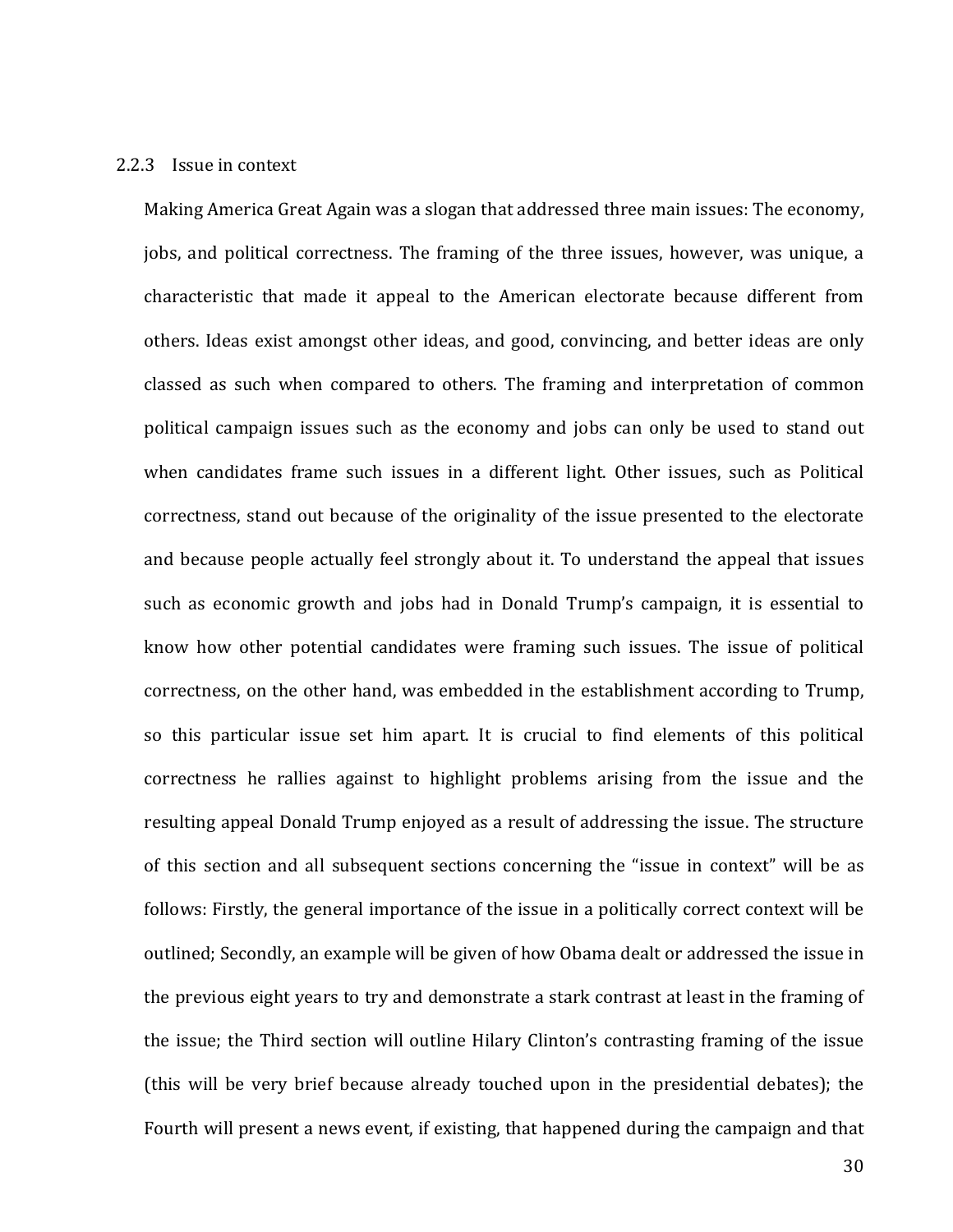### 2.2.3 Issue in context

Making America Great Again was a slogan that addressed three main issues: The economy, jobs, and political correctness. The framing of the three issues, however, was unique, a characteristic that made it appeal to the American electorate because different from others. Ideas exist amongst other ideas, and good, convincing, and better ideas are only classed as such when compared to others. The framing and interpretation of common political campaign issues such as the economy and jobs can only be used to stand out when candidates frame such issues in a different light. Other issues, such as Political correctness, stand out because of the originality of the issue presented to the electorate and because people actually feel strongly about it. To understand the appeal that issues such as economic growth and jobs had in Donald Trump's campaign, it is essential to know how other potential candidates were framing such issues. The issue of political correctness, on the other hand, was embedded in the establishment according to Trump, so this particular issue set him apart. It is crucial to find elements of this political correctness he rallies against to highlight problems arising from the issue and the resulting appeal Donald Trump enjoyed as a result of addressing the issue. The structure of this section and all subsequent sections concerning the "issue in context" will be as follows: Firstly, the general importance of the issue in a politically correct context will be outlined; Secondly, an example will be given of how Obama dealt or addressed the issue in the previous eight years to try and demonstrate a stark contrast at least in the framing of the issue; the Third section will outline Hilary Clinton's contrasting framing of the issue (this will be very brief because already touched upon in the presidential debates); the Fourth will present a news event, if existing, that happened during the campaign and that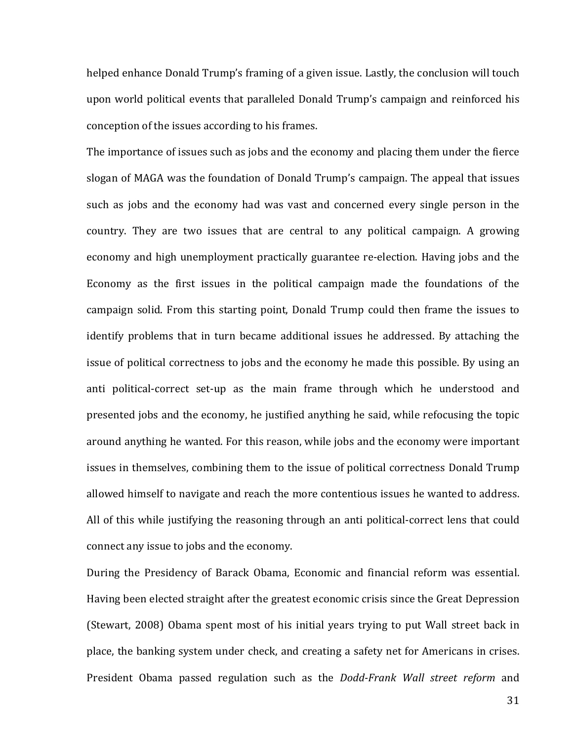helped enhance Donald Trump's framing of a given issue. Lastly, the conclusion will touch upon world political events that paralleled Donald Trump's campaign and reinforced his conception of the issues according to his frames.

The importance of issues such as jobs and the economy and placing them under the fierce slogan of MAGA was the foundation of Donald Trump's campaign. The appeal that issues such as jobs and the economy had was vast and concerned every single person in the country. They are two issues that are central to any political campaign. A growing economy and high unemployment practically guarantee re-election. Having jobs and the Economy as the first issues in the political campaign made the foundations of the campaign solid. From this starting point, Donald Trump could then frame the issues to identify problems that in turn became additional issues he addressed. By attaching the issue of political correctness to jobs and the economy he made this possible. By using an anti political-correct set-up as the main frame through which he understood and presented jobs and the economy, he justified anything he said, while refocusing the topic around anything he wanted. For this reason, while jobs and the economy were important issues in themselves, combining them to the issue of political correctness Donald Trump allowed himself to navigate and reach the more contentious issues he wanted to address. All of this while justifying the reasoning through an anti political-correct lens that could connect any issue to jobs and the economy.

During the Presidency of Barack Obama, Economic and financial reform was essential. Having been elected straight after the greatest economic crisis since the Great Depression (Stewart, 2008) Obama spent most of his initial years trying to put Wall street back in place, the banking system under check, and creating a safety net for Americans in crises. President Obama passed regulation such as the *Dodd-Frank Wall street reform* and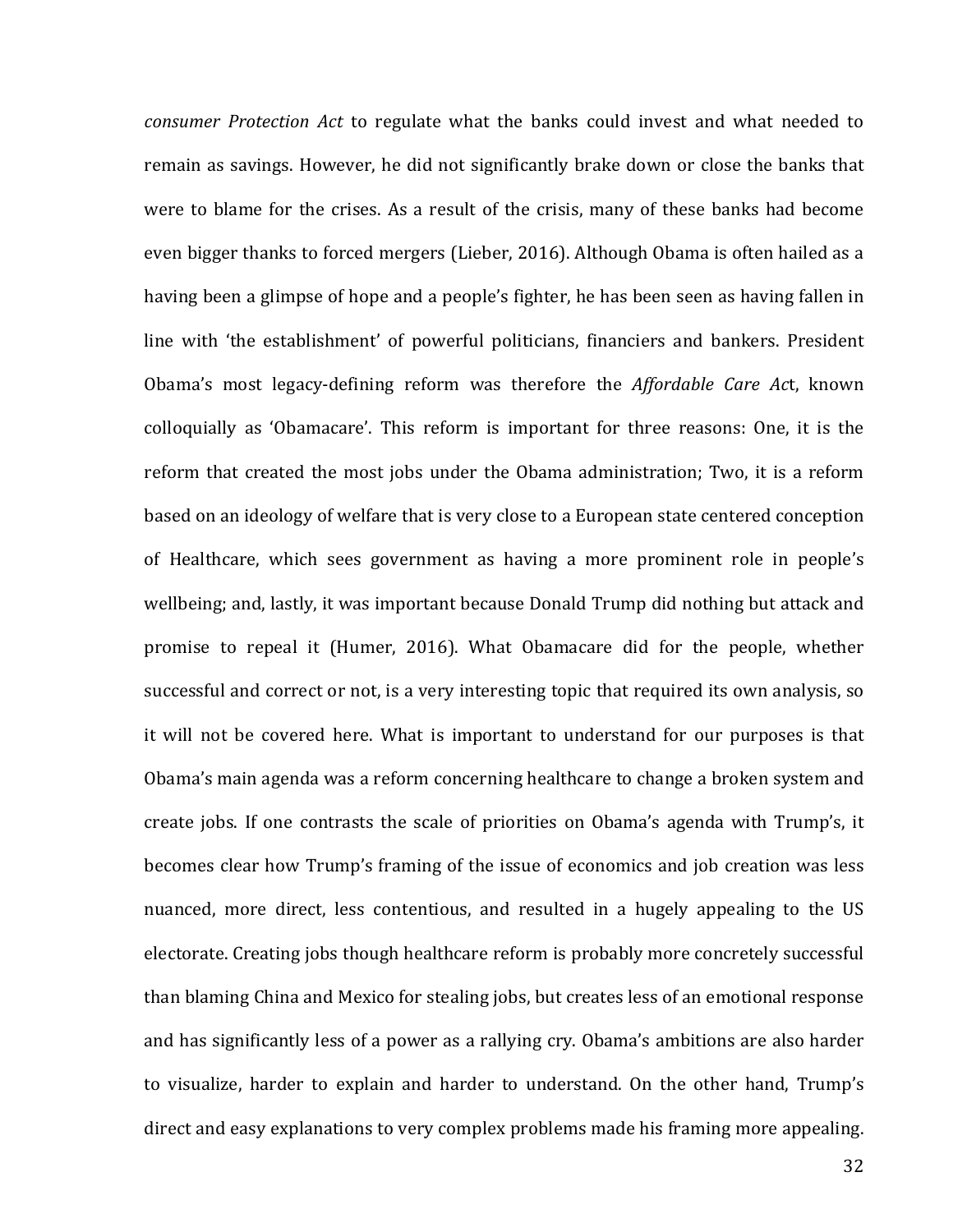*consumer Protection Act* to regulate what the banks could invest and what needed to remain as savings. However, he did not significantly brake down or close the banks that were to blame for the crises. As a result of the crisis, many of these banks had become even bigger thanks to forced mergers (Lieber, 2016). Although Obama is often hailed as a having been a glimpse of hope and a people's fighter, he has been seen as having fallen in line with 'the establishment' of powerful politicians, financiers and bankers. President Obama's most legacy-defining reform was therefore the *Affordable Care Ac*t, known colloquially as 'Obamacare'. This reform is important for three reasons: One, it is the reform that created the most jobs under the Obama administration; Two, it is a reform based on an ideology of welfare that is very close to a European state centered conception of Healthcare, which sees government as having a more prominent role in people's wellbeing; and, lastly, it was important because Donald Trump did nothing but attack and promise to repeal it (Humer, 2016). What Obamacare did for the people, whether successful and correct or not, is a very interesting topic that required its own analysis, so it will not be covered here. What is important to understand for our purposes is that Obama's main agenda was a reform concerning healthcare to change a broken system and create jobs. If one contrasts the scale of priorities on Obama's agenda with Trump's, it becomes clear how Trump's framing of the issue of economics and job creation was less nuanced, more direct, less contentious, and resulted in a hugely appealing to the US electorate. Creating jobs though healthcare reform is probably more concretely successful than blaming China and Mexico for stealing jobs, but creates less of an emotional response and has significantly less of a power as a rallying cry. Obama's ambitions are also harder to visualize, harder to explain and harder to understand. On the other hand, Trump's direct and easy explanations to very complex problems made his framing more appealing.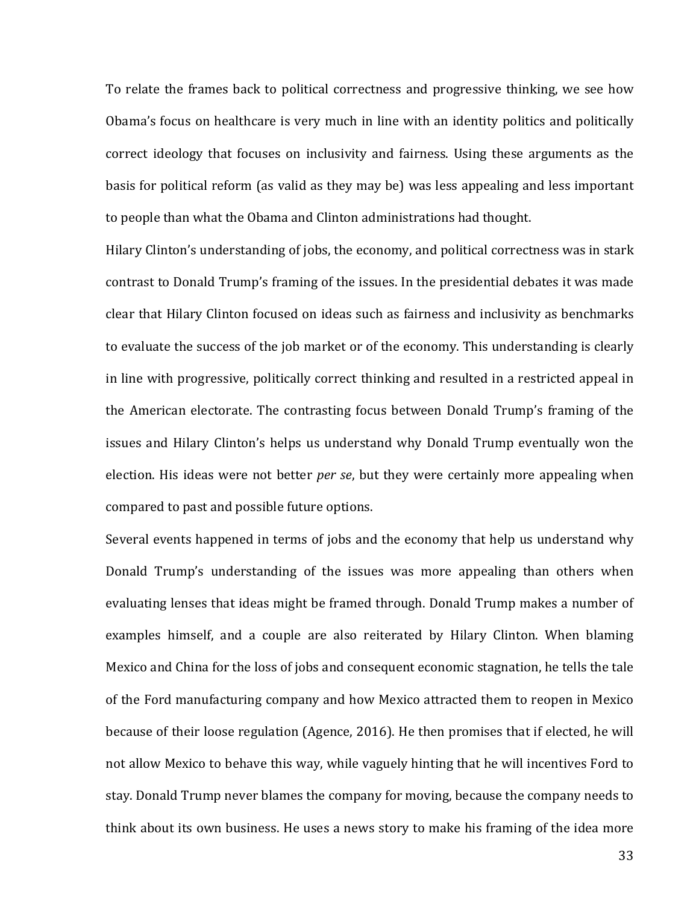To relate the frames back to political correctness and progressive thinking, we see how Obama's focus on healthcare is very much in line with an identity politics and politically correct ideology that focuses on inclusivity and fairness. Using these arguments as the basis for political reform (as valid as they may be) was less appealing and less important to people than what the Obama and Clinton administrations had thought.

Hilary Clinton's understanding of jobs, the economy, and political correctness was in stark contrast to Donald Trump's framing of the issues. In the presidential debates it was made clear that Hilary Clinton focused on ideas such as fairness and inclusivity as benchmarks to evaluate the success of the job market or of the economy. This understanding is clearly in line with progressive, politically correct thinking and resulted in a restricted appeal in the American electorate. The contrasting focus between Donald Trump's framing of the issues and Hilary Clinton's helps us understand why Donald Trump eventually won the election. His ideas were not better *per se*, but they were certainly more appealing when compared to past and possible future options.

Several events happened in terms of jobs and the economy that help us understand why Donald Trump's understanding of the issues was more appealing than others when evaluating lenses that ideas might be framed through. Donald Trump makes a number of examples himself, and a couple are also reiterated by Hilary Clinton. When blaming Mexico and China for the loss of jobs and consequent economic stagnation, he tells the tale of the Ford manufacturing company and how Mexico attracted them to reopen in Mexico because of their loose regulation (Agence, 2016). He then promises that if elected, he will not allow Mexico to behave this way, while vaguely hinting that he will incentives Ford to stay. Donald Trump never blames the company for moving, because the company needs to think about its own business. He uses a news story to make his framing of the idea more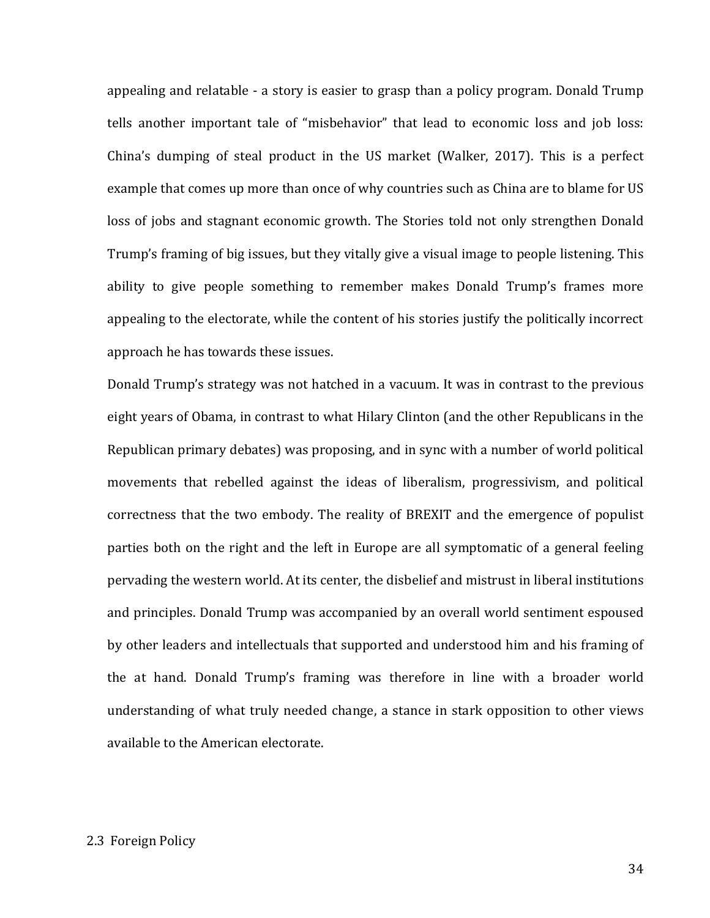appealing and relatable - a story is easier to grasp than a policy program. Donald Trump tells another important tale of "misbehavior" that lead to economic loss and job loss: China's dumping of steal product in the US market (Walker, 2017). This is a perfect example that comes up more than once of why countries such as China are to blame for US loss of jobs and stagnant economic growth. The Stories told not only strengthen Donald Trump's framing of big issues, but they vitally give a visual image to people listening. This ability to give people something to remember makes Donald Trump's frames more appealing to the electorate, while the content of his stories justify the politically incorrect approach he has towards these issues.

Donald Trump's strategy was not hatched in a vacuum. It was in contrast to the previous eight years of Obama, in contrast to what Hilary Clinton (and the other Republicans in the Republican primary debates) was proposing, and in sync with a number of world political movements that rebelled against the ideas of liberalism, progressivism, and political correctness that the two embody. The reality of BREXIT and the emergence of populist parties both on the right and the left in Europe are all symptomatic of a general feeling pervading the western world. At its center, the disbelief and mistrust in liberal institutions and principles. Donald Trump was accompanied by an overall world sentiment espoused by other leaders and intellectuals that supported and understood him and his framing of the at hand. Donald Trump's framing was therefore in line with a broader world understanding of what truly needed change, a stance in stark opposition to other views available to the American electorate.

## 2.3 Foreign Policy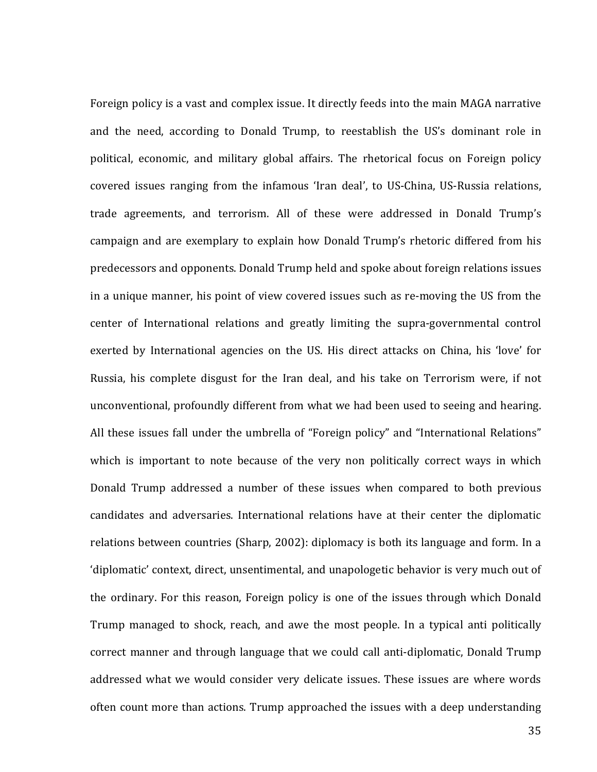Foreign policy is a vast and complex issue. It directly feeds into the main MAGA narrative and the need, according to Donald Trump, to reestablish the US's dominant role in political, economic, and military global affairs. The rhetorical focus on Foreign policy covered issues ranging from the infamous 'Iran deal', to US-China, US-Russia relations, trade agreements, and terrorism. All of these were addressed in Donald Trump's campaign and are exemplary to explain how Donald Trump's rhetoric differed from his predecessors and opponents. Donald Trump held and spoke about foreign relations issues in a unique manner, his point of view covered issues such as re-moving the US from the center of International relations and greatly limiting the supra-governmental control exerted by International agencies on the US. His direct attacks on China, his 'love' for Russia, his complete disgust for the Iran deal, and his take on Terrorism were, if not unconventional, profoundly different from what we had been used to seeing and hearing. All these issues fall under the umbrella of "Foreign policy" and "International Relations" which is important to note because of the very non politically correct ways in which Donald Trump addressed a number of these issues when compared to both previous candidates and adversaries. International relations have at their center the diplomatic relations between countries (Sharp, 2002): diplomacy is both its language and form. In a 'diplomatic' context, direct, unsentimental, and unapologetic behavior is very much out of the ordinary. For this reason, Foreign policy is one of the issues through which Donald Trump managed to shock, reach, and awe the most people. In a typical anti politically correct manner and through language that we could call anti-diplomatic, Donald Trump addressed what we would consider very delicate issues. These issues are where words often count more than actions. Trump approached the issues with a deep understanding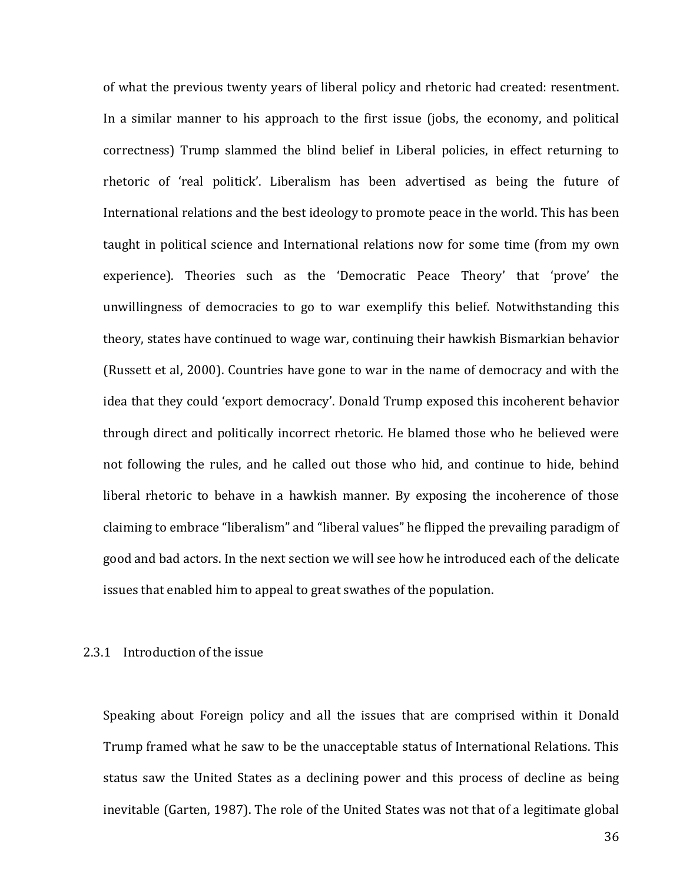of what the previous twenty years of liberal policy and rhetoric had created: resentment. In a similar manner to his approach to the first issue (jobs, the economy, and political correctness) Trump slammed the blind belief in Liberal policies, in effect returning to rhetoric of 'real politick'. Liberalism has been advertised as being the future of International relations and the best ideology to promote peace in the world. This has been taught in political science and International relations now for some time (from my own experience). Theories such as the 'Democratic Peace Theory' that 'prove' the unwillingness of democracies to go to war exemplify this belief. Notwithstanding this theory, states have continued to wage war, continuing their hawkish Bismarkian behavior (Russett et al, 2000). Countries have gone to war in the name of democracy and with the idea that they could 'export democracy'. Donald Trump exposed this incoherent behavior through direct and politically incorrect rhetoric. He blamed those who he believed were not following the rules, and he called out those who hid, and continue to hide, behind liberal rhetoric to behave in a hawkish manner. By exposing the incoherence of those claiming to embrace "liberalism" and "liberal values" he flipped the prevailing paradigm of good and bad actors. In the next section we will see how he introduced each of the delicate issues that enabled him to appeal to great swathes of the population.

### 2.3.1 Introduction of the issue

Speaking about Foreign policy and all the issues that are comprised within it Donald Trump framed what he saw to be the unacceptable status of International Relations. This status saw the United States as a declining power and this process of decline as being inevitable (Garten, 1987). The role of the United States was not that of a legitimate global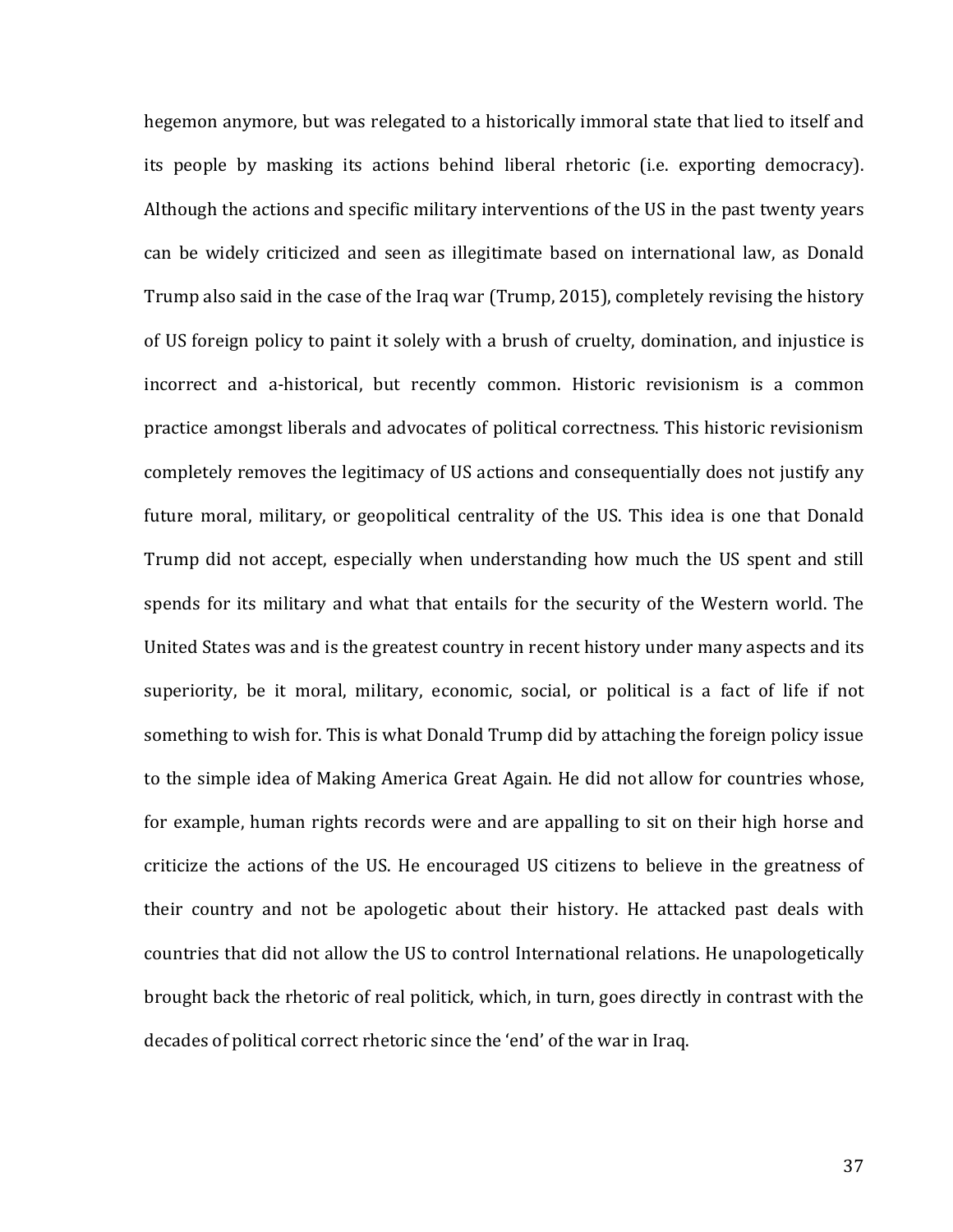hegemon anymore, but was relegated to a historically immoral state that lied to itself and its people by masking its actions behind liberal rhetoric (i.e. exporting democracy). Although the actions and specific military interventions of the US in the past twenty years can be widely criticized and seen as illegitimate based on international law, as Donald Trump also said in the case of the Iraq war (Trump, 2015), completely revising the history of US foreign policy to paint it solely with a brush of cruelty, domination, and injustice is incorrect and a-historical, but recently common. Historic revisionism is a common practice amongst liberals and advocates of political correctness. This historic revisionism completely removes the legitimacy of US actions and consequentially does not justify any future moral, military, or geopolitical centrality of the US. This idea is one that Donald Trump did not accept, especially when understanding how much the US spent and still spends for its military and what that entails for the security of the Western world. The United States was and is the greatest country in recent history under many aspects and its superiority, be it moral, military, economic, social, or political is a fact of life if not something to wish for. This is what Donald Trump did by attaching the foreign policy issue to the simple idea of Making America Great Again. He did not allow for countries whose, for example, human rights records were and are appalling to sit on their high horse and criticize the actions of the US. He encouraged US citizens to believe in the greatness of their country and not be apologetic about their history. He attacked past deals with countries that did not allow the US to control International relations. He unapologetically brought back the rhetoric of real politick, which, in turn, goes directly in contrast with the decades of political correct rhetoric since the 'end' of the war in Iraq.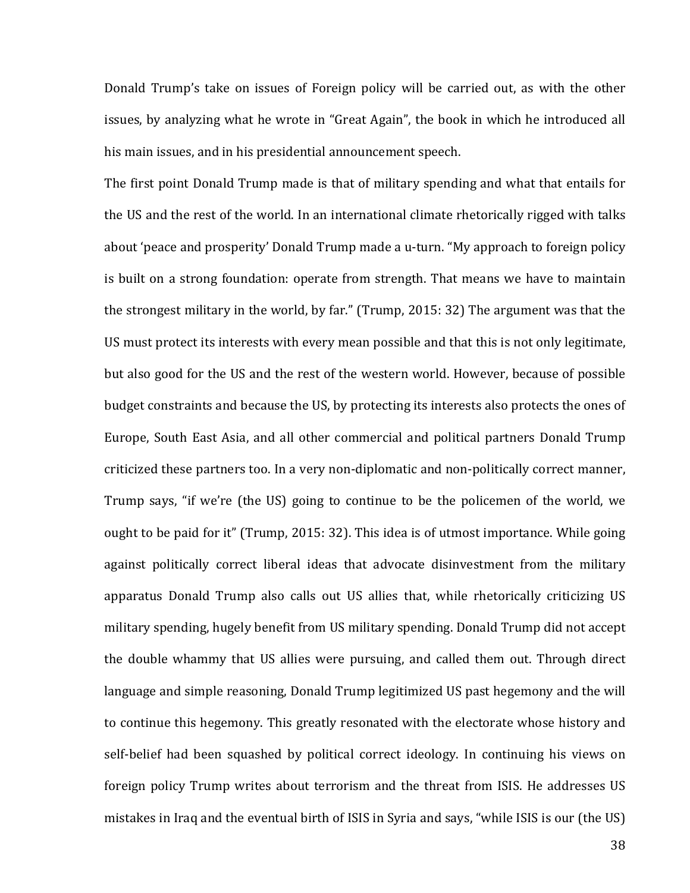Donald Trump's take on issues of Foreign policy will be carried out, as with the other issues, by analyzing what he wrote in "Great Again", the book in which he introduced all his main issues, and in his presidential announcement speech.

The first point Donald Trump made is that of military spending and what that entails for the US and the rest of the world. In an international climate rhetorically rigged with talks about 'peace and prosperity' Donald Trump made a u-turn. "My approach to foreign policy is built on a strong foundation: operate from strength. That means we have to maintain the strongest military in the world, by far." (Trump, 2015: 32) The argument was that the US must protect its interests with every mean possible and that this is not only legitimate, but also good for the US and the rest of the western world. However, because of possible budget constraints and because the US, by protecting its interests also protects the ones of Europe, South East Asia, and all other commercial and political partners Donald Trump criticized these partners too. In a very non-diplomatic and non-politically correct manner, Trump says, "if we're (the US) going to continue to be the policemen of the world, we ought to be paid for it" (Trump, 2015: 32). This idea is of utmost importance. While going against politically correct liberal ideas that advocate disinvestment from the military apparatus Donald Trump also calls out US allies that, while rhetorically criticizing US military spending, hugely benefit from US military spending. Donald Trump did not accept the double whammy that US allies were pursuing, and called them out. Through direct language and simple reasoning, Donald Trump legitimized US past hegemony and the will to continue this hegemony. This greatly resonated with the electorate whose history and self-belief had been squashed by political correct ideology. In continuing his views on foreign policy Trump writes about terrorism and the threat from ISIS. He addresses US mistakes in Iraq and the eventual birth of ISIS in Syria and says, "while ISIS is our (the US)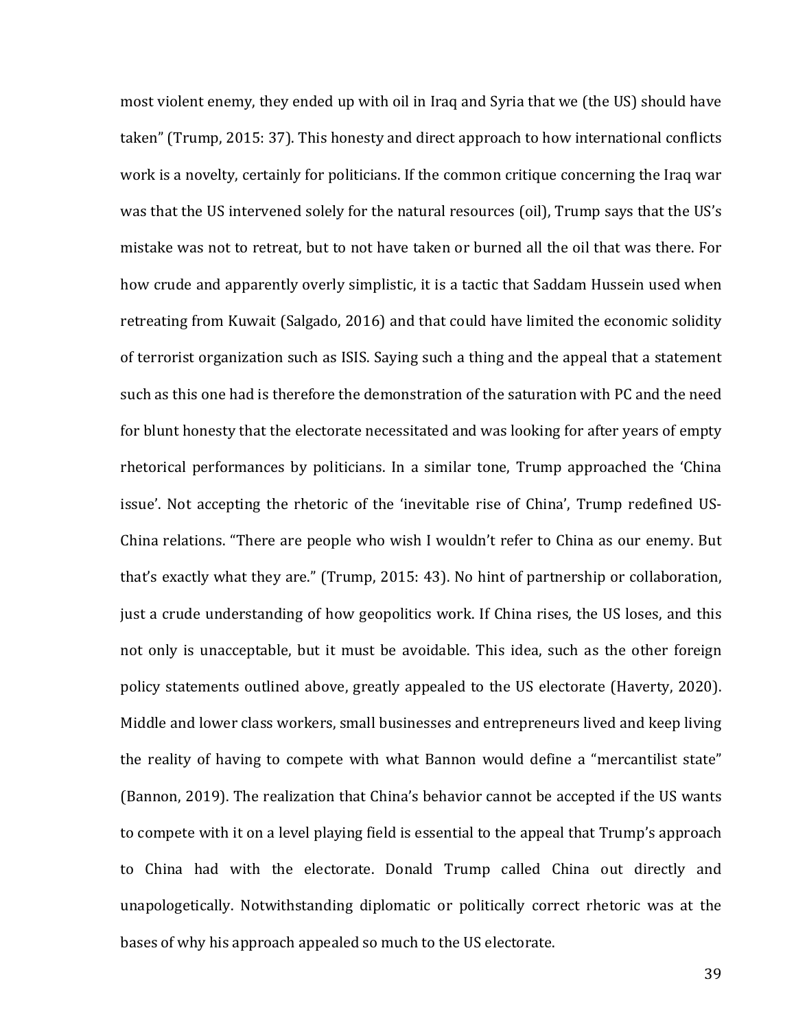most violent enemy, they ended up with oil in Iraq and Syria that we (the US) should have taken" (Trump, 2015: 37). This honesty and direct approach to how international conflicts work is a novelty, certainly for politicians. If the common critique concerning the Iraq war was that the US intervened solely for the natural resources (oil), Trump says that the US's mistake was not to retreat, but to not have taken or burned all the oil that was there. For how crude and apparently overly simplistic, it is a tactic that Saddam Hussein used when retreating from Kuwait (Salgado, 2016) and that could have limited the economic solidity of terrorist organization such as ISIS. Saying such a thing and the appeal that a statement such as this one had is therefore the demonstration of the saturation with PC and the need for blunt honesty that the electorate necessitated and was looking for after years of empty rhetorical performances by politicians. In a similar tone, Trump approached the 'China issue'. Not accepting the rhetoric of the 'inevitable rise of China', Trump redefined US-China relations. "There are people who wish I wouldn't refer to China as our enemy. But that's exactly what they are." (Trump, 2015: 43). No hint of partnership or collaboration, just a crude understanding of how geopolitics work. If China rises, the US loses, and this not only is unacceptable, but it must be avoidable. This idea, such as the other foreign policy statements outlined above, greatly appealed to the US electorate (Haverty, 2020). Middle and lower class workers, small businesses and entrepreneurs lived and keep living the reality of having to compete with what Bannon would define a "mercantilist state" (Bannon, 2019). The realization that China's behavior cannot be accepted if the US wants to compete with it on a level playing field is essential to the appeal that Trump's approach to China had with the electorate. Donald Trump called China out directly and unapologetically. Notwithstanding diplomatic or politically correct rhetoric was at the bases of why his approach appealed so much to the US electorate.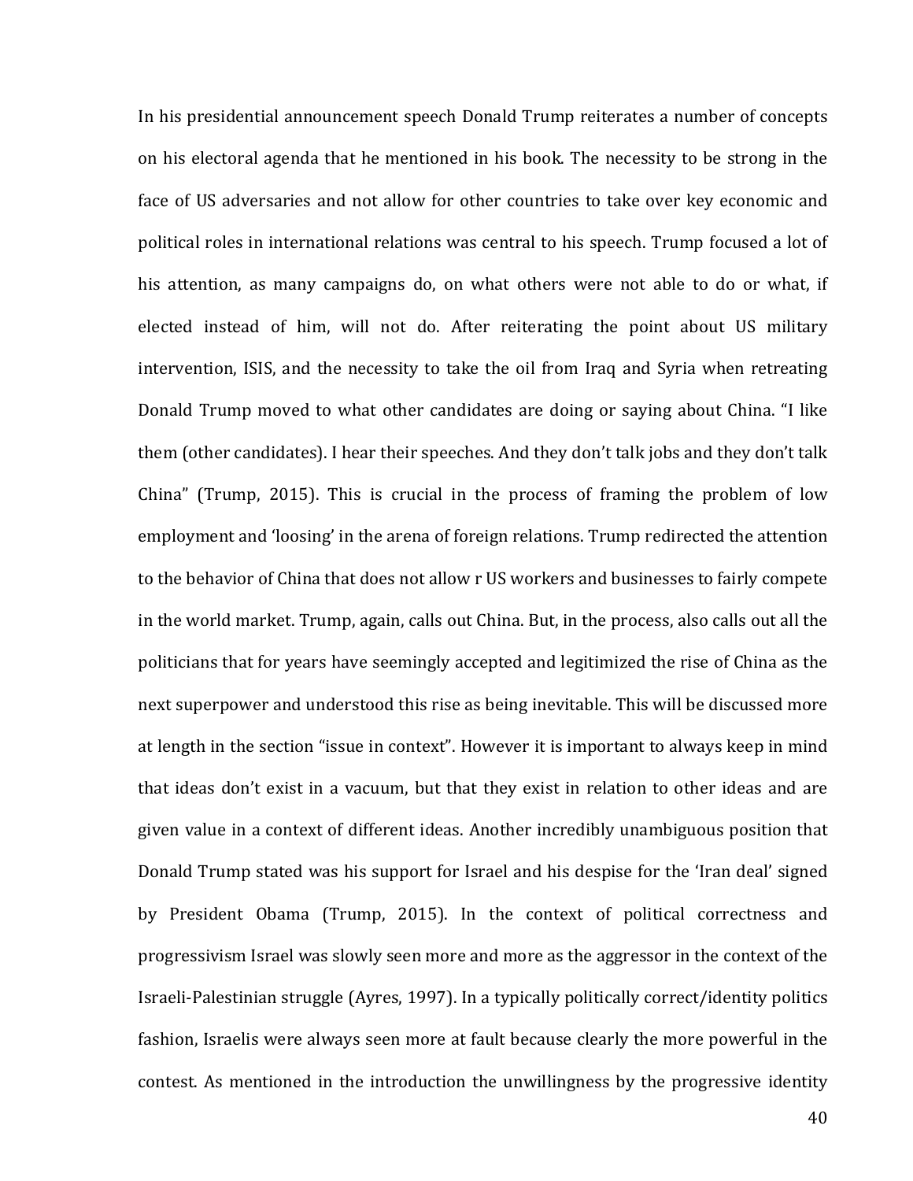In his presidential announcement speech Donald Trump reiterates a number of concepts on his electoral agenda that he mentioned in his book. The necessity to be strong in the face of US adversaries and not allow for other countries to take over key economic and political roles in international relations was central to his speech. Trump focused a lot of his attention, as many campaigns do, on what others were not able to do or what, if elected instead of him, will not do. After reiterating the point about US military intervention, ISIS, and the necessity to take the oil from Iraq and Syria when retreating Donald Trump moved to what other candidates are doing or saying about China. "I like them (other candidates). I hear their speeches. And they don't talk jobs and they don't talk China" (Trump, 2015). This is crucial in the process of framing the problem of low employment and 'loosing' in the arena of foreign relations. Trump redirected the attention to the behavior of China that does not allow r US workers and businesses to fairly compete in the world market. Trump, again, calls out China. But, in the process, also calls out all the politicians that for years have seemingly accepted and legitimized the rise of China as the next superpower and understood this rise as being inevitable. This will be discussed more at length in the section "issue in context". However it is important to always keep in mind that ideas don't exist in a vacuum, but that they exist in relation to other ideas and are given value in a context of different ideas. Another incredibly unambiguous position that Donald Trump stated was his support for Israel and his despise for the 'Iran deal' signed by President Obama (Trump, 2015). In the context of political correctness and progressivism Israel was slowly seen more and more as the aggressor in the context of the Israeli-Palestinian struggle (Ayres, 1997). In a typically politically correct/identity politics fashion, Israelis were always seen more at fault because clearly the more powerful in the contest. As mentioned in the introduction the unwillingness by the progressive identity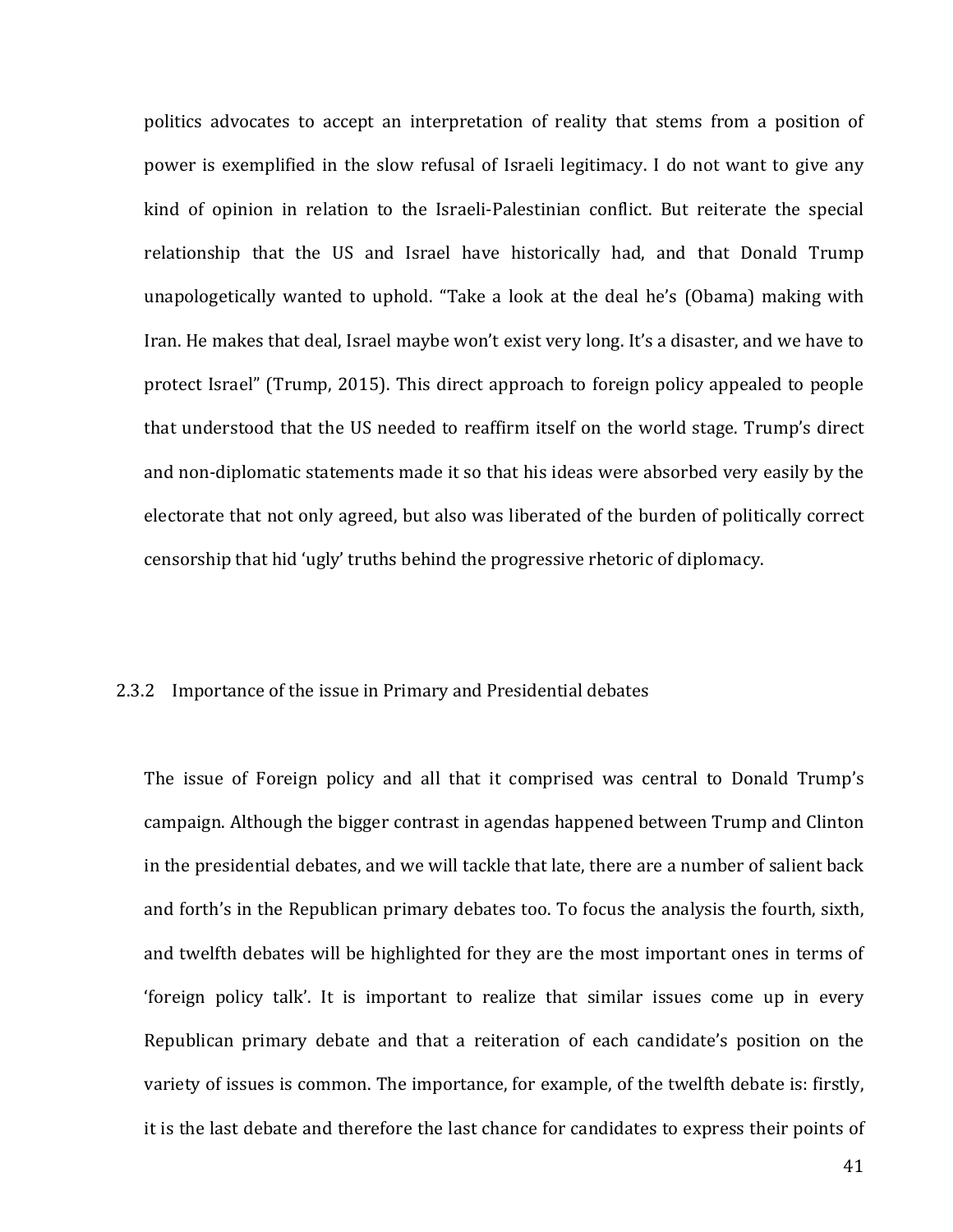politics advocates to accept an interpretation of reality that stems from a position of power is exemplified in the slow refusal of Israeli legitimacy. I do not want to give any kind of opinion in relation to the Israeli-Palestinian conflict. But reiterate the special relationship that the US and Israel have historically had, and that Donald Trump unapologetically wanted to uphold. "Take a look at the deal he's (Obama) making with Iran. He makes that deal, Israel maybe won't exist very long. It's a disaster, and we have to protect Israel" (Trump, 2015). This direct approach to foreign policy appealed to people that understood that the US needed to reaffirm itself on the world stage. Trump's direct and non-diplomatic statements made it so that his ideas were absorbed very easily by the electorate that not only agreed, but also was liberated of the burden of politically correct censorship that hid 'ugly' truths behind the progressive rhetoric of diplomacy.

### 2.3.2 Importance of the issue in Primary and Presidential debates

The issue of Foreign policy and all that it comprised was central to Donald Trump's campaign. Although the bigger contrast in agendas happened between Trump and Clinton in the presidential debates, and we will tackle that late, there are a number of salient back and forth's in the Republican primary debates too. To focus the analysis the fourth, sixth, and twelfth debates will be highlighted for they are the most important ones in terms of 'foreign policy talk'. It is important to realize that similar issues come up in every Republican primary debate and that a reiteration of each candidate's position on the variety of issues is common. The importance, for example, of the twelfth debate is: firstly, it is the last debate and therefore the last chance for candidates to express their points of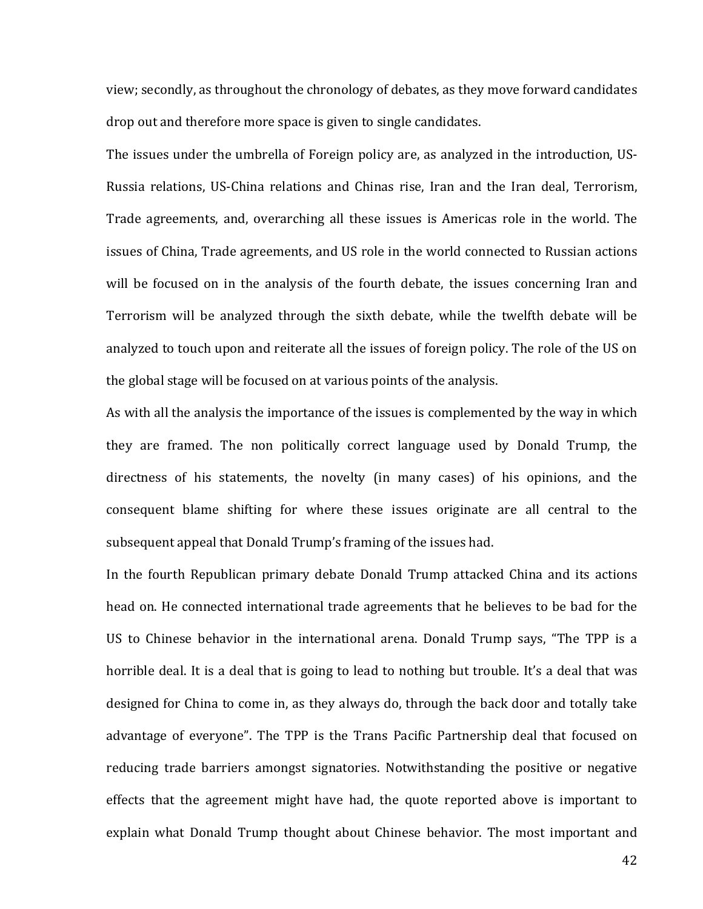view; secondly, as throughout the chronology of debates, as they move forward candidates drop out and therefore more space is given to single candidates.

The issues under the umbrella of Foreign policy are, as analyzed in the introduction, US-Russia relations, US-China relations and Chinas rise, Iran and the Iran deal, Terrorism, Trade agreements, and, overarching all these issues is Americas role in the world. The issues of China, Trade agreements, and US role in the world connected to Russian actions will be focused on in the analysis of the fourth debate, the issues concerning Iran and Terrorism will be analyzed through the sixth debate, while the twelfth debate will be analyzed to touch upon and reiterate all the issues of foreign policy. The role of the US on the global stage will be focused on at various points of the analysis.

As with all the analysis the importance of the issues is complemented by the way in which they are framed. The non politically correct language used by Donald Trump, the directness of his statements, the novelty (in many cases) of his opinions, and the consequent blame shifting for where these issues originate are all central to the subsequent appeal that Donald Trump's framing of the issues had.

In the fourth Republican primary debate Donald Trump attacked China and its actions head on. He connected international trade agreements that he believes to be bad for the US to Chinese behavior in the international arena. Donald Trump says, "The TPP is a horrible deal. It is a deal that is going to lead to nothing but trouble. It's a deal that was designed for China to come in, as they always do, through the back door and totally take advantage of everyone". The TPP is the Trans Pacific Partnership deal that focused on reducing trade barriers amongst signatories. Notwithstanding the positive or negative effects that the agreement might have had, the quote reported above is important to explain what Donald Trump thought about Chinese behavior. The most important and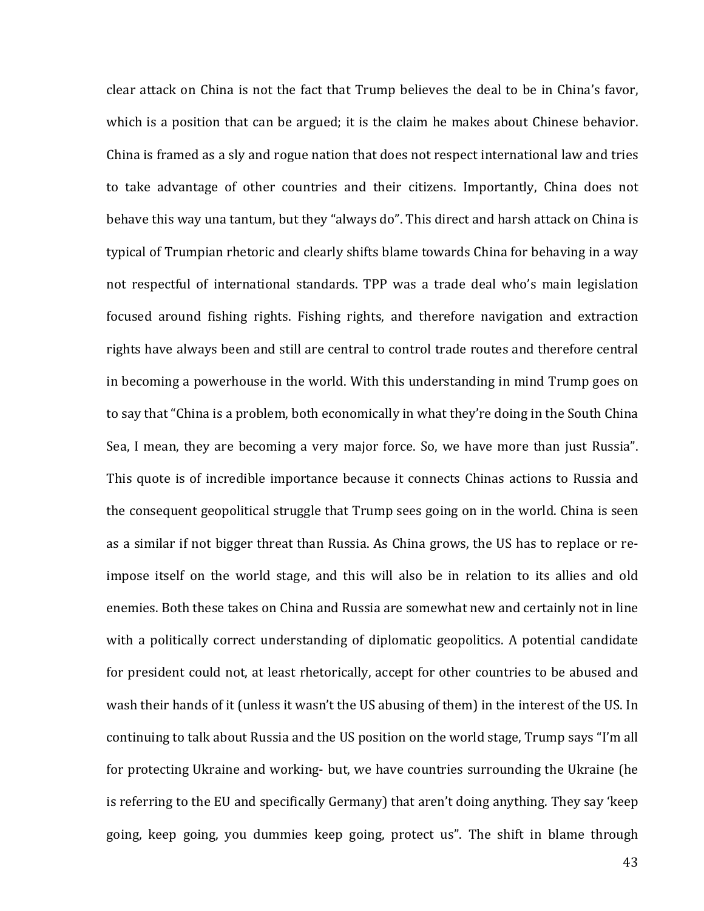clear attack on China is not the fact that Trump believes the deal to be in China's favor, which is a position that can be argued; it is the claim he makes about Chinese behavior. China is framed as a sly and rogue nation that does not respect international law and tries to take advantage of other countries and their citizens. Importantly, China does not behave this way una tantum, but they "always do". This direct and harsh attack on China is typical of Trumpian rhetoric and clearly shifts blame towards China for behaving in a way not respectful of international standards. TPP was a trade deal who's main legislation focused around fishing rights. Fishing rights, and therefore navigation and extraction rights have always been and still are central to control trade routes and therefore central in becoming a powerhouse in the world. With this understanding in mind Trump goes on to say that "China is a problem, both economically in what they're doing in the South China Sea, I mean, they are becoming a very major force. So, we have more than just Russia". This quote is of incredible importance because it connects Chinas actions to Russia and the consequent geopolitical struggle that Trump sees going on in the world. China is seen as a similar if not bigger threat than Russia. As China grows, the US has to replace or re-impose itself on the world stage, and this will also be in relation to its allies and old enemies. Both these takes on China and Russia are somewhat new and certainly not in line with a politically correct understanding of diplomatic geopolitics. A potential candidate for president could not, at least rhetorically, accept for other countries to be abused and wash their hands of it (unless it wasn't the US abusing of them) in the interest of the US. In continuing to talk about Russia and the US position on the world stage, Trump says "I'm all for protecting Ukraine and working- but, we have countries surrounding the Ukraine (he is referring to the EU and specifically Germany) that aren't doing anything. They say 'keep going, keep going, you dummies keep going, protect us". The shift in blame through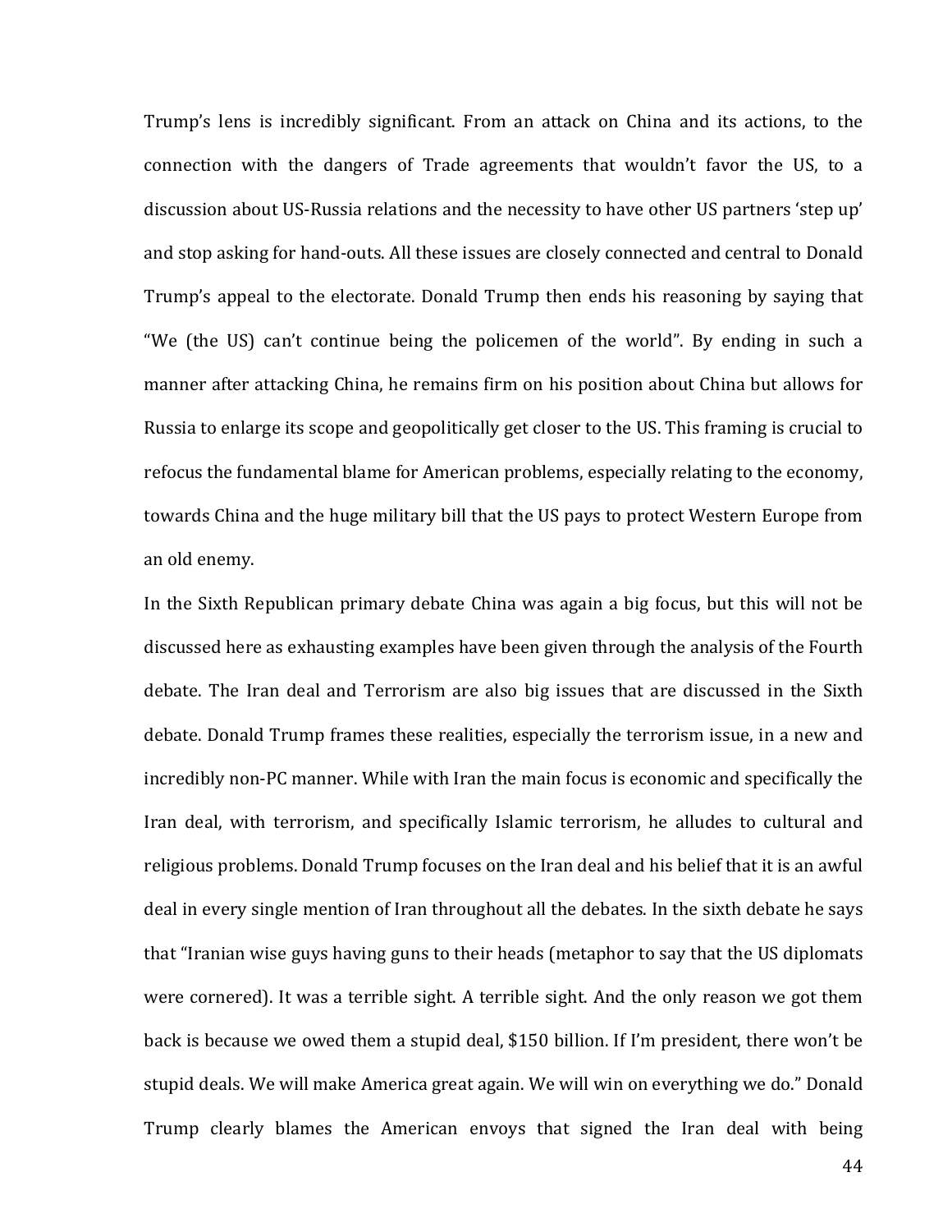Trump's lens is incredibly significant. From an attack on China and its actions, to the connection with the dangers of Trade agreements that wouldn't favor the US, to a discussion about US-Russia relations and the necessity to have other US partners 'step up' and stop asking for hand-outs. All these issues are closely connected and central to Donald Trump's appeal to the electorate. Donald Trump then ends his reasoning by saying that "We (the US) can't continue being the policemen of the world". By ending in such a manner after attacking China, he remains firm on his position about China but allows for Russia to enlarge its scope and geopolitically get closer to the US. This framing is crucial to refocus the fundamental blame for American problems, especially relating to the economy, towards China and the huge military bill that the US pays to protect Western Europe from an old enemy.

In the Sixth Republican primary debate China was again a big focus, but this will not be discussed here as exhausting examples have been given through the analysis of the Fourth debate. The Iran deal and Terrorism are also big issues that are discussed in the Sixth debate. Donald Trump frames these realities, especially the terrorism issue, in a new and incredibly non-PC manner. While with Iran the main focus is economic and specifically the Iran deal, with terrorism, and specifically Islamic terrorism, he alludes to cultural and religious problems. Donald Trump focuses on the Iran deal and his belief that it is an awful deal in every single mention of Iran throughout all the debates. In the sixth debate he says that "Iranian wise guys having guns to their heads (metaphor to say that the US diplomats were cornered). It was a terrible sight. A terrible sight. And the only reason we got them back is because we owed them a stupid deal, $150 billion. If I'm president, there won't be stupid deals. We will make America great again. We will win on everything we do." Donald Trump clearly blames the American envoys that signed the Iran deal with being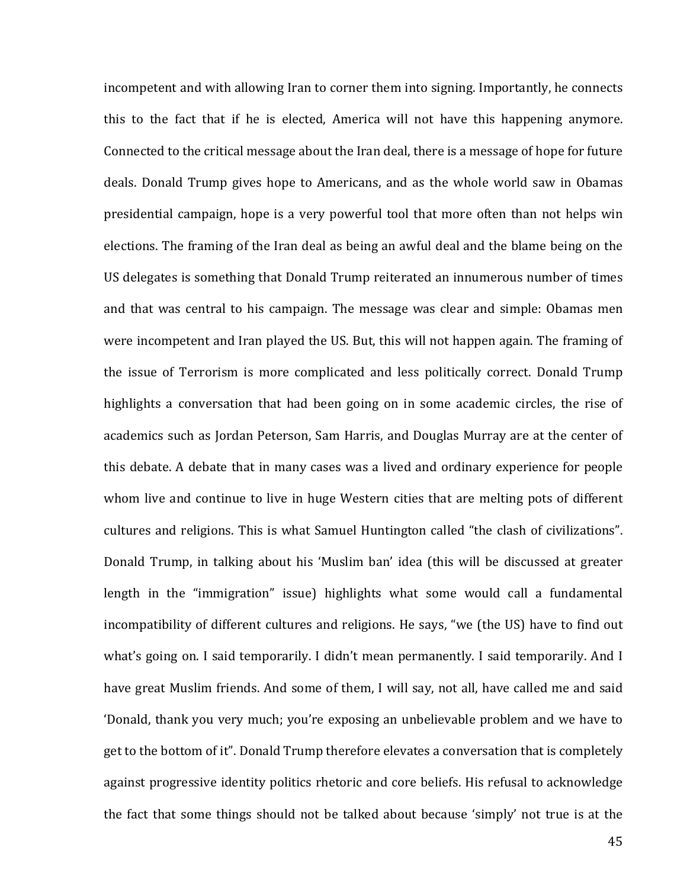incompetent and with allowing Iran to corner them into signing. Importantly, he connects this to the fact that if he is elected, America will not have this happening anymore. Connected to the critical message about the Iran deal, there is a message of hope for future deals. Donald Trump gives hope to Americans, and as the whole world saw in Obamas presidential campaign, hope is a very powerful tool that more often than not helps win elections. The framing of the Iran deal as being an awful deal and the blame being on the US delegates is something that Donald Trump reiterated an innumerous number of times and that was central to his campaign. The message was clear and simple: Obamas men were incompetent and Iran played the US. But, this will not happen again. The framing of the issue of Terrorism is more complicated and less politically correct. Donald Trump highlights a conversation that had been going on in some academic circles, the rise of academics such as Jordan Peterson, Sam Harris, and Douglas Murray are at the center of this debate. A debate that in many cases was a lived and ordinary experience for people whom live and continue to live in huge Western cities that are melting pots of different cultures and religions. This is what Samuel Huntington called "the clash of civilizations". Donald Trump, in talking about his 'Muslim ban' idea (this will be discussed at greater length in the "immigration" issue) highlights what some would call a fundamental incompatibility of different cultures and religions. He says, "we (the US) have to find out what's going on. I said temporarily. I didn't mean permanently. I said temporarily. And I have great Muslim friends. And some of them, I will say, not all, have called me and said 'Donald, thank you very much; you're exposing an unbelievable problem and we have to get to the bottom of it". Donald Trump therefore elevates a conversation that is completely against progressive identity politics rhetoric and core beliefs. His refusal to acknowledge the fact that some things should not be talked about because 'simply' not true is at the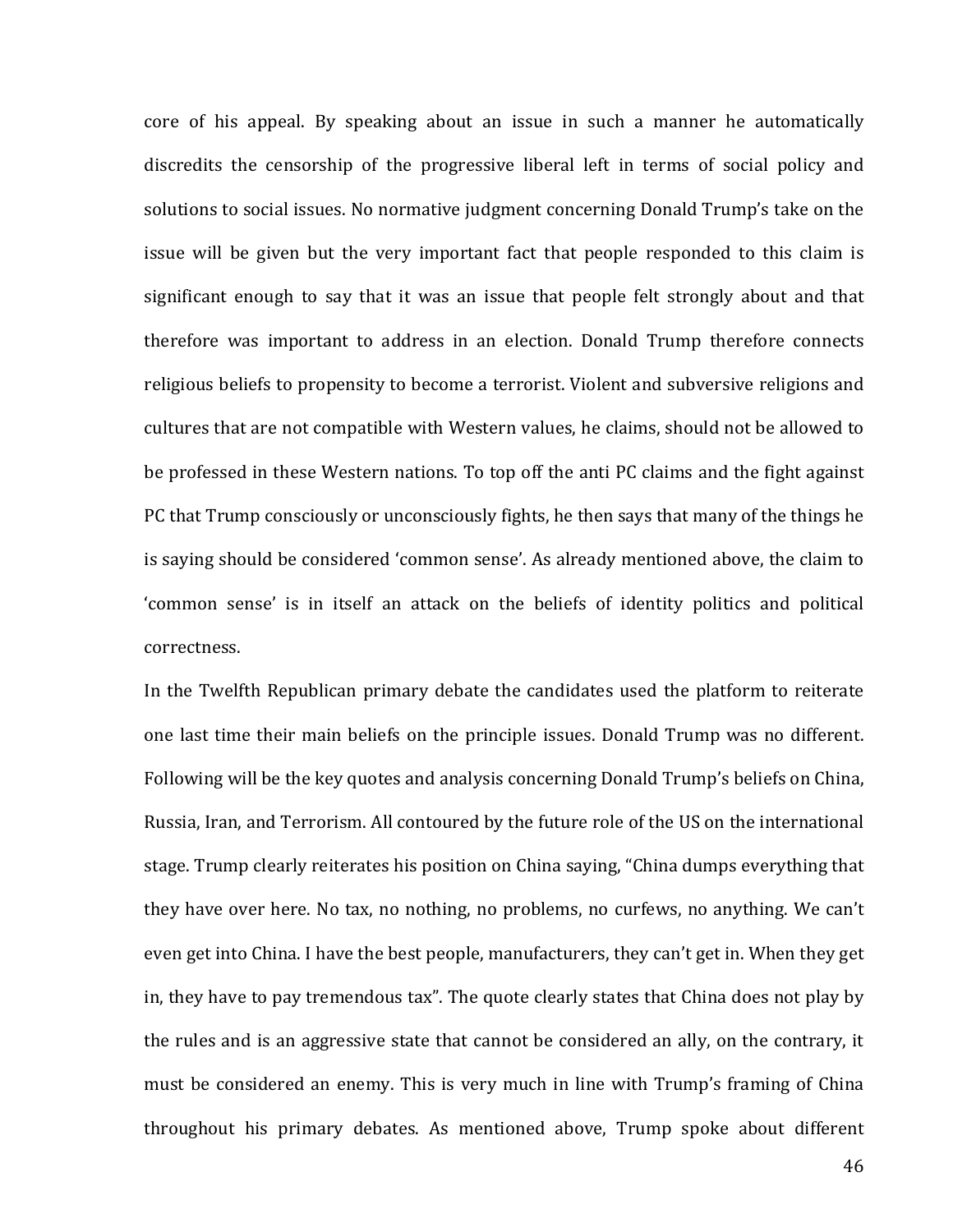core of his appeal. By speaking about an issue in such a manner he automatically discredits the censorship of the progressive liberal left in terms of social policy and solutions to social issues. No normative judgment concerning Donald Trump's take on the issue will be given but the very important fact that people responded to this claim is significant enough to say that it was an issue that people felt strongly about and that therefore was important to address in an election. Donald Trump therefore connects religious beliefs to propensity to become a terrorist. Violent and subversive religions and cultures that are not compatible with Western values, he claims, should not be allowed to be professed in these Western nations. To top off the anti PC claims and the fight against PC that Trump consciously or unconsciously fights, he then says that many of the things he is saying should be considered 'common sense'. As already mentioned above, the claim to 'common sense' is in itself an attack on the beliefs of identity politics and political correctness.

In the Twelfth Republican primary debate the candidates used the platform to reiterate one last time their main beliefs on the principle issues. Donald Trump was no different. Following will be the key quotes and analysis concerning Donald Trump's beliefs on China, Russia, Iran, and Terrorism. All contoured by the future role of the US on the international stage. Trump clearly reiterates his position on China saying, "China dumps everything that they have over here. No tax, no nothing, no problems, no curfews, no anything. We can't even get into China. I have the best people, manufacturers, they can't get in. When they get in, they have to pay tremendous tax". The quote clearly states that China does not play by the rules and is an aggressive state that cannot be considered an ally, on the contrary, it must be considered an enemy. This is very much in line with Trump's framing of China throughout his primary debates. As mentioned above, Trump spoke about different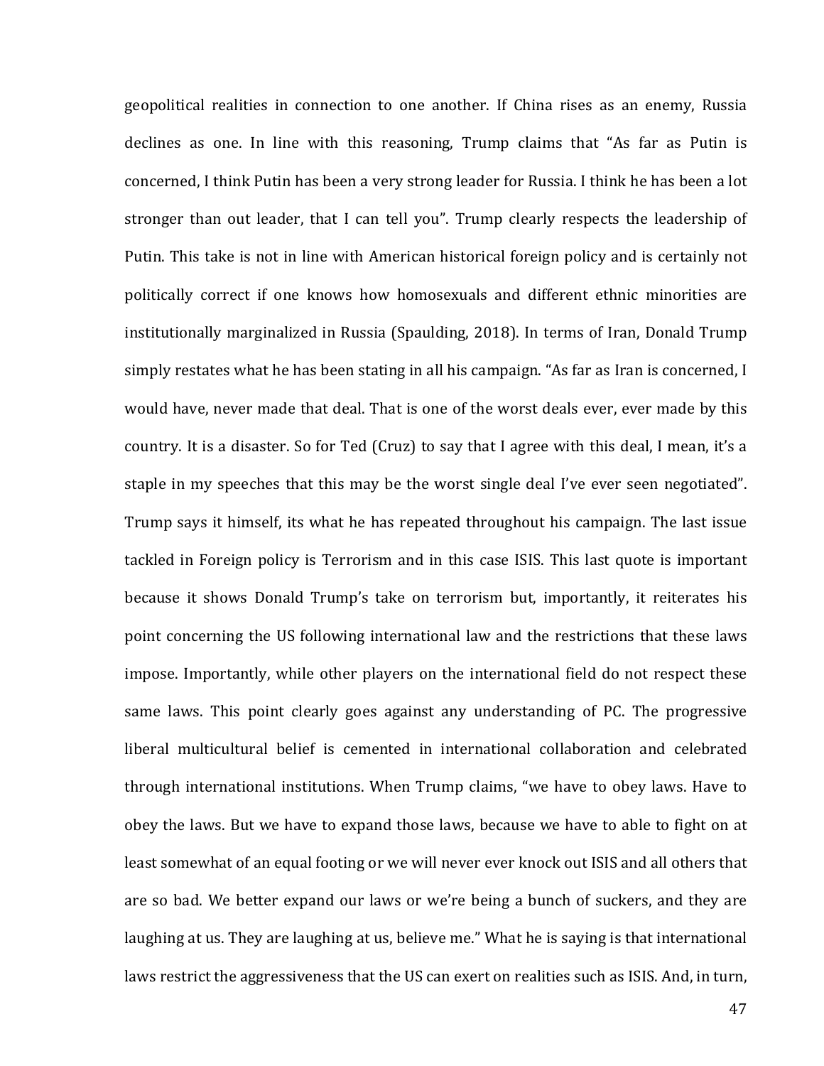geopolitical realities in connection to one another. If China rises as an enemy, Russia declines as one. In line with this reasoning, Trump claims that "As far as Putin is concerned, I think Putin has been a very strong leader for Russia. I think he has been a lot stronger than out leader, that I can tell you". Trump clearly respects the leadership of Putin. This take is not in line with American historical foreign policy and is certainly not politically correct if one knows how homosexuals and different ethnic minorities are institutionally marginalized in Russia (Spaulding, 2018). In terms of Iran, Donald Trump simply restates what he has been stating in all his campaign. "As far as Iran is concerned, I would have, never made that deal. That is one of the worst deals ever, ever made by this country. It is a disaster. So for Ted (Cruz) to say that I agree with this deal, I mean, it's a staple in my speeches that this may be the worst single deal I've ever seen negotiated". Trump says it himself, its what he has repeated throughout his campaign. The last issue tackled in Foreign policy is Terrorism and in this case ISIS. This last quote is important because it shows Donald Trump's take on terrorism but, importantly, it reiterates his point concerning the US following international law and the restrictions that these laws impose. Importantly, while other players on the international field do not respect these same laws. This point clearly goes against any understanding of PC. The progressive liberal multicultural belief is cemented in international collaboration and celebrated through international institutions. When Trump claims, "we have to obey laws. Have to obey the laws. But we have to expand those laws, because we have to able to fight on at least somewhat of an equal footing or we will never ever knock out ISIS and all others that are so bad. We better expand our laws or we're being a bunch of suckers, and they are laughing at us. They are laughing at us, believe me." What he is saying is that international laws restrict the aggressiveness that the US can exert on realities such as ISIS. And, in turn,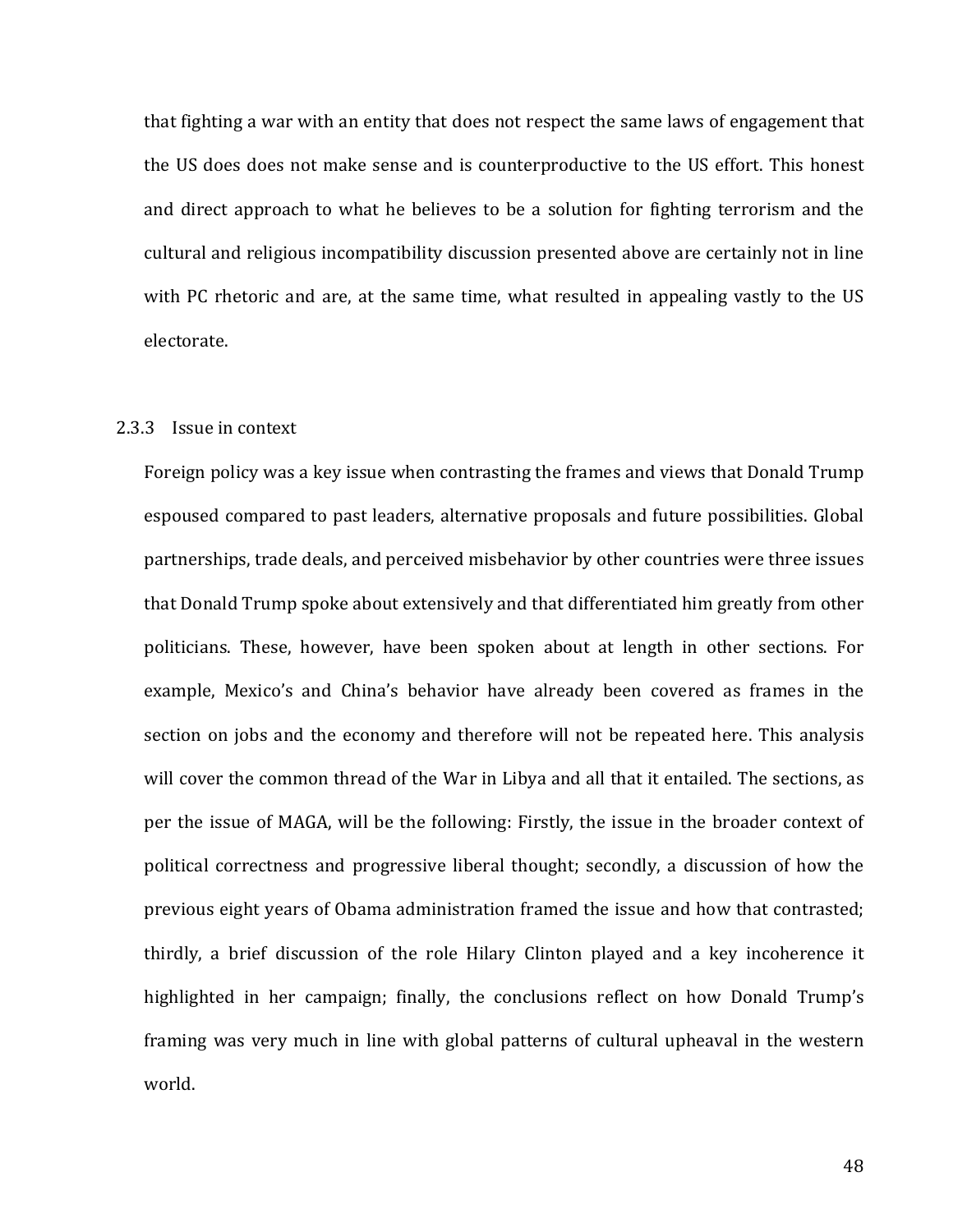that fighting a war with an entity that does not respect the same laws of engagement that the US does does not make sense and is counterproductive to the US effort. This honest and direct approach to what he believes to be a solution for fighting terrorism and the cultural and religious incompatibility discussion presented above are certainly not in line with PC rhetoric and are, at the same time, what resulted in appealing vastly to the US electorate.

### 2.3.3 Issue in context

Foreign policy was a key issue when contrasting the frames and views that Donald Trump espoused compared to past leaders, alternative proposals and future possibilities. Global partnerships, trade deals, and perceived misbehavior by other countries were three issues that Donald Trump spoke about extensively and that differentiated him greatly from other politicians. These, however, have been spoken about at length in other sections. For example, Mexico's and China's behavior have already been covered as frames in the section on jobs and the economy and therefore will not be repeated here. This analysis will cover the common thread of the War in Libya and all that it entailed. The sections, as per the issue of MAGA, will be the following: Firstly, the issue in the broader context of political correctness and progressive liberal thought; secondly, a discussion of how the previous eight years of Obama administration framed the issue and how that contrasted; thirdly, a brief discussion of the role Hilary Clinton played and a key incoherence it highlighted in her campaign; finally, the conclusions reflect on how Donald Trump's framing was very much in line with global patterns of cultural upheaval in the western world.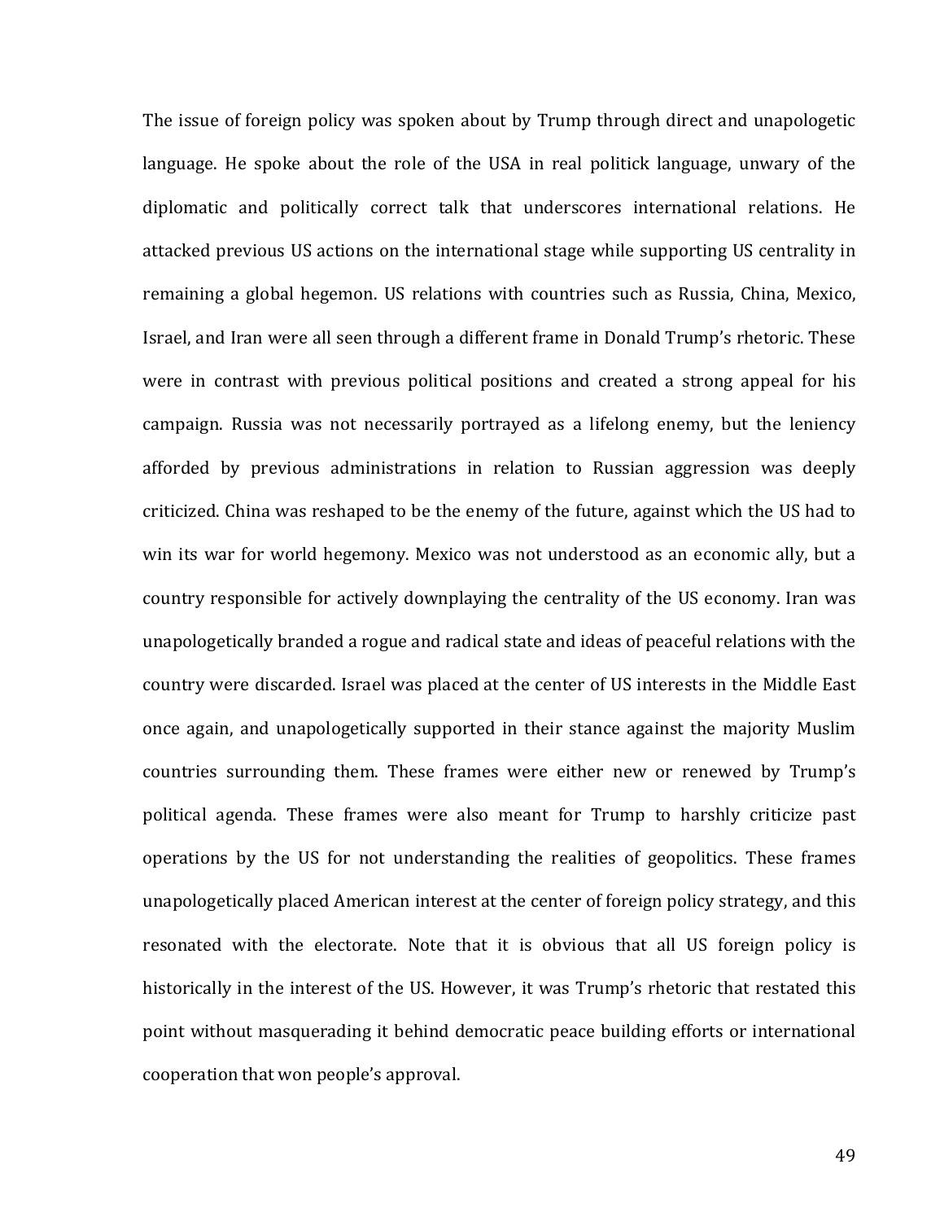The issue of foreign policy was spoken about by Trump through direct and unapologetic language. He spoke about the role of the USA in real politick language, unwary of the diplomatic and politically correct talk that underscores international relations. He attacked previous US actions on the international stage while supporting US centrality in remaining a global hegemon. US relations with countries such as Russia, China, Mexico, Israel, and Iran were all seen through a different frame in Donald Trump's rhetoric. These were in contrast with previous political positions and created a strong appeal for his campaign. Russia was not necessarily portrayed as a lifelong enemy, but the leniency afforded by previous administrations in relation to Russian aggression was deeply criticized. China was reshaped to be the enemy of the future, against which the US had to win its war for world hegemony. Mexico was not understood as an economic ally, but a country responsible for actively downplaying the centrality of the US economy. Iran was unapologetically branded a rogue and radical state and ideas of peaceful relations with the country were discarded. Israel was placed at the center of US interests in the Middle East once again, and unapologetically supported in their stance against the majority Muslim countries surrounding them. These frames were either new or renewed by Trump's political agenda. These frames were also meant for Trump to harshly criticize past operations by the US for not understanding the realities of geopolitics. These frames unapologetically placed American interest at the center of foreign policy strategy, and this resonated with the electorate. Note that it is obvious that all US foreign policy is historically in the interest of the US. However, it was Trump's rhetoric that restated this point without masquerading it behind democratic peace building efforts or international cooperation that won people's approval.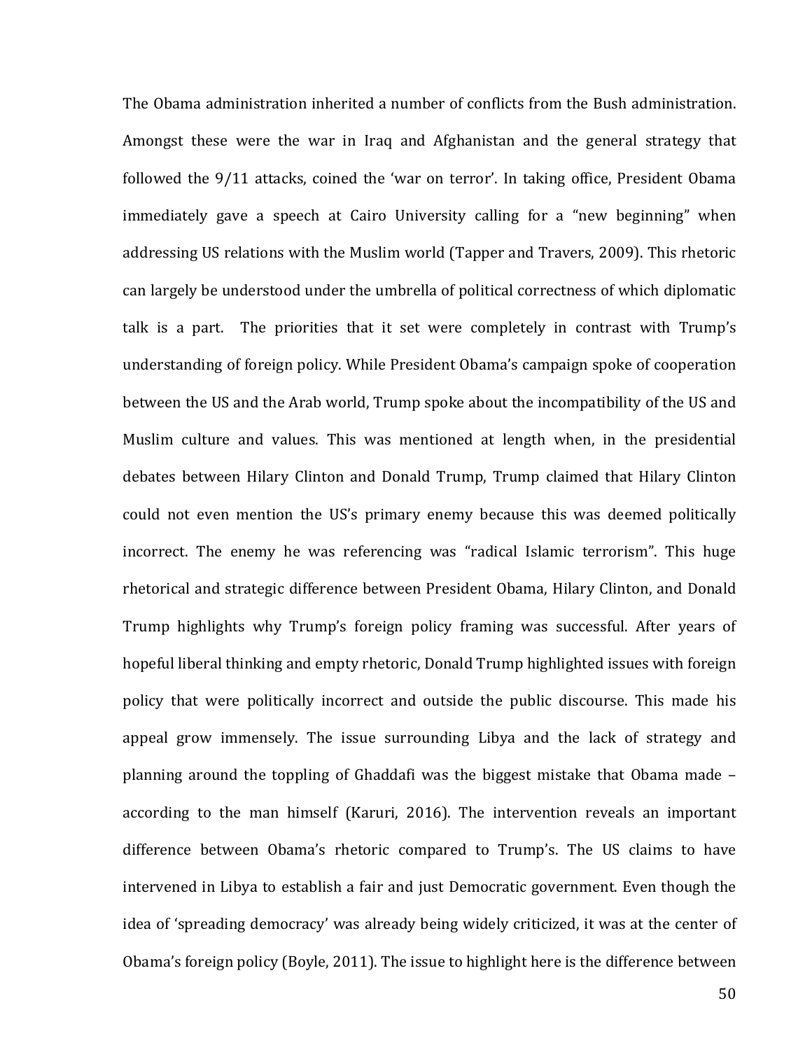The Obama administration inherited a number of conflicts from the Bush administration. Amongst these were the war in Iraq and Afghanistan and the general strategy that followed the 9/11 attacks, coined the 'war on terror'. In taking office, President Obama immediately gave a speech at Cairo University calling for a "new beginning" when addressing US relations with the Muslim world (Tapper and Travers, 2009). This rhetoric can largely be understood under the umbrella of political correctness of which diplomatic talk is a part. The priorities that it set were completely in contrast with Trump's understanding of foreign policy. While President Obama's campaign spoke of cooperation between the US and the Arab world, Trump spoke about the incompatibility of the US and Muslim culture and values. This was mentioned at length when, in the presidential debates between Hilary Clinton and Donald Trump, Trump claimed that Hilary Clinton could not even mention the US's primary enemy because this was deemed politically incorrect. The enemy he was referencing was "radical Islamic terrorism". This huge rhetorical and strategic difference between President Obama, Hilary Clinton, and Donald Trump highlights why Trump's foreign policy framing was successful. After years of hopeful liberal thinking and empty rhetoric, Donald Trump highlighted issues with foreign policy that were politically incorrect and outside the public discourse. This made his appeal grow immensely. The issue surrounding Libya and the lack of strategy and planning around the toppling of Ghaddafi was the biggest mistake that Obama made – according to the man himself (Karuri, 2016). The intervention reveals an important difference between Obama's rhetoric compared to Trump's. The US claims to have intervened in Libya to establish a fair and just Democratic government. Even though the idea of 'spreading democracy' was already being widely criticized, it was at the center of Obama's foreign policy (Boyle, 2011). The issue to highlight here is the difference between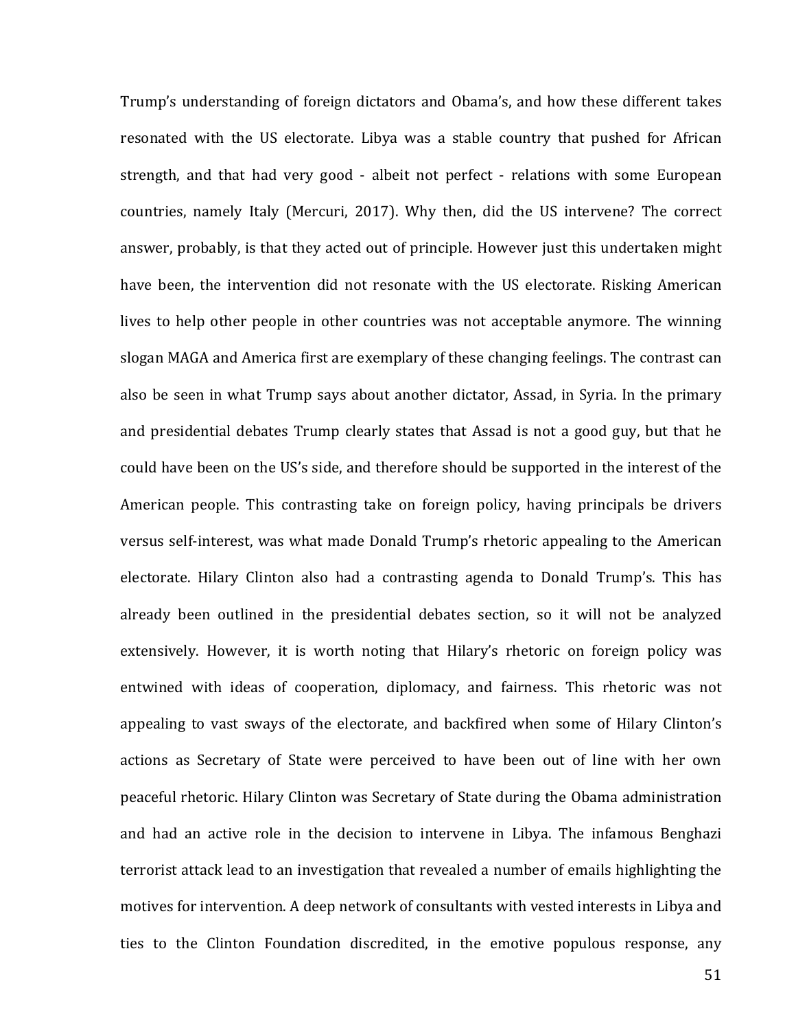Trump's understanding of foreign dictators and Obama's, and how these different takes resonated with the US electorate. Libya was a stable country that pushed for African strength, and that had very good - albeit not perfect - relations with some European countries, namely Italy (Mercuri, 2017). Why then, did the US intervene? The correct answer, probably, is that they acted out of principle. However just this undertaken might have been, the intervention did not resonate with the US electorate. Risking American lives to help other people in other countries was not acceptable anymore. The winning slogan MAGA and America first are exemplary of these changing feelings. The contrast can also be seen in what Trump says about another dictator, Assad, in Syria. In the primary and presidential debates Trump clearly states that Assad is not a good guy, but that he could have been on the US's side, and therefore should be supported in the interest of the American people. This contrasting take on foreign policy, having principals be drivers versus self-interest, was what made Donald Trump's rhetoric appealing to the American electorate. Hilary Clinton also had a contrasting agenda to Donald Trump's. This has already been outlined in the presidential debates section, so it will not be analyzed extensively. However, it is worth noting that Hilary's rhetoric on foreign policy was entwined with ideas of cooperation, diplomacy, and fairness. This rhetoric was not appealing to vast sways of the electorate, and backfired when some of Hilary Clinton's actions as Secretary of State were perceived to have been out of line with her own peaceful rhetoric. Hilary Clinton was Secretary of State during the Obama administration and had an active role in the decision to intervene in Libya. The infamous Benghazi terrorist attack lead to an investigation that revealed a number of emails highlighting the motives for intervention. A deep network of consultants with vested interests in Libya and ties to the Clinton Foundation discredited, in the emotive populous response, any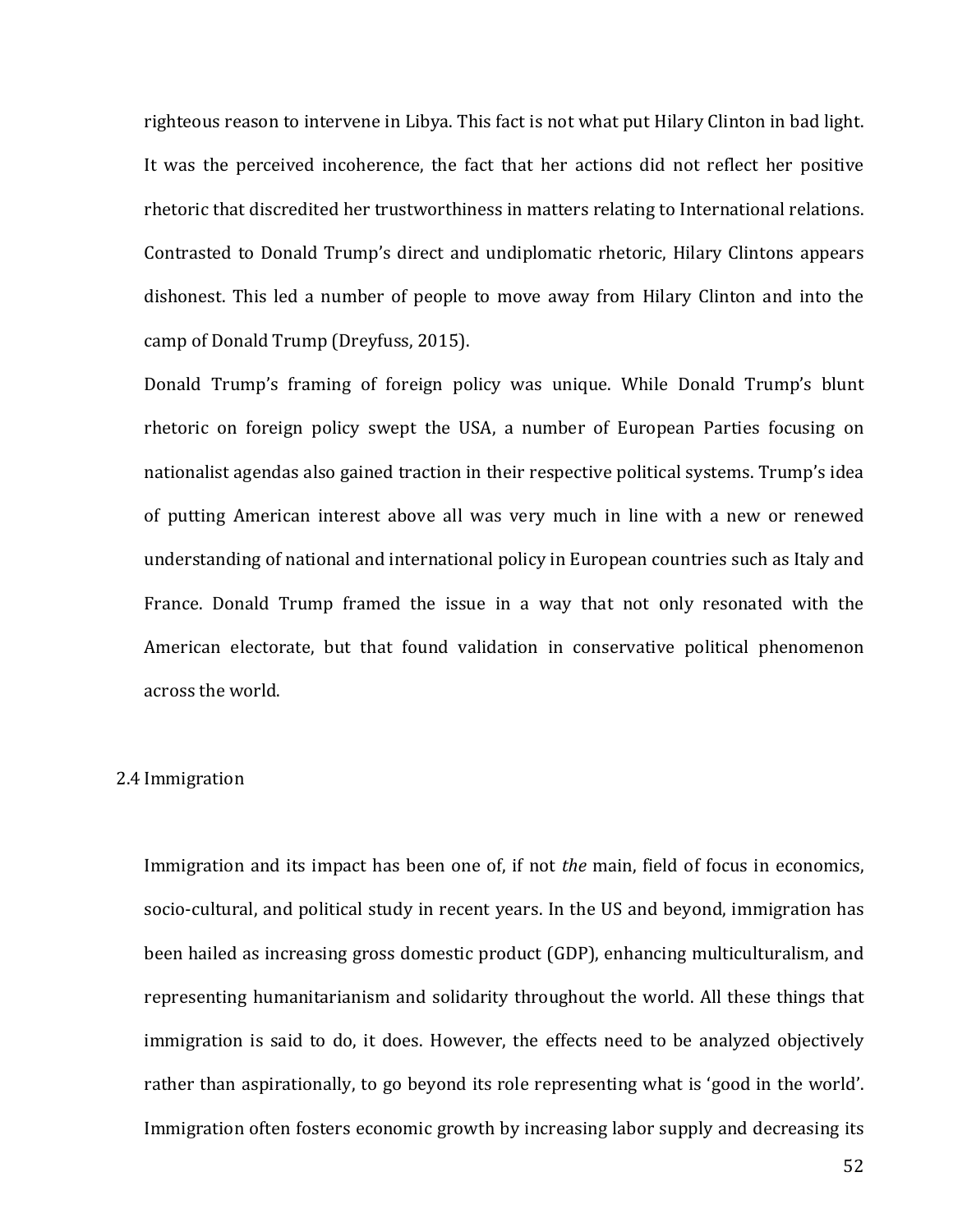righteous reason to intervene in Libya. This fact is not what put Hilary Clinton in bad light. It was the perceived incoherence, the fact that her actions did not reflect her positive rhetoric that discredited her trustworthiness in matters relating to International relations. Contrasted to Donald Trump's direct and undiplomatic rhetoric, Hilary Clintons appears dishonest. This led a number of people to move away from Hilary Clinton and into the camp of Donald Trump (Dreyfuss, 2015).

Donald Trump's framing of foreign policy was unique. While Donald Trump's blunt rhetoric on foreign policy swept the USA, a number of European Parties focusing on nationalist agendas also gained traction in their respective political systems. Trump's idea of putting American interest above all was very much in line with a new or renewed understanding of national and international policy in European countries such as Italy and France. Donald Trump framed the issue in a way that not only resonated with the American electorate, but that found validation in conservative political phenomenon across the world.

## 2.4 Immigration

Immigration and its impact has been one of, if not *the* main, field of focus in economics, socio-cultural, and political study in recent years. In the US and beyond, immigration has been hailed as increasing gross domestic product (GDP), enhancing multiculturalism, and representing humanitarianism and solidarity throughout the world. All these things that immigration is said to do, it does. However, the effects need to be analyzed objectively rather than aspirationally, to go beyond its role representing what is 'good in the world'. Immigration often fosters economic growth by increasing labor supply and decreasing its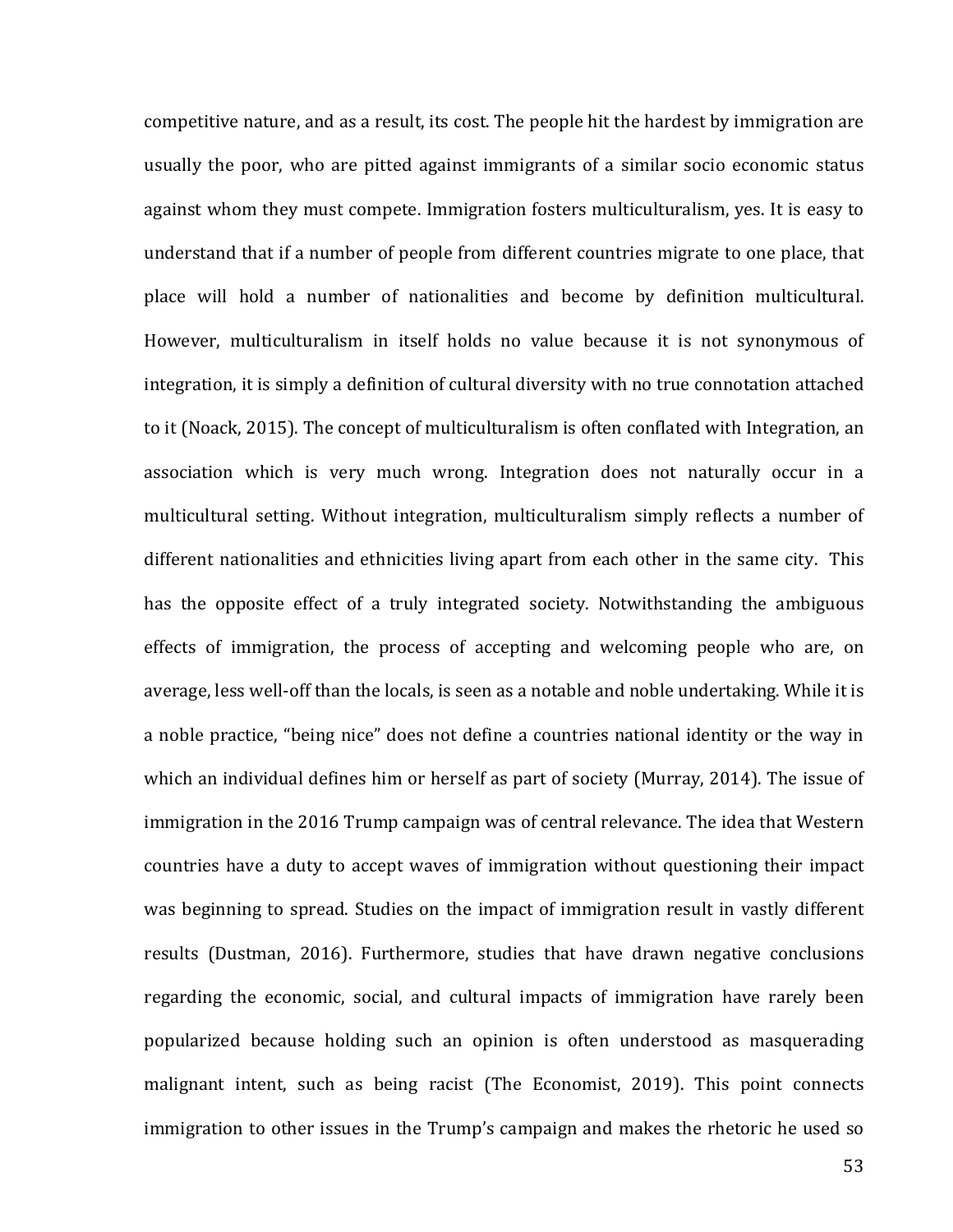competitive nature, and as a result, its cost. The people hit the hardest by immigration are usually the poor, who are pitted against immigrants of a similar socio economic status against whom they must compete. Immigration fosters multiculturalism, yes. It is easy to understand that if a number of people from different countries migrate to one place, that place will hold a number of nationalities and become by definition multicultural. However, multiculturalism in itself holds no value because it is not synonymous of integration, it is simply a definition of cultural diversity with no true connotation attached to it (Noack, 2015). The concept of multiculturalism is often conflated with Integration, an association which is very much wrong. Integration does not naturally occur in a multicultural setting. Without integration, multiculturalism simply reflects a number of different nationalities and ethnicities living apart from each other in the same city. This has the opposite effect of a truly integrated society. Notwithstanding the ambiguous effects of immigration, the process of accepting and welcoming people who are, on average, less well-off than the locals, is seen as a notable and noble undertaking. While it is a noble practice, "being nice" does not define a countries national identity or the way in which an individual defines him or herself as part of society (Murray, 2014). The issue of immigration in the 2016 Trump campaign was of central relevance. The idea that Western countries have a duty to accept waves of immigration without questioning their impact was beginning to spread. Studies on the impact of immigration result in vastly different results (Dustman, 2016). Furthermore, studies that have drawn negative conclusions regarding the economic, social, and cultural impacts of immigration have rarely been popularized because holding such an opinion is often understood as masquerading malignant intent, such as being racist (The Economist, 2019). This point connects immigration to other issues in the Trump's campaign and makes the rhetoric he used so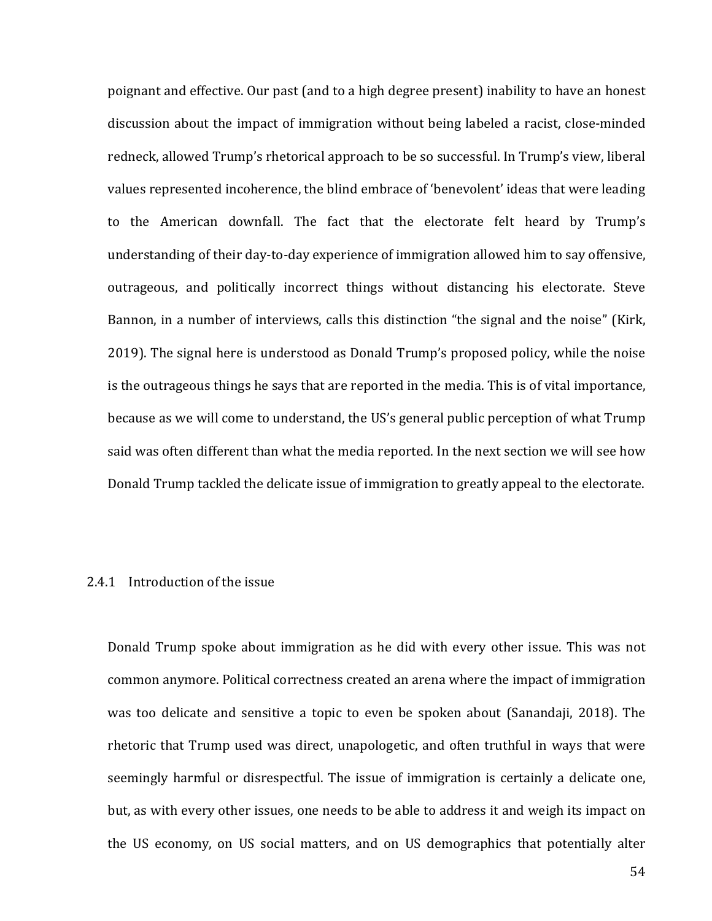poignant and effective. Our past (and to a high degree present) inability to have an honest discussion about the impact of immigration without being labeled a racist, close-minded redneck, allowed Trump's rhetorical approach to be so successful. In Trump's view, liberal values represented incoherence, the blind embrace of 'benevolent' ideas that were leading to the American downfall. The fact that the electorate felt heard by Trump's understanding of their day-to-day experience of immigration allowed him to say offensive, outrageous, and politically incorrect things without distancing his electorate. Steve Bannon, in a number of interviews, calls this distinction "the signal and the noise" (Kirk, 2019). The signal here is understood as Donald Trump's proposed policy, while the noise is the outrageous things he says that are reported in the media. This is of vital importance, because as we will come to understand, the US's general public perception of what Trump said was often different than what the media reported. In the next section we will see how Donald Trump tackled the delicate issue of immigration to greatly appeal to the electorate.

### 2.4.1 Introduction of the issue

Donald Trump spoke about immigration as he did with every other issue. This was not common anymore. Political correctness created an arena where the impact of immigration was too delicate and sensitive a topic to even be spoken about (Sanandaji, 2018). The rhetoric that Trump used was direct, unapologetic, and often truthful in ways that were seemingly harmful or disrespectful. The issue of immigration is certainly a delicate one, but, as with every other issues, one needs to be able to address it and weigh its impact on the US economy, on US social matters, and on US demographics that potentially alter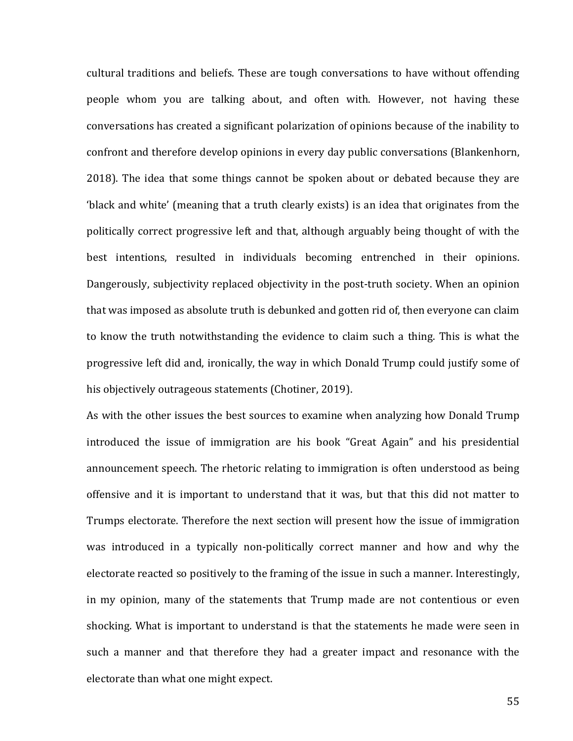cultural traditions and beliefs. These are tough conversations to have without offending people whom you are talking about, and often with. However, not having these conversations has created a significant polarization of opinions because of the inability to confront and therefore develop opinions in every day public conversations (Blankenhorn, 2018). The idea that some things cannot be spoken about or debated because they are 'black and white' (meaning that a truth clearly exists) is an idea that originates from the politically correct progressive left and that, although arguably being thought of with the best intentions, resulted in individuals becoming entrenched in their opinions. Dangerously, subjectivity replaced objectivity in the post-truth society. When an opinion that was imposed as absolute truth is debunked and gotten rid of, then everyone can claim to know the truth notwithstanding the evidence to claim such a thing. This is what the progressive left did and, ironically, the way in which Donald Trump could justify some of his objectively outrageous statements (Chotiner, 2019).

As with the other issues the best sources to examine when analyzing how Donald Trump introduced the issue of immigration are his book "Great Again" and his presidential announcement speech. The rhetoric relating to immigration is often understood as being offensive and it is important to understand that it was, but that this did not matter to Trumps electorate. Therefore the next section will present how the issue of immigration was introduced in a typically non-politically correct manner and how and why the electorate reacted so positively to the framing of the issue in such a manner. Interestingly, in my opinion, many of the statements that Trump made are not contentious or even shocking. What is important to understand is that the statements he made were seen in such a manner and that therefore they had a greater impact and resonance with the electorate than what one might expect.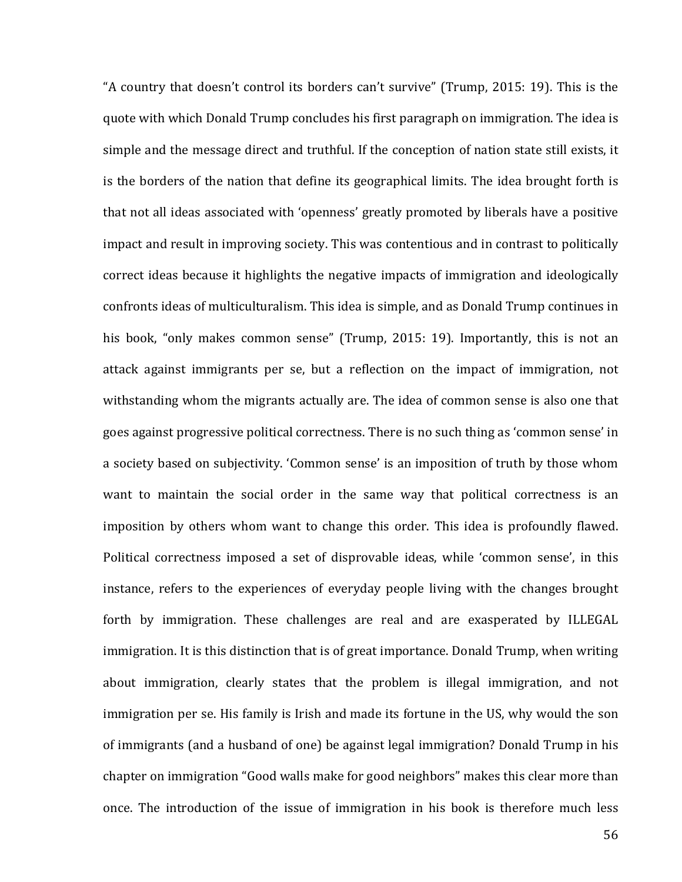"A country that doesn't control its borders can't survive" (Trump, 2015: 19). This is the quote with which Donald Trump concludes his first paragraph on immigration. The idea is simple and the message direct and truthful. If the conception of nation state still exists, it is the borders of the nation that define its geographical limits. The idea brought forth is that not all ideas associated with 'openness' greatly promoted by liberals have a positive impact and result in improving society. This was contentious and in contrast to politically correct ideas because it highlights the negative impacts of immigration and ideologically confronts ideas of multiculturalism. This idea is simple, and as Donald Trump continues in his book, "only makes common sense" (Trump, 2015: 19). Importantly, this is not an attack against immigrants per se, but a reflection on the impact of immigration, not withstanding whom the migrants actually are. The idea of common sense is also one that goes against progressive political correctness. There is no such thing as 'common sense' in a society based on subjectivity. 'Common sense' is an imposition of truth by those whom want to maintain the social order in the same way that political correctness is an imposition by others whom want to change this order. This idea is profoundly flawed. Political correctness imposed a set of disprovable ideas, while 'common sense', in this instance, refers to the experiences of everyday people living with the changes brought forth by immigration. These challenges are real and are exasperated by ILLEGAL immigration. It is this distinction that is of great importance. Donald Trump, when writing about immigration, clearly states that the problem is illegal immigration, and not immigration per se. His family is Irish and made its fortune in the US, why would the son of immigrants (and a husband of one) be against legal immigration? Donald Trump in his chapter on immigration "Good walls make for good neighbors" makes this clear more than once. The introduction of the issue of immigration in his book is therefore much less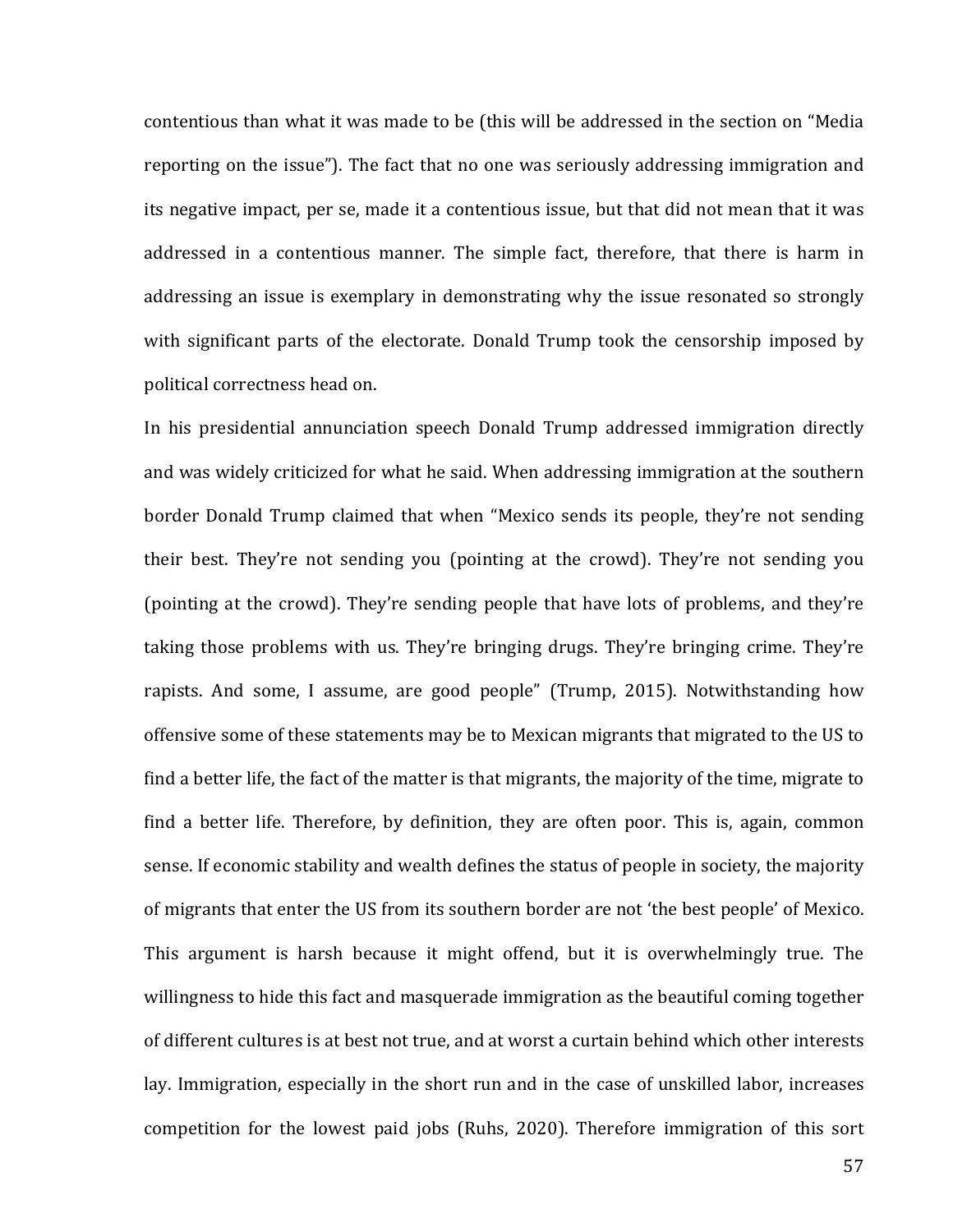contentious than what it was made to be (this will be addressed in the section on "Media reporting on the issue"). The fact that no one was seriously addressing immigration and its negative impact, per se, made it a contentious issue, but that did not mean that it was addressed in a contentious manner. The simple fact, therefore, that there is harm in addressing an issue is exemplary in demonstrating why the issue resonated so strongly with significant parts of the electorate. Donald Trump took the censorship imposed by political correctness head on.

In his presidential annunciation speech Donald Trump addressed immigration directly and was widely criticized for what he said. When addressing immigration at the southern border Donald Trump claimed that when "Mexico sends its people, they're not sending their best. They're not sending you (pointing at the crowd). They're not sending you (pointing at the crowd). They're sending people that have lots of problems, and they're taking those problems with us. They're bringing drugs. They're bringing crime. They're rapists. And some, I assume, are good people" (Trump, 2015). Notwithstanding how offensive some of these statements may be to Mexican migrants that migrated to the US to find a better life, the fact of the matter is that migrants, the majority of the time, migrate to find a better life. Therefore, by definition, they are often poor. This is, again, common sense. If economic stability and wealth defines the status of people in society, the majority of migrants that enter the US from its southern border are not 'the best people' of Mexico. This argument is harsh because it might offend, but it is overwhelmingly true. The willingness to hide this fact and masquerade immigration as the beautiful coming together of different cultures is at best not true, and at worst a curtain behind which other interests lay. Immigration, especially in the short run and in the case of unskilled labor, increases competition for the lowest paid jobs (Ruhs, 2020). Therefore immigration of this sort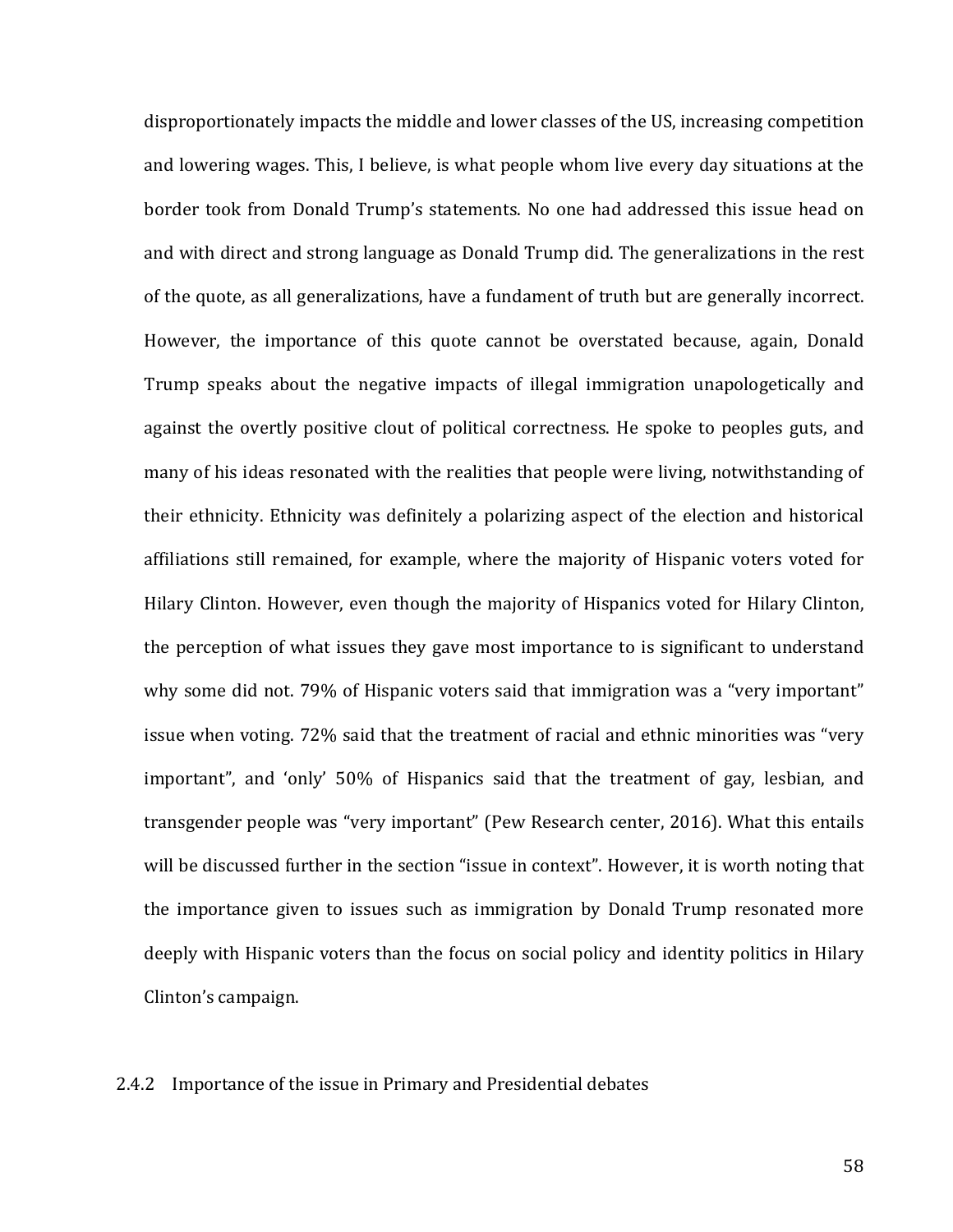disproportionately impacts the middle and lower classes of the US, increasing competition and lowering wages. This, I believe, is what people whom live every day situations at the border took from Donald Trump's statements. No one had addressed this issue head on and with direct and strong language as Donald Trump did. The generalizations in the rest of the quote, as all generalizations, have a fundament of truth but are generally incorrect. However, the importance of this quote cannot be overstated because, again, Donald Trump speaks about the negative impacts of illegal immigration unapologetically and against the overtly positive clout of political correctness. He spoke to peoples guts, and many of his ideas resonated with the realities that people were living, notwithstanding of their ethnicity. Ethnicity was definitely a polarizing aspect of the election and historical affiliations still remained, for example, where the majority of Hispanic voters voted for Hilary Clinton. However, even though the majority of Hispanics voted for Hilary Clinton, the perception of what issues they gave most importance to is significant to understand why some did not. 79% of Hispanic voters said that immigration was a "very important" issue when voting. 72% said that the treatment of racial and ethnic minorities was "very important", and 'only' 50% of Hispanics said that the treatment of gay, lesbian, and transgender people was "very important" (Pew Research center, 2016). What this entails will be discussed further in the section "issue in context". However, it is worth noting that the importance given to issues such as immigration by Donald Trump resonated more deeply with Hispanic voters than the focus on social policy and identity politics in Hilary Clinton's campaign.

### 2.4.2 Importance of the issue in Primary and Presidential debates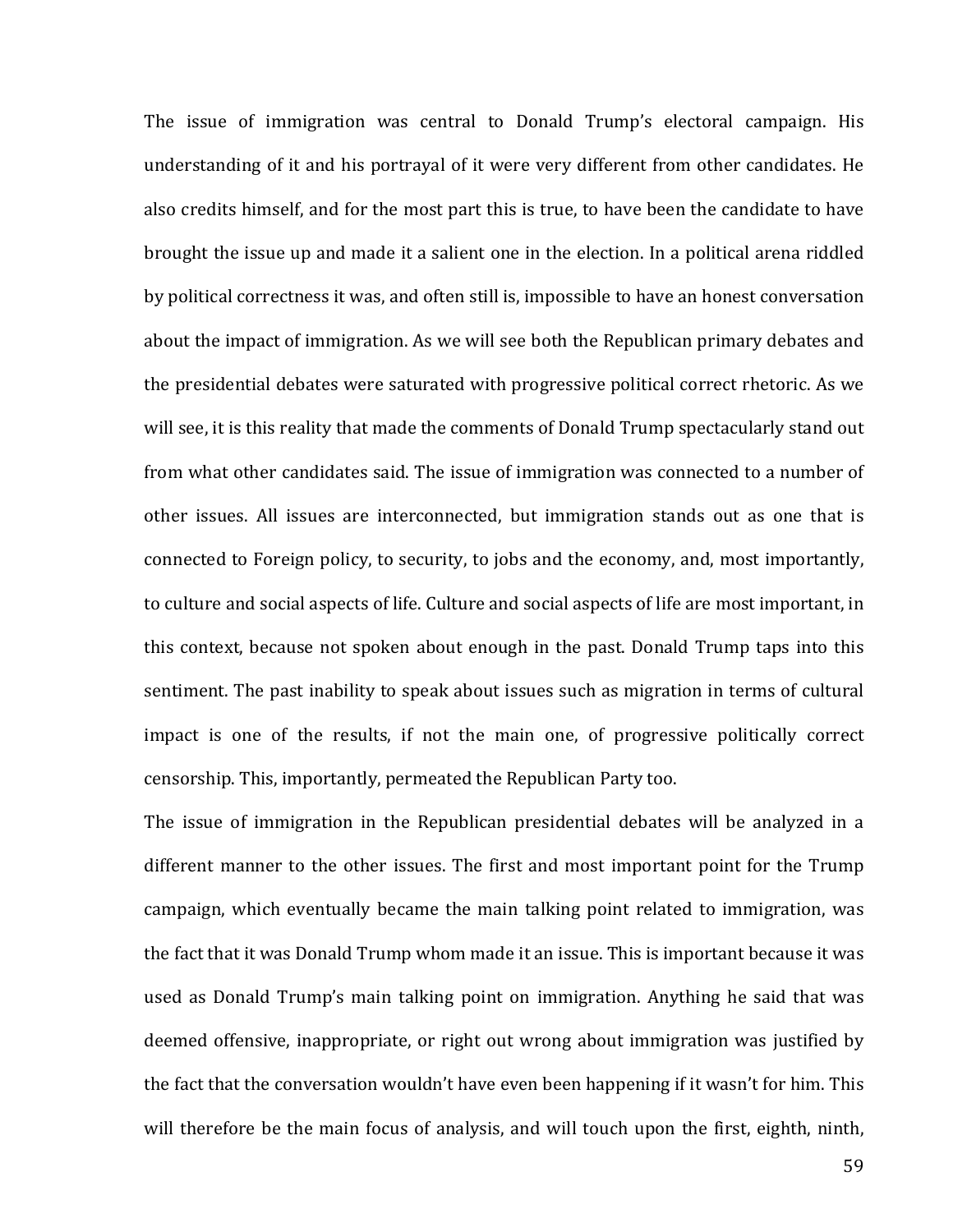The issue of immigration was central to Donald Trump's electoral campaign. His understanding of it and his portrayal of it were very different from other candidates. He also credits himself, and for the most part this is true, to have been the candidate to have brought the issue up and made it a salient one in the election. In a political arena riddled by political correctness it was, and often still is, impossible to have an honest conversation about the impact of immigration. As we will see both the Republican primary debates and the presidential debates were saturated with progressive political correct rhetoric. As we will see, it is this reality that made the comments of Donald Trump spectacularly stand out from what other candidates said. The issue of immigration was connected to a number of other issues. All issues are interconnected, but immigration stands out as one that is connected to Foreign policy, to security, to jobs and the economy, and, most importantly, to culture and social aspects of life. Culture and social aspects of life are most important, in this context, because not spoken about enough in the past. Donald Trump taps into this sentiment. The past inability to speak about issues such as migration in terms of cultural impact is one of the results, if not the main one, of progressive politically correct censorship. This, importantly, permeated the Republican Party too.

The issue of immigration in the Republican presidential debates will be analyzed in a different manner to the other issues. The first and most important point for the Trump campaign, which eventually became the main talking point related to immigration, was the fact that it was Donald Trump whom made it an issue. This is important because it was used as Donald Trump's main talking point on immigration. Anything he said that was deemed offensive, inappropriate, or right out wrong about immigration was justified by the fact that the conversation wouldn't have even been happening if it wasn't for him. This will therefore be the main focus of analysis, and will touch upon the first, eighth, ninth,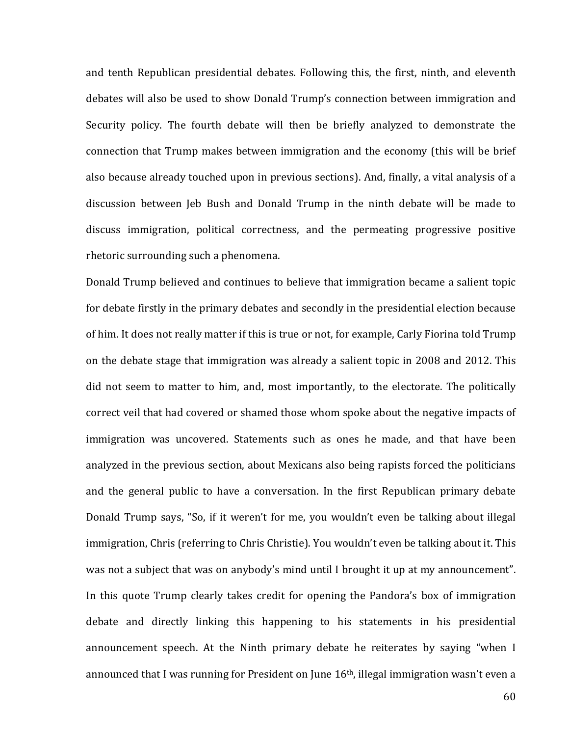and tenth Republican presidential debates. Following this, the first, ninth, and eleventh debates will also be used to show Donald Trump's connection between immigration and Security policy. The fourth debate will then be briefly analyzed to demonstrate the connection that Trump makes between immigration and the economy (this will be brief also because already touched upon in previous sections). And, finally, a vital analysis of a discussion between Jeb Bush and Donald Trump in the ninth debate will be made to discuss immigration, political correctness, and the permeating progressive positive rhetoric surrounding such a phenomena.

Donald Trump believed and continues to believe that immigration became a salient topic for debate firstly in the primary debates and secondly in the presidential election because of him. It does not really matter if this is true or not, for example, Carly Fiorina told Trump on the debate stage that immigration was already a salient topic in 2008 and 2012. This did not seem to matter to him, and, most importantly, to the electorate. The politically correct veil that had covered or shamed those whom spoke about the negative impacts of immigration was uncovered. Statements such as ones he made, and that have been analyzed in the previous section, about Mexicans also being rapists forced the politicians and the general public to have a conversation. In the first Republican primary debate Donald Trump says, "So, if it weren't for me, you wouldn't even be talking about illegal immigration, Chris (referring to Chris Christie). You wouldn't even be talking about it. This was not a subject that was on anybody's mind until I brought it up at my announcement". In this quote Trump clearly takes credit for opening the Pandora's box of immigration debate and directly linking this happening to his statements in his presidential announcement speech. At the Ninth primary debate he reiterates by saying "when I announced that I was running for President on June 16th, illegal immigration wasn't even a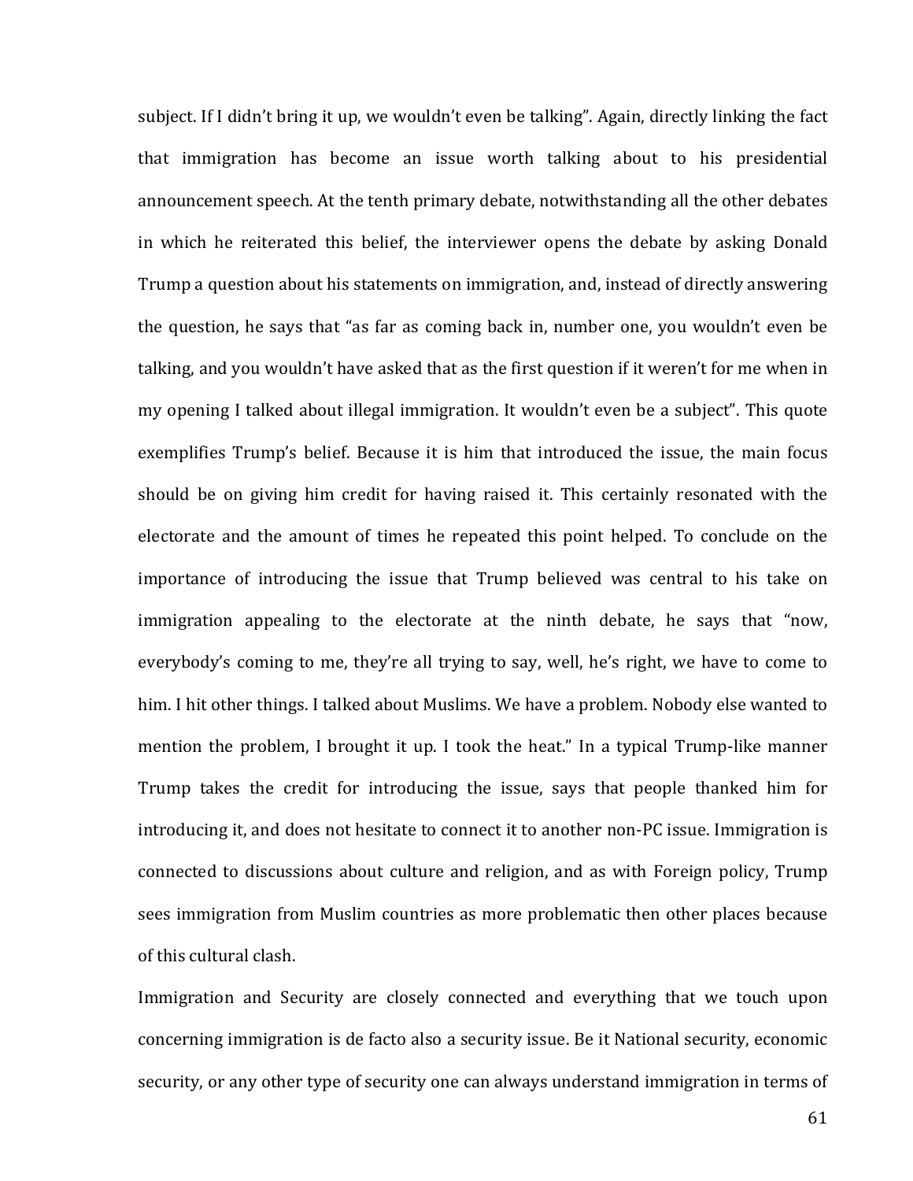subject. If I didn't bring it up, we wouldn't even be talking". Again, directly linking the fact that immigration has become an issue worth talking about to his presidential announcement speech. At the tenth primary debate, notwithstanding all the other debates in which he reiterated this belief, the interviewer opens the debate by asking Donald Trump a question about his statements on immigration, and, instead of directly answering the question, he says that "as far as coming back in, number one, you wouldn't even be talking, and you wouldn't have asked that as the first question if it weren't for me when in my opening I talked about illegal immigration. It wouldn't even be a subject". This quote exemplifies Trump's belief. Because it is him that introduced the issue, the main focus should be on giving him credit for having raised it. This certainly resonated with the electorate and the amount of times he repeated this point helped. To conclude on the importance of introducing the issue that Trump believed was central to his take on immigration appealing to the electorate at the ninth debate, he says that "now, everybody's coming to me, they're all trying to say, well, he's right, we have to come to him. I hit other things. I talked about Muslims. We have a problem. Nobody else wanted to mention the problem, I brought it up. I took the heat." In a typical Trump-like manner Trump takes the credit for introducing the issue, says that people thanked him for introducing it, and does not hesitate to connect it to another non-PC issue. Immigration is connected to discussions about culture and religion, and as with Foreign policy, Trump sees immigration from Muslim countries as more problematic then other places because of this cultural clash.

Immigration and Security are closely connected and everything that we touch upon concerning immigration is de facto also a security issue. Be it National security, economic security, or any other type of security one can always understand immigration in terms of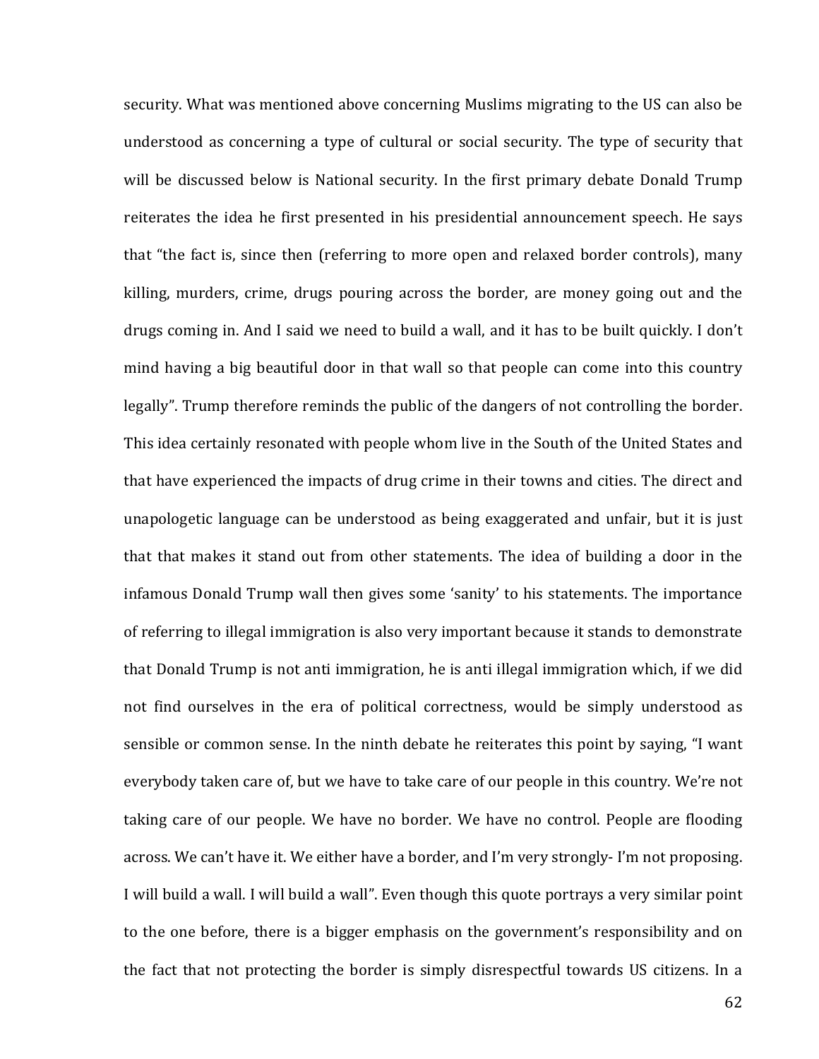security. What was mentioned above concerning Muslims migrating to the US can also be understood as concerning a type of cultural or social security. The type of security that will be discussed below is National security. In the first primary debate Donald Trump reiterates the idea he first presented in his presidential announcement speech. He says that "the fact is, since then (referring to more open and relaxed border controls), many killing, murders, crime, drugs pouring across the border, are money going out and the drugs coming in. And I said we need to build a wall, and it has to be built quickly. I don't mind having a big beautiful door in that wall so that people can come into this country legally". Trump therefore reminds the public of the dangers of not controlling the border. This idea certainly resonated with people whom live in the South of the United States and that have experienced the impacts of drug crime in their towns and cities. The direct and unapologetic language can be understood as being exaggerated and unfair, but it is just that that makes it stand out from other statements. The idea of building a door in the infamous Donald Trump wall then gives some 'sanity' to his statements. The importance of referring to illegal immigration is also very important because it stands to demonstrate that Donald Trump is not anti immigration, he is anti illegal immigration which, if we did not find ourselves in the era of political correctness, would be simply understood as sensible or common sense. In the ninth debate he reiterates this point by saying, "I want everybody taken care of, but we have to take care of our people in this country. We're not taking care of our people. We have no border. We have no control. People are flooding across. We can't have it. We either have a border, and I'm very strongly- I'm not proposing. I will build a wall. I will build a wall". Even though this quote portrays a very similar point to the one before, there is a bigger emphasis on the government's responsibility and on the fact that not protecting the border is simply disrespectful towards US citizens. In a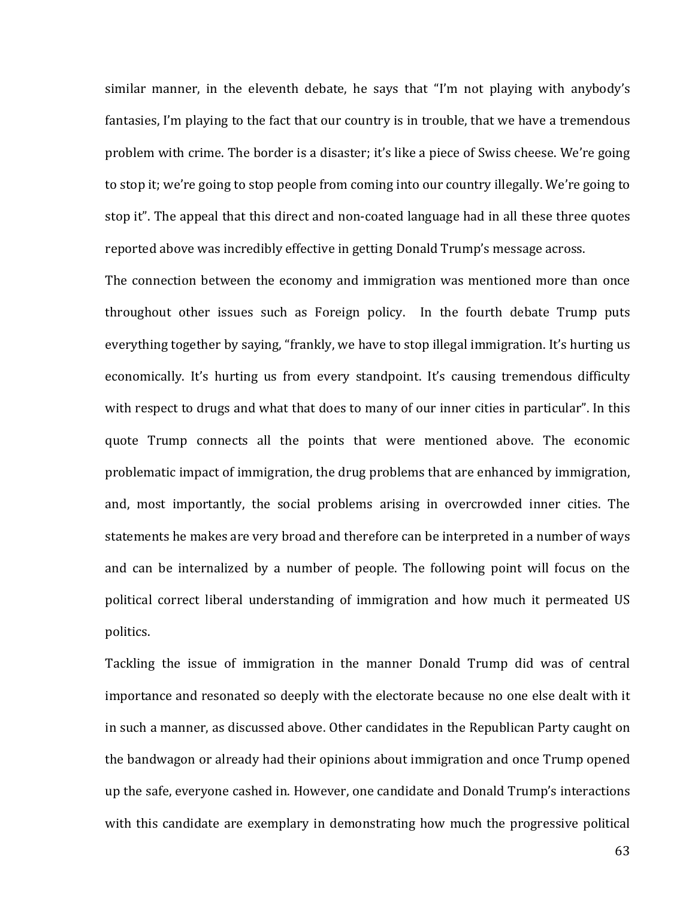similar manner, in the eleventh debate, he says that "I'm not playing with anybody's fantasies, I'm playing to the fact that our country is in trouble, that we have a tremendous problem with crime. The border is a disaster; it's like a piece of Swiss cheese. We're going to stop it; we're going to stop people from coming into our country illegally. We're going to stop it". The appeal that this direct and non-coated language had in all these three quotes reported above was incredibly effective in getting Donald Trump's message across.

The connection between the economy and immigration was mentioned more than once throughout other issues such as Foreign policy. In the fourth debate Trump puts everything together by saying, "frankly, we have to stop illegal immigration. It's hurting us economically. It's hurting us from every standpoint. It's causing tremendous difficulty with respect to drugs and what that does to many of our inner cities in particular". In this quote Trump connects all the points that were mentioned above. The economic problematic impact of immigration, the drug problems that are enhanced by immigration, and, most importantly, the social problems arising in overcrowded inner cities. The statements he makes are very broad and therefore can be interpreted in a number of ways and can be internalized by a number of people. The following point will focus on the political correct liberal understanding of immigration and how much it permeated US politics.

Tackling the issue of immigration in the manner Donald Trump did was of central importance and resonated so deeply with the electorate because no one else dealt with it in such a manner, as discussed above. Other candidates in the Republican Party caught on the bandwagon or already had their opinions about immigration and once Trump opened up the safe, everyone cashed in. However, one candidate and Donald Trump's interactions with this candidate are exemplary in demonstrating how much the progressive political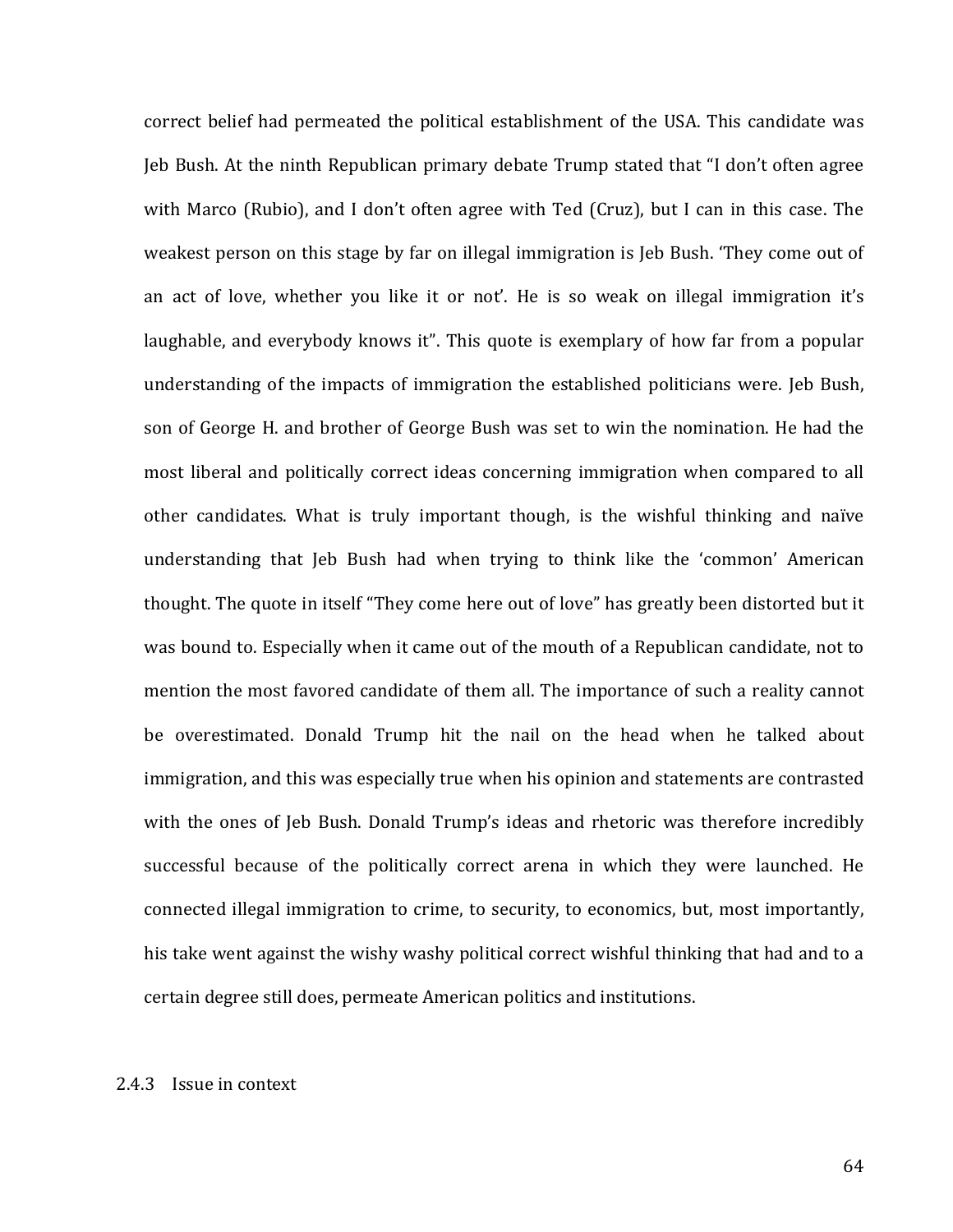correct belief had permeated the political establishment of the USA. This candidate was Jeb Bush. At the ninth Republican primary debate Trump stated that "I don't often agree with Marco (Rubio), and I don't often agree with Ted (Cruz), but I can in this case. The weakest person on this stage by far on illegal immigration is Jeb Bush. 'They come out of an act of love, whether you like it or not'. He is so weak on illegal immigration it's laughable, and everybody knows it". This quote is exemplary of how far from a popular understanding of the impacts of immigration the established politicians were. Jeb Bush, son of George H. and brother of George Bush was set to win the nomination. He had the most liberal and politically correct ideas concerning immigration when compared to all other candidates. What is truly important though, is the wishful thinking and naïve understanding that Jeb Bush had when trying to think like the 'common' American thought. The quote in itself "They come here out of love" has greatly been distorted but it was bound to. Especially when it came out of the mouth of a Republican candidate, not to mention the most favored candidate of them all. The importance of such a reality cannot be overestimated. Donald Trump hit the nail on the head when he talked about immigration, and this was especially true when his opinion and statements are contrasted with the ones of Jeb Bush. Donald Trump's ideas and rhetoric was therefore incredibly successful because of the politically correct arena in which they were launched. He connected illegal immigration to crime, to security, to economics, but, most importantly, his take went against the wishy washy political correct wishful thinking that had and to a certain degree still does, permeate American politics and institutions.

### 2.4.3 Issue in context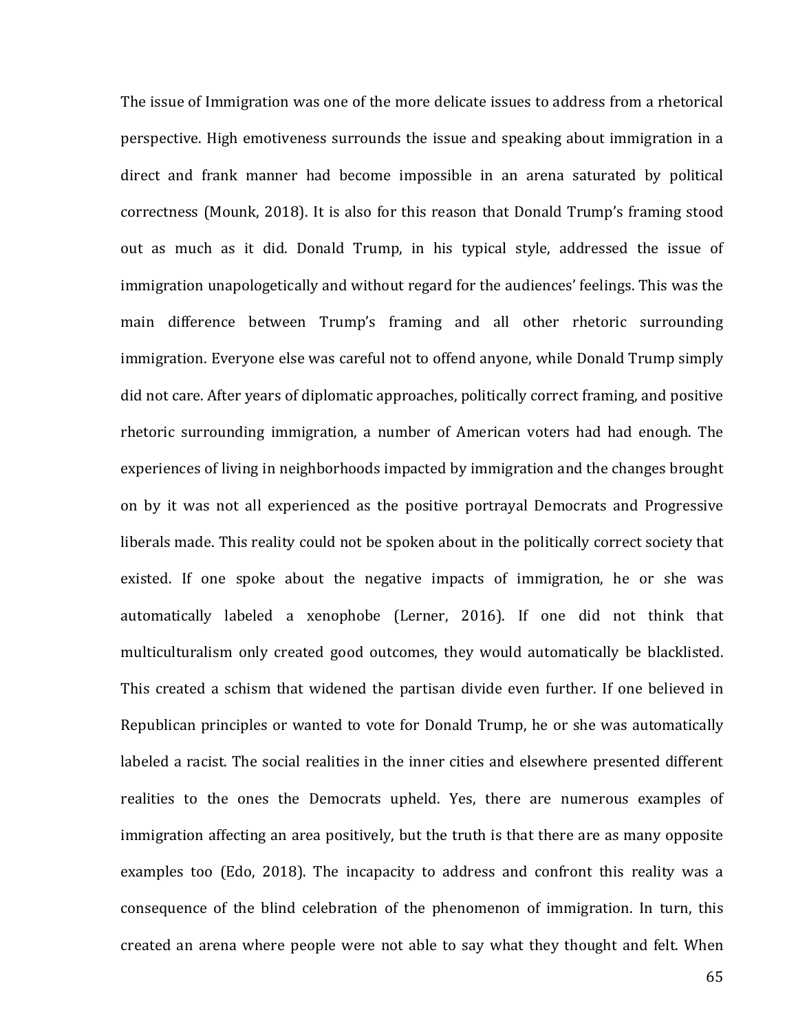The issue of Immigration was one of the more delicate issues to address from a rhetorical perspective. High emotiveness surrounds the issue and speaking about immigration in a direct and frank manner had become impossible in an arena saturated by political correctness (Mounk, 2018). It is also for this reason that Donald Trump's framing stood out as much as it did. Donald Trump, in his typical style, addressed the issue of immigration unapologetically and without regard for the audiences' feelings. This was the main difference between Trump's framing and all other rhetoric surrounding immigration. Everyone else was careful not to offend anyone, while Donald Trump simply did not care. After years of diplomatic approaches, politically correct framing, and positive rhetoric surrounding immigration, a number of American voters had had enough. The experiences of living in neighborhoods impacted by immigration and the changes brought on by it was not all experienced as the positive portrayal Democrats and Progressive liberals made. This reality could not be spoken about in the politically correct society that existed. If one spoke about the negative impacts of immigration, he or she was automatically labeled a xenophobe (Lerner, 2016). If one did not think that multiculturalism only created good outcomes, they would automatically be blacklisted. This created a schism that widened the partisan divide even further. If one believed in Republican principles or wanted to vote for Donald Trump, he or she was automatically labeled a racist. The social realities in the inner cities and elsewhere presented different realities to the ones the Democrats upheld. Yes, there are numerous examples of immigration affecting an area positively, but the truth is that there are as many opposite examples too (Edo, 2018). The incapacity to address and confront this reality was a consequence of the blind celebration of the phenomenon of immigration. In turn, this created an arena where people were not able to say what they thought and felt. When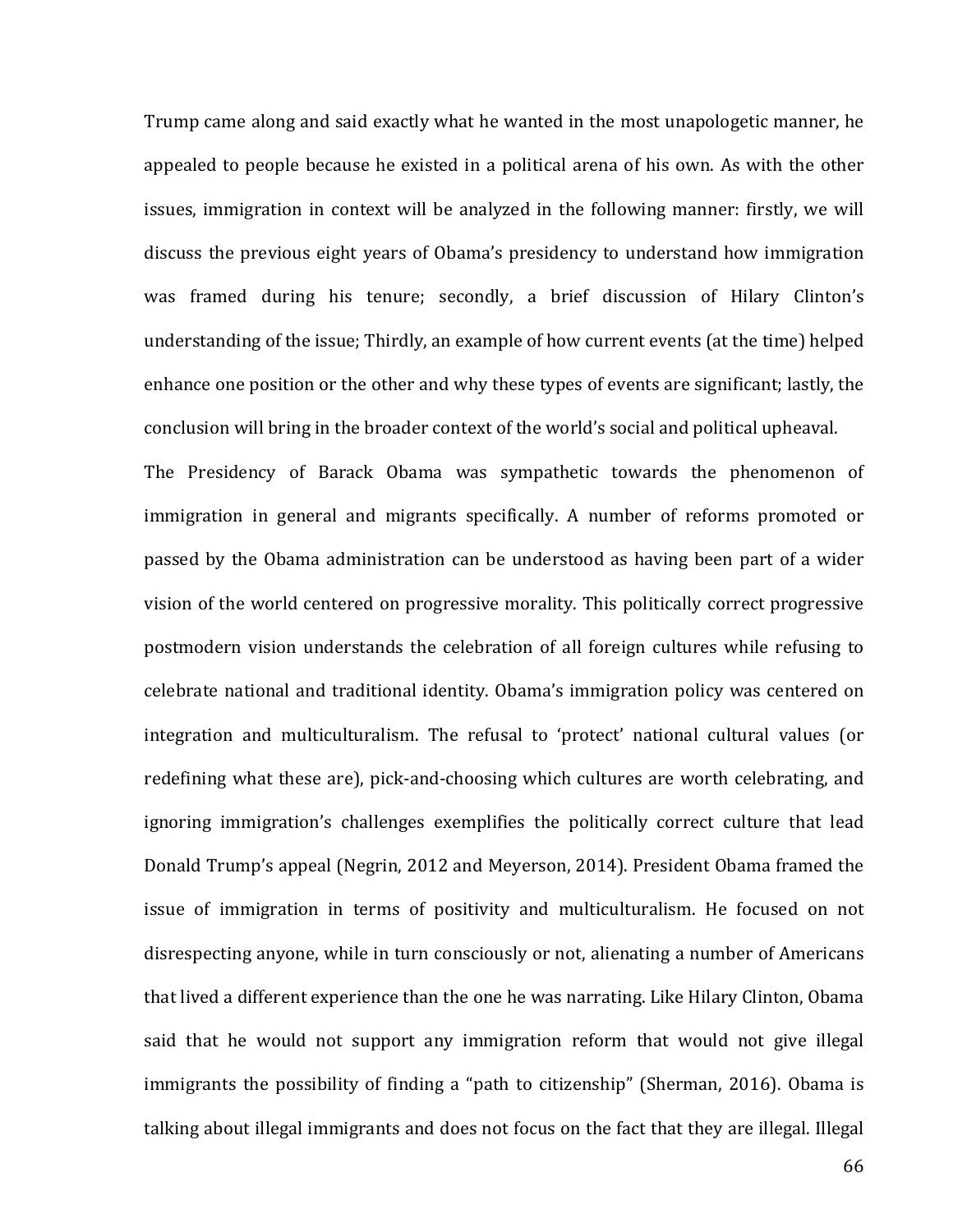Trump came along and said exactly what he wanted in the most unapologetic manner, he appealed to people because he existed in a political arena of his own. As with the other issues, immigration in context will be analyzed in the following manner: firstly, we will discuss the previous eight years of Obama's presidency to understand how immigration was framed during his tenure; secondly, a brief discussion of Hilary Clinton's understanding of the issue; Thirdly, an example of how current events (at the time) helped enhance one position or the other and why these types of events are significant; lastly, the conclusion will bring in the broader context of the world's social and political upheaval.

The Presidency of Barack Obama was sympathetic towards the phenomenon of immigration in general and migrants specifically. A number of reforms promoted or passed by the Obama administration can be understood as having been part of a wider vision of the world centered on progressive morality. This politically correct progressive postmodern vision understands the celebration of all foreign cultures while refusing to celebrate national and traditional identity. Obama's immigration policy was centered on integration and multiculturalism. The refusal to 'protect' national cultural values (or redefining what these are), pick-and-choosing which cultures are worth celebrating, and ignoring immigration's challenges exemplifies the politically correct culture that lead Donald Trump's appeal (Negrin, 2012 and Meyerson, 2014). President Obama framed the issue of immigration in terms of positivity and multiculturalism. He focused on not disrespecting anyone, while in turn consciously or not, alienating a number of Americans that lived a different experience than the one he was narrating. Like Hilary Clinton, Obama said that he would not support any immigration reform that would not give illegal immigrants the possibility of finding a "path to citizenship" (Sherman, 2016). Obama is talking about illegal immigrants and does not focus on the fact that they are illegal. Illegal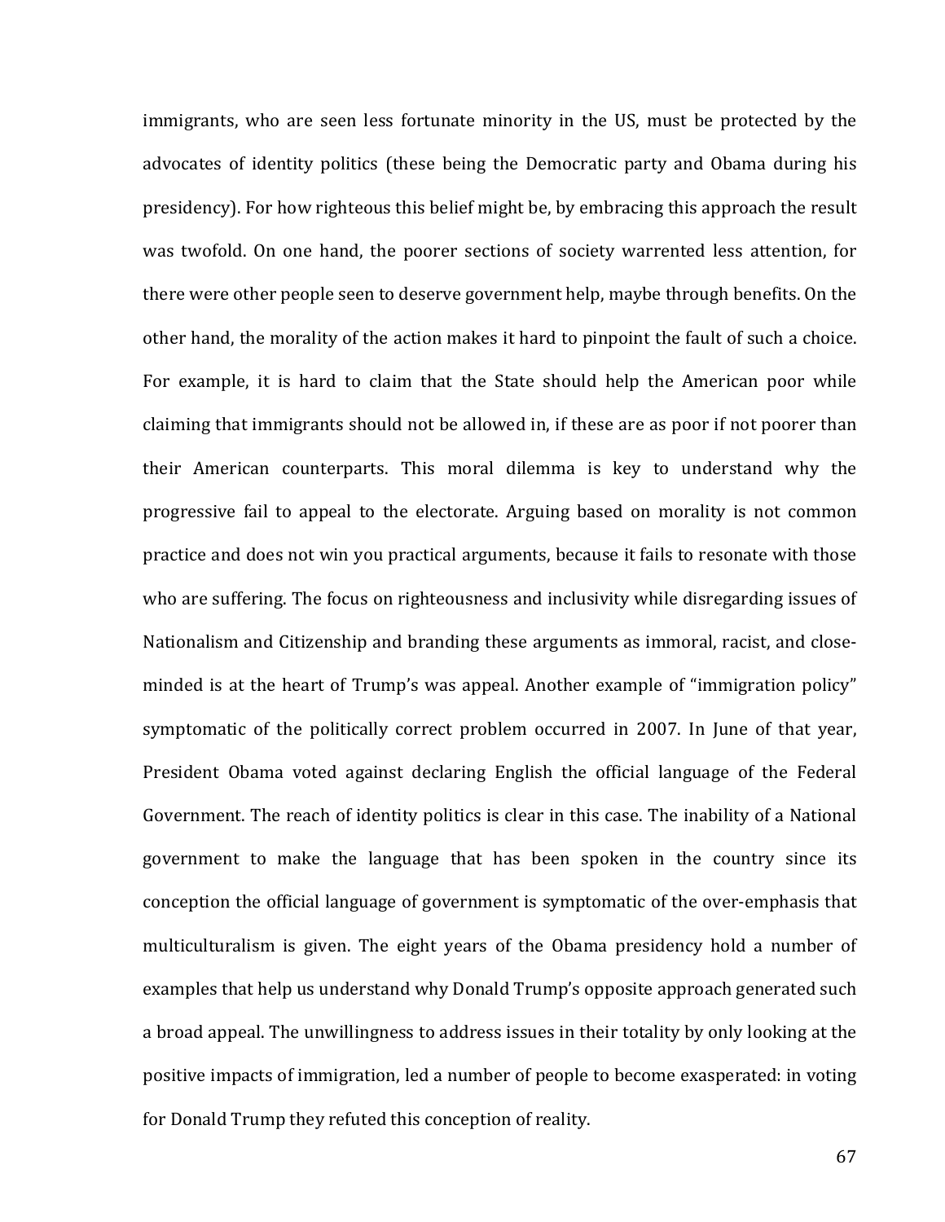immigrants, who are seen less fortunate minority in the US, must be protected by the advocates of identity politics (these being the Democratic party and Obama during his presidency). For how righteous this belief might be, by embracing this approach the result was twofold. On one hand, the poorer sections of society warrented less attention, for there were other people seen to deserve government help, maybe through benefits. On the other hand, the morality of the action makes it hard to pinpoint the fault of such a choice. For example, it is hard to claim that the State should help the American poor while claiming that immigrants should not be allowed in, if these are as poor if not poorer than their American counterparts. This moral dilemma is key to understand why the progressive fail to appeal to the electorate. Arguing based on morality is not common practice and does not win you practical arguments, because it fails to resonate with those who are suffering. The focus on righteousness and inclusivity while disregarding issues of Nationalism and Citizenship and branding these arguments as immoral, racist, and close-minded is at the heart of Trump's was appeal. Another example of "immigration policy" symptomatic of the politically correct problem occurred in 2007. In June of that year, President Obama voted against declaring English the official language of the Federal Government. The reach of identity politics is clear in this case. The inability of a National government to make the language that has been spoken in the country since its conception the official language of government is symptomatic of the over-emphasis that multiculturalism is given. The eight years of the Obama presidency hold a number of examples that help us understand why Donald Trump's opposite approach generated such a broad appeal. The unwillingness to address issues in their totality by only looking at the positive impacts of immigration, led a number of people to become exasperated: in voting for Donald Trump they refuted this conception of reality.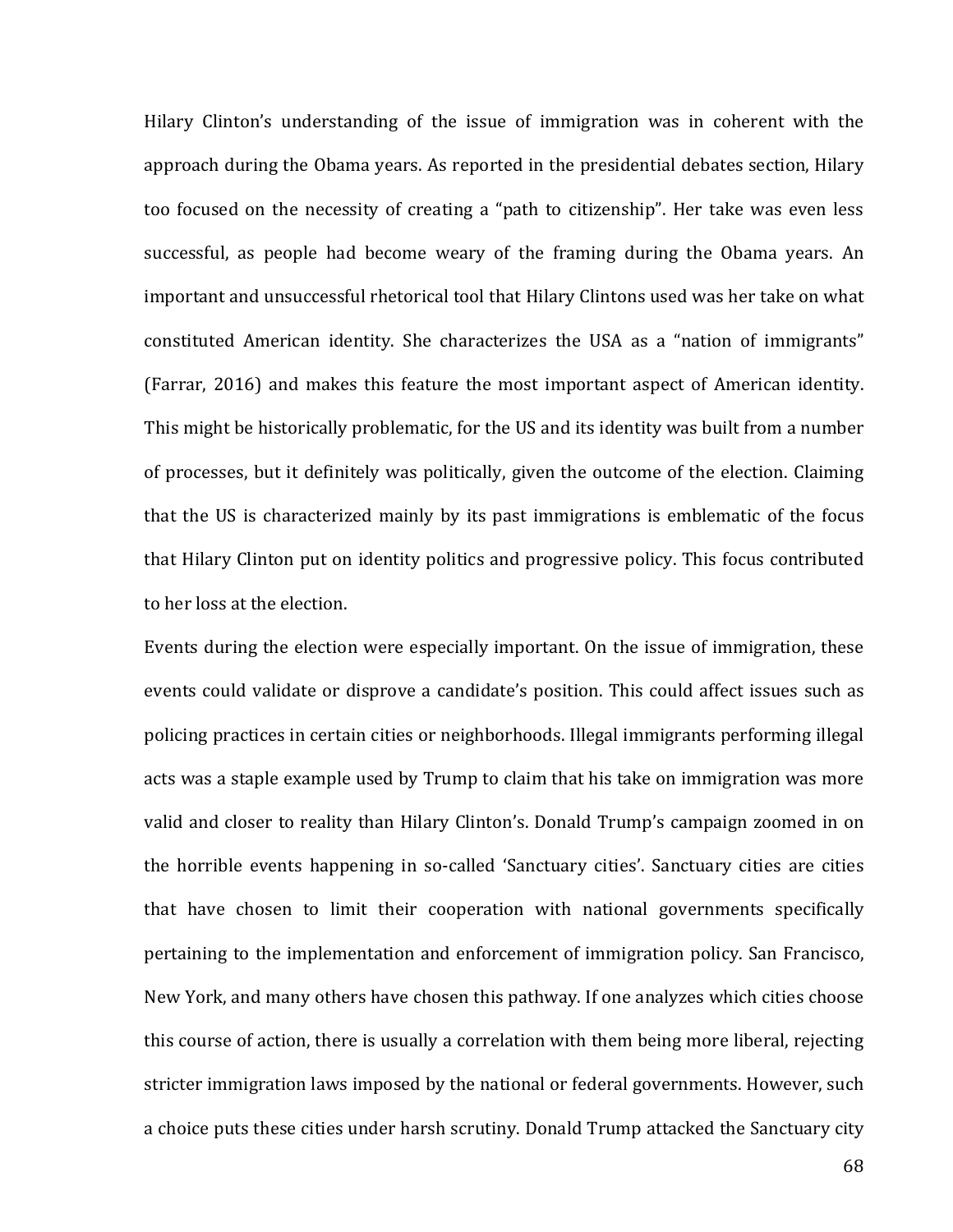Hilary Clinton's understanding of the issue of immigration was in coherent with the approach during the Obama years. As reported in the presidential debates section, Hilary too focused on the necessity of creating a "path to citizenship". Her take was even less successful, as people had become weary of the framing during the Obama years. An important and unsuccessful rhetorical tool that Hilary Clintons used was her take on what constituted American identity. She characterizes the USA as a "nation of immigrants" (Farrar, 2016) and makes this feature the most important aspect of American identity. This might be historically problematic, for the US and its identity was built from a number of processes, but it definitely was politically, given the outcome of the election. Claiming that the US is characterized mainly by its past immigrations is emblematic of the focus that Hilary Clinton put on identity politics and progressive policy. This focus contributed to her loss at the election.

Events during the election were especially important. On the issue of immigration, these events could validate or disprove a candidate's position. This could affect issues such as policing practices in certain cities or neighborhoods. Illegal immigrants performing illegal acts was a staple example used by Trump to claim that his take on immigration was more valid and closer to reality than Hilary Clinton's. Donald Trump's campaign zoomed in on the horrible events happening in so-called 'Sanctuary cities'. Sanctuary cities are cities that have chosen to limit their cooperation with national governments specifically pertaining to the implementation and enforcement of immigration policy. San Francisco, New York, and many others have chosen this pathway. If one analyzes which cities choose this course of action, there is usually a correlation with them being more liberal, rejecting stricter immigration laws imposed by the national or federal governments. However, such a choice puts these cities under harsh scrutiny. Donald Trump attacked the Sanctuary city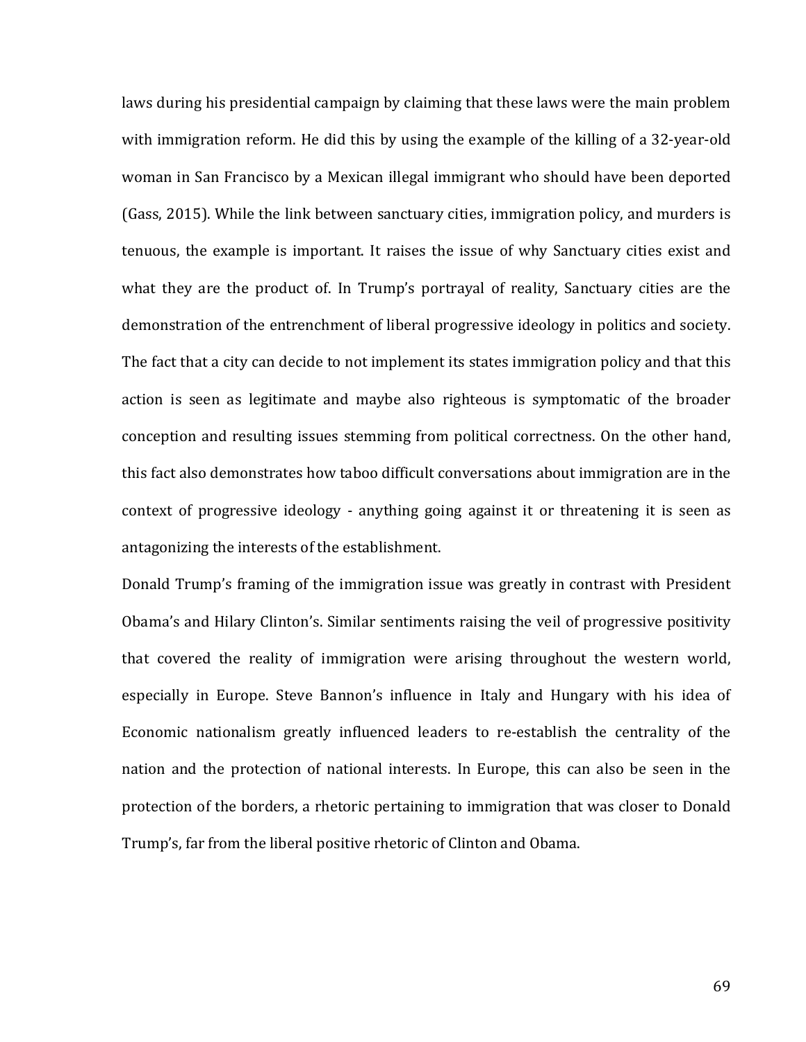laws during his presidential campaign by claiming that these laws were the main problem with immigration reform. He did this by using the example of the killing of a 32-year-old woman in San Francisco by a Mexican illegal immigrant who should have been deported (Gass, 2015). While the link between sanctuary cities, immigration policy, and murders is tenuous, the example is important. It raises the issue of why Sanctuary cities exist and what they are the product of. In Trump's portrayal of reality, Sanctuary cities are the demonstration of the entrenchment of liberal progressive ideology in politics and society. The fact that a city can decide to not implement its states immigration policy and that this action is seen as legitimate and maybe also righteous is symptomatic of the broader conception and resulting issues stemming from political correctness. On the other hand, this fact also demonstrates how taboo difficult conversations about immigration are in the context of progressive ideology - anything going against it or threatening it is seen as antagonizing the interests of the establishment.

Donald Trump's framing of the immigration issue was greatly in contrast with President Obama's and Hilary Clinton's. Similar sentiments raising the veil of progressive positivity that covered the reality of immigration were arising throughout the western world, especially in Europe. Steve Bannon's influence in Italy and Hungary with his idea of Economic nationalism greatly influenced leaders to re-establish the centrality of the nation and the protection of national interests. In Europe, this can also be seen in the protection of the borders, a rhetoric pertaining to immigration that was closer to Donald Trump's, far from the liberal positive rhetoric of Clinton and Obama.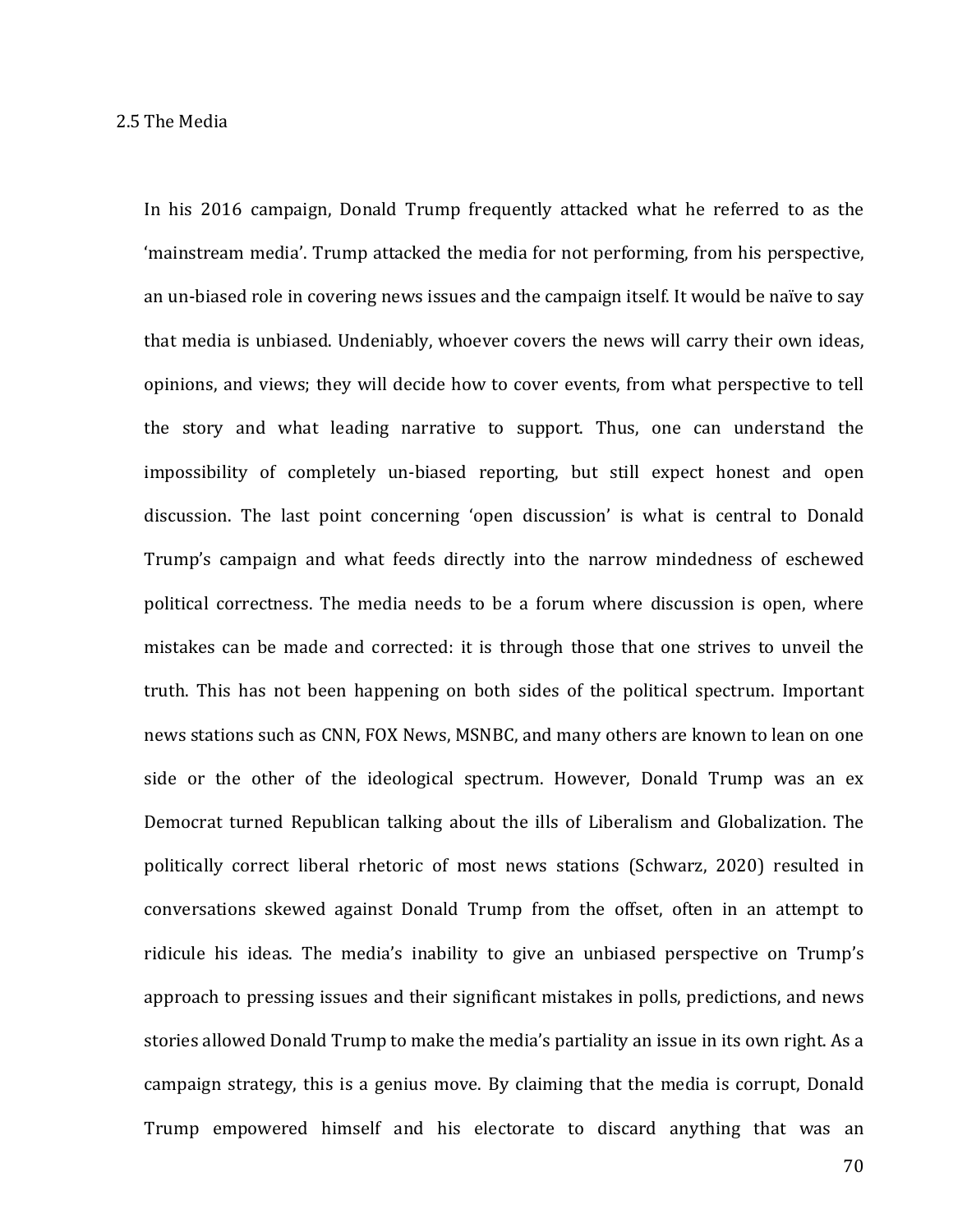## 2.5 The Media

In his 2016 campaign, Donald Trump frequently attacked what he referred to as the 'mainstream media'. Trump attacked the media for not performing, from his perspective, an un-biased role in covering news issues and the campaign itself. It would be naïve to say that media is unbiased. Undeniably, whoever covers the news will carry their own ideas, opinions, and views; they will decide how to cover events, from what perspective to tell the story and what leading narrative to support. Thus, one can understand the impossibility of completely un-biased reporting, but still expect honest and open discussion. The last point concerning 'open discussion' is what is central to Donald Trump's campaign and what feeds directly into the narrow mindedness of eschewed political correctness. The media needs to be a forum where discussion is open, where mistakes can be made and corrected: it is through those that one strives to unveil the truth. This has not been happening on both sides of the political spectrum. Important news stations such as CNN, FOX News, MSNBC, and many others are known to lean on one side or the other of the ideological spectrum. However, Donald Trump was an ex Democrat turned Republican talking about the ills of Liberalism and Globalization. The politically correct liberal rhetoric of most news stations (Schwarz, 2020) resulted in conversations skewed against Donald Trump from the offset, often in an attempt to ridicule his ideas. The media's inability to give an unbiased perspective on Trump's approach to pressing issues and their significant mistakes in polls, predictions, and news stories allowed Donald Trump to make the media's partiality an issue in its own right. As a campaign strategy, this is a genius move. By claiming that the media is corrupt, Donald Trump empowered himself and his electorate to discard anything that was an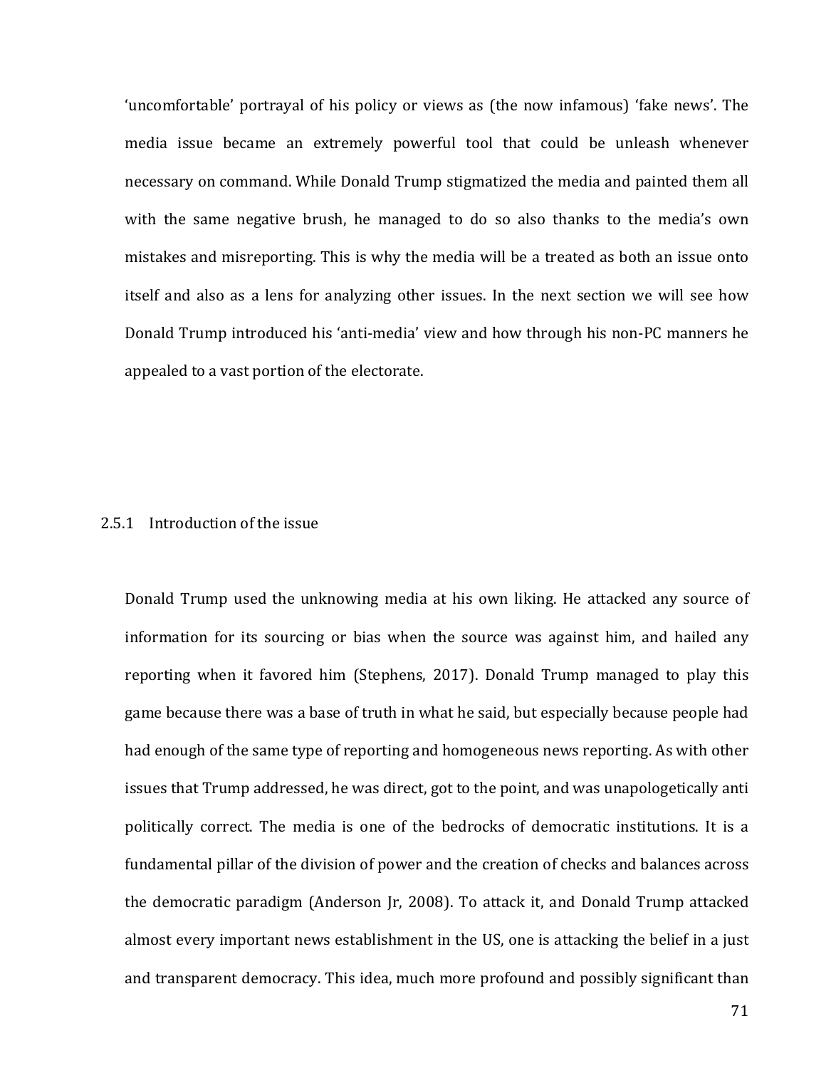'uncomfortable' portrayal of his policy or views as (the now infamous) 'fake news'. The media issue became an extremely powerful tool that could be unleash whenever necessary on command. While Donald Trump stigmatized the media and painted them all with the same negative brush, he managed to do so also thanks to the media's own mistakes and misreporting. This is why the media will be a treated as both an issue onto itself and also as a lens for analyzing other issues. In the next section we will see how Donald Trump introduced his 'anti-media' view and how through his non-PC manners he appealed to a vast portion of the electorate.

### 2.5.1 Introduction of the issue

Donald Trump used the unknowing media at his own liking. He attacked any source of information for its sourcing or bias when the source was against him, and hailed any reporting when it favored him (Stephens, 2017). Donald Trump managed to play this game because there was a base of truth in what he said, but especially because people had had enough of the same type of reporting and homogeneous news reporting. As with other issues that Trump addressed, he was direct, got to the point, and was unapologetically anti politically correct. The media is one of the bedrocks of democratic institutions. It is a fundamental pillar of the division of power and the creation of checks and balances across the democratic paradigm (Anderson Jr, 2008). To attack it, and Donald Trump attacked almost every important news establishment in the US, one is attacking the belief in a just and transparent democracy. This idea, much more profound and possibly significant than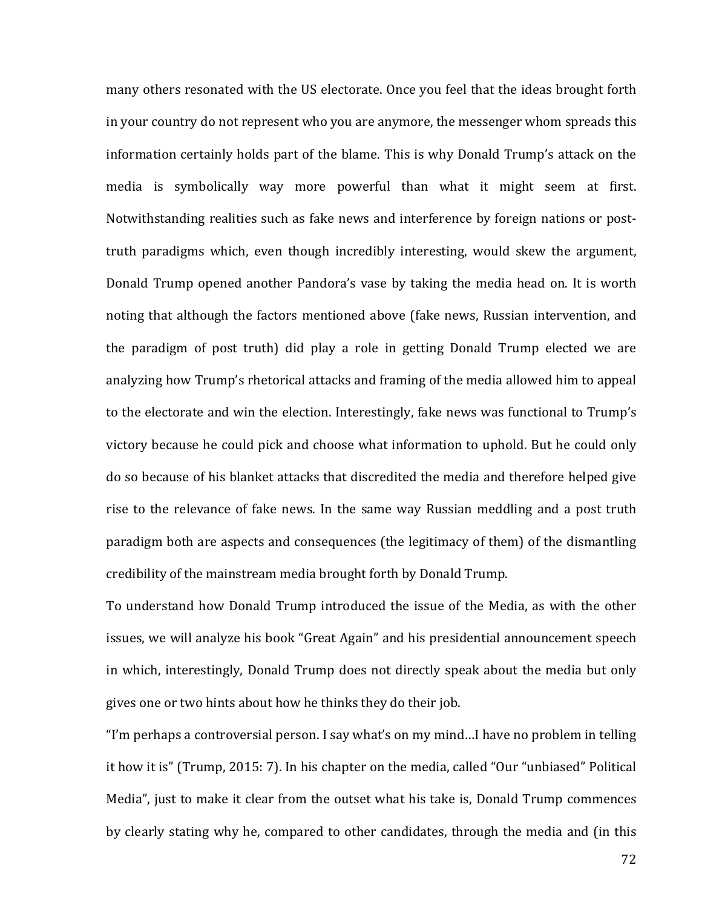many others resonated with the US electorate. Once you feel that the ideas brought forth in your country do not represent who you are anymore, the messenger whom spreads this information certainly holds part of the blame. This is why Donald Trump's attack on the media is symbolically way more powerful than what it might seem at first. Notwithstanding realities such as fake news and interference by foreign nations or post-truth paradigms which, even though incredibly interesting, would skew the argument, Donald Trump opened another Pandora's vase by taking the media head on. It is worth noting that although the factors mentioned above (fake news, Russian intervention, and the paradigm of post truth) did play a role in getting Donald Trump elected we are analyzing how Trump's rhetorical attacks and framing of the media allowed him to appeal to the electorate and win the election. Interestingly, fake news was functional to Trump's victory because he could pick and choose what information to uphold. But he could only do so because of his blanket attacks that discredited the media and therefore helped give rise to the relevance of fake news. In the same way Russian meddling and a post truth paradigm both are aspects and consequences (the legitimacy of them) of the dismantling credibility of the mainstream media brought forth by Donald Trump.

To understand how Donald Trump introduced the issue of the Media, as with the other issues, we will analyze his book "Great Again" and his presidential announcement speech in which, interestingly, Donald Trump does not directly speak about the media but only gives one or two hints about how he thinks they do their job.

"I'm perhaps a controversial person. I say what's on my mind…I have no problem in telling it how it is" (Trump, 2015: 7). In his chapter on the media, called "Our "unbiased" Political Media", just to make it clear from the outset what his take is, Donald Trump commences by clearly stating why he, compared to other candidates, through the media and (in this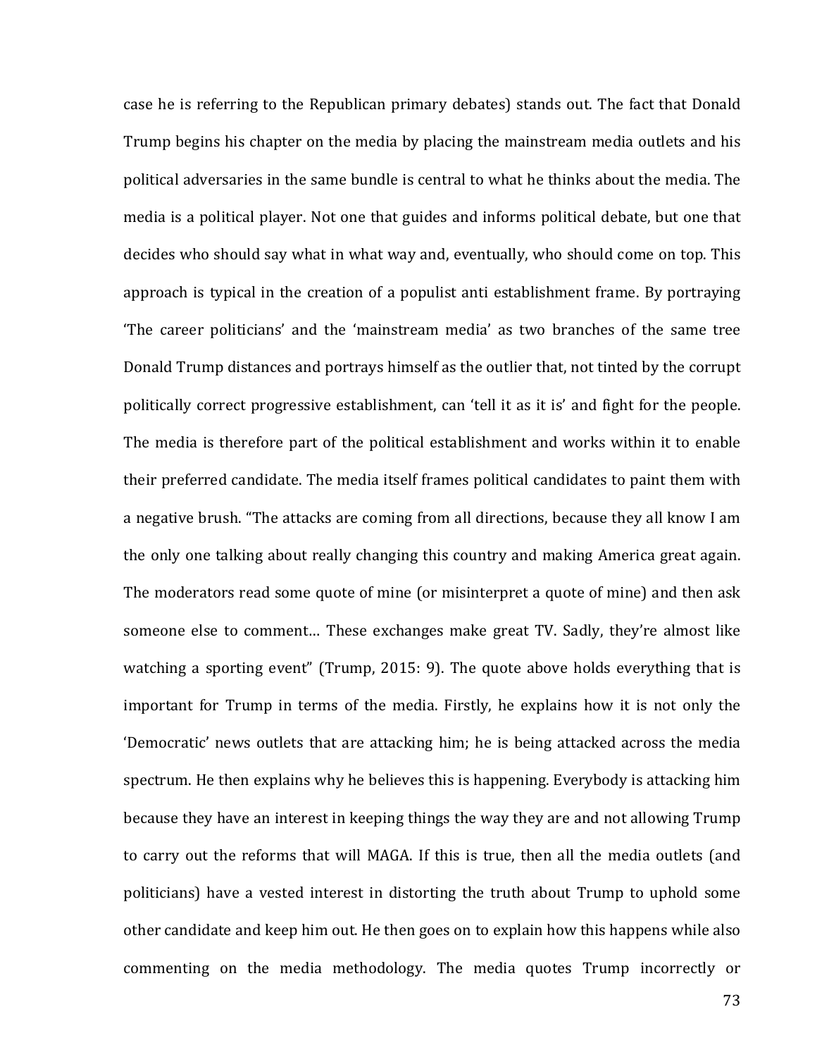case he is referring to the Republican primary debates) stands out. The fact that Donald Trump begins his chapter on the media by placing the mainstream media outlets and his political adversaries in the same bundle is central to what he thinks about the media. The media is a political player. Not one that guides and informs political debate, but one that decides who should say what in what way and, eventually, who should come on top. This approach is typical in the creation of a populist anti establishment frame. By portraying 'The career politicians' and the 'mainstream media' as two branches of the same tree Donald Trump distances and portrays himself as the outlier that, not tinted by the corrupt politically correct progressive establishment, can 'tell it as it is' and fight for the people. The media is therefore part of the political establishment and works within it to enable their preferred candidate. The media itself frames political candidates to paint them with a negative brush. "The attacks are coming from all directions, because they all know I am the only one talking about really changing this country and making America great again. The moderators read some quote of mine (or misinterpret a quote of mine) and then ask someone else to comment… These exchanges make great TV. Sadly, they're almost like watching a sporting event" (Trump, 2015: 9). The quote above holds everything that is important for Trump in terms of the media. Firstly, he explains how it is not only the 'Democratic' news outlets that are attacking him; he is being attacked across the media spectrum. He then explains why he believes this is happening. Everybody is attacking him because they have an interest in keeping things the way they are and not allowing Trump to carry out the reforms that will MAGA. If this is true, then all the media outlets (and politicians) have a vested interest in distorting the truth about Trump to uphold some other candidate and keep him out. He then goes on to explain how this happens while also commenting on the media methodology. The media quotes Trump incorrectly or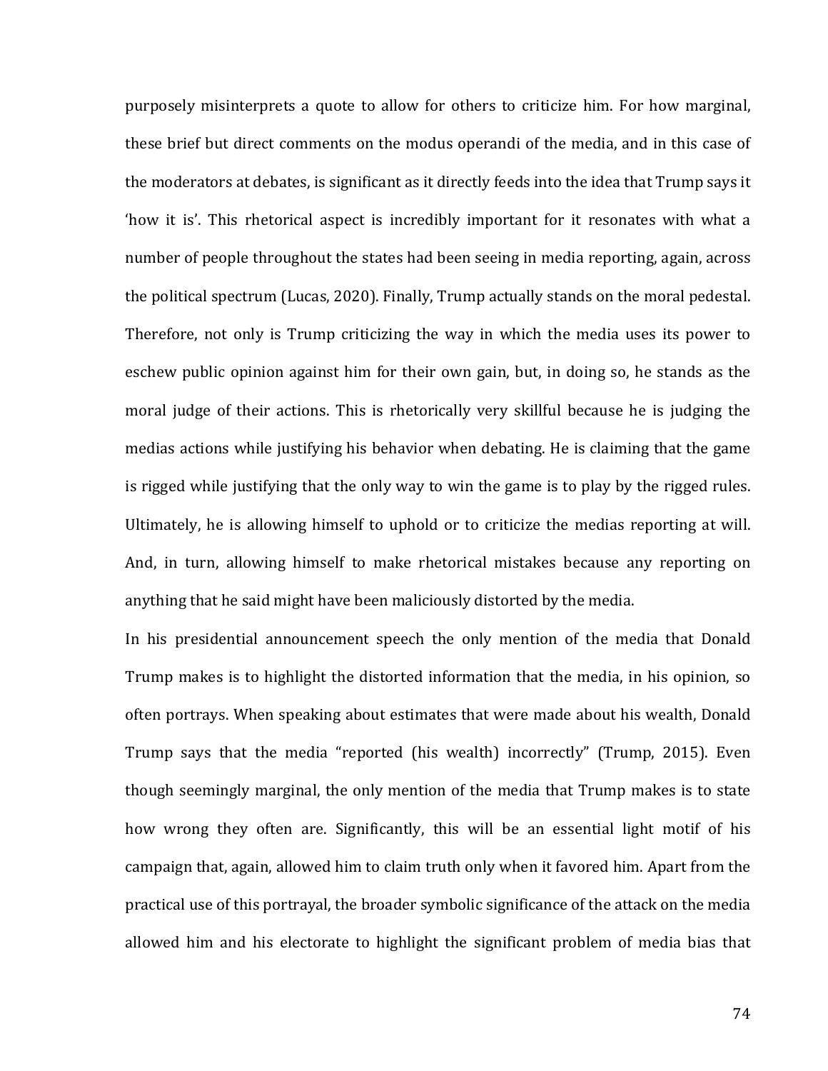purposely misinterprets a quote to allow for others to criticize him. For how marginal, these brief but direct comments on the modus operandi of the media, and in this case of the moderators at debates, is significant as it directly feeds into the idea that Trump says it 'how it is'. This rhetorical aspect is incredibly important for it resonates with what a number of people throughout the states had been seeing in media reporting, again, across the political spectrum (Lucas, 2020). Finally, Trump actually stands on the moral pedestal. Therefore, not only is Trump criticizing the way in which the media uses its power to eschew public opinion against him for their own gain, but, in doing so, he stands as the moral judge of their actions. This is rhetorically very skillful because he is judging the medias actions while justifying his behavior when debating. He is claiming that the game is rigged while justifying that the only way to win the game is to play by the rigged rules. Ultimately, he is allowing himself to uphold or to criticize the medias reporting at will. And, in turn, allowing himself to make rhetorical mistakes because any reporting on anything that he said might have been maliciously distorted by the media.

In his presidential announcement speech the only mention of the media that Donald Trump makes is to highlight the distorted information that the media, in his opinion, so often portrays. When speaking about estimates that were made about his wealth, Donald Trump says that the media "reported (his wealth) incorrectly" (Trump, 2015). Even though seemingly marginal, the only mention of the media that Trump makes is to state how wrong they often are. Significantly, this will be an essential light motif of his campaign that, again, allowed him to claim truth only when it favored him. Apart from the practical use of this portrayal, the broader symbolic significance of the attack on the media allowed him and his electorate to highlight the significant problem of media bias that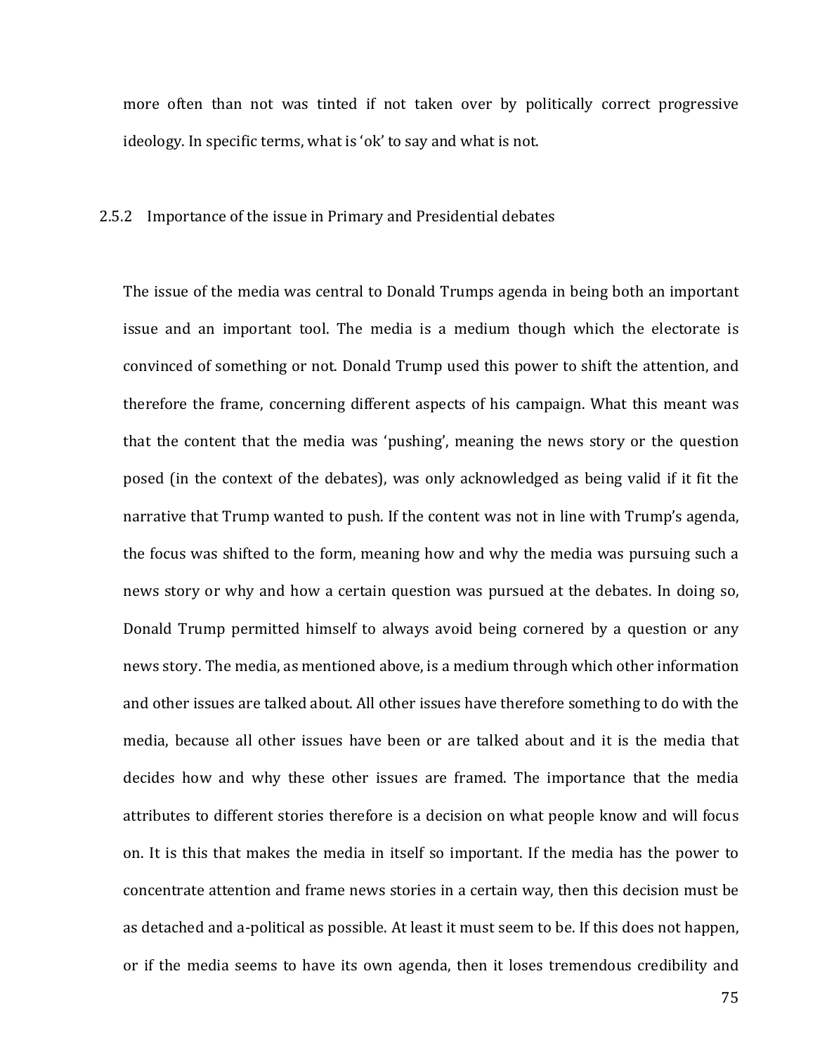more often than not was tinted if not taken over by politically correct progressive ideology. In specific terms, what is 'ok' to say and what is not.

### 2.5.2 Importance of the issue in Primary and Presidential debates

The issue of the media was central to Donald Trumps agenda in being both an important issue and an important tool. The media is a medium though which the electorate is convinced of something or not. Donald Trump used this power to shift the attention, and therefore the frame, concerning different aspects of his campaign. What this meant was that the content that the media was 'pushing', meaning the news story or the question posed (in the context of the debates), was only acknowledged as being valid if it fit the narrative that Trump wanted to push. If the content was not in line with Trump's agenda, the focus was shifted to the form, meaning how and why the media was pursuing such a news story or why and how a certain question was pursued at the debates. In doing so, Donald Trump permitted himself to always avoid being cornered by a question or any news story. The media, as mentioned above, is a medium through which other information and other issues are talked about. All other issues have therefore something to do with the media, because all other issues have been or are talked about and it is the media that decides how and why these other issues are framed. The importance that the media attributes to different stories therefore is a decision on what people know and will focus on. It is this that makes the media in itself so important. If the media has the power to concentrate attention and frame news stories in a certain way, then this decision must be as detached and a-political as possible. At least it must seem to be. If this does not happen, or if the media seems to have its own agenda, then it loses tremendous credibility and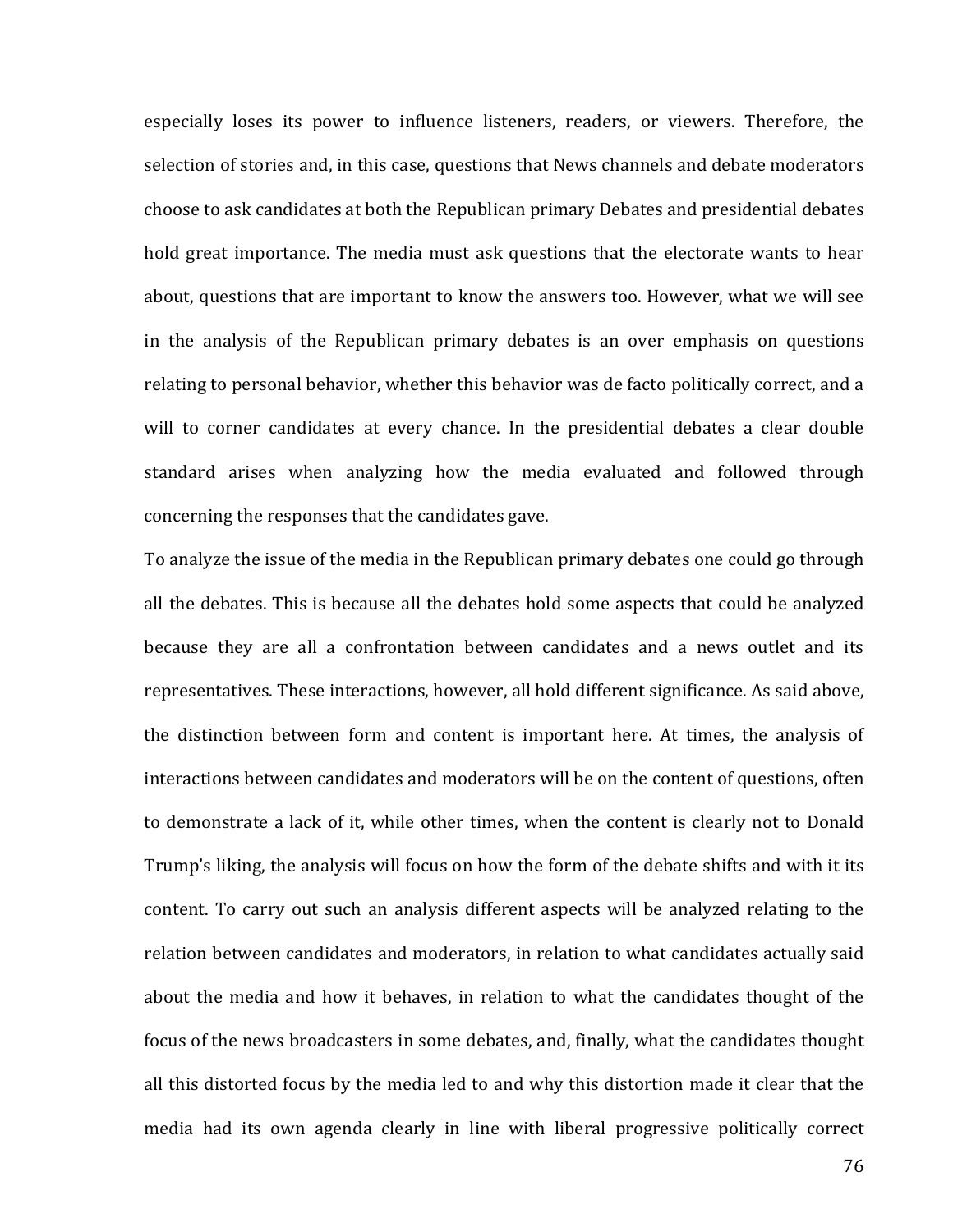especially loses its power to influence listeners, readers, or viewers. Therefore, the selection of stories and, in this case, questions that News channels and debate moderators choose to ask candidates at both the Republican primary Debates and presidential debates hold great importance. The media must ask questions that the electorate wants to hear about, questions that are important to know the answers too. However, what we will see in the analysis of the Republican primary debates is an over emphasis on questions relating to personal behavior, whether this behavior was de facto politically correct, and a will to corner candidates at every chance. In the presidential debates a clear double standard arises when analyzing how the media evaluated and followed through concerning the responses that the candidates gave.

To analyze the issue of the media in the Republican primary debates one could go through all the debates. This is because all the debates hold some aspects that could be analyzed because they are all a confrontation between candidates and a news outlet and its representatives. These interactions, however, all hold different significance. As said above, the distinction between form and content is important here. At times, the analysis of interactions between candidates and moderators will be on the content of questions, often to demonstrate a lack of it, while other times, when the content is clearly not to Donald Trump's liking, the analysis will focus on how the form of the debate shifts and with it its content. To carry out such an analysis different aspects will be analyzed relating to the relation between candidates and moderators, in relation to what candidates actually said about the media and how it behaves, in relation to what the candidates thought of the focus of the news broadcasters in some debates, and, finally, what the candidates thought all this distorted focus by the media led to and why this distortion made it clear that the media had its own agenda clearly in line with liberal progressive politically correct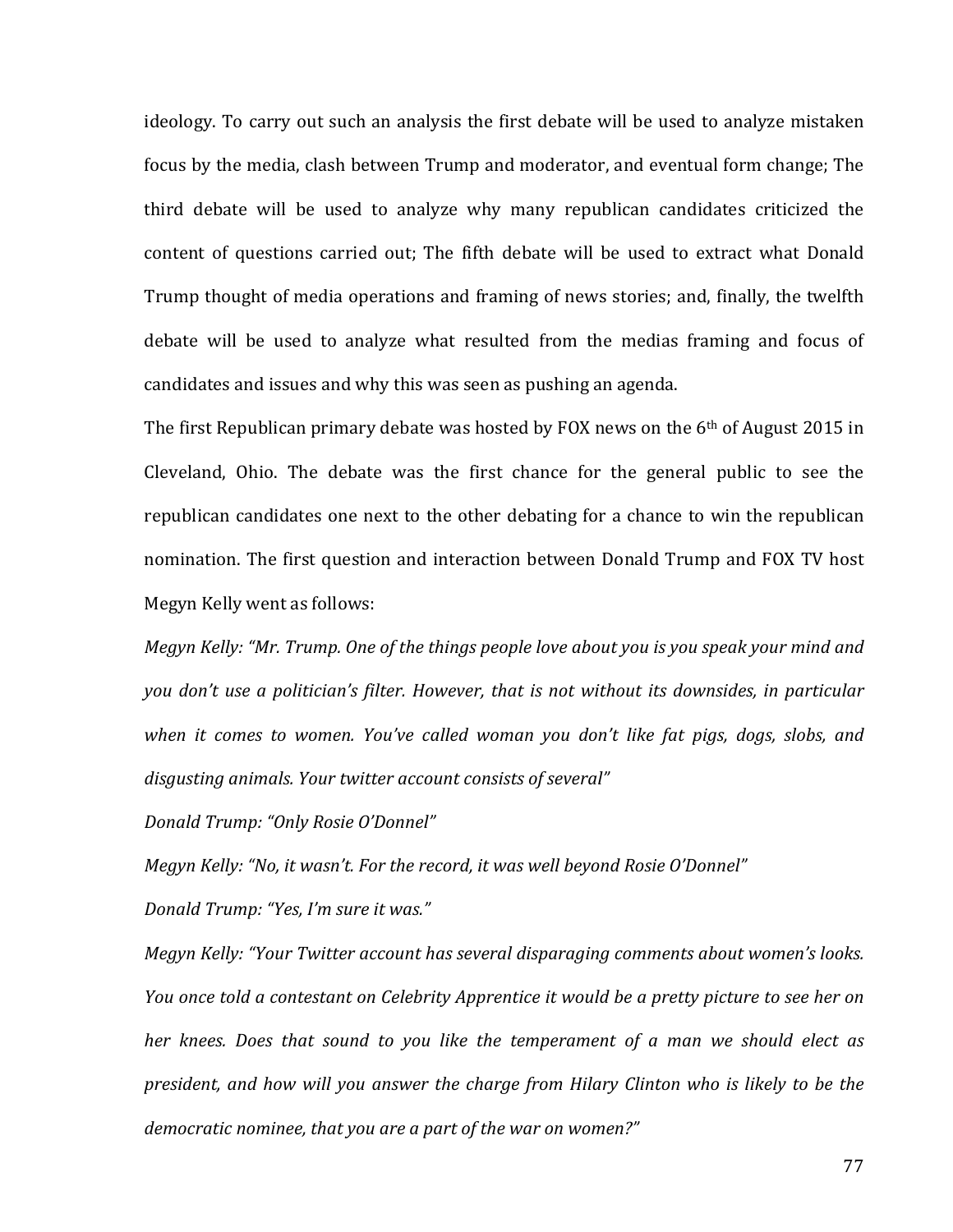ideology. To carry out such an analysis the first debate will be used to analyze mistaken focus by the media, clash between Trump and moderator, and eventual form change; The third debate will be used to analyze why many republican candidates criticized the content of questions carried out; The fifth debate will be used to extract what Donald Trump thought of media operations and framing of news stories; and, finally, the twelfth debate will be used to analyze what resulted from the medias framing and focus of candidates and issues and why this was seen as pushing an agenda.

The first Republican primary debate was hosted by FOX news on the 6th of August 2015 in Cleveland, Ohio. The debate was the first chance for the general public to see the republican candidates one next to the other debating for a chance to win the republican nomination. The first question and interaction between Donald Trump and FOX TV host Megyn Kelly went as follows:

*Megyn Kelly: "Mr. Trump. One of the things people love about you is you speak your mind and you don't use a politician's filter. However, that is not without its downsides, in particular when it comes to women. You've called woman you don't like fat pigs, dogs, slobs, and disgusting animals. Your twitter account consists of several"*

*Donald Trump: "Only Rosie O'Donnel"*

*Megyn Kelly: "No, it wasn't. For the record, it was well beyond Rosie O'Donnel"*

*Donald Trump: "Yes, I'm sure it was."*

*Megyn Kelly: "Your Twitter account has several disparaging comments about women's looks. You once told a contestant on Celebrity Apprentice it would be a pretty picture to see her on her knees. Does that sound to you like the temperament of a man we should elect as president, and how will you answer the charge from Hilary Clinton who is likely to be the democratic nominee, that you are a part of the war on women?"*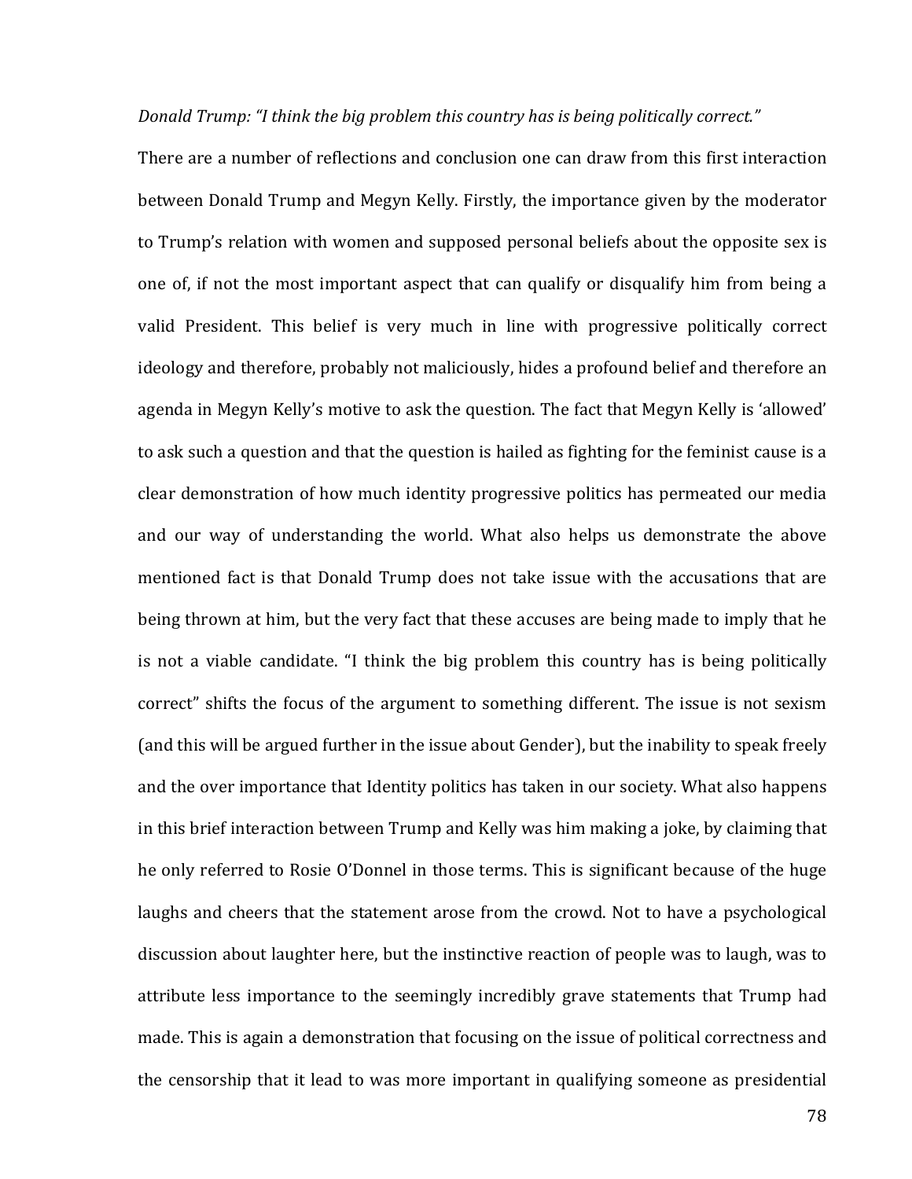*Donald Trump: "I think the big problem this country has is being politically correct."*

There are a number of reflections and conclusion one can draw from this first interaction between Donald Trump and Megyn Kelly. Firstly, the importance given by the moderator to Trump's relation with women and supposed personal beliefs about the opposite sex is one of, if not the most important aspect that can qualify or disqualify him from being a valid President. This belief is very much in line with progressive politically correct ideology and therefore, probably not maliciously, hides a profound belief and therefore an agenda in Megyn Kelly's motive to ask the question. The fact that Megyn Kelly is 'allowed' to ask such a question and that the question is hailed as fighting for the feminist cause is a clear demonstration of how much identity progressive politics has permeated our media and our way of understanding the world. What also helps us demonstrate the above mentioned fact is that Donald Trump does not take issue with the accusations that are being thrown at him, but the very fact that these accuses are being made to imply that he is not a viable candidate. "I think the big problem this country has is being politically correct" shifts the focus of the argument to something different. The issue is not sexism (and this will be argued further in the issue about Gender), but the inability to speak freely and the over importance that Identity politics has taken in our society. What also happens in this brief interaction between Trump and Kelly was him making a joke, by claiming that he only referred to Rosie O'Donnel in those terms. This is significant because of the huge laughs and cheers that the statement arose from the crowd. Not to have a psychological discussion about laughter here, but the instinctive reaction of people was to laugh, was to attribute less importance to the seemingly incredibly grave statements that Trump had made. This is again a demonstration that focusing on the issue of political correctness and the censorship that it lead to was more important in qualifying someone as presidential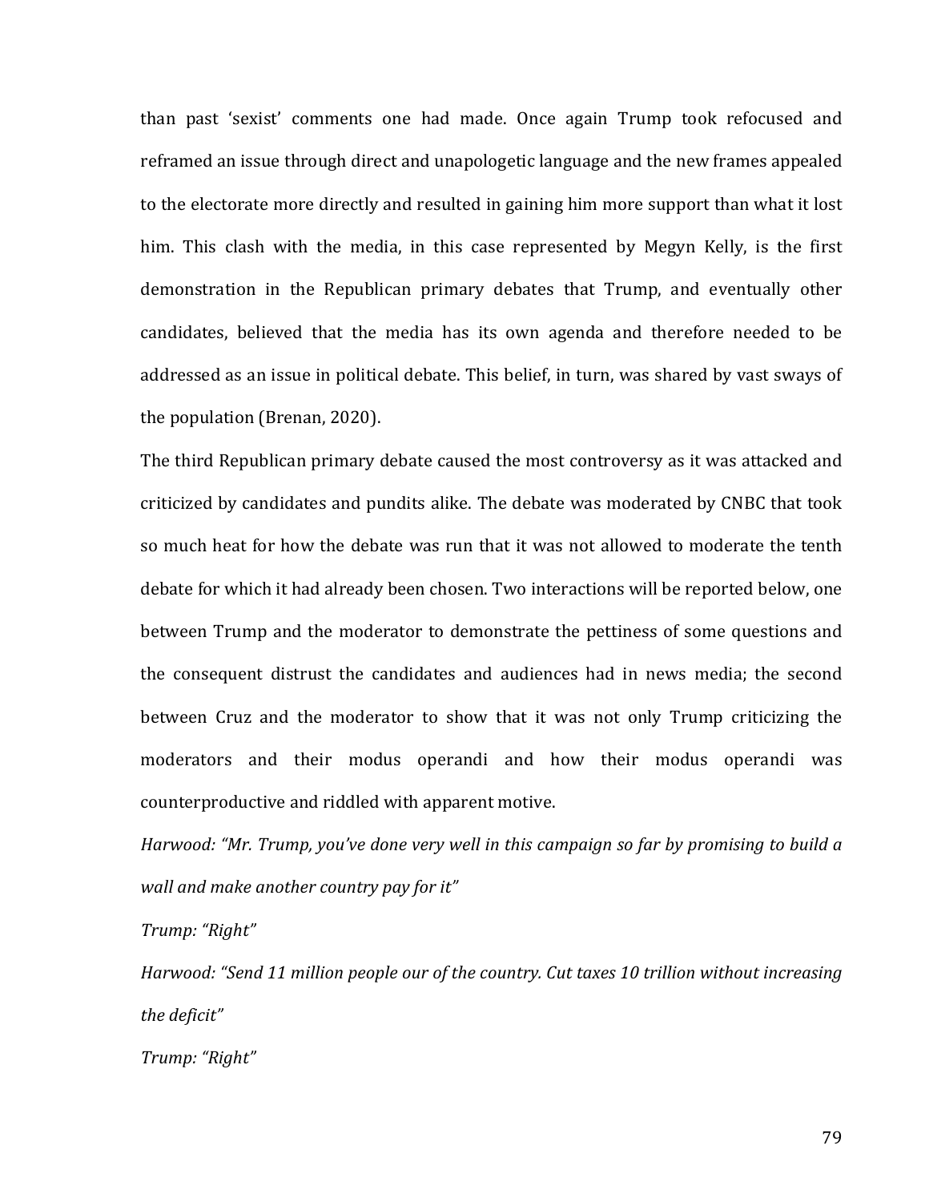than past 'sexist' comments one had made. Once again Trump took refocused and reframed an issue through direct and unapologetic language and the new frames appealed to the electorate more directly and resulted in gaining him more support than what it lost him. This clash with the media, in this case represented by Megyn Kelly, is the first demonstration in the Republican primary debates that Trump, and eventually other candidates, believed that the media has its own agenda and therefore needed to be addressed as an issue in political debate. This belief, in turn, was shared by vast sways of the population (Brenan, 2020).

The third Republican primary debate caused the most controversy as it was attacked and criticized by candidates and pundits alike. The debate was moderated by CNBC that took so much heat for how the debate was run that it was not allowed to moderate the tenth debate for which it had already been chosen. Two interactions will be reported below, one between Trump and the moderator to demonstrate the pettiness of some questions and the consequent distrust the candidates and audiences had in news media; the second between Cruz and the moderator to show that it was not only Trump criticizing the moderators and their modus operandi and how their modus operandi was counterproductive and riddled with apparent motive.

*Harwood: "Mr. Trump, you've done very well in this campaign so far by promising to build a wall and make another country pay for it"*

*Trump: "Right"*

*Harwood: "Send 11 million people our of the country. Cut taxes 10 trillion without increasing the deficit"*

*Trump: "Right"*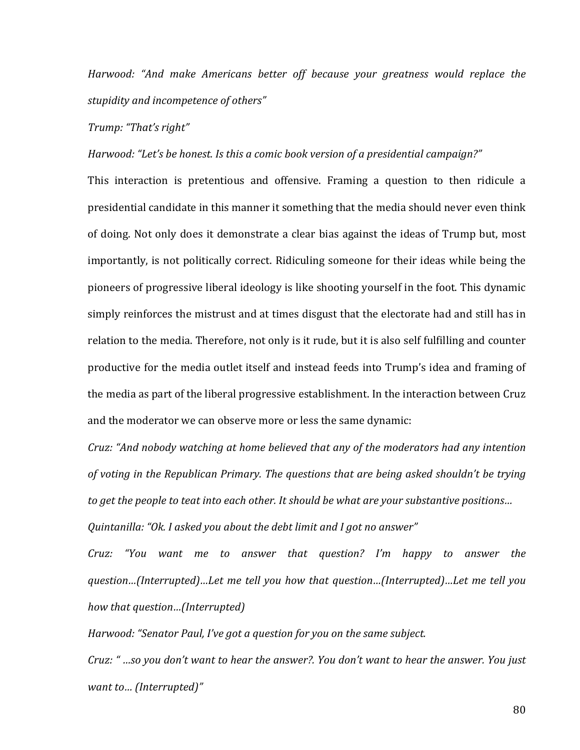*Harwood: "And make Americans better off because your greatness would replace the stupidity and incompetence of others"*

*Trump: "That's right"*

*Harwood: "Let's be honest. Is this a comic book version of a presidential campaign?"*

This interaction is pretentious and offensive. Framing a question to then ridicule a presidential candidate in this manner it something that the media should never even think of doing. Not only does it demonstrate a clear bias against the ideas of Trump but, most importantly, is not politically correct. Ridiculing someone for their ideas while being the pioneers of progressive liberal ideology is like shooting yourself in the foot. This dynamic simply reinforces the mistrust and at times disgust that the electorate had and still has in relation to the media. Therefore, not only is it rude, but it is also self fulfilling and counter productive for the media outlet itself and instead feeds into Trump's idea and framing of the media as part of the liberal progressive establishment. In the interaction between Cruz and the moderator we can observe more or less the same dynamic:

*Cruz: "And nobody watching at home believed that any of the moderators had any intention of voting in the Republican Primary. The questions that are being asked shouldn't be trying to get the people to teat into each other. It should be what are your substantive positions…*

*Quintanilla: "Ok. I asked you about the debt limit and I got no answer"*

*Cruz: "You want me to answer that question? I'm happy to answer the question…(Interrupted)…Let me tell you how that question…(Interrupted)…Let me tell you how that question…(Interrupted)*

*Harwood: "Senator Paul, I've got a question for you on the same subject.*

*Cruz: " …so you don't want to hear the answer?. You don't want to hear the answer. You just want to… (Interrupted)"*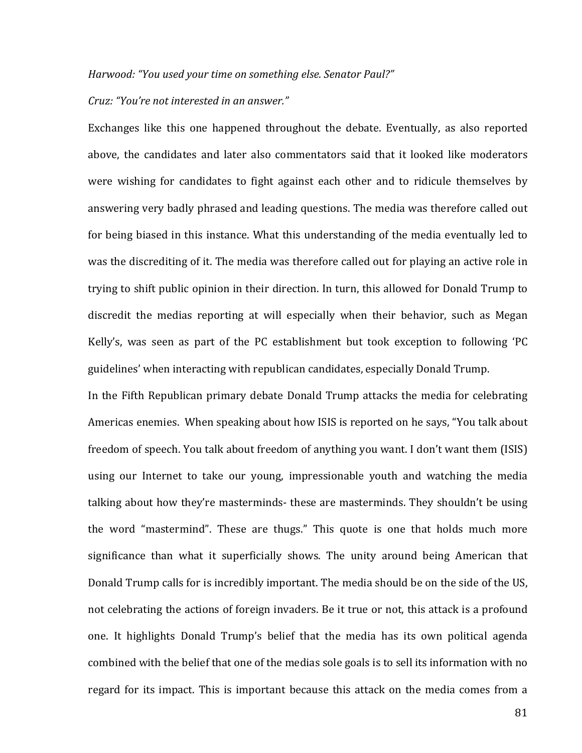*Harwood: "You used your time on something else. Senator Paul?"*

*Cruz: "You're not interested in an answer."*

Exchanges like this one happened throughout the debate. Eventually, as also reported above, the candidates and later also commentators said that it looked like moderators were wishing for candidates to fight against each other and to ridicule themselves by answering very badly phrased and leading questions. The media was therefore called out for being biased in this instance. What this understanding of the media eventually led to was the discrediting of it. The media was therefore called out for playing an active role in trying to shift public opinion in their direction. In turn, this allowed for Donald Trump to discredit the medias reporting at will especially when their behavior, such as Megan Kelly's, was seen as part of the PC establishment but took exception to following 'PC guidelines' when interacting with republican candidates, especially Donald Trump.

In the Fifth Republican primary debate Donald Trump attacks the media for celebrating Americas enemies. When speaking about how ISIS is reported on he says, "You talk about freedom of speech. You talk about freedom of anything you want. I don't want them (ISIS) using our Internet to take our young, impressionable youth and watching the media talking about how they're masterminds- these are masterminds. They shouldn't be using the word "mastermind". These are thugs." This quote is one that holds much more significance than what it superficially shows. The unity around being American that Donald Trump calls for is incredibly important. The media should be on the side of the US, not celebrating the actions of foreign invaders. Be it true or not, this attack is a profound one. It highlights Donald Trump's belief that the media has its own political agenda combined with the belief that one of the medias sole goals is to sell its information with no regard for its impact. This is important because this attack on the media comes from a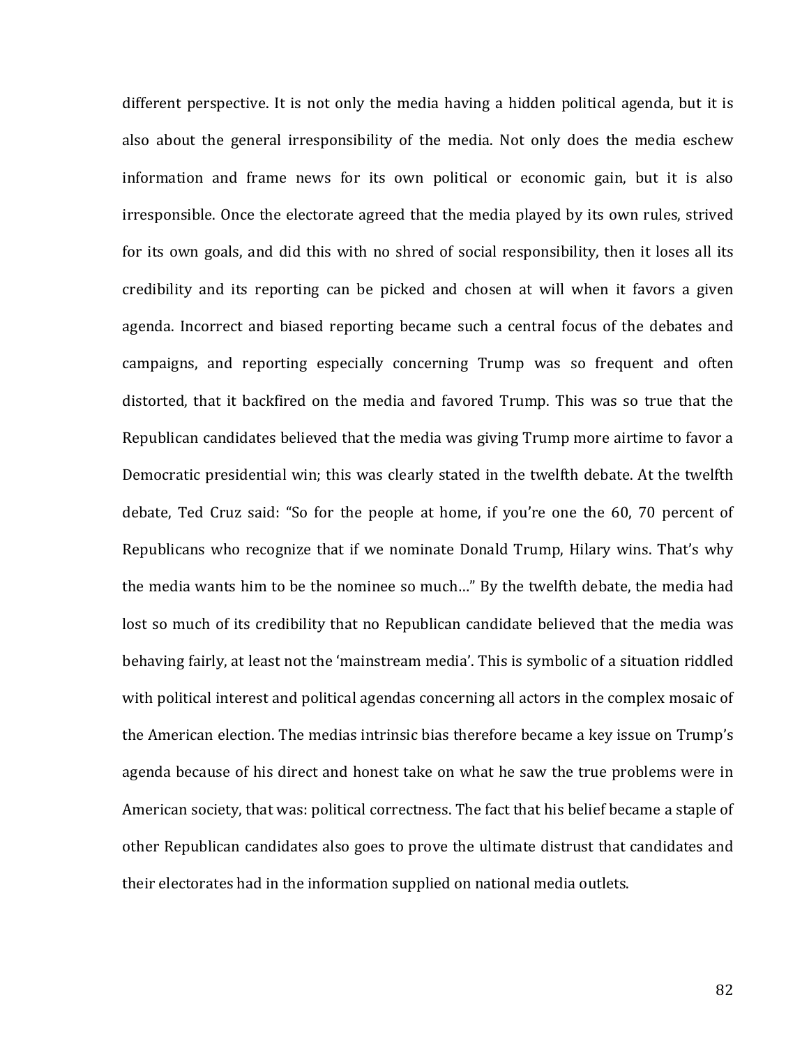different perspective. It is not only the media having a hidden political agenda, but it is also about the general irresponsibility of the media. Not only does the media eschew information and frame news for its own political or economic gain, but it is also irresponsible. Once the electorate agreed that the media played by its own rules, strived for its own goals, and did this with no shred of social responsibility, then it loses all its credibility and its reporting can be picked and chosen at will when it favors a given agenda. Incorrect and biased reporting became such a central focus of the debates and campaigns, and reporting especially concerning Trump was so frequent and often distorted, that it backfired on the media and favored Trump. This was so true that the Republican candidates believed that the media was giving Trump more airtime to favor a Democratic presidential win; this was clearly stated in the twelfth debate. At the twelfth debate, Ted Cruz said: "So for the people at home, if you're one the 60, 70 percent of Republicans who recognize that if we nominate Donald Trump, Hilary wins. That's why the media wants him to be the nominee so much…" By the twelfth debate, the media had lost so much of its credibility that no Republican candidate believed that the media was behaving fairly, at least not the 'mainstream media'. This is symbolic of a situation riddled with political interest and political agendas concerning all actors in the complex mosaic of the American election. The medias intrinsic bias therefore became a key issue on Trump's agenda because of his direct and honest take on what he saw the true problems were in American society, that was: political correctness. The fact that his belief became a staple of other Republican candidates also goes to prove the ultimate distrust that candidates and their electorates had in the information supplied on national media outlets.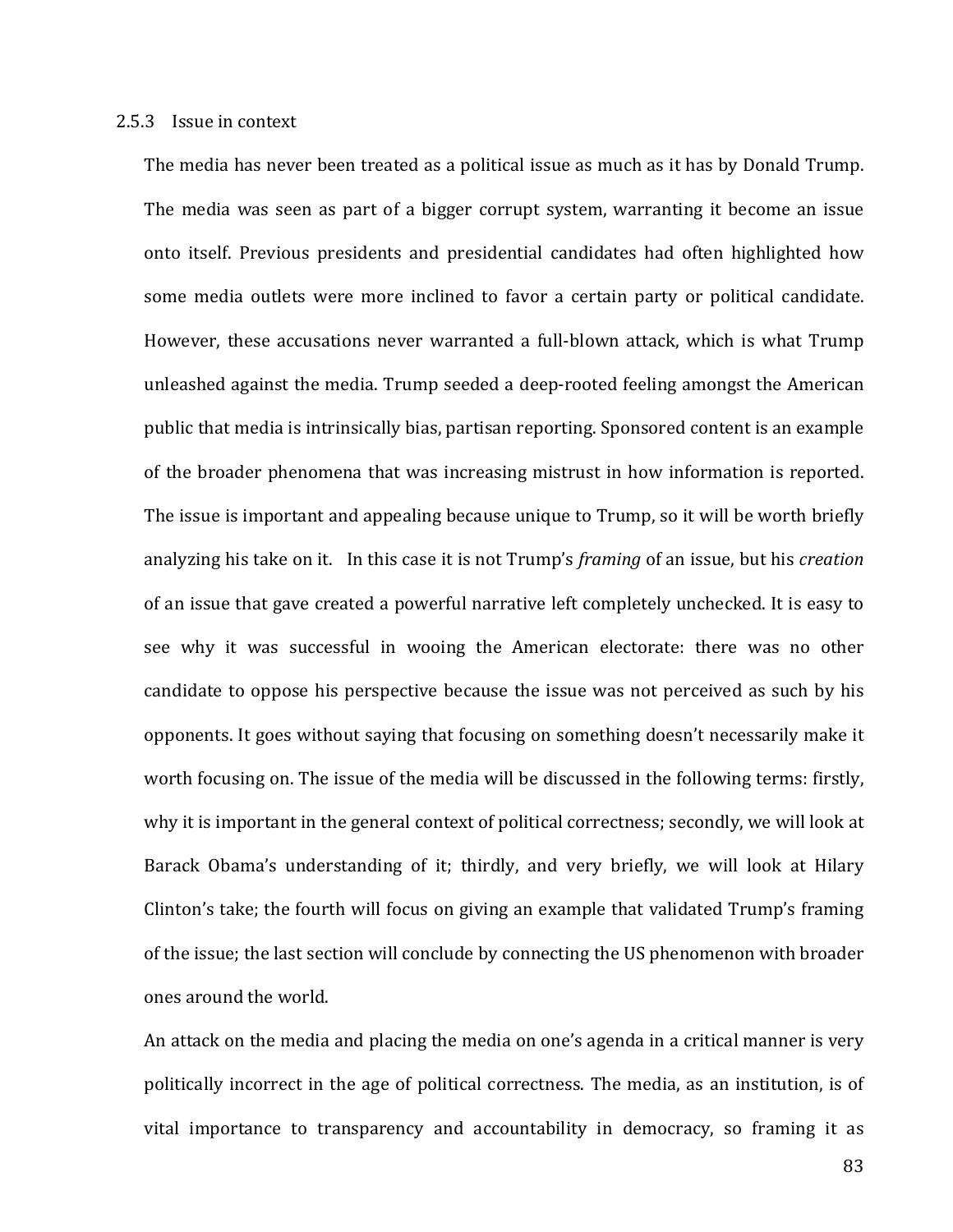### 2.5.3 Issue in context

The media has never been treated as a political issue as much as it has by Donald Trump. The media was seen as part of a bigger corrupt system, warranting it become an issue onto itself. Previous presidents and presidential candidates had often highlighted how some media outlets were more inclined to favor a certain party or political candidate. However, these accusations never warranted a full-blown attack, which is what Trump unleashed against the media. Trump seeded a deep-rooted feeling amongst the American public that media is intrinsically bias, partisan reporting. Sponsored content is an example of the broader phenomena that was increasing mistrust in how information is reported. The issue is important and appealing because unique to Trump, so it will be worth briefly analyzing his take on it. In this case it is not Trump's *framing* of an issue, but his *creation* of an issue that gave created a powerful narrative left completely unchecked. It is easy to see why it was successful in wooing the American electorate: there was no other candidate to oppose his perspective because the issue was not perceived as such by his opponents. It goes without saying that focusing on something doesn't necessarily make it worth focusing on. The issue of the media will be discussed in the following terms: firstly, why it is important in the general context of political correctness; secondly, we will look at Barack Obama's understanding of it; thirdly, and very briefly, we will look at Hilary Clinton's take; the fourth will focus on giving an example that validated Trump's framing of the issue; the last section will conclude by connecting the US phenomenon with broader ones around the world.

An attack on the media and placing the media on one's agenda in a critical manner is very politically incorrect in the age of political correctness. The media, as an institution, is of vital importance to transparency and accountability in democracy, so framing it as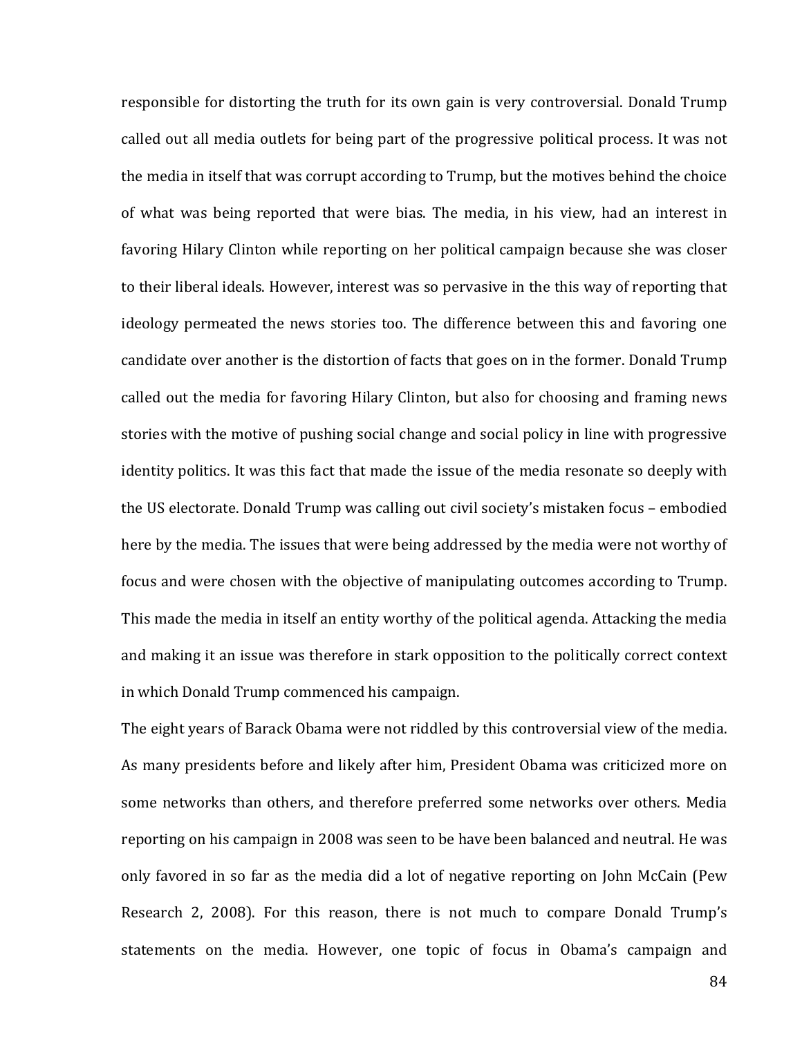responsible for distorting the truth for its own gain is very controversial. Donald Trump called out all media outlets for being part of the progressive political process. It was not the media in itself that was corrupt according to Trump, but the motives behind the choice of what was being reported that were bias. The media, in his view, had an interest in favoring Hilary Clinton while reporting on her political campaign because she was closer to their liberal ideals. However, interest was so pervasive in the this way of reporting that ideology permeated the news stories too. The difference between this and favoring one candidate over another is the distortion of facts that goes on in the former. Donald Trump called out the media for favoring Hilary Clinton, but also for choosing and framing news stories with the motive of pushing social change and social policy in line with progressive identity politics. It was this fact that made the issue of the media resonate so deeply with the US electorate. Donald Trump was calling out civil society's mistaken focus – embodied here by the media. The issues that were being addressed by the media were not worthy of focus and were chosen with the objective of manipulating outcomes according to Trump. This made the media in itself an entity worthy of the political agenda. Attacking the media and making it an issue was therefore in stark opposition to the politically correct context in which Donald Trump commenced his campaign.

The eight years of Barack Obama were not riddled by this controversial view of the media. As many presidents before and likely after him, President Obama was criticized more on some networks than others, and therefore preferred some networks over others. Media reporting on his campaign in 2008 was seen to be have been balanced and neutral. He was only favored in so far as the media did a lot of negative reporting on John McCain (Pew Research 2, 2008). For this reason, there is not much to compare Donald Trump's statements on the media. However, one topic of focus in Obama's campaign and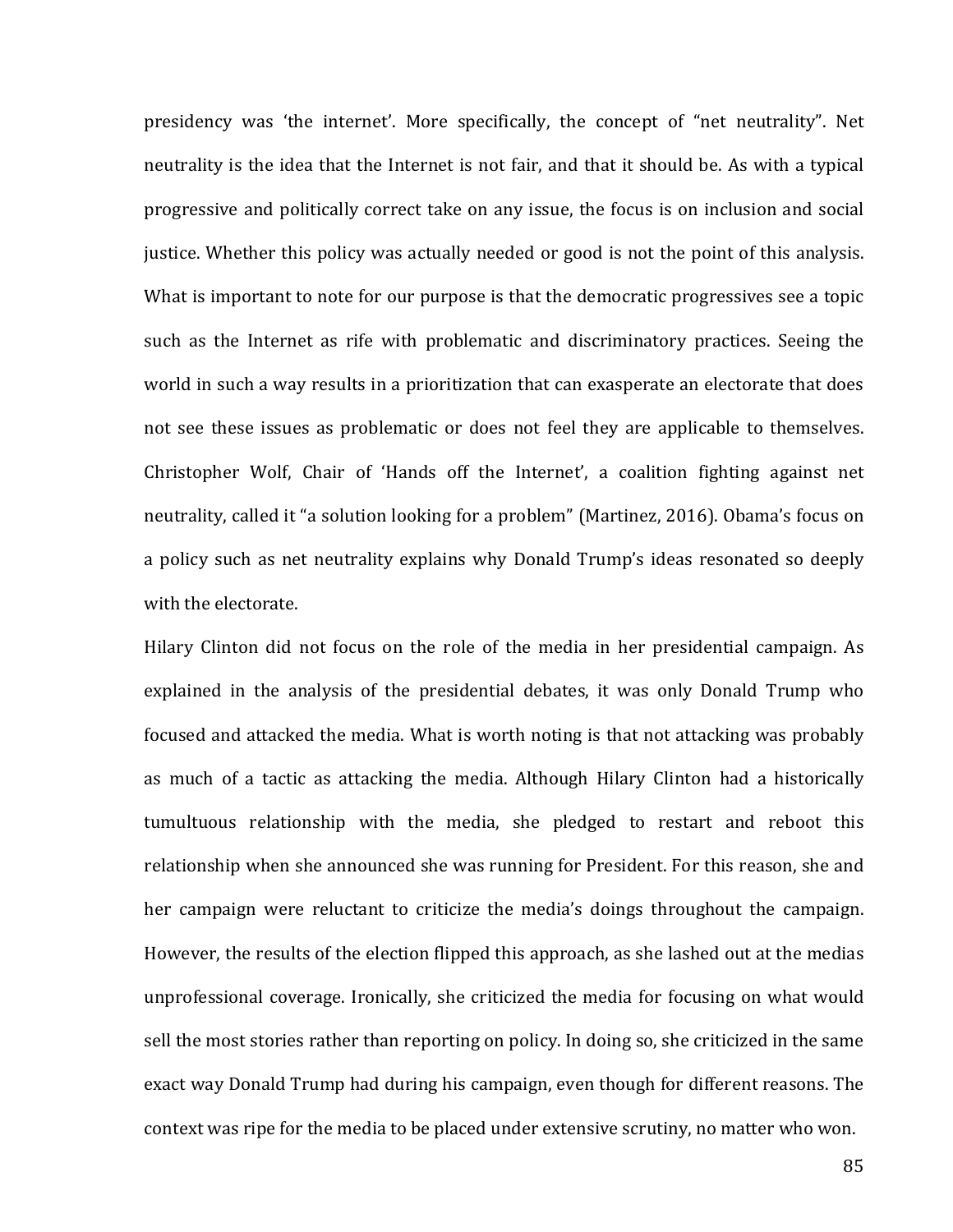presidency was 'the internet'. More specifically, the concept of "net neutrality". Net neutrality is the idea that the Internet is not fair, and that it should be. As with a typical progressive and politically correct take on any issue, the focus is on inclusion and social justice. Whether this policy was actually needed or good is not the point of this analysis. What is important to note for our purpose is that the democratic progressives see a topic such as the Internet as rife with problematic and discriminatory practices. Seeing the world in such a way results in a prioritization that can exasperate an electorate that does not see these issues as problematic or does not feel they are applicable to themselves. Christopher Wolf, Chair of 'Hands off the Internet', a coalition fighting against net neutrality, called it "a solution looking for a problem" (Martinez, 2016). Obama's focus on a policy such as net neutrality explains why Donald Trump's ideas resonated so deeply with the electorate.

Hilary Clinton did not focus on the role of the media in her presidential campaign. As explained in the analysis of the presidential debates, it was only Donald Trump who focused and attacked the media. What is worth noting is that not attacking was probably as much of a tactic as attacking the media. Although Hilary Clinton had a historically tumultuous relationship with the media, she pledged to restart and reboot this relationship when she announced she was running for President. For this reason, she and her campaign were reluctant to criticize the media's doings throughout the campaign. However, the results of the election flipped this approach, as she lashed out at the medias unprofessional coverage. Ironically, she criticized the media for focusing on what would sell the most stories rather than reporting on policy. In doing so, she criticized in the same exact way Donald Trump had during his campaign, even though for different reasons. The context was ripe for the media to be placed under extensive scrutiny, no matter who won.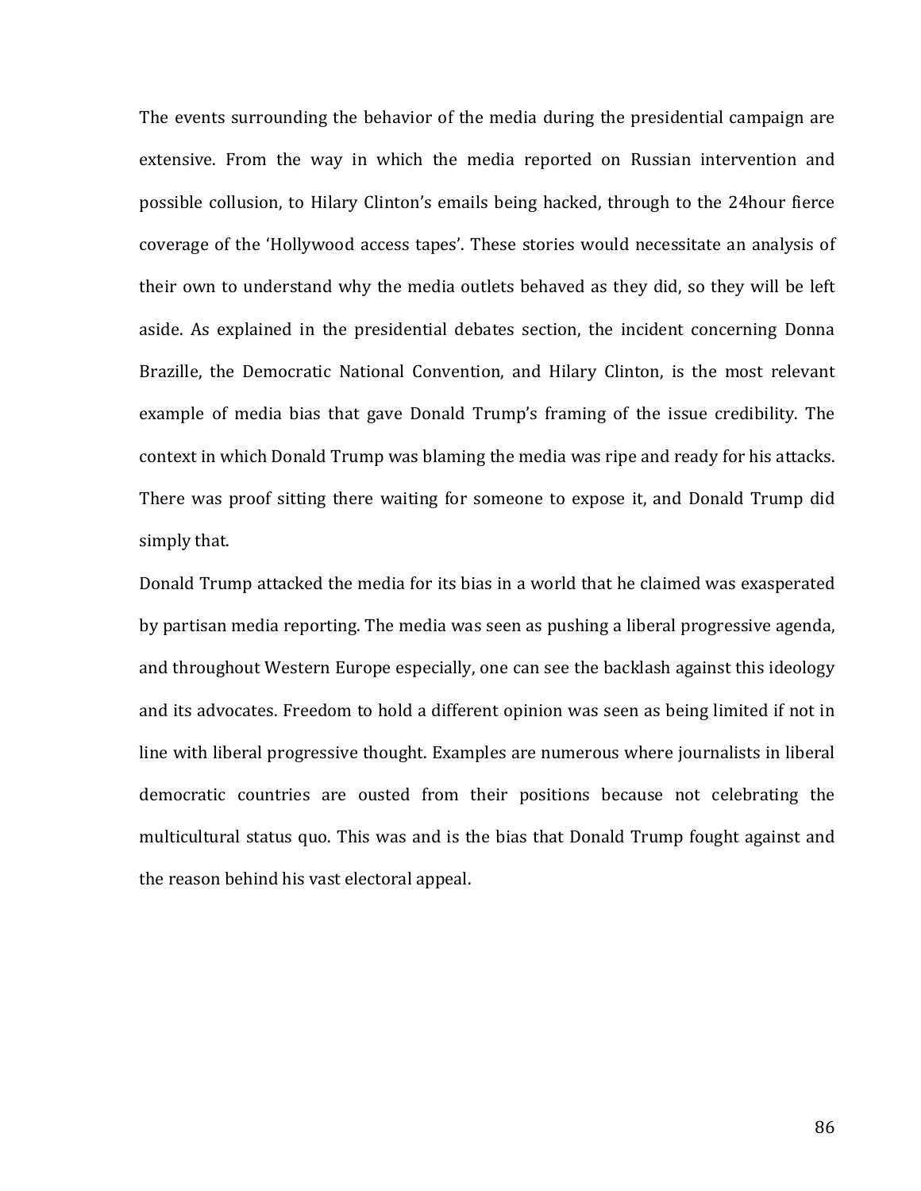The events surrounding the behavior of the media during the presidential campaign are extensive. From the way in which the media reported on Russian intervention and possible collusion, to Hilary Clinton's emails being hacked, through to the 24hour fierce coverage of the 'Hollywood access tapes'. These stories would necessitate an analysis of their own to understand why the media outlets behaved as they did, so they will be left aside. As explained in the presidential debates section, the incident concerning Donna Brazille, the Democratic National Convention, and Hilary Clinton, is the most relevant example of media bias that gave Donald Trump's framing of the issue credibility. The context in which Donald Trump was blaming the media was ripe and ready for his attacks. There was proof sitting there waiting for someone to expose it, and Donald Trump did simply that.

Donald Trump attacked the media for its bias in a world that he claimed was exasperated by partisan media reporting. The media was seen as pushing a liberal progressive agenda, and throughout Western Europe especially, one can see the backlash against this ideology and its advocates. Freedom to hold a different opinion was seen as being limited if not in line with liberal progressive thought. Examples are numerous where journalists in liberal democratic countries are ousted from their positions because not celebrating the multicultural status quo. This was and is the bias that Donald Trump fought against and the reason behind his vast electoral appeal.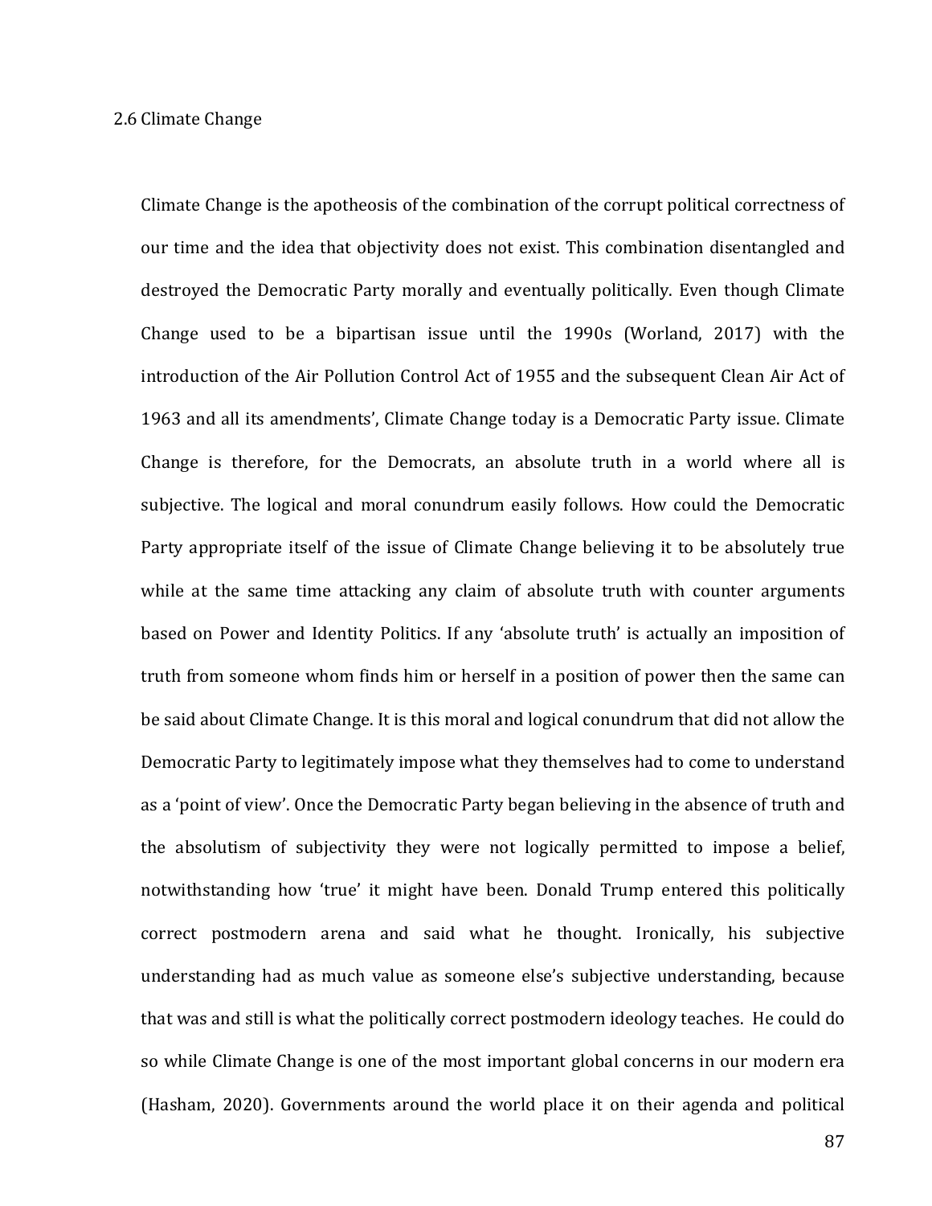## 2.6 Climate Change

Climate Change is the apotheosis of the combination of the corrupt political correctness of our time and the idea that objectivity does not exist. This combination disentangled and destroyed the Democratic Party morally and eventually politically. Even though Climate Change used to be a bipartisan issue until the 1990s (Worland, 2017) with the introduction of the Air Pollution Control Act of 1955 and the subsequent Clean Air Act of 1963 and all its amendments', Climate Change today is a Democratic Party issue. Climate Change is therefore, for the Democrats, an absolute truth in a world where all is subjective. The logical and moral conundrum easily follows. How could the Democratic Party appropriate itself of the issue of Climate Change believing it to be absolutely true while at the same time attacking any claim of absolute truth with counter arguments based on Power and Identity Politics. If any 'absolute truth' is actually an imposition of truth from someone whom finds him or herself in a position of power then the same can be said about Climate Change. It is this moral and logical conundrum that did not allow the Democratic Party to legitimately impose what they themselves had to come to understand as a 'point of view'. Once the Democratic Party began believing in the absence of truth and the absolutism of subjectivity they were not logically permitted to impose a belief, notwithstanding how 'true' it might have been. Donald Trump entered this politically correct postmodern arena and said what he thought. Ironically, his subjective understanding had as much value as someone else's subjective understanding, because that was and still is what the politically correct postmodern ideology teaches. He could do so while Climate Change is one of the most important global concerns in our modern era (Hasham, 2020). Governments around the world place it on their agenda and political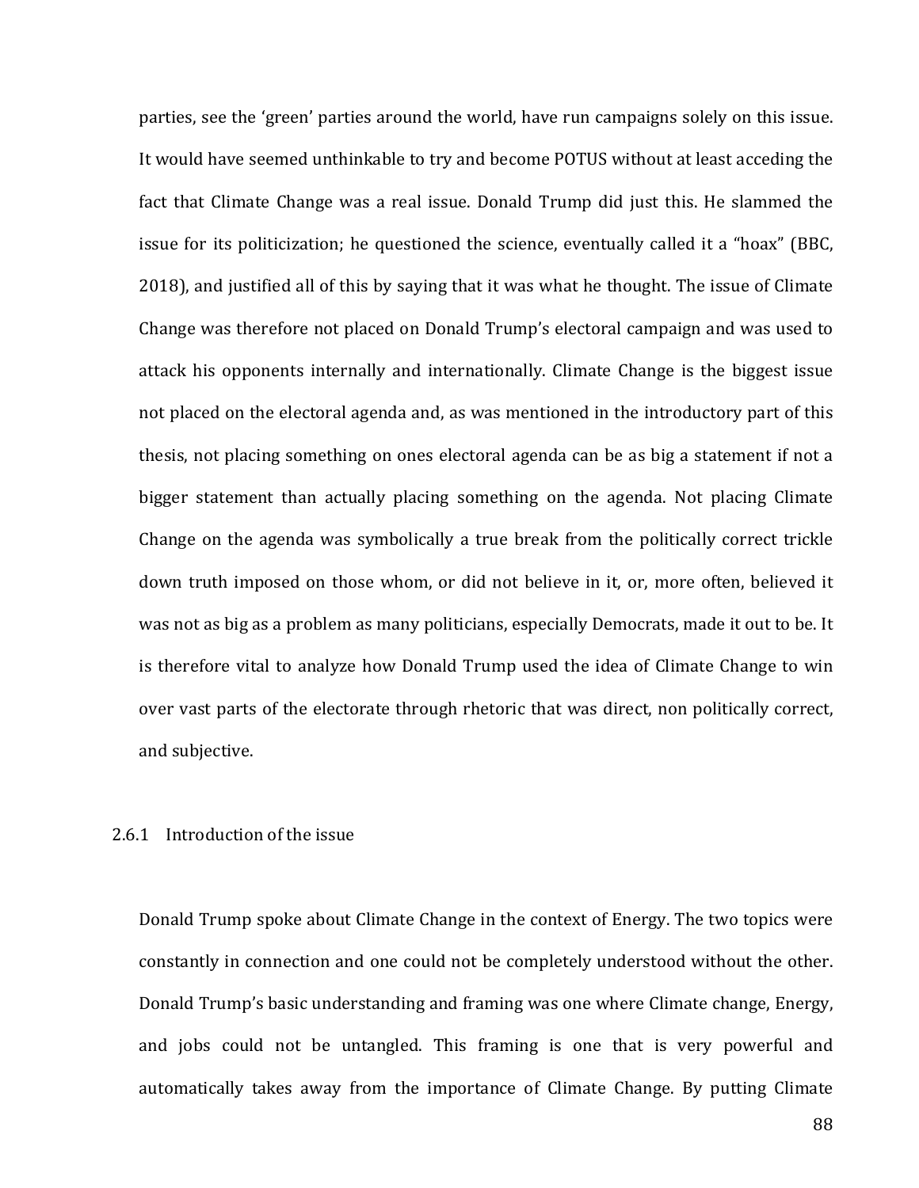parties, see the 'green' parties around the world, have run campaigns solely on this issue. It would have seemed unthinkable to try and become POTUS without at least acceding the fact that Climate Change was a real issue. Donald Trump did just this. He slammed the issue for its politicization; he questioned the science, eventually called it a "hoax" (BBC, 2018), and justified all of this by saying that it was what he thought. The issue of Climate Change was therefore not placed on Donald Trump's electoral campaign and was used to attack his opponents internally and internationally. Climate Change is the biggest issue not placed on the electoral agenda and, as was mentioned in the introductory part of this thesis, not placing something on ones electoral agenda can be as big a statement if not a bigger statement than actually placing something on the agenda. Not placing Climate Change on the agenda was symbolically a true break from the politically correct trickle down truth imposed on those whom, or did not believe in it, or, more often, believed it was not as big as a problem as many politicians, especially Democrats, made it out to be. It is therefore vital to analyze how Donald Trump used the idea of Climate Change to win over vast parts of the electorate through rhetoric that was direct, non politically correct, and subjective.

### 2.6.1 Introduction of the issue

Donald Trump spoke about Climate Change in the context of Energy. The two topics were constantly in connection and one could not be completely understood without the other. Donald Trump's basic understanding and framing was one where Climate change, Energy, and jobs could not be untangled. This framing is one that is very powerful and automatically takes away from the importance of Climate Change. By putting Climate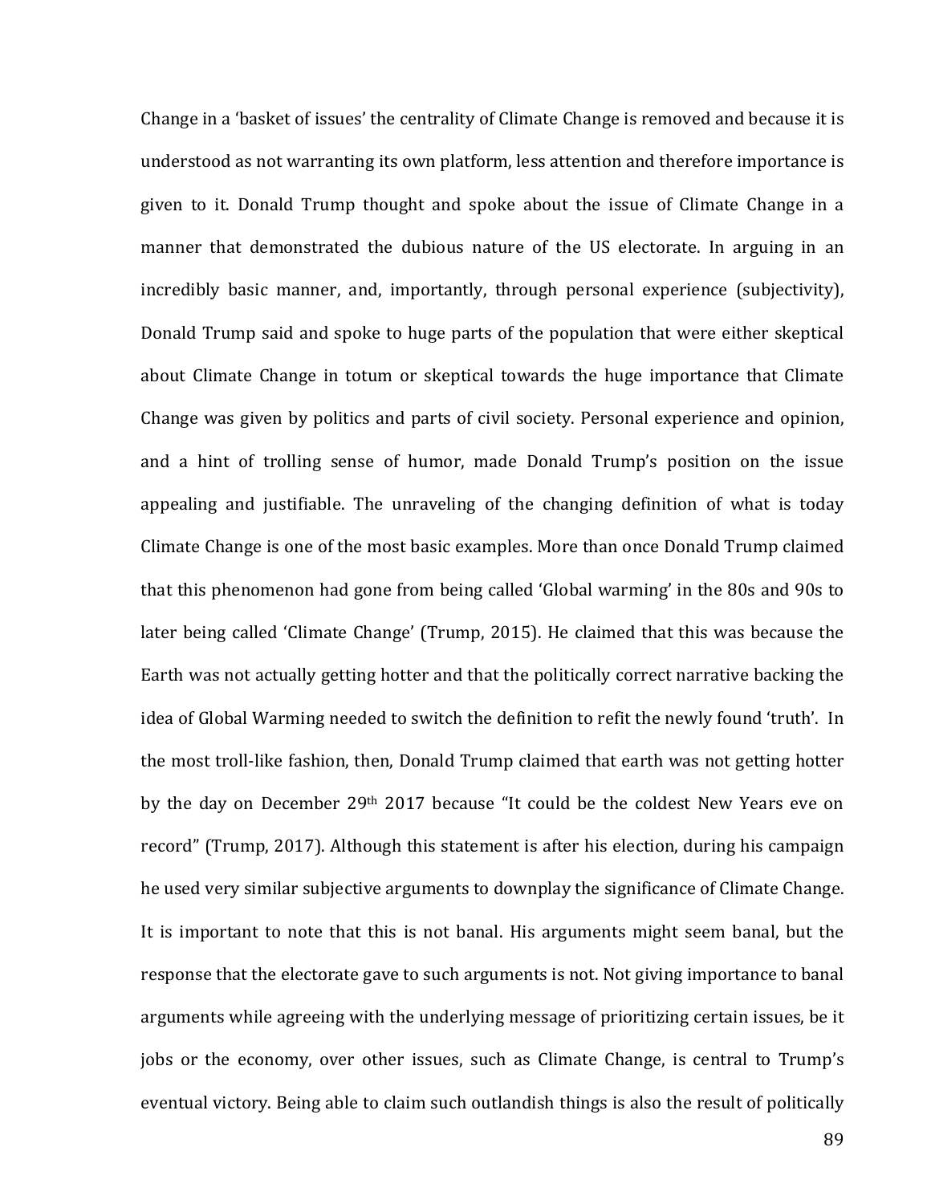Change in a 'basket of issues' the centrality of Climate Change is removed and because it is understood as not warranting its own platform, less attention and therefore importance is given to it. Donald Trump thought and spoke about the issue of Climate Change in a manner that demonstrated the dubious nature of the US electorate. In arguing in an incredibly basic manner, and, importantly, through personal experience (subjectivity), Donald Trump said and spoke to huge parts of the population that were either skeptical about Climate Change in totum or skeptical towards the huge importance that Climate Change was given by politics and parts of civil society. Personal experience and opinion, and a hint of trolling sense of humor, made Donald Trump's position on the issue appealing and justifiable. The unraveling of the changing definition of what is today Climate Change is one of the most basic examples. More than once Donald Trump claimed that this phenomenon had gone from being called 'Global warming' in the 80s and 90s to later being called 'Climate Change' (Trump, 2015). He claimed that this was because the Earth was not actually getting hotter and that the politically correct narrative backing the idea of Global Warming needed to switch the definition to refit the newly found 'truth'. In the most troll-like fashion, then, Donald Trump claimed that earth was not getting hotter by the day on December 29th 2017 because "It could be the coldest New Years eve on record" (Trump, 2017). Although this statement is after his election, during his campaign he used very similar subjective arguments to downplay the significance of Climate Change. It is important to note that this is not banal. His arguments might seem banal, but the response that the electorate gave to such arguments is not. Not giving importance to banal arguments while agreeing with the underlying message of prioritizing certain issues, be it jobs or the economy, over other issues, such as Climate Change, is central to Trump's eventual victory. Being able to claim such outlandish things is also the result of politically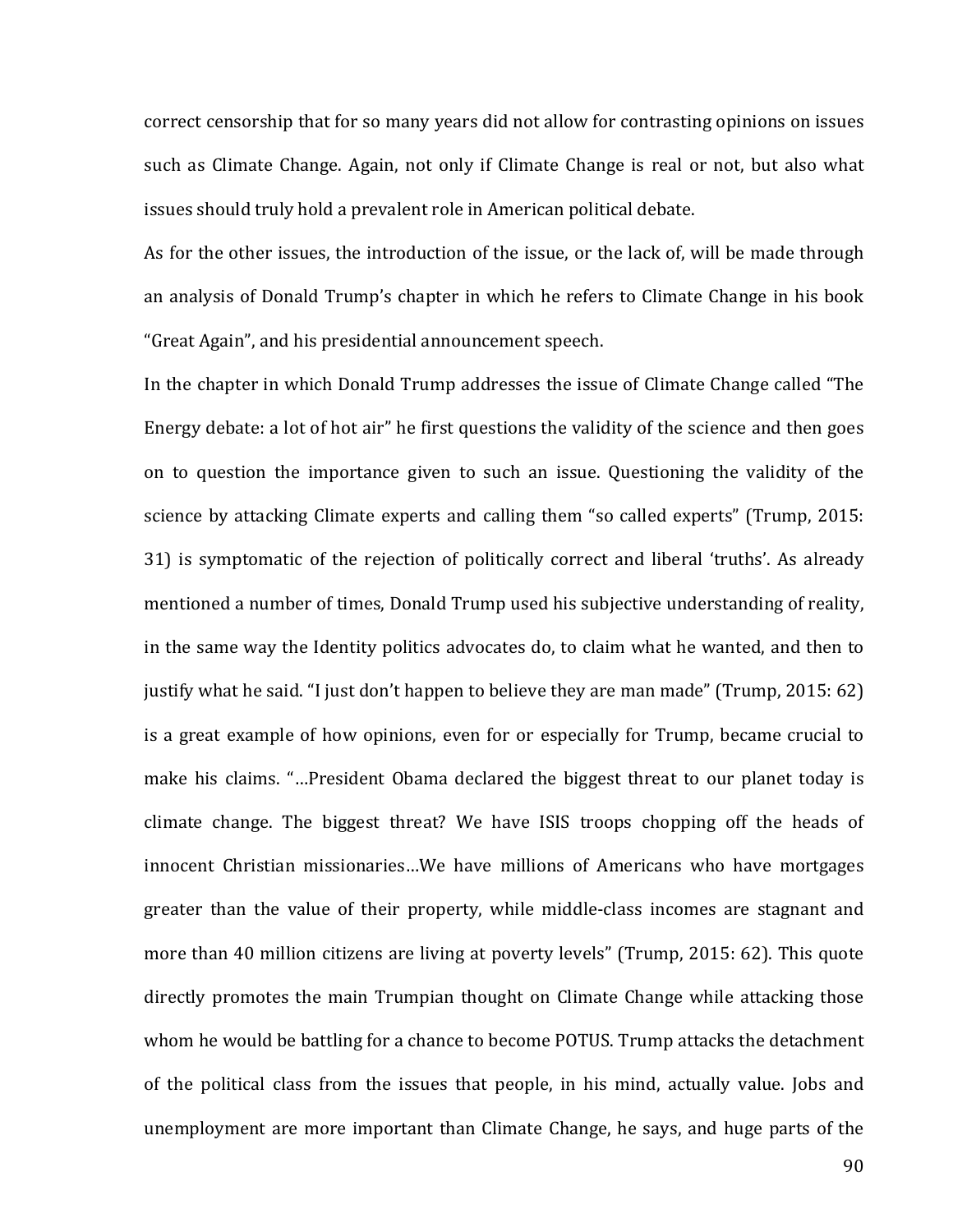correct censorship that for so many years did not allow for contrasting opinions on issues such as Climate Change. Again, not only if Climate Change is real or not, but also what issues should truly hold a prevalent role in American political debate.

As for the other issues, the introduction of the issue, or the lack of, will be made through an analysis of Donald Trump's chapter in which he refers to Climate Change in his book "Great Again", and his presidential announcement speech.

In the chapter in which Donald Trump addresses the issue of Climate Change called "The Energy debate: a lot of hot air" he first questions the validity of the science and then goes on to question the importance given to such an issue. Questioning the validity of the science by attacking Climate experts and calling them "so called experts" (Trump, 2015: 31) is symptomatic of the rejection of politically correct and liberal 'truths'. As already mentioned a number of times, Donald Trump used his subjective understanding of reality, in the same way the Identity politics advocates do, to claim what he wanted, and then to justify what he said. "I just don't happen to believe they are man made" (Trump, 2015: 62) is a great example of how opinions, even for or especially for Trump, became crucial to make his claims. "…President Obama declared the biggest threat to our planet today is climate change. The biggest threat? We have ISIS troops chopping off the heads of innocent Christian missionaries…We have millions of Americans who have mortgages greater than the value of their property, while middle-class incomes are stagnant and more than 40 million citizens are living at poverty levels" (Trump, 2015: 62). This quote directly promotes the main Trumpian thought on Climate Change while attacking those whom he would be battling for a chance to become POTUS. Trump attacks the detachment of the political class from the issues that people, in his mind, actually value. Jobs and unemployment are more important than Climate Change, he says, and huge parts of the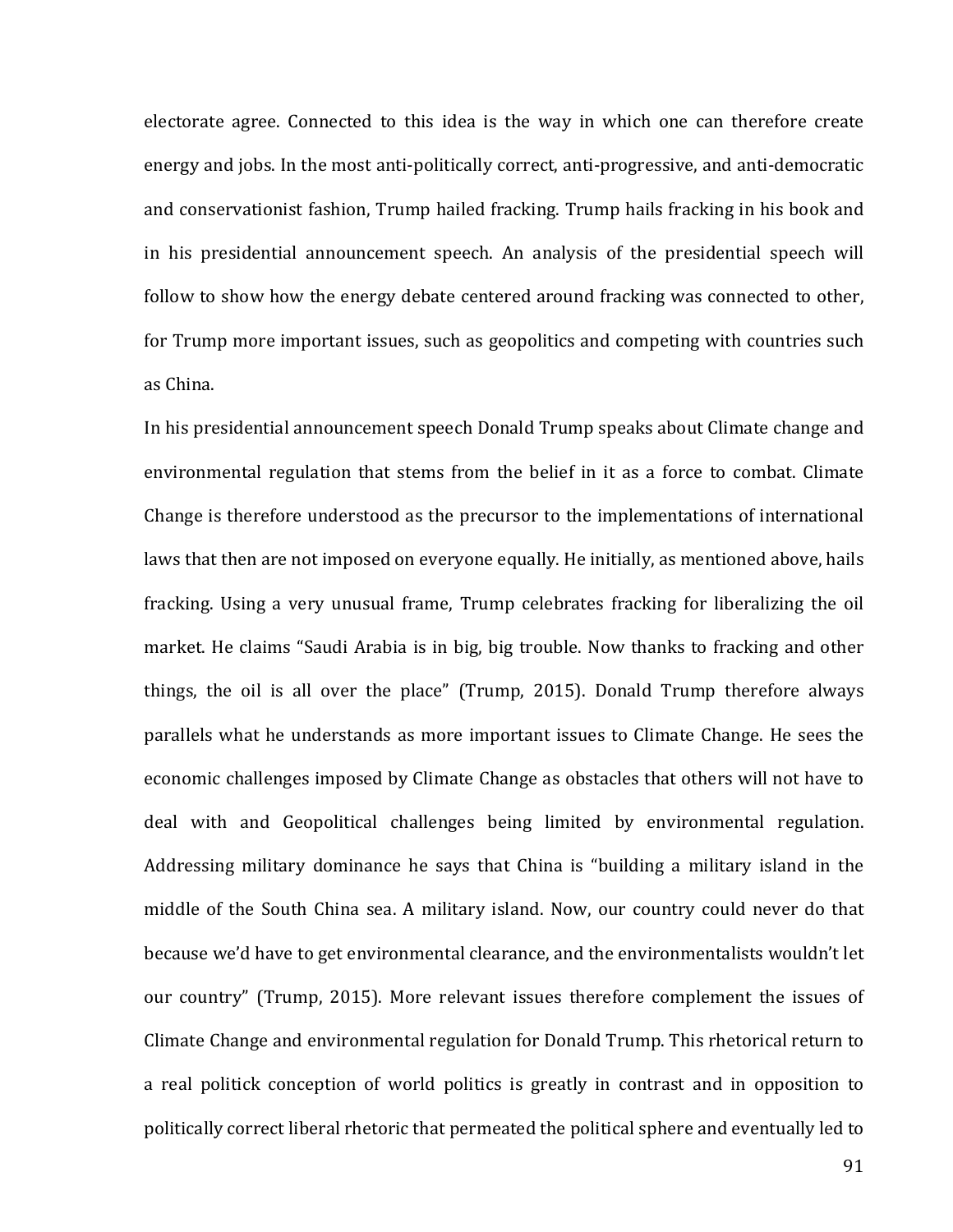electorate agree. Connected to this idea is the way in which one can therefore create energy and jobs. In the most anti-politically correct, anti-progressive, and anti-democratic and conservationist fashion, Trump hailed fracking. Trump hails fracking in his book and in his presidential announcement speech. An analysis of the presidential speech will follow to show how the energy debate centered around fracking was connected to other, for Trump more important issues, such as geopolitics and competing with countries such as China.

In his presidential announcement speech Donald Trump speaks about Climate change and environmental regulation that stems from the belief in it as a force to combat. Climate Change is therefore understood as the precursor to the implementations of international laws that then are not imposed on everyone equally. He initially, as mentioned above, hails fracking. Using a very unusual frame, Trump celebrates fracking for liberalizing the oil market. He claims "Saudi Arabia is in big, big trouble. Now thanks to fracking and other things, the oil is all over the place" (Trump, 2015). Donald Trump therefore always parallels what he understands as more important issues to Climate Change. He sees the economic challenges imposed by Climate Change as obstacles that others will not have to deal with and Geopolitical challenges being limited by environmental regulation. Addressing military dominance he says that China is "building a military island in the middle of the South China sea. A military island. Now, our country could never do that because we'd have to get environmental clearance, and the environmentalists wouldn't let our country" (Trump, 2015). More relevant issues therefore complement the issues of Climate Change and environmental regulation for Donald Trump. This rhetorical return to a real politick conception of world politics is greatly in contrast and in opposition to politically correct liberal rhetoric that permeated the political sphere and eventually led to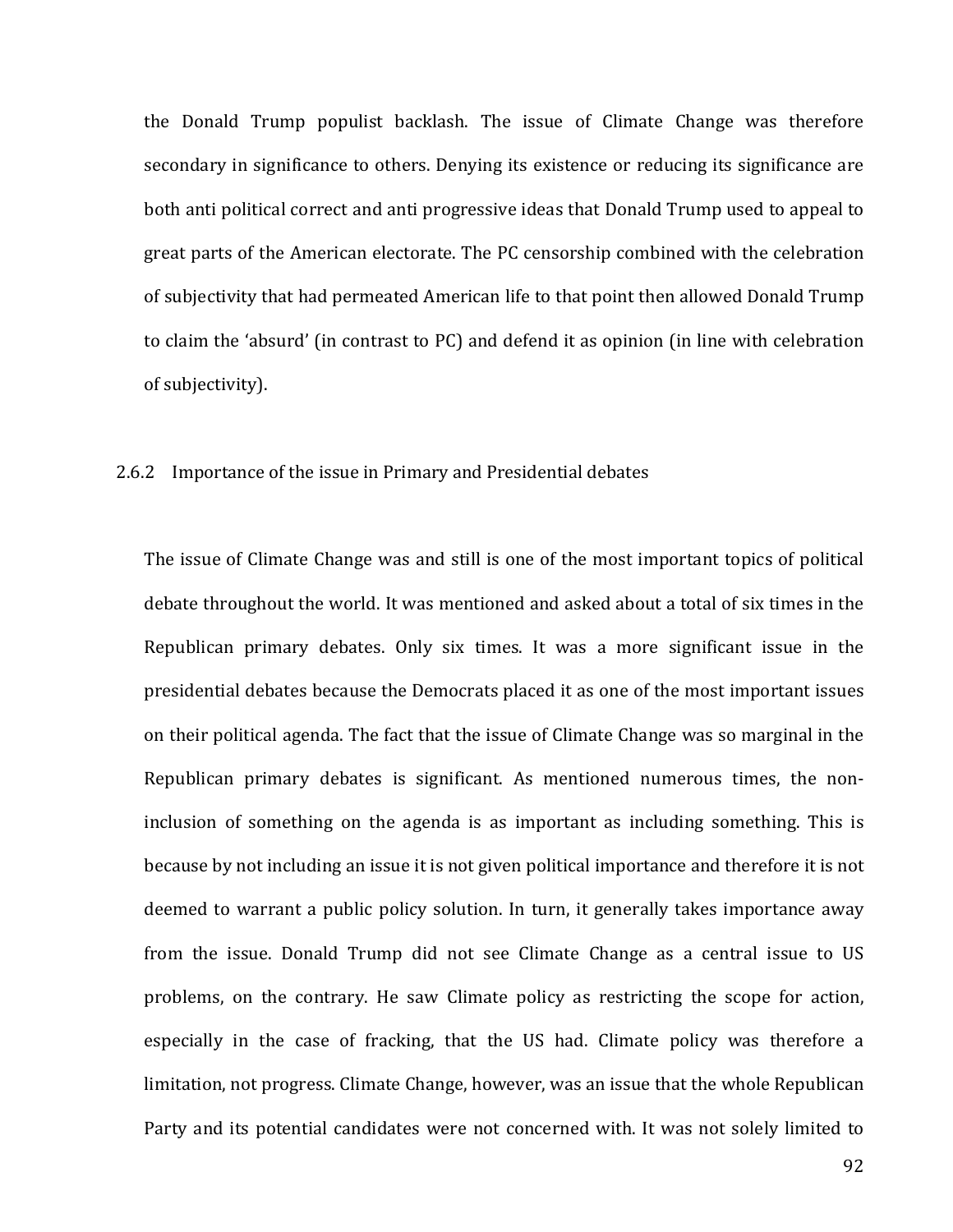the Donald Trump populist backlash. The issue of Climate Change was therefore secondary in significance to others. Denying its existence or reducing its significance are both anti political correct and anti progressive ideas that Donald Trump used to appeal to great parts of the American electorate. The PC censorship combined with the celebration of subjectivity that had permeated American life to that point then allowed Donald Trump to claim the 'absurd' (in contrast to PC) and defend it as opinion (in line with celebration of subjectivity).

### 2.6.2 Importance of the issue in Primary and Presidential debates

The issue of Climate Change was and still is one of the most important topics of political debate throughout the world. It was mentioned and asked about a total of six times in the Republican primary debates. Only six times. It was a more significant issue in the presidential debates because the Democrats placed it as one of the most important issues on their political agenda. The fact that the issue of Climate Change was so marginal in the Republican primary debates is significant. As mentioned numerous times, the non-inclusion of something on the agenda is as important as including something. This is because by not including an issue it is not given political importance and therefore it is not deemed to warrant a public policy solution. In turn, it generally takes importance away from the issue. Donald Trump did not see Climate Change as a central issue to US problems, on the contrary. He saw Climate policy as restricting the scope for action, especially in the case of fracking, that the US had. Climate policy was therefore a limitation, not progress. Climate Change, however, was an issue that the whole Republican Party and its potential candidates were not concerned with. It was not solely limited to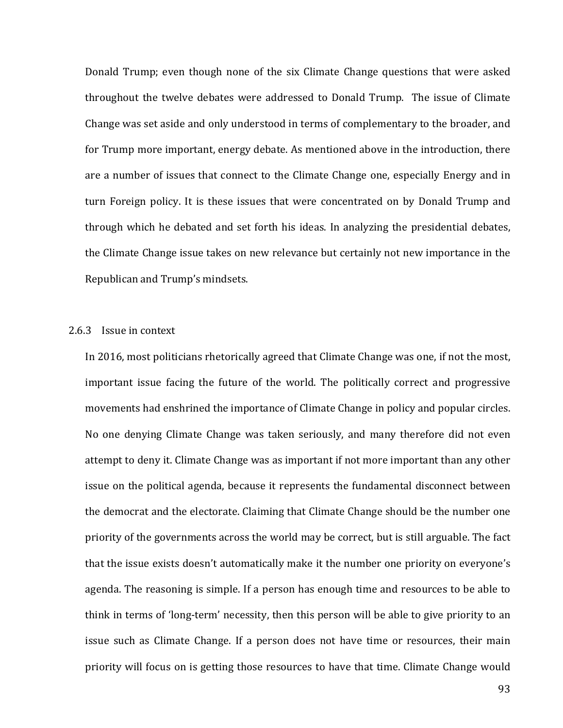Donald Trump; even though none of the six Climate Change questions that were asked throughout the twelve debates were addressed to Donald Trump. The issue of Climate Change was set aside and only understood in terms of complementary to the broader, and for Trump more important, energy debate. As mentioned above in the introduction, there are a number of issues that connect to the Climate Change one, especially Energy and in turn Foreign policy. It is these issues that were concentrated on by Donald Trump and through which he debated and set forth his ideas. In analyzing the presidential debates, the Climate Change issue takes on new relevance but certainly not new importance in the Republican and Trump's mindsets.

### 2.6.3 Issue in context

In 2016, most politicians rhetorically agreed that Climate Change was one, if not the most, important issue facing the future of the world. The politically correct and progressive movements had enshrined the importance of Climate Change in policy and popular circles. No one denying Climate Change was taken seriously, and many therefore did not even attempt to deny it. Climate Change was as important if not more important than any other issue on the political agenda, because it represents the fundamental disconnect between the democrat and the electorate. Claiming that Climate Change should be the number one priority of the governments across the world may be correct, but is still arguable. The fact that the issue exists doesn't automatically make it the number one priority on everyone's agenda. The reasoning is simple. If a person has enough time and resources to be able to think in terms of 'long-term' necessity, then this person will be able to give priority to an issue such as Climate Change. If a person does not have time or resources, their main priority will focus on is getting those resources to have that time. Climate Change would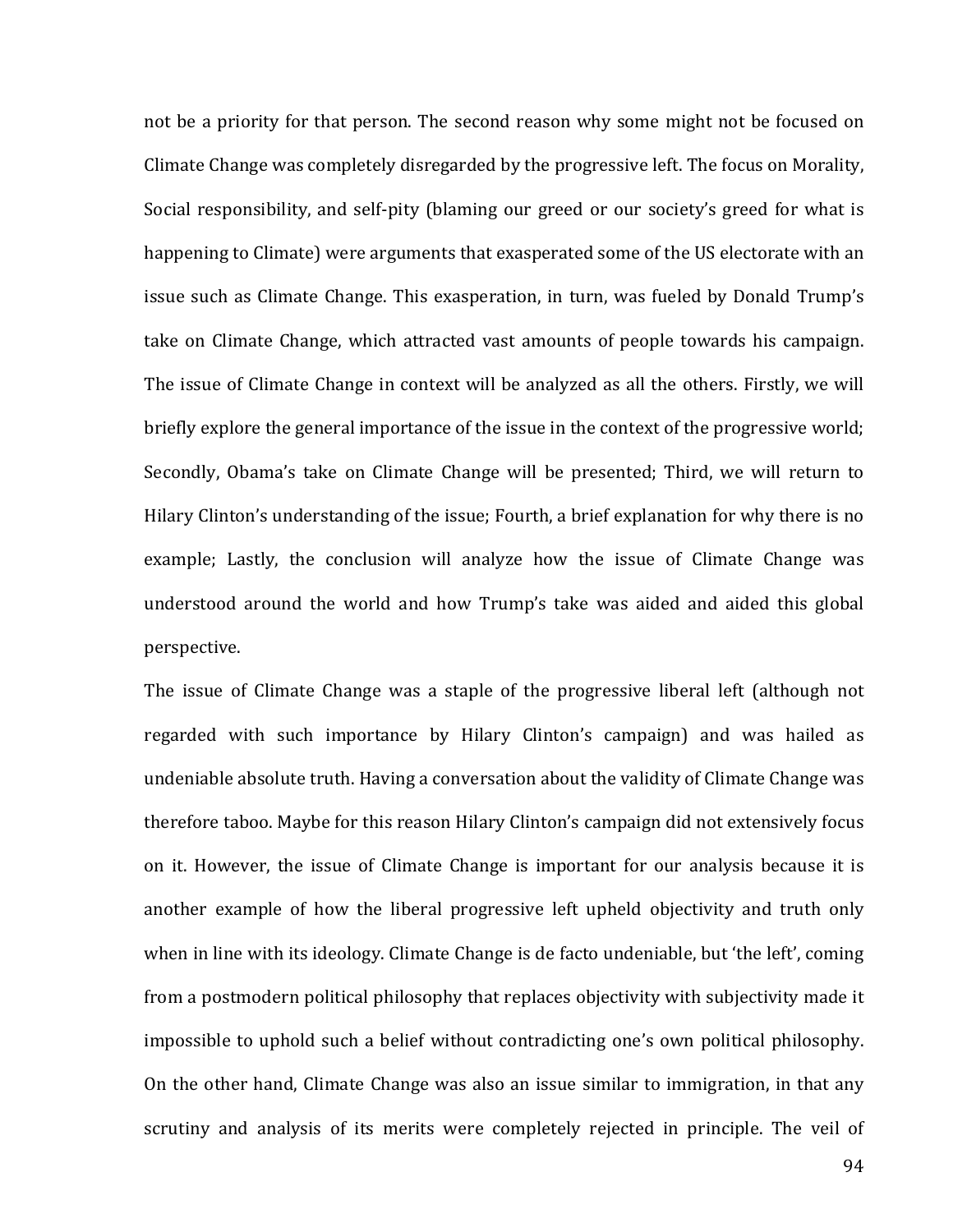not be a priority for that person. The second reason why some might not be focused on Climate Change was completely disregarded by the progressive left. The focus on Morality, Social responsibility, and self-pity (blaming our greed or our society's greed for what is happening to Climate) were arguments that exasperated some of the US electorate with an issue such as Climate Change. This exasperation, in turn, was fueled by Donald Trump's take on Climate Change, which attracted vast amounts of people towards his campaign. The issue of Climate Change in context will be analyzed as all the others. Firstly, we will briefly explore the general importance of the issue in the context of the progressive world; Secondly, Obama's take on Climate Change will be presented; Third, we will return to Hilary Clinton's understanding of the issue; Fourth, a brief explanation for why there is no example; Lastly, the conclusion will analyze how the issue of Climate Change was understood around the world and how Trump's take was aided and aided this global perspective.

The issue of Climate Change was a staple of the progressive liberal left (although not regarded with such importance by Hilary Clinton's campaign) and was hailed as undeniable absolute truth. Having a conversation about the validity of Climate Change was therefore taboo. Maybe for this reason Hilary Clinton's campaign did not extensively focus on it. However, the issue of Climate Change is important for our analysis because it is another example of how the liberal progressive left upheld objectivity and truth only when in line with its ideology. Climate Change is de facto undeniable, but 'the left', coming from a postmodern political philosophy that replaces objectivity with subjectivity made it impossible to uphold such a belief without contradicting one's own political philosophy. On the other hand, Climate Change was also an issue similar to immigration, in that any scrutiny and analysis of its merits were completely rejected in principle. The veil of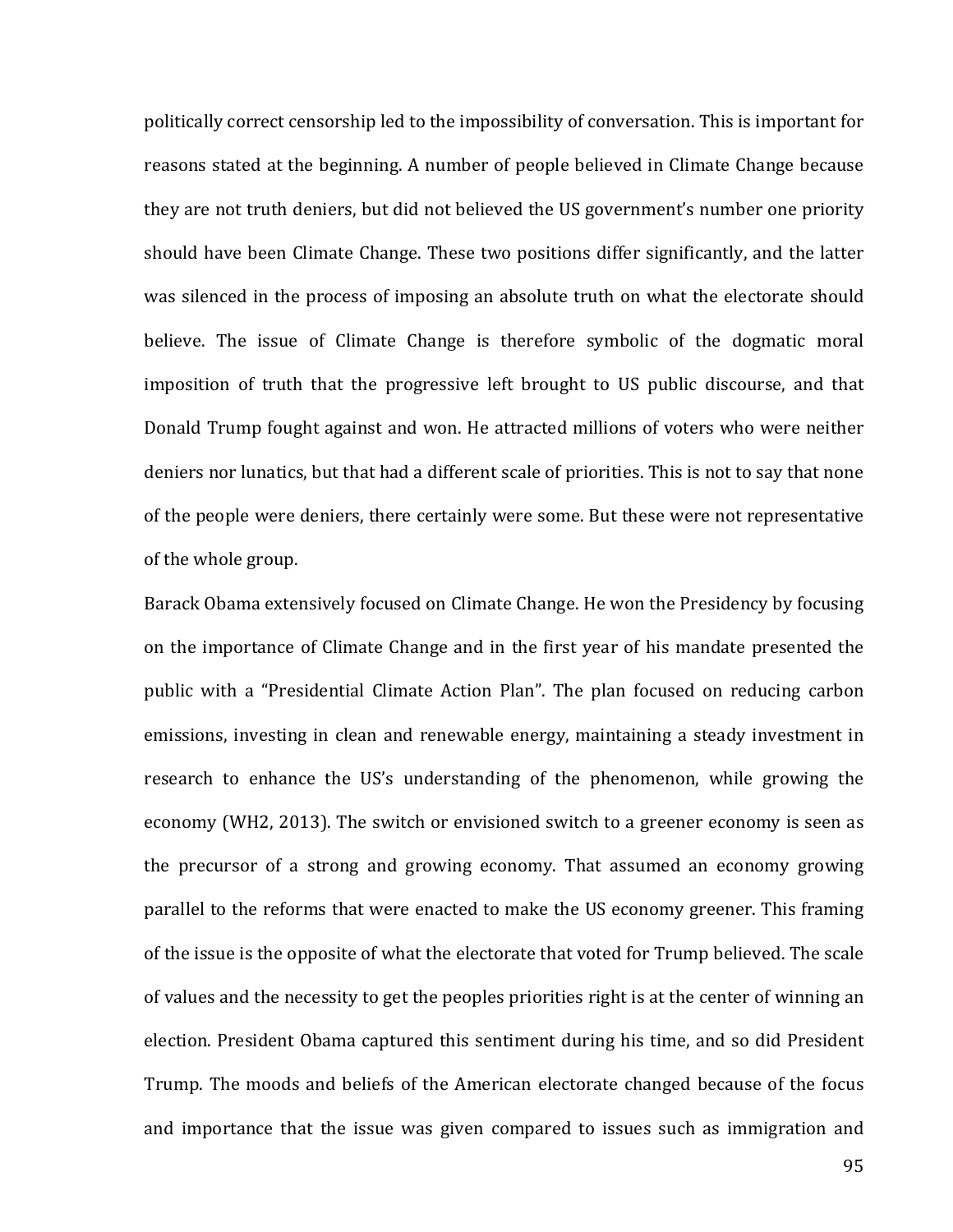politically correct censorship led to the impossibility of conversation. This is important for reasons stated at the beginning. A number of people believed in Climate Change because they are not truth deniers, but did not believed the US government's number one priority should have been Climate Change. These two positions differ significantly, and the latter was silenced in the process of imposing an absolute truth on what the electorate should believe. The issue of Climate Change is therefore symbolic of the dogmatic moral imposition of truth that the progressive left brought to US public discourse, and that Donald Trump fought against and won. He attracted millions of voters who were neither deniers nor lunatics, but that had a different scale of priorities. This is not to say that none of the people were deniers, there certainly were some. But these were not representative of the whole group.

Barack Obama extensively focused on Climate Change. He won the Presidency by focusing on the importance of Climate Change and in the first year of his mandate presented the public with a "Presidential Climate Action Plan". The plan focused on reducing carbon emissions, investing in clean and renewable energy, maintaining a steady investment in research to enhance the US's understanding of the phenomenon, while growing the economy (WH2, 2013). The switch or envisioned switch to a greener economy is seen as the precursor of a strong and growing economy. That assumed an economy growing parallel to the reforms that were enacted to make the US economy greener. This framing of the issue is the opposite of what the electorate that voted for Trump believed. The scale of values and the necessity to get the peoples priorities right is at the center of winning an election. President Obama captured this sentiment during his time, and so did President Trump. The moods and beliefs of the American electorate changed because of the focus and importance that the issue was given compared to issues such as immigration and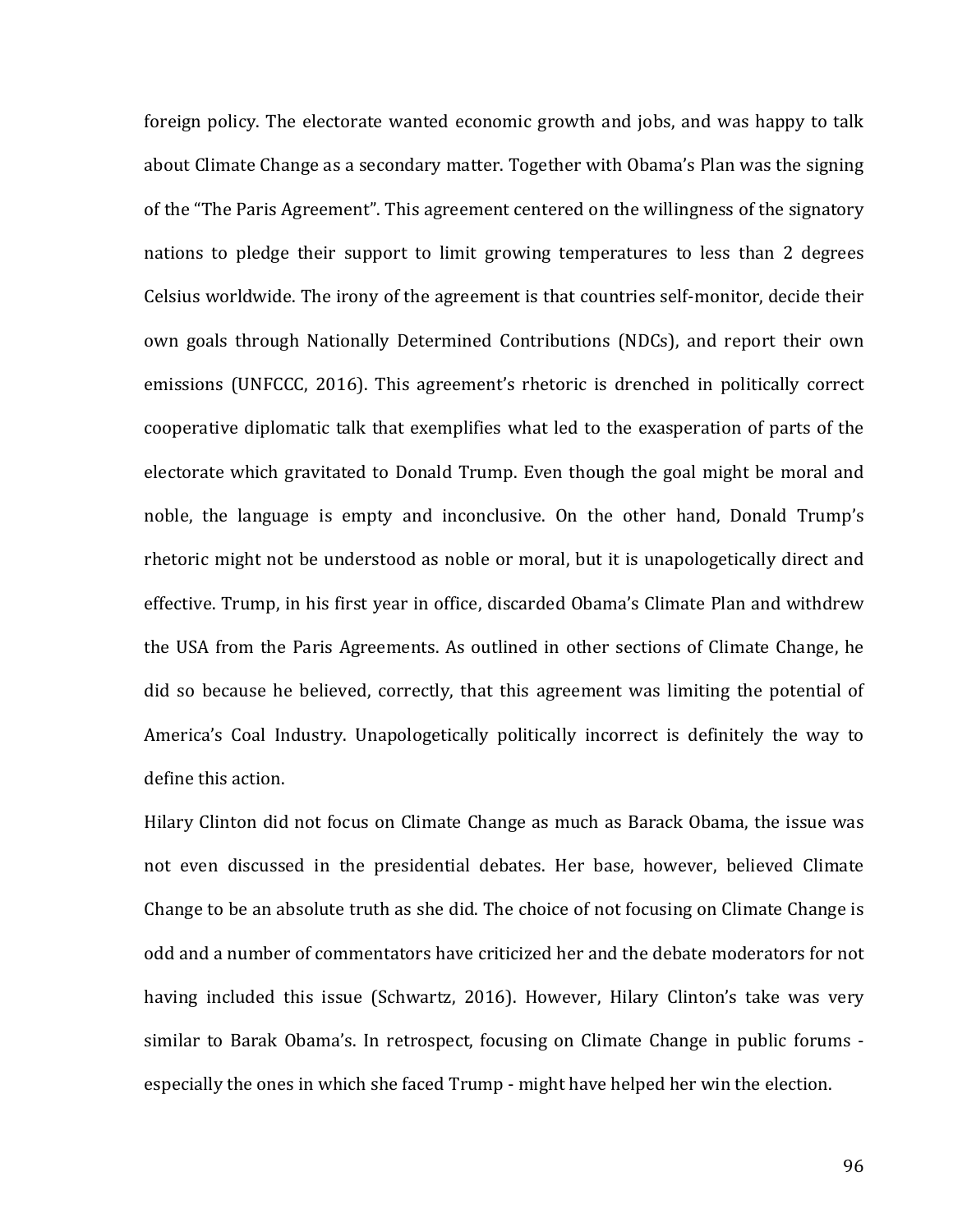foreign policy. The electorate wanted economic growth and jobs, and was happy to talk about Climate Change as a secondary matter. Together with Obama's Plan was the signing of the "The Paris Agreement". This agreement centered on the willingness of the signatory nations to pledge their support to limit growing temperatures to less than 2 degrees Celsius worldwide. The irony of the agreement is that countries self-monitor, decide their own goals through Nationally Determined Contributions (NDCs), and report their own emissions (UNFCCC, 2016). This agreement's rhetoric is drenched in politically correct cooperative diplomatic talk that exemplifies what led to the exasperation of parts of the electorate which gravitated to Donald Trump. Even though the goal might be moral and noble, the language is empty and inconclusive. On the other hand, Donald Trump's rhetoric might not be understood as noble or moral, but it is unapologetically direct and effective. Trump, in his first year in office, discarded Obama's Climate Plan and withdrew the USA from the Paris Agreements. As outlined in other sections of Climate Change, he did so because he believed, correctly, that this agreement was limiting the potential of America's Coal Industry. Unapologetically politically incorrect is definitely the way to define this action.

Hilary Clinton did not focus on Climate Change as much as Barack Obama, the issue was not even discussed in the presidential debates. Her base, however, believed Climate Change to be an absolute truth as she did. The choice of not focusing on Climate Change is odd and a number of commentators have criticized her and the debate moderators for not having included this issue (Schwartz, 2016). However, Hilary Clinton's take was very similar to Barak Obama's. In retrospect, focusing on Climate Change in public forums - especially the ones in which she faced Trump - might have helped her win the election.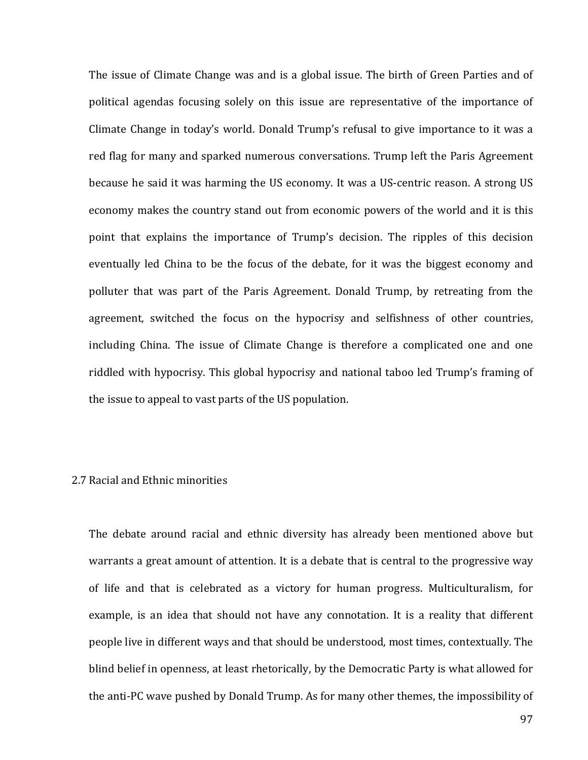The issue of Climate Change was and is a global issue. The birth of Green Parties and of political agendas focusing solely on this issue are representative of the importance of Climate Change in today's world. Donald Trump's refusal to give importance to it was a red flag for many and sparked numerous conversations. Trump left the Paris Agreement because he said it was harming the US economy. It was a US-centric reason. A strong US economy makes the country stand out from economic powers of the world and it is this point that explains the importance of Trump's decision. The ripples of this decision eventually led China to be the focus of the debate, for it was the biggest economy and polluter that was part of the Paris Agreement. Donald Trump, by retreating from the agreement, switched the focus on the hypocrisy and selfishness of other countries, including China. The issue of Climate Change is therefore a complicated one and one riddled with hypocrisy. This global hypocrisy and national taboo led Trump's framing of the issue to appeal to vast parts of the US population.

## 2.7 Racial and Ethnic minorities

The debate around racial and ethnic diversity has already been mentioned above but warrants a great amount of attention. It is a debate that is central to the progressive way of life and that is celebrated as a victory for human progress. Multiculturalism, for example, is an idea that should not have any connotation. It is a reality that different people live in different ways and that should be understood, most times, contextually. The blind belief in openness, at least rhetorically, by the Democratic Party is what allowed for the anti-PC wave pushed by Donald Trump. As for many other themes, the impossibility of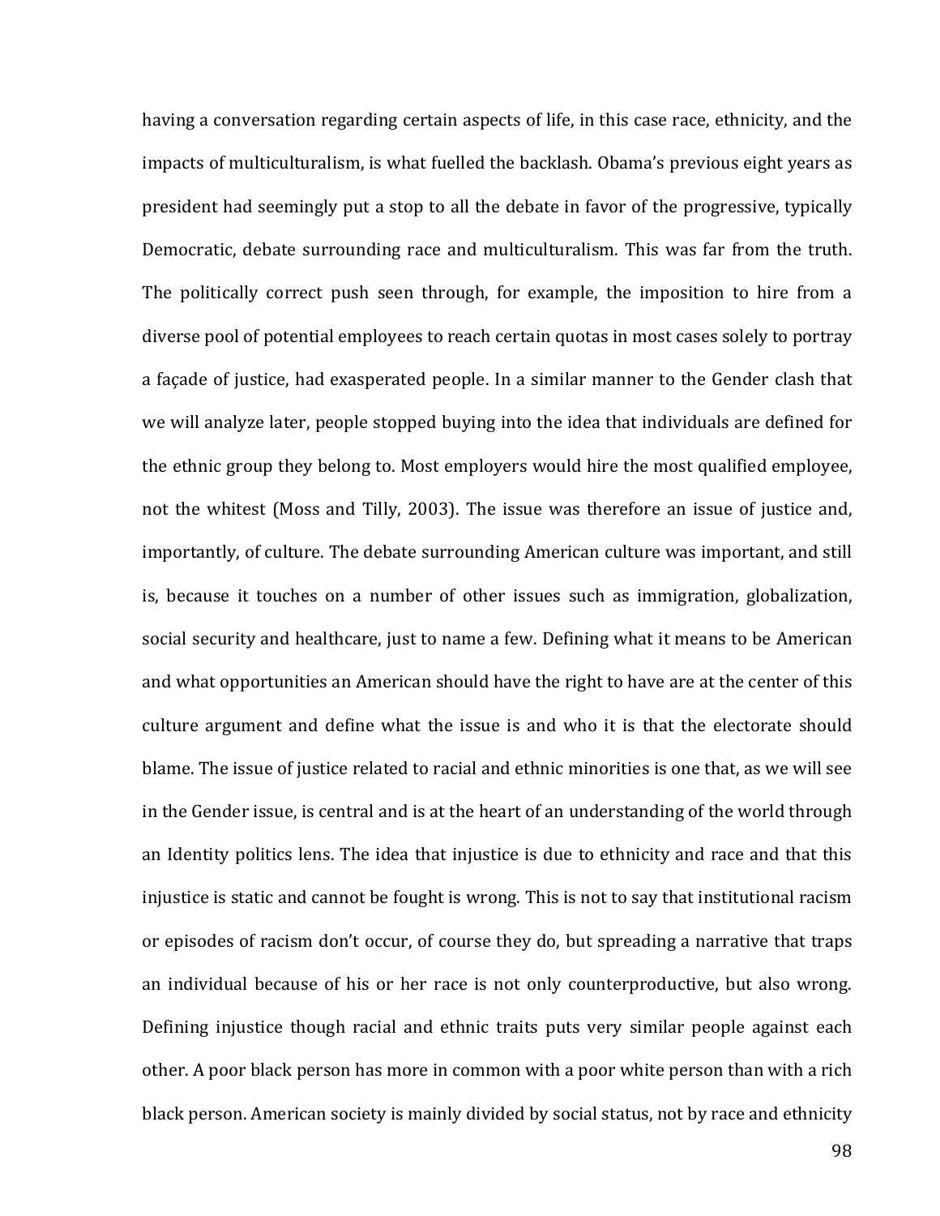having a conversation regarding certain aspects of life, in this case race, ethnicity, and the impacts of multiculturalism, is what fuelled the backlash. Obama's previous eight years as president had seemingly put a stop to all the debate in favor of the progressive, typically Democratic, debate surrounding race and multiculturalism. This was far from the truth. The politically correct push seen through, for example, the imposition to hire from a diverse pool of potential employees to reach certain quotas in most cases solely to portray a façade of justice, had exasperated people. In a similar manner to the Gender clash that we will analyze later, people stopped buying into the idea that individuals are defined for the ethnic group they belong to. Most employers would hire the most qualified employee, not the whitest (Moss and Tilly, 2003). The issue was therefore an issue of justice and, importantly, of culture. The debate surrounding American culture was important, and still is, because it touches on a number of other issues such as immigration, globalization, social security and healthcare, just to name a few. Defining what it means to be American and what opportunities an American should have the right to have are at the center of this culture argument and define what the issue is and who it is that the electorate should blame. The issue of justice related to racial and ethnic minorities is one that, as we will see in the Gender issue, is central and is at the heart of an understanding of the world through an Identity politics lens. The idea that injustice is due to ethnicity and race and that this injustice is static and cannot be fought is wrong. This is not to say that institutional racism or episodes of racism don't occur, of course they do, but spreading a narrative that traps an individual because of his or her race is not only counterproductive, but also wrong. Defining injustice though racial and ethnic traits puts very similar people against each other. A poor black person has more in common with a poor white person than with a rich black person. American society is mainly divided by social status, not by race and ethnicity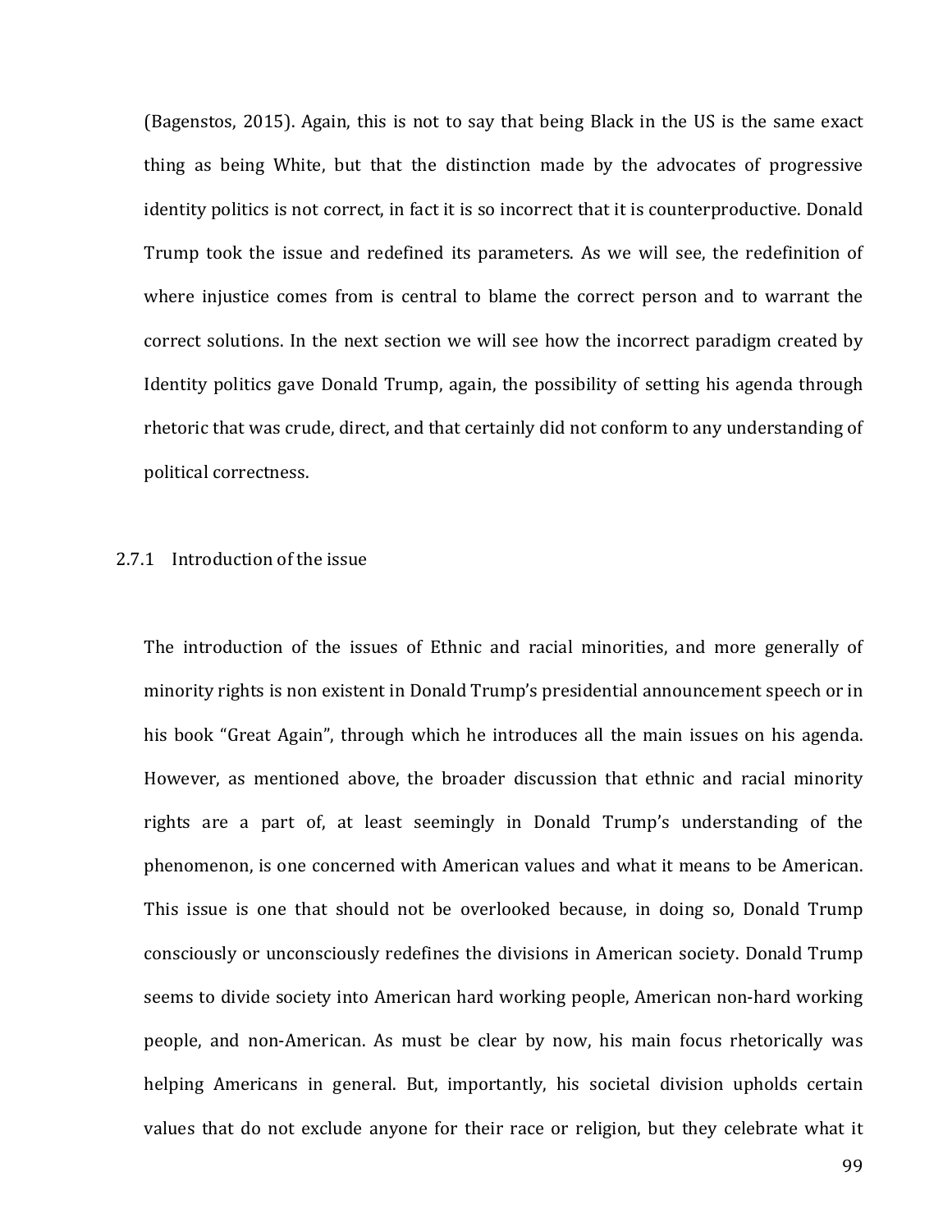(Bagenstos, 2015). Again, this is not to say that being Black in the US is the same exact thing as being White, but that the distinction made by the advocates of progressive identity politics is not correct, in fact it is so incorrect that it is counterproductive. Donald Trump took the issue and redefined its parameters. As we will see, the redefinition of where injustice comes from is central to blame the correct person and to warrant the correct solutions. In the next section we will see how the incorrect paradigm created by Identity politics gave Donald Trump, again, the possibility of setting his agenda through rhetoric that was crude, direct, and that certainly did not conform to any understanding of political correctness.

### 2.7.1 Introduction of the issue

The introduction of the issues of Ethnic and racial minorities, and more generally of minority rights is non existent in Donald Trump's presidential announcement speech or in his book "Great Again", through which he introduces all the main issues on his agenda. However, as mentioned above, the broader discussion that ethnic and racial minority rights are a part of, at least seemingly in Donald Trump's understanding of the phenomenon, is one concerned with American values and what it means to be American. This issue is one that should not be overlooked because, in doing so, Donald Trump consciously or unconsciously redefines the divisions in American society. Donald Trump seems to divide society into American hard working people, American non-hard working people, and non-American. As must be clear by now, his main focus rhetorically was helping Americans in general. But, importantly, his societal division upholds certain values that do not exclude anyone for their race or religion, but they celebrate what it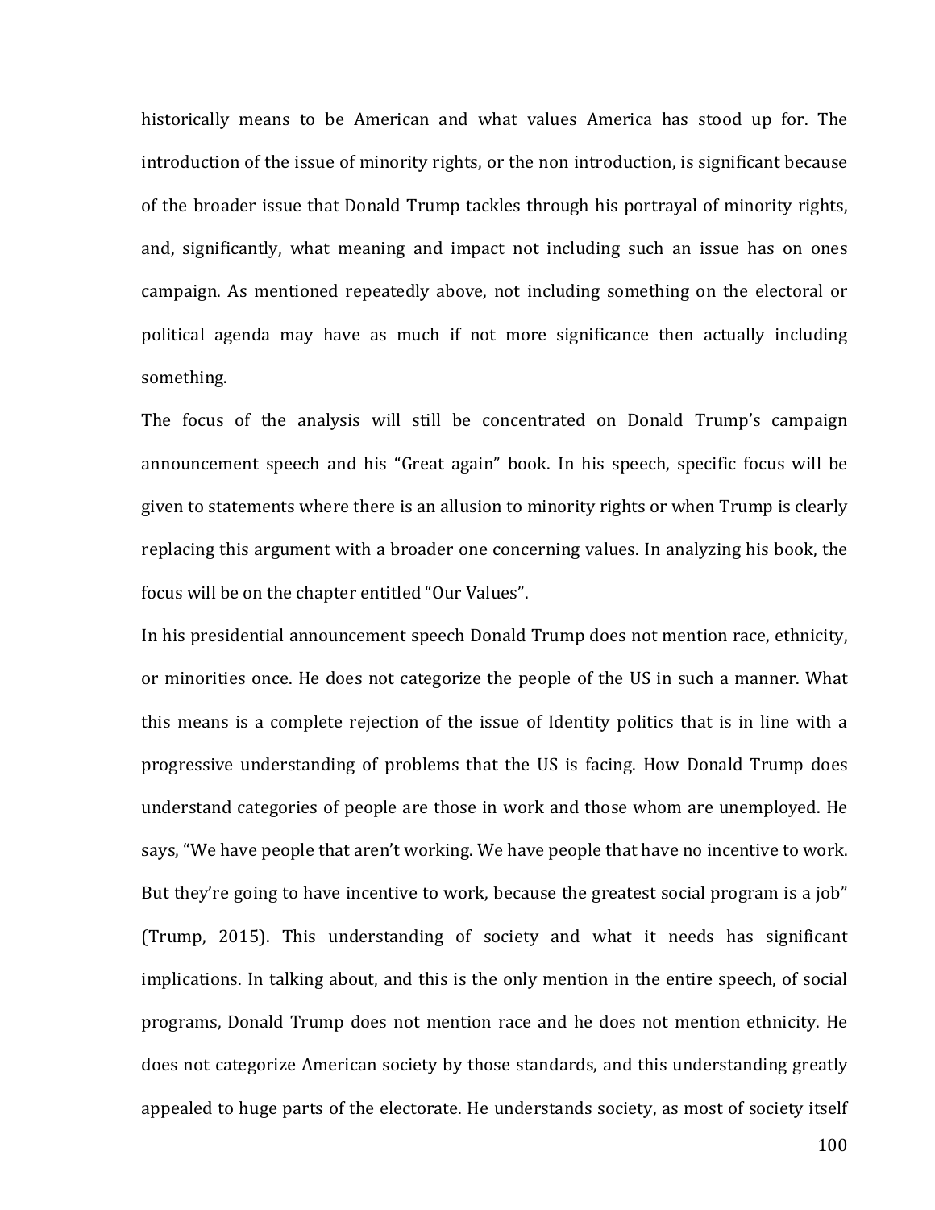historically means to be American and what values America has stood up for. The introduction of the issue of minority rights, or the non introduction, is significant because of the broader issue that Donald Trump tackles through his portrayal of minority rights, and, significantly, what meaning and impact not including such an issue has on ones campaign. As mentioned repeatedly above, not including something on the electoral or political agenda may have as much if not more significance then actually including something.

The focus of the analysis will still be concentrated on Donald Trump's campaign announcement speech and his "Great again" book. In his speech, specific focus will be given to statements where there is an allusion to minority rights or when Trump is clearly replacing this argument with a broader one concerning values. In analyzing his book, the focus will be on the chapter entitled "Our Values".

In his presidential announcement speech Donald Trump does not mention race, ethnicity, or minorities once. He does not categorize the people of the US in such a manner. What this means is a complete rejection of the issue of Identity politics that is in line with a progressive understanding of problems that the US is facing. How Donald Trump does understand categories of people are those in work and those whom are unemployed. He says, "We have people that aren't working. We have people that have no incentive to work. But they're going to have incentive to work, because the greatest social program is a job" (Trump, 2015). This understanding of society and what it needs has significant implications. In talking about, and this is the only mention in the entire speech, of social programs, Donald Trump does not mention race and he does not mention ethnicity. He does not categorize American society by those standards, and this understanding greatly appealed to huge parts of the electorate. He understands society, as most of society itself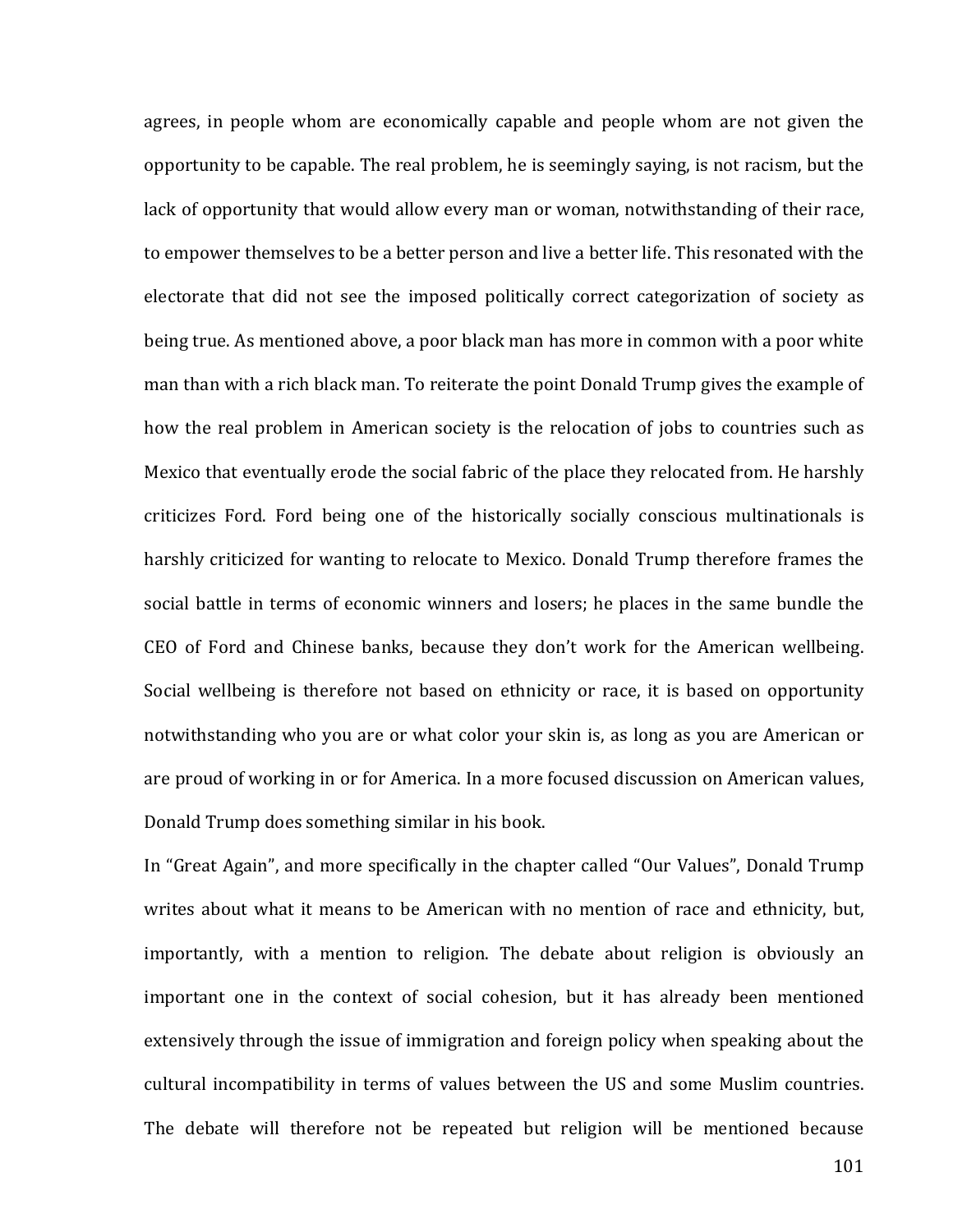agrees, in people whom are economically capable and people whom are not given the opportunity to be capable. The real problem, he is seemingly saying, is not racism, but the lack of opportunity that would allow every man or woman, notwithstanding of their race, to empower themselves to be a better person and live a better life. This resonated with the electorate that did not see the imposed politically correct categorization of society as being true. As mentioned above, a poor black man has more in common with a poor white man than with a rich black man. To reiterate the point Donald Trump gives the example of how the real problem in American society is the relocation of jobs to countries such as Mexico that eventually erode the social fabric of the place they relocated from. He harshly criticizes Ford. Ford being one of the historically socially conscious multinationals is harshly criticized for wanting to relocate to Mexico. Donald Trump therefore frames the social battle in terms of economic winners and losers; he places in the same bundle the CEO of Ford and Chinese banks, because they don't work for the American wellbeing. Social wellbeing is therefore not based on ethnicity or race, it is based on opportunity notwithstanding who you are or what color your skin is, as long as you are American or are proud of working in or for America. In a more focused discussion on American values, Donald Trump does something similar in his book.

In "Great Again", and more specifically in the chapter called "Our Values", Donald Trump writes about what it means to be American with no mention of race and ethnicity, but, importantly, with a mention to religion. The debate about religion is obviously an important one in the context of social cohesion, but it has already been mentioned extensively through the issue of immigration and foreign policy when speaking about the cultural incompatibility in terms of values between the US and some Muslim countries. The debate will therefore not be repeated but religion will be mentioned because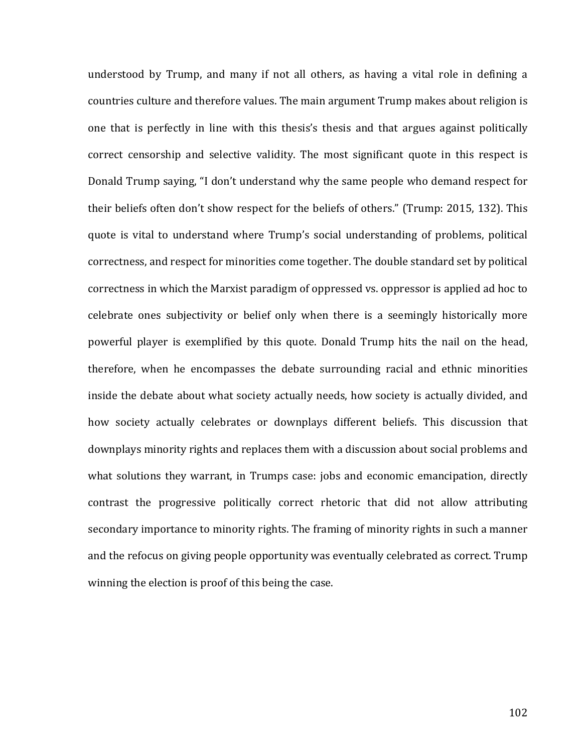understood by Trump, and many if not all others, as having a vital role in defining a countries culture and therefore values. The main argument Trump makes about religion is one that is perfectly in line with this thesis's thesis and that argues against politically correct censorship and selective validity. The most significant quote in this respect is Donald Trump saying, "I don't understand why the same people who demand respect for their beliefs often don't show respect for the beliefs of others." (Trump: 2015, 132). This quote is vital to understand where Trump's social understanding of problems, political correctness, and respect for minorities come together. The double standard set by political correctness in which the Marxist paradigm of oppressed vs. oppressor is applied ad hoc to celebrate ones subjectivity or belief only when there is a seemingly historically more powerful player is exemplified by this quote. Donald Trump hits the nail on the head, therefore, when he encompasses the debate surrounding racial and ethnic minorities inside the debate about what society actually needs, how society is actually divided, and how society actually celebrates or downplays different beliefs. This discussion that downplays minority rights and replaces them with a discussion about social problems and what solutions they warrant, in Trumps case: jobs and economic emancipation, directly contrast the progressive politically correct rhetoric that did not allow attributing secondary importance to minority rights. The framing of minority rights in such a manner and the refocus on giving people opportunity was eventually celebrated as correct. Trump winning the election is proof of this being the case.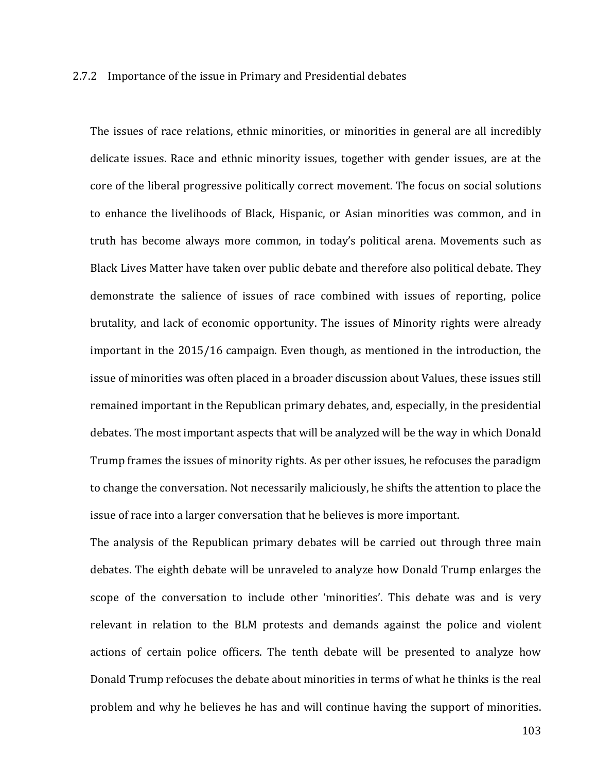### 2.7.2 Importance of the issue in Primary and Presidential debates

The issues of race relations, ethnic minorities, or minorities in general are all incredibly delicate issues. Race and ethnic minority issues, together with gender issues, are at the core of the liberal progressive politically correct movement. The focus on social solutions to enhance the livelihoods of Black, Hispanic, or Asian minorities was common, and in truth has become always more common, in today's political arena. Movements such as Black Lives Matter have taken over public debate and therefore also political debate. They demonstrate the salience of issues of race combined with issues of reporting, police brutality, and lack of economic opportunity. The issues of Minority rights were already important in the 2015/16 campaign. Even though, as mentioned in the introduction, the issue of minorities was often placed in a broader discussion about Values, these issues still remained important in the Republican primary debates, and, especially, in the presidential debates. The most important aspects that will be analyzed will be the way in which Donald Trump frames the issues of minority rights. As per other issues, he refocuses the paradigm to change the conversation. Not necessarily maliciously, he shifts the attention to place the issue of race into a larger conversation that he believes is more important.

The analysis of the Republican primary debates will be carried out through three main debates. The eighth debate will be unraveled to analyze how Donald Trump enlarges the scope of the conversation to include other 'minorities'. This debate was and is very relevant in relation to the BLM protests and demands against the police and violent actions of certain police officers. The tenth debate will be presented to analyze how Donald Trump refocuses the debate about minorities in terms of what he thinks is the real problem and why he believes he has and will continue having the support of minorities.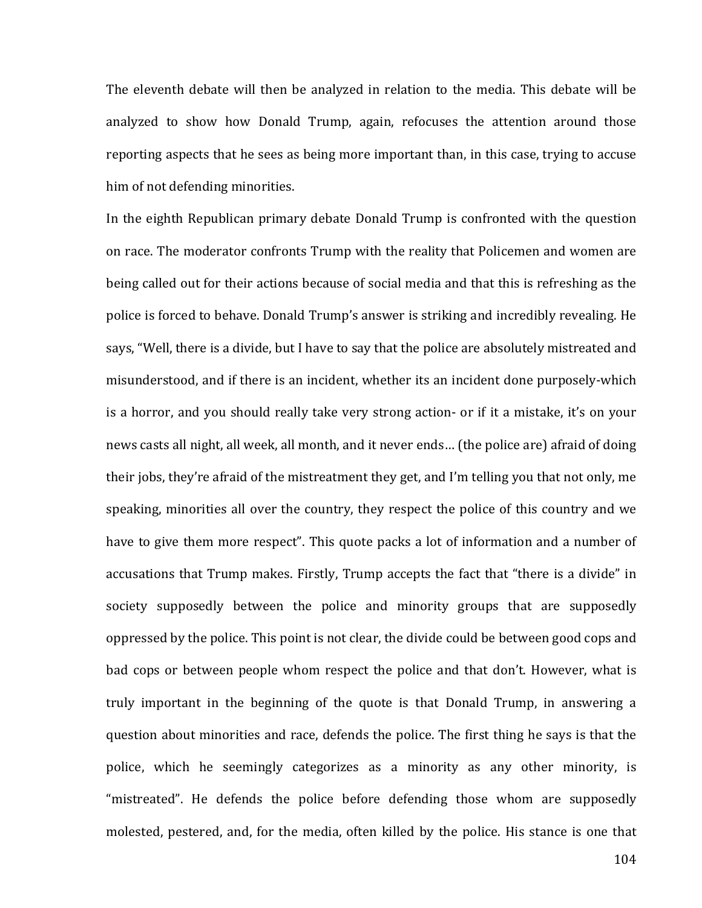The eleventh debate will then be analyzed in relation to the media. This debate will be analyzed to show how Donald Trump, again, refocuses the attention around those reporting aspects that he sees as being more important than, in this case, trying to accuse him of not defending minorities.

In the eighth Republican primary debate Donald Trump is confronted with the question on race. The moderator confronts Trump with the reality that Policemen and women are being called out for their actions because of social media and that this is refreshing as the police is forced to behave. Donald Trump's answer is striking and incredibly revealing. He says, "Well, there is a divide, but I have to say that the police are absolutely mistreated and misunderstood, and if there is an incident, whether its an incident done purposely-which is a horror, and you should really take very strong action- or if it a mistake, it's on your news casts all night, all week, all month, and it never ends… (the police are) afraid of doing their jobs, they're afraid of the mistreatment they get, and I'm telling you that not only, me speaking, minorities all over the country, they respect the police of this country and we have to give them more respect". This quote packs a lot of information and a number of accusations that Trump makes. Firstly, Trump accepts the fact that "there is a divide" in society supposedly between the police and minority groups that are supposedly oppressed by the police. This point is not clear, the divide could be between good cops and bad cops or between people whom respect the police and that don't. However, what is truly important in the beginning of the quote is that Donald Trump, in answering a question about minorities and race, defends the police. The first thing he says is that the police, which he seemingly categorizes as a minority as any other minority, is "mistreated". He defends the police before defending those whom are supposedly molested, pestered, and, for the media, often killed by the police. His stance is one that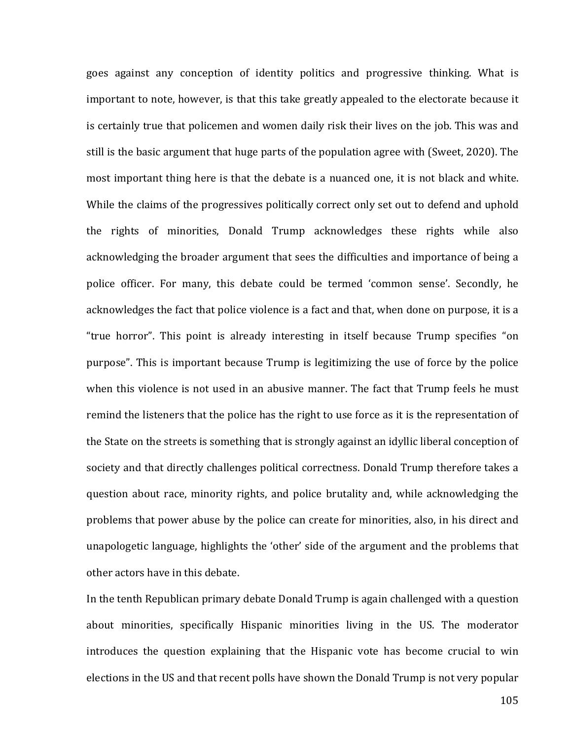goes against any conception of identity politics and progressive thinking. What is important to note, however, is that this take greatly appealed to the electorate because it is certainly true that policemen and women daily risk their lives on the job. This was and still is the basic argument that huge parts of the population agree with (Sweet, 2020). The most important thing here is that the debate is a nuanced one, it is not black and white. While the claims of the progressives politically correct only set out to defend and uphold the rights of minorities, Donald Trump acknowledges these rights while also acknowledging the broader argument that sees the difficulties and importance of being a police officer. For many, this debate could be termed 'common sense'. Secondly, he acknowledges the fact that police violence is a fact and that, when done on purpose, it is a "true horror". This point is already interesting in itself because Trump specifies "on purpose". This is important because Trump is legitimizing the use of force by the police when this violence is not used in an abusive manner. The fact that Trump feels he must remind the listeners that the police has the right to use force as it is the representation of the State on the streets is something that is strongly against an idyllic liberal conception of society and that directly challenges political correctness. Donald Trump therefore takes a question about race, minority rights, and police brutality and, while acknowledging the problems that power abuse by the police can create for minorities, also, in his direct and unapologetic language, highlights the 'other' side of the argument and the problems that other actors have in this debate.

In the tenth Republican primary debate Donald Trump is again challenged with a question about minorities, specifically Hispanic minorities living in the US. The moderator introduces the question explaining that the Hispanic vote has become crucial to win elections in the US and that recent polls have shown the Donald Trump is not very popular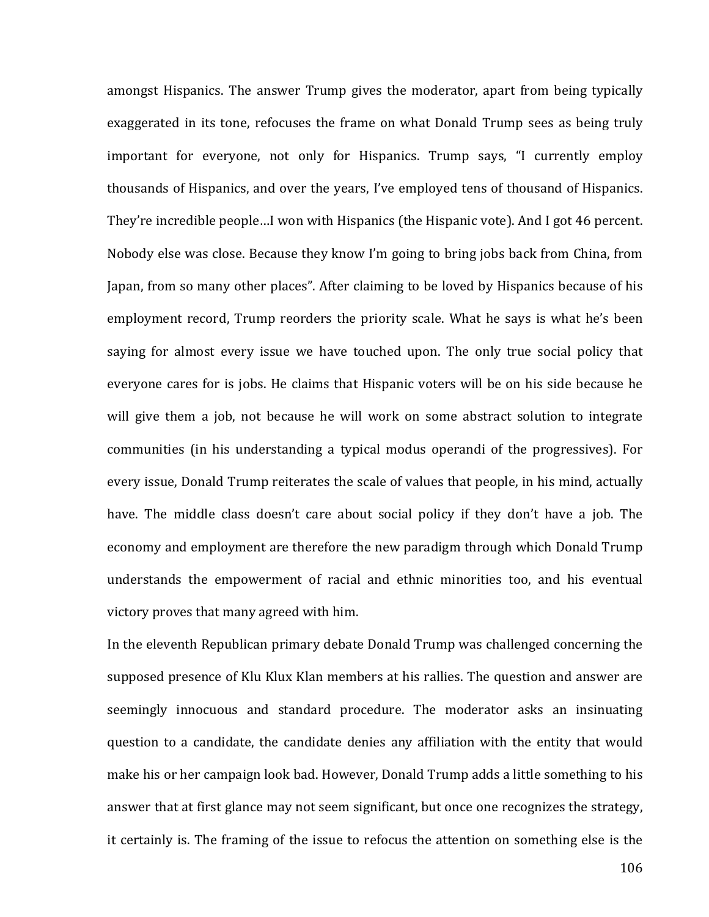amongst Hispanics. The answer Trump gives the moderator, apart from being typically exaggerated in its tone, refocuses the frame on what Donald Trump sees as being truly important for everyone, not only for Hispanics. Trump says, "I currently employ thousands of Hispanics, and over the years, I've employed tens of thousand of Hispanics. They're incredible people…I won with Hispanics (the Hispanic vote). And I got 46 percent. Nobody else was close. Because they know I'm going to bring jobs back from China, from Japan, from so many other places". After claiming to be loved by Hispanics because of his employment record, Trump reorders the priority scale. What he says is what he's been saying for almost every issue we have touched upon. The only true social policy that everyone cares for is jobs. He claims that Hispanic voters will be on his side because he will give them a job, not because he will work on some abstract solution to integrate communities (in his understanding a typical modus operandi of the progressives). For every issue, Donald Trump reiterates the scale of values that people, in his mind, actually have. The middle class doesn't care about social policy if they don't have a job. The economy and employment are therefore the new paradigm through which Donald Trump understands the empowerment of racial and ethnic minorities too, and his eventual victory proves that many agreed with him.

In the eleventh Republican primary debate Donald Trump was challenged concerning the supposed presence of Klu Klux Klan members at his rallies. The question and answer are seemingly innocuous and standard procedure. The moderator asks an insinuating question to a candidate, the candidate denies any affiliation with the entity that would make his or her campaign look bad. However, Donald Trump adds a little something to his answer that at first glance may not seem significant, but once one recognizes the strategy, it certainly is. The framing of the issue to refocus the attention on something else is the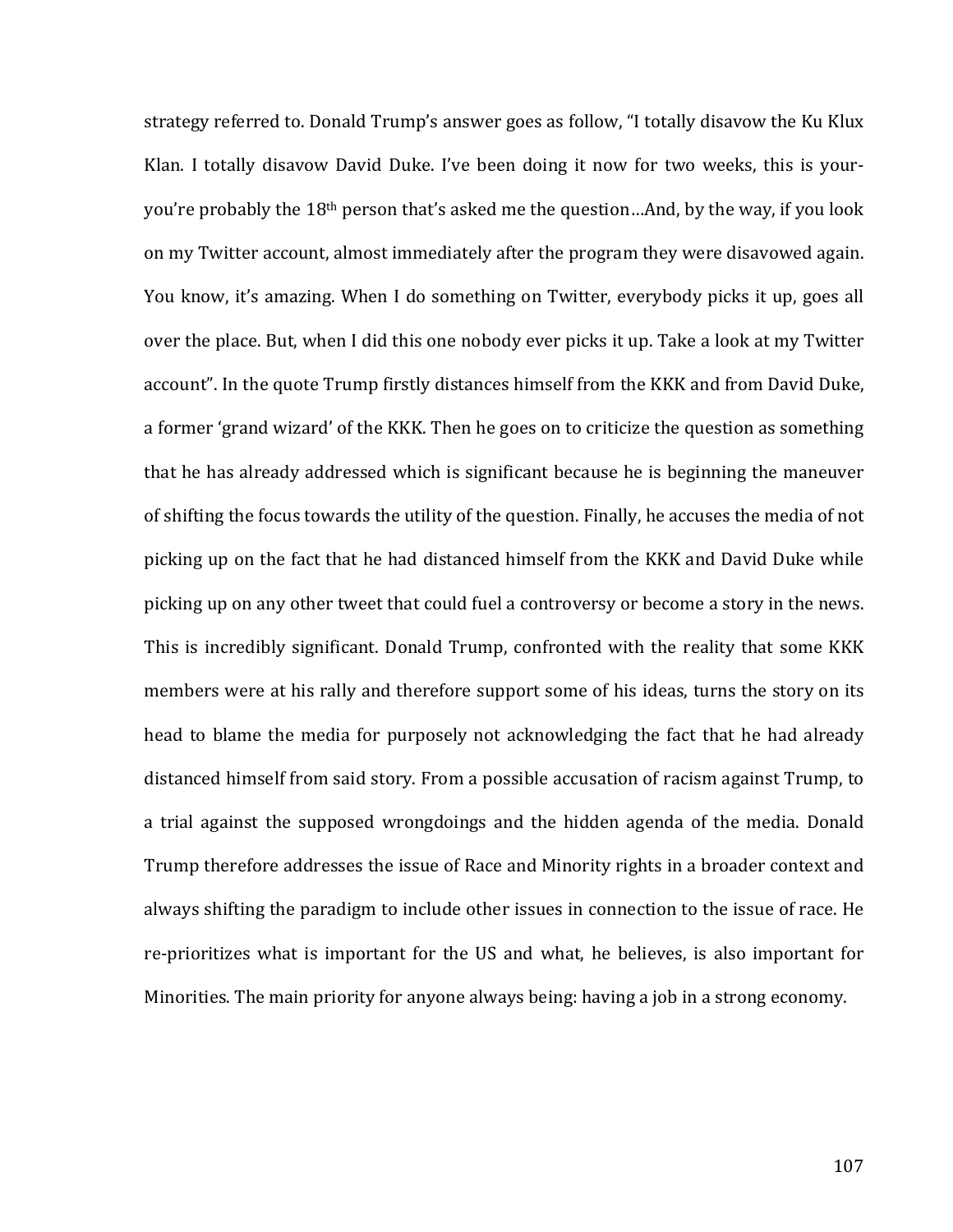strategy referred to. Donald Trump's answer goes as follow, "I totally disavow the Ku Klux Klan. I totally disavow David Duke. I've been doing it now for two weeks, this is your-you're probably the 18th person that's asked me the question…And, by the way, if you look on my Twitter account, almost immediately after the program they were disavowed again. You know, it's amazing. When I do something on Twitter, everybody picks it up, goes all over the place. But, when I did this one nobody ever picks it up. Take a look at my Twitter account". In the quote Trump firstly distances himself from the KKK and from David Duke, a former 'grand wizard' of the KKK. Then he goes on to criticize the question as something that he has already addressed which is significant because he is beginning the maneuver of shifting the focus towards the utility of the question. Finally, he accuses the media of not picking up on the fact that he had distanced himself from the KKK and David Duke while picking up on any other tweet that could fuel a controversy or become a story in the news. This is incredibly significant. Donald Trump, confronted with the reality that some KKK members were at his rally and therefore support some of his ideas, turns the story on its head to blame the media for purposely not acknowledging the fact that he had already distanced himself from said story. From a possible accusation of racism against Trump, to a trial against the supposed wrongdoings and the hidden agenda of the media. Donald Trump therefore addresses the issue of Race and Minority rights in a broader context and always shifting the paradigm to include other issues in connection to the issue of race. He re-prioritizes what is important for the US and what, he believes, is also important for Minorities. The main priority for anyone always being: having a job in a strong economy.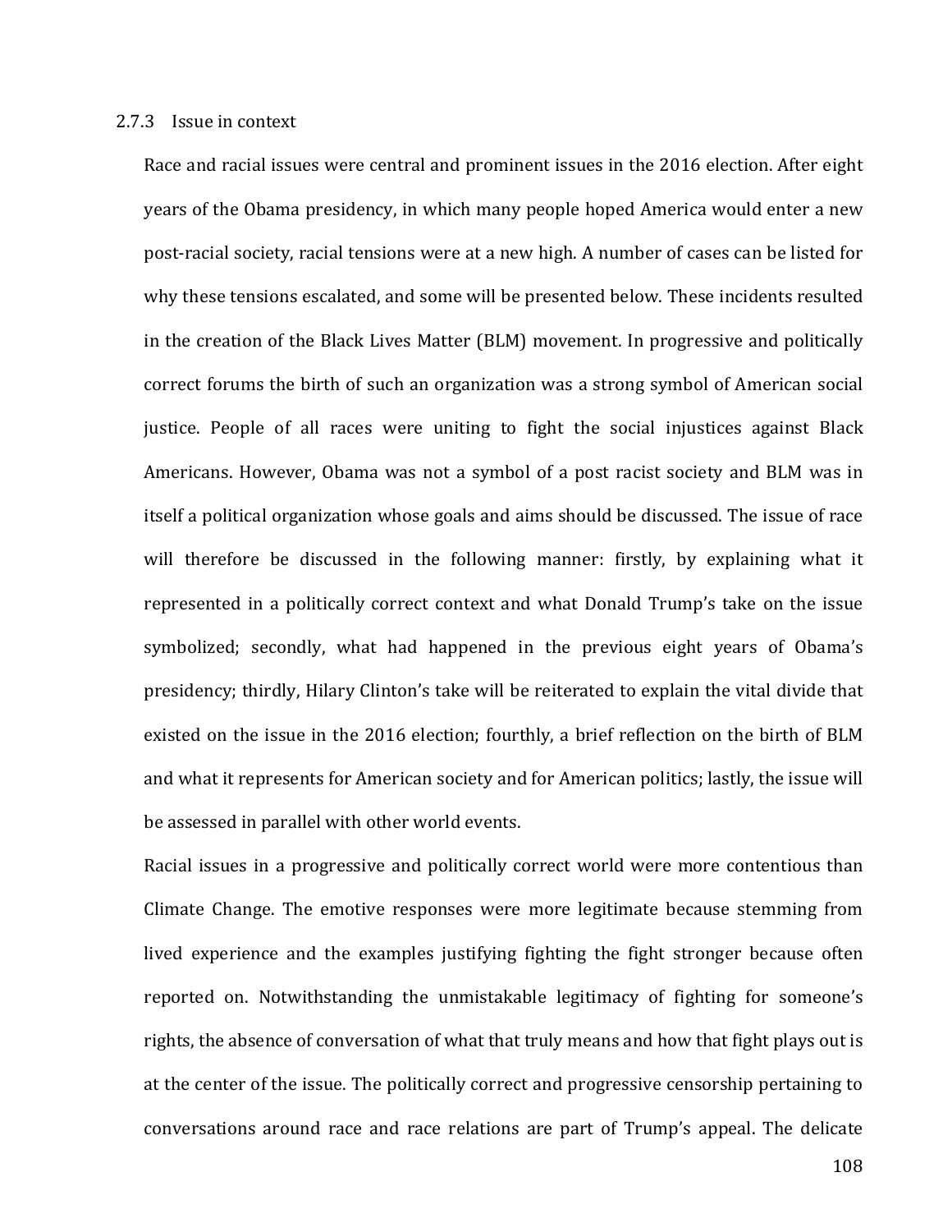### 2.7.3 Issue in context

Race and racial issues were central and prominent issues in the 2016 election. After eight years of the Obama presidency, in which many people hoped America would enter a new post-racial society, racial tensions were at a new high. A number of cases can be listed for why these tensions escalated, and some will be presented below. These incidents resulted in the creation of the Black Lives Matter (BLM) movement. In progressive and politically correct forums the birth of such an organization was a strong symbol of American social justice. People of all races were uniting to fight the social injustices against Black Americans. However, Obama was not a symbol of a post racist society and BLM was in itself a political organization whose goals and aims should be discussed. The issue of race will therefore be discussed in the following manner: firstly, by explaining what it represented in a politically correct context and what Donald Trump's take on the issue symbolized; secondly, what had happened in the previous eight years of Obama's presidency; thirdly, Hilary Clinton's take will be reiterated to explain the vital divide that existed on the issue in the 2016 election; fourthly, a brief reflection on the birth of BLM and what it represents for American society and for American politics; lastly, the issue will be assessed in parallel with other world events.

Racial issues in a progressive and politically correct world were more contentious than Climate Change. The emotive responses were more legitimate because stemming from lived experience and the examples justifying fighting the fight stronger because often reported on. Notwithstanding the unmistakable legitimacy of fighting for someone's rights, the absence of conversation of what that truly means and how that fight plays out is at the center of the issue. The politically correct and progressive censorship pertaining to conversations around race and race relations are part of Trump's appeal. The delicate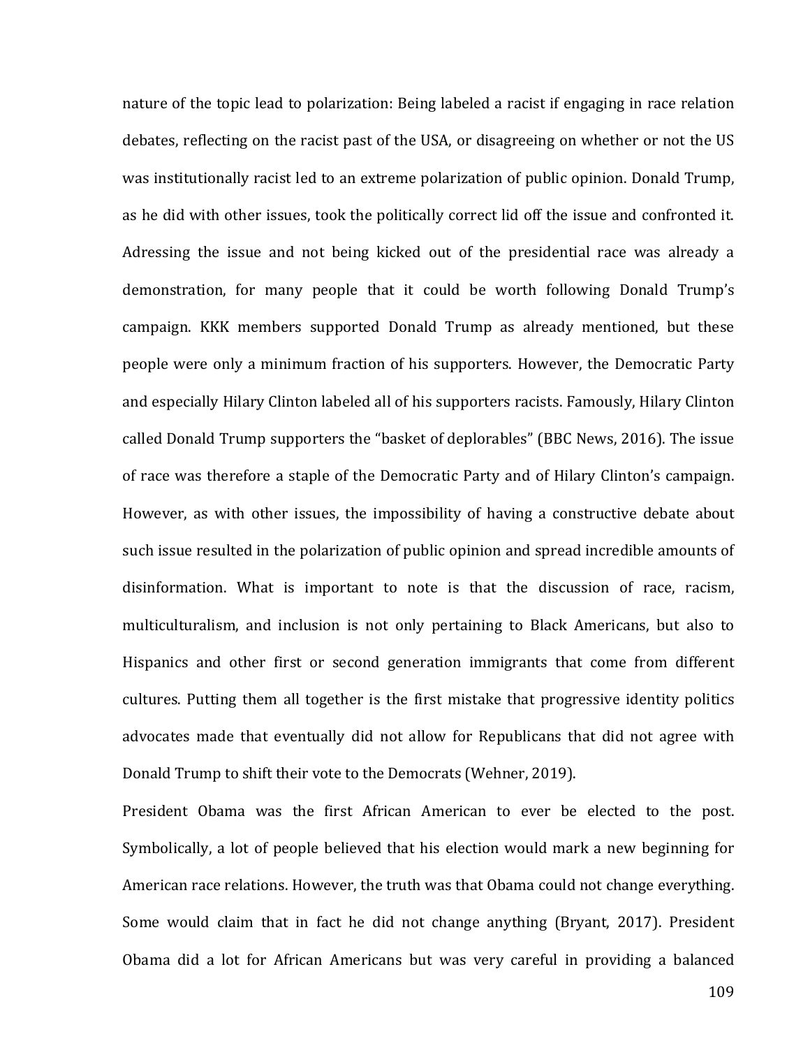nature of the topic lead to polarization: Being labeled a racist if engaging in race relation debates, reflecting on the racist past of the USA, or disagreeing on whether or not the US was institutionally racist led to an extreme polarization of public opinion. Donald Trump, as he did with other issues, took the politically correct lid off the issue and confronted it. Adressing the issue and not being kicked out of the presidential race was already a demonstration, for many people that it could be worth following Donald Trump's campaign. KKK members supported Donald Trump as already mentioned, but these people were only a minimum fraction of his supporters. However, the Democratic Party and especially Hilary Clinton labeled all of his supporters racists. Famously, Hilary Clinton called Donald Trump supporters the "basket of deplorables" (BBC News, 2016). The issue of race was therefore a staple of the Democratic Party and of Hilary Clinton's campaign. However, as with other issues, the impossibility of having a constructive debate about such issue resulted in the polarization of public opinion and spread incredible amounts of disinformation. What is important to note is that the discussion of race, racism, multiculturalism, and inclusion is not only pertaining to Black Americans, but also to Hispanics and other first or second generation immigrants that come from different cultures. Putting them all together is the first mistake that progressive identity politics advocates made that eventually did not allow for Republicans that did not agree with Donald Trump to shift their vote to the Democrats (Wehner, 2019).

President Obama was the first African American to ever be elected to the post. Symbolically, a lot of people believed that his election would mark a new beginning for American race relations. However, the truth was that Obama could not change everything. Some would claim that in fact he did not change anything (Bryant, 2017). President Obama did a lot for African Americans but was very careful in providing a balanced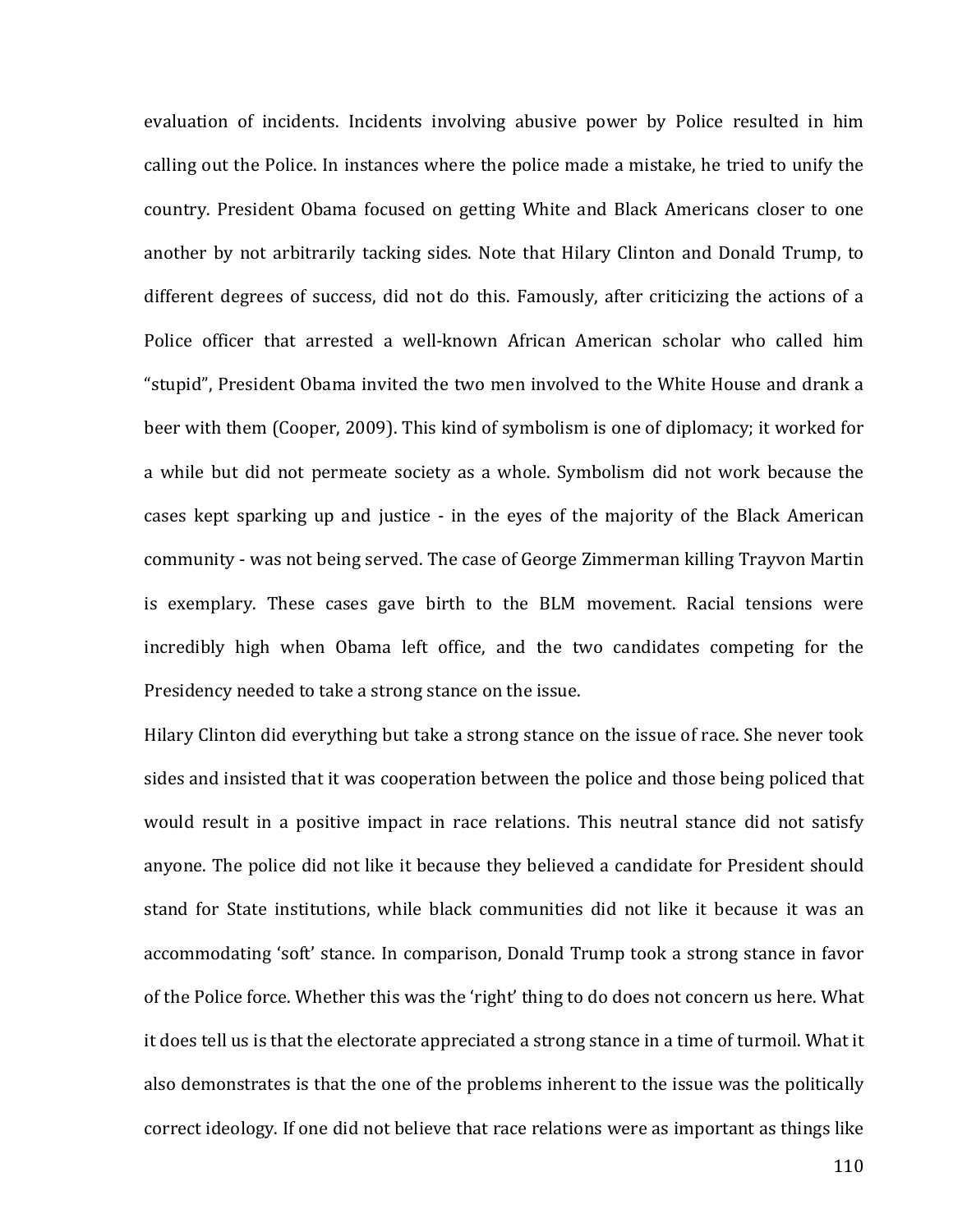evaluation of incidents. Incidents involving abusive power by Police resulted in him calling out the Police. In instances where the police made a mistake, he tried to unify the country. President Obama focused on getting White and Black Americans closer to one another by not arbitrarily tacking sides. Note that Hilary Clinton and Donald Trump, to different degrees of success, did not do this. Famously, after criticizing the actions of a Police officer that arrested a well-known African American scholar who called him "stupid", President Obama invited the two men involved to the White House and drank a beer with them (Cooper, 2009). This kind of symbolism is one of diplomacy; it worked for a while but did not permeate society as a whole. Symbolism did not work because the cases kept sparking up and justice - in the eyes of the majority of the Black American community - was not being served. The case of George Zimmerman killing Trayvon Martin is exemplary. These cases gave birth to the BLM movement. Racial tensions were incredibly high when Obama left office, and the two candidates competing for the Presidency needed to take a strong stance on the issue.

Hilary Clinton did everything but take a strong stance on the issue of race. She never took sides and insisted that it was cooperation between the police and those being policed that would result in a positive impact in race relations. This neutral stance did not satisfy anyone. The police did not like it because they believed a candidate for President should stand for State institutions, while black communities did not like it because it was an accommodating 'soft' stance. In comparison, Donald Trump took a strong stance in favor of the Police force. Whether this was the 'right' thing to do does not concern us here. What it does tell us is that the electorate appreciated a strong stance in a time of turmoil. What it also demonstrates is that the one of the problems inherent to the issue was the politically correct ideology. If one did not believe that race relations were as important as things like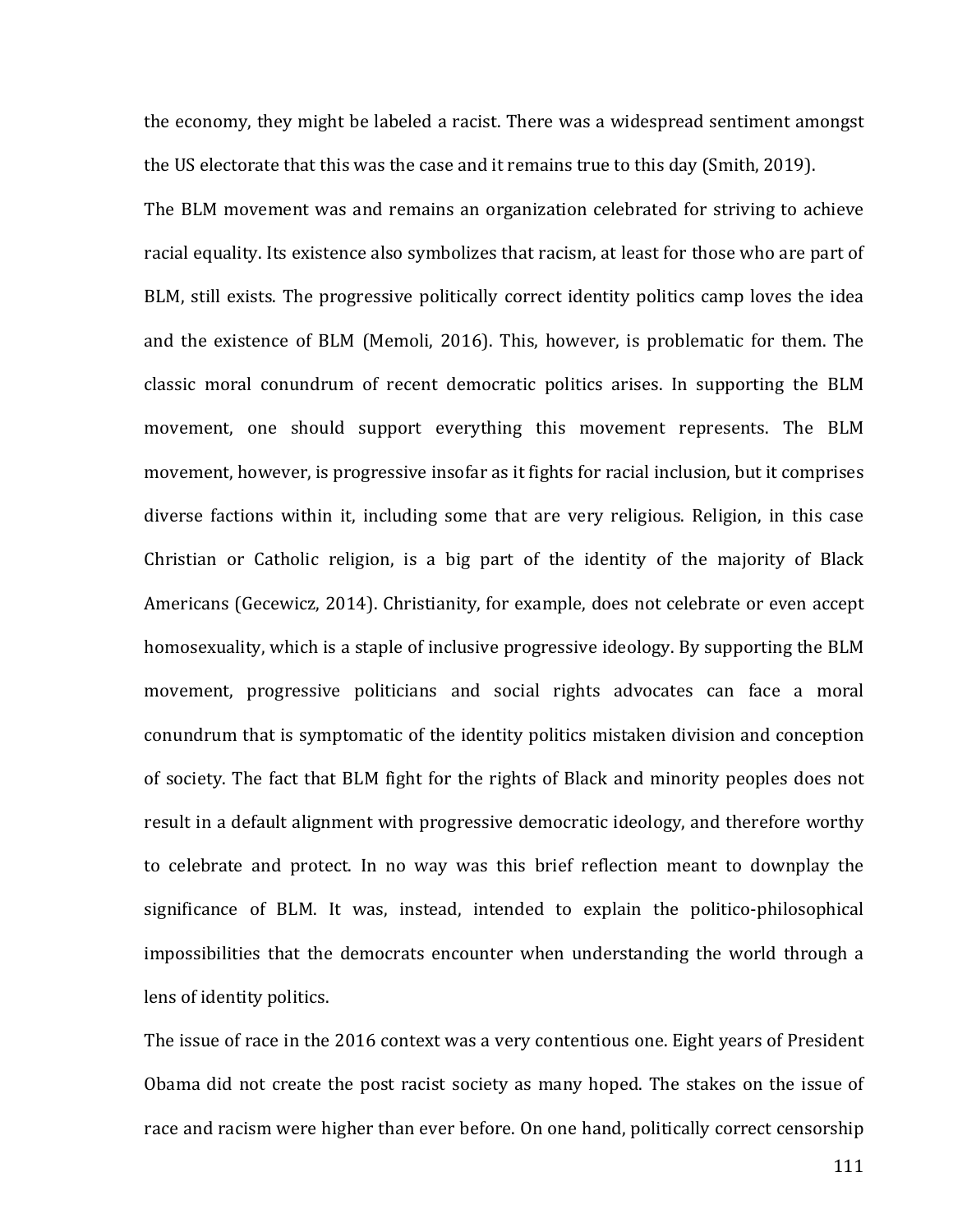the economy, they might be labeled a racist. There was a widespread sentiment amongst the US electorate that this was the case and it remains true to this day (Smith, 2019).

The BLM movement was and remains an organization celebrated for striving to achieve racial equality. Its existence also symbolizes that racism, at least for those who are part of BLM, still exists. The progressive politically correct identity politics camp loves the idea and the existence of BLM (Memoli, 2016). This, however, is problematic for them. The classic moral conundrum of recent democratic politics arises. In supporting the BLM movement, one should support everything this movement represents. The BLM movement, however, is progressive insofar as it fights for racial inclusion, but it comprises diverse factions within it, including some that are very religious. Religion, in this case Christian or Catholic religion, is a big part of the identity of the majority of Black Americans (Gecewicz, 2014). Christianity, for example, does not celebrate or even accept homosexuality, which is a staple of inclusive progressive ideology. By supporting the BLM movement, progressive politicians and social rights advocates can face a moral conundrum that is symptomatic of the identity politics mistaken division and conception of society. The fact that BLM fight for the rights of Black and minority peoples does not result in a default alignment with progressive democratic ideology, and therefore worthy to celebrate and protect. In no way was this brief reflection meant to downplay the significance of BLM. It was, instead, intended to explain the politico-philosophical impossibilities that the democrats encounter when understanding the world through a lens of identity politics.

The issue of race in the 2016 context was a very contentious one. Eight years of President Obama did not create the post racist society as many hoped. The stakes on the issue of race and racism were higher than ever before. On one hand, politically correct censorship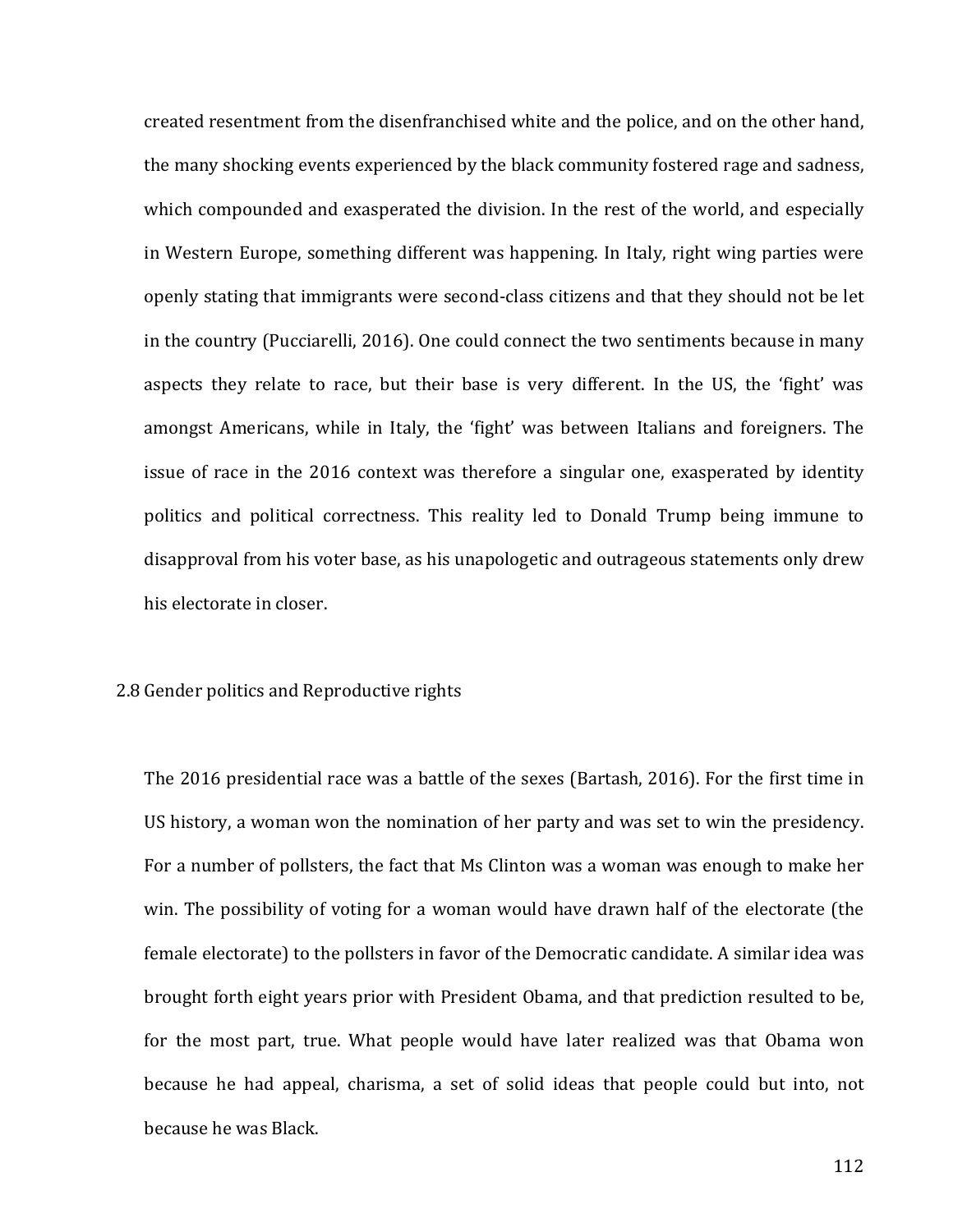created resentment from the disenfranchised white and the police, and on the other hand, the many shocking events experienced by the black community fostered rage and sadness, which compounded and exasperated the division. In the rest of the world, and especially in Western Europe, something different was happening. In Italy, right wing parties were openly stating that immigrants were second-class citizens and that they should not be let in the country (Pucciarelli, 2016). One could connect the two sentiments because in many aspects they relate to race, but their base is very different. In the US, the 'fight' was amongst Americans, while in Italy, the 'fight' was between Italians and foreigners. The issue of race in the 2016 context was therefore a singular one, exasperated by identity politics and political correctness. This reality led to Donald Trump being immune to disapproval from his voter base, as his unapologetic and outrageous statements only drew his electorate in closer.

## 2.8 Gender politics and Reproductive rights

The 2016 presidential race was a battle of the sexes (Bartash, 2016). For the first time in US history, a woman won the nomination of her party and was set to win the presidency. For a number of pollsters, the fact that Ms Clinton was a woman was enough to make her win. The possibility of voting for a woman would have drawn half of the electorate (the female electorate) to the pollsters in favor of the Democratic candidate. A similar idea was brought forth eight years prior with President Obama, and that prediction resulted to be, for the most part, true. What people would have later realized was that Obama won because he had appeal, charisma, a set of solid ideas that people could but into, not because he was Black.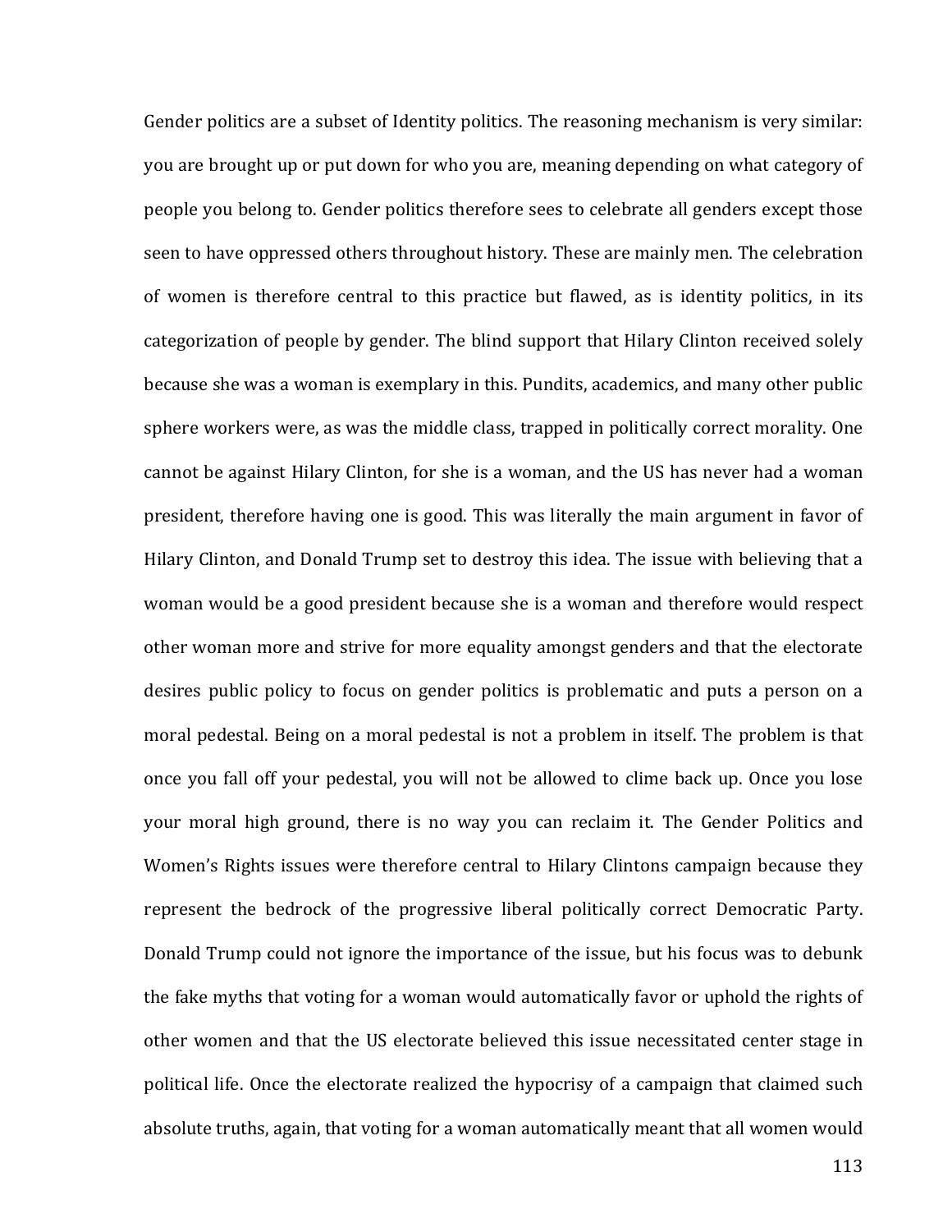Gender politics are a subset of Identity politics. The reasoning mechanism is very similar: you are brought up or put down for who you are, meaning depending on what category of people you belong to. Gender politics therefore sees to celebrate all genders except those seen to have oppressed others throughout history. These are mainly men. The celebration of women is therefore central to this practice but flawed, as is identity politics, in its categorization of people by gender. The blind support that Hilary Clinton received solely because she was a woman is exemplary in this. Pundits, academics, and many other public sphere workers were, as was the middle class, trapped in politically correct morality. One cannot be against Hilary Clinton, for she is a woman, and the US has never had a woman president, therefore having one is good. This was literally the main argument in favor of Hilary Clinton, and Donald Trump set to destroy this idea. The issue with believing that a woman would be a good president because she is a woman and therefore would respect other woman more and strive for more equality amongst genders and that the electorate desires public policy to focus on gender politics is problematic and puts a person on a moral pedestal. Being on a moral pedestal is not a problem in itself. The problem is that once you fall off your pedestal, you will not be allowed to clime back up. Once you lose your moral high ground, there is no way you can reclaim it. The Gender Politics and Women's Rights issues were therefore central to Hilary Clintons campaign because they represent the bedrock of the progressive liberal politically correct Democratic Party. Donald Trump could not ignore the importance of the issue, but his focus was to debunk the fake myths that voting for a woman would automatically favor or uphold the rights of other women and that the US electorate believed this issue necessitated center stage in political life. Once the electorate realized the hypocrisy of a campaign that claimed such absolute truths, again, that voting for a woman automatically meant that all women would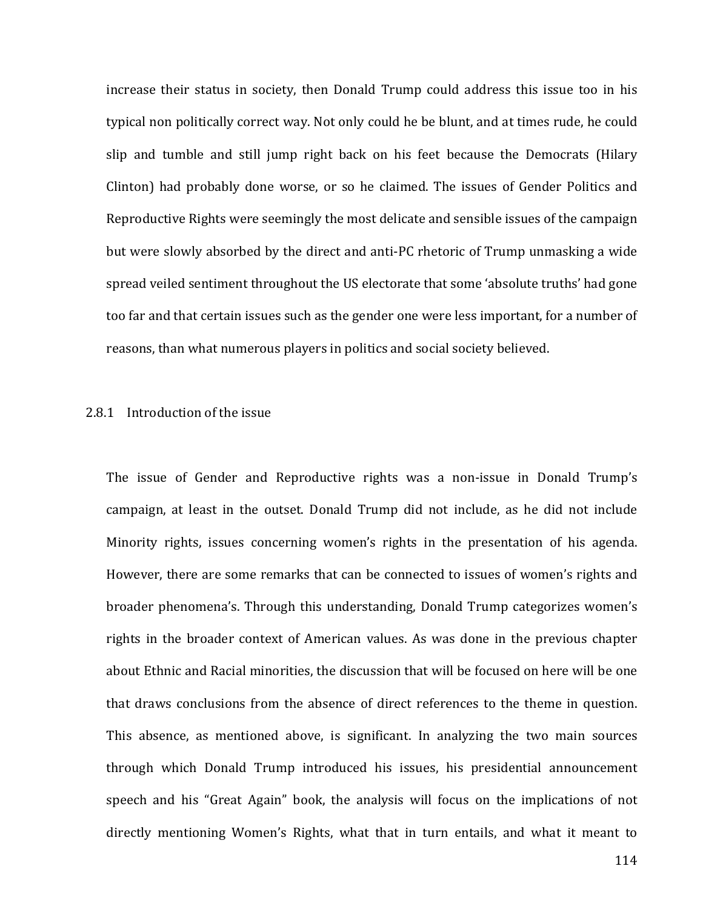increase their status in society, then Donald Trump could address this issue too in his typical non politically correct way. Not only could he be blunt, and at times rude, he could slip and tumble and still jump right back on his feet because the Democrats (Hilary Clinton) had probably done worse, or so he claimed. The issues of Gender Politics and Reproductive Rights were seemingly the most delicate and sensible issues of the campaign but were slowly absorbed by the direct and anti-PC rhetoric of Trump unmasking a wide spread veiled sentiment throughout the US electorate that some 'absolute truths' had gone too far and that certain issues such as the gender one were less important, for a number of reasons, than what numerous players in politics and social society believed.

### 2.8.1 Introduction of the issue

The issue of Gender and Reproductive rights was a non-issue in Donald Trump's campaign, at least in the outset. Donald Trump did not include, as he did not include Minority rights, issues concerning women's rights in the presentation of his agenda. However, there are some remarks that can be connected to issues of women's rights and broader phenomena's. Through this understanding, Donald Trump categorizes women's rights in the broader context of American values. As was done in the previous chapter about Ethnic and Racial minorities, the discussion that will be focused on here will be one that draws conclusions from the absence of direct references to the theme in question. This absence, as mentioned above, is significant. In analyzing the two main sources through which Donald Trump introduced his issues, his presidential announcement speech and his "Great Again" book, the analysis will focus on the implications of not directly mentioning Women's Rights, what that in turn entails, and what it meant to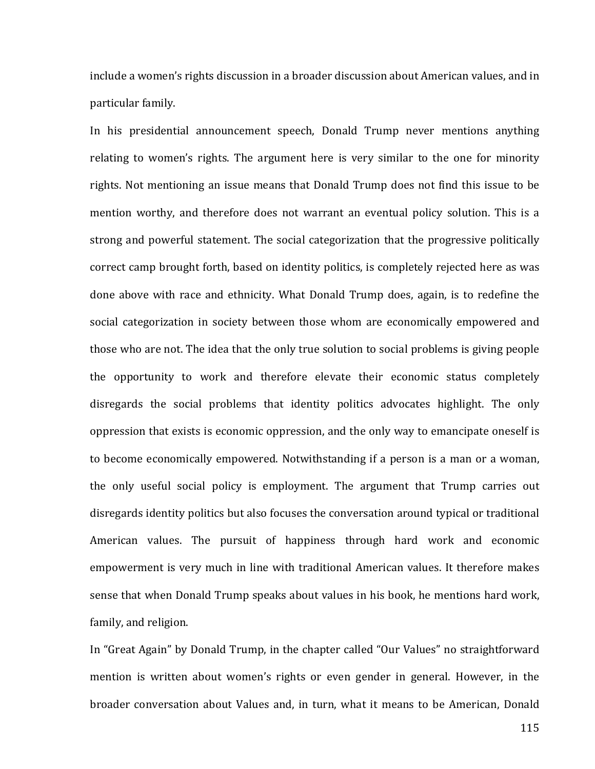include a women's rights discussion in a broader discussion about American values, and in particular family.

In his presidential announcement speech, Donald Trump never mentions anything relating to women's rights. The argument here is very similar to the one for minority rights. Not mentioning an issue means that Donald Trump does not find this issue to be mention worthy, and therefore does not warrant an eventual policy solution. This is a strong and powerful statement. The social categorization that the progressive politically correct camp brought forth, based on identity politics, is completely rejected here as was done above with race and ethnicity. What Donald Trump does, again, is to redefine the social categorization in society between those whom are economically empowered and those who are not. The idea that the only true solution to social problems is giving people the opportunity to work and therefore elevate their economic status completely disregards the social problems that identity politics advocates highlight. The only oppression that exists is economic oppression, and the only way to emancipate oneself is to become economically empowered. Notwithstanding if a person is a man or a woman, the only useful social policy is employment. The argument that Trump carries out disregards identity politics but also focuses the conversation around typical or traditional American values. The pursuit of happiness through hard work and economic empowerment is very much in line with traditional American values. It therefore makes sense that when Donald Trump speaks about values in his book, he mentions hard work, family, and religion.

In "Great Again" by Donald Trump, in the chapter called "Our Values" no straightforward mention is written about women's rights or even gender in general. However, in the broader conversation about Values and, in turn, what it means to be American, Donald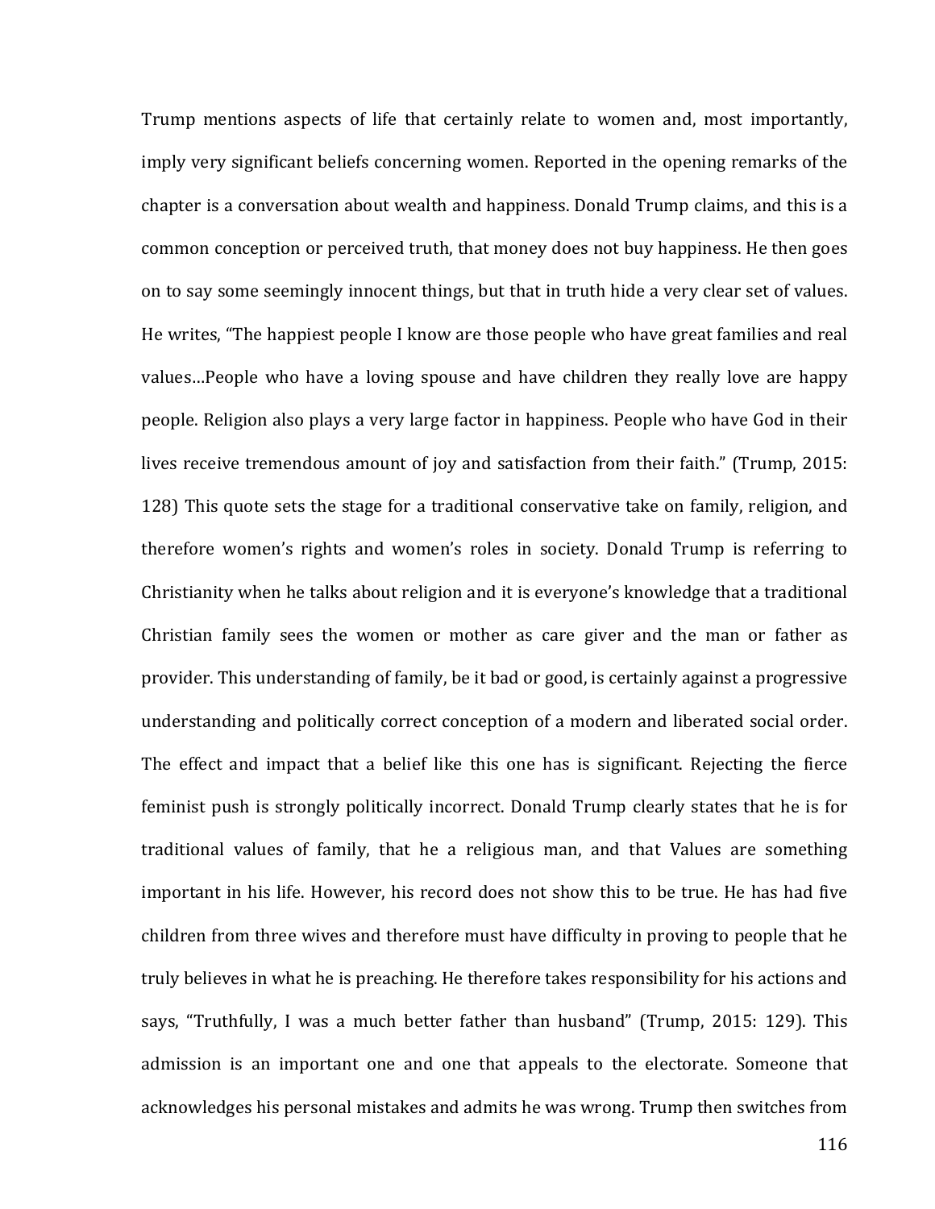Trump mentions aspects of life that certainly relate to women and, most importantly, imply very significant beliefs concerning women. Reported in the opening remarks of the chapter is a conversation about wealth and happiness. Donald Trump claims, and this is a common conception or perceived truth, that money does not buy happiness. He then goes on to say some seemingly innocent things, but that in truth hide a very clear set of values. He writes, "The happiest people I know are those people who have great families and real values…People who have a loving spouse and have children they really love are happy people. Religion also plays a very large factor in happiness. People who have God in their lives receive tremendous amount of joy and satisfaction from their faith." (Trump, 2015: 128) This quote sets the stage for a traditional conservative take on family, religion, and therefore women's rights and women's roles in society. Donald Trump is referring to Christianity when he talks about religion and it is everyone's knowledge that a traditional Christian family sees the women or mother as care giver and the man or father as provider. This understanding of family, be it bad or good, is certainly against a progressive understanding and politically correct conception of a modern and liberated social order. The effect and impact that a belief like this one has is significant. Rejecting the fierce feminist push is strongly politically incorrect. Donald Trump clearly states that he is for traditional values of family, that he a religious man, and that Values are something important in his life. However, his record does not show this to be true. He has had five children from three wives and therefore must have difficulty in proving to people that he truly believes in what he is preaching. He therefore takes responsibility for his actions and says, "Truthfully, I was a much better father than husband" (Trump, 2015: 129). This admission is an important one and one that appeals to the electorate. Someone that acknowledges his personal mistakes and admits he was wrong. Trump then switches from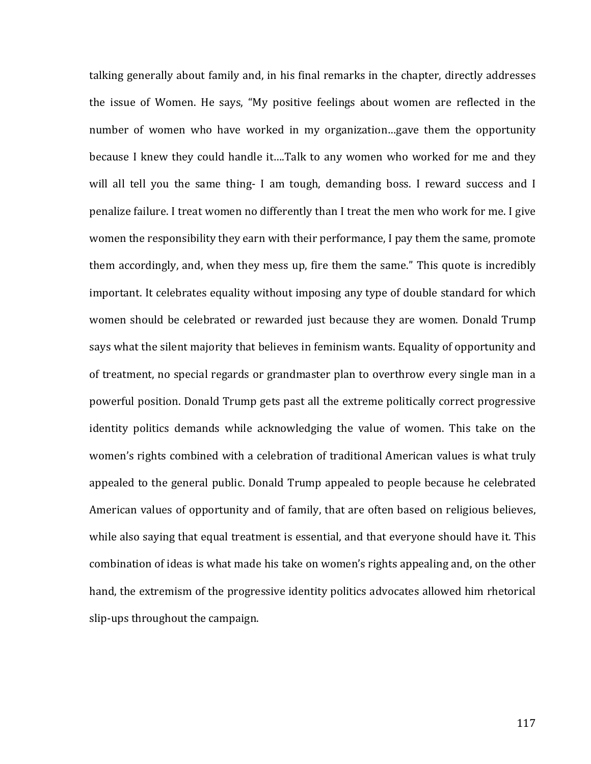talking generally about family and, in his final remarks in the chapter, directly addresses the issue of Women. He says, "My positive feelings about women are reflected in the number of women who have worked in my organization…gave them the opportunity because I knew they could handle it….Talk to any women who worked for me and they will all tell you the same thing- I am tough, demanding boss. I reward success and I penalize failure. I treat women no differently than I treat the men who work for me. I give women the responsibility they earn with their performance, I pay them the same, promote them accordingly, and, when they mess up, fire them the same." This quote is incredibly important. It celebrates equality without imposing any type of double standard for which women should be celebrated or rewarded just because they are women. Donald Trump says what the silent majority that believes in feminism wants. Equality of opportunity and of treatment, no special regards or grandmaster plan to overthrow every single man in a powerful position. Donald Trump gets past all the extreme politically correct progressive identity politics demands while acknowledging the value of women. This take on the women's rights combined with a celebration of traditional American values is what truly appealed to the general public. Donald Trump appealed to people because he celebrated American values of opportunity and of family, that are often based on religious believes, while also saying that equal treatment is essential, and that everyone should have it. This combination of ideas is what made his take on women's rights appealing and, on the other hand, the extremism of the progressive identity politics advocates allowed him rhetorical slip-ups throughout the campaign.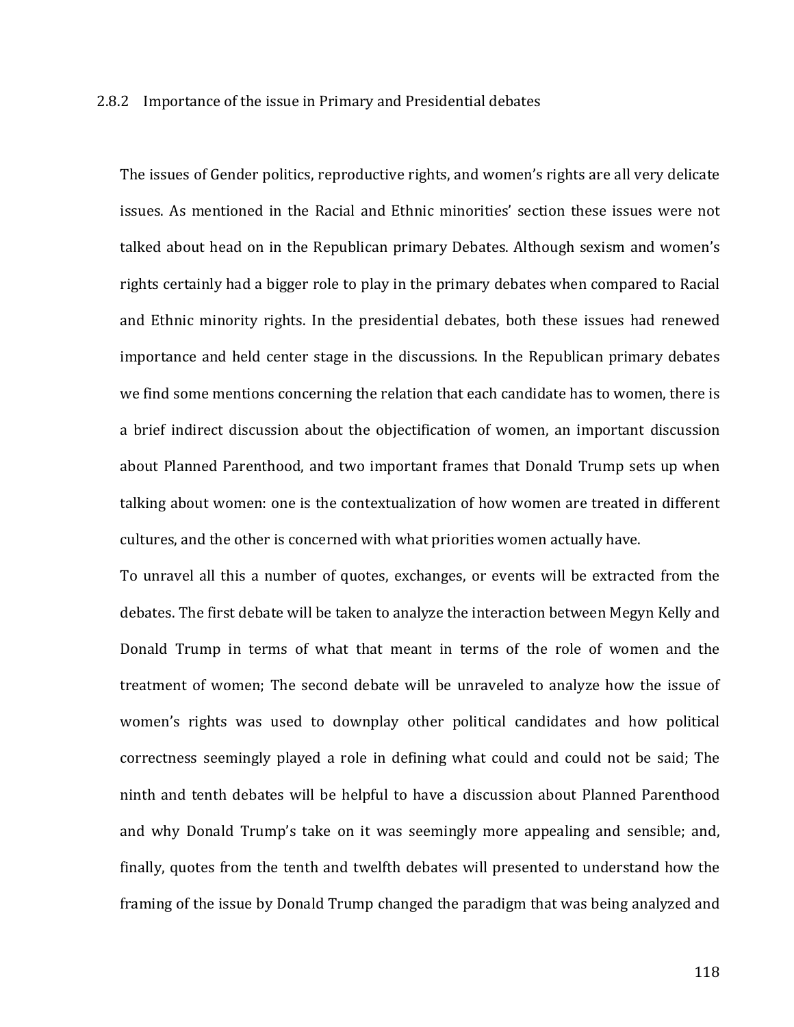### 2.8.2 Importance of the issue in Primary and Presidential debates

The issues of Gender politics, reproductive rights, and women's rights are all very delicate issues. As mentioned in the Racial and Ethnic minorities' section these issues were not talked about head on in the Republican primary Debates. Although sexism and women's rights certainly had a bigger role to play in the primary debates when compared to Racial and Ethnic minority rights. In the presidential debates, both these issues had renewed importance and held center stage in the discussions. In the Republican primary debates we find some mentions concerning the relation that each candidate has to women, there is a brief indirect discussion about the objectification of women, an important discussion about Planned Parenthood, and two important frames that Donald Trump sets up when talking about women: one is the contextualization of how women are treated in different cultures, and the other is concerned with what priorities women actually have.

To unravel all this a number of quotes, exchanges, or events will be extracted from the debates. The first debate will be taken to analyze the interaction between Megyn Kelly and Donald Trump in terms of what that meant in terms of the role of women and the treatment of women; The second debate will be unraveled to analyze how the issue of women's rights was used to downplay other political candidates and how political correctness seemingly played a role in defining what could and could not be said; The ninth and tenth debates will be helpful to have a discussion about Planned Parenthood and why Donald Trump's take on it was seemingly more appealing and sensible; and, finally, quotes from the tenth and twelfth debates will presented to understand how the framing of the issue by Donald Trump changed the paradigm that was being analyzed and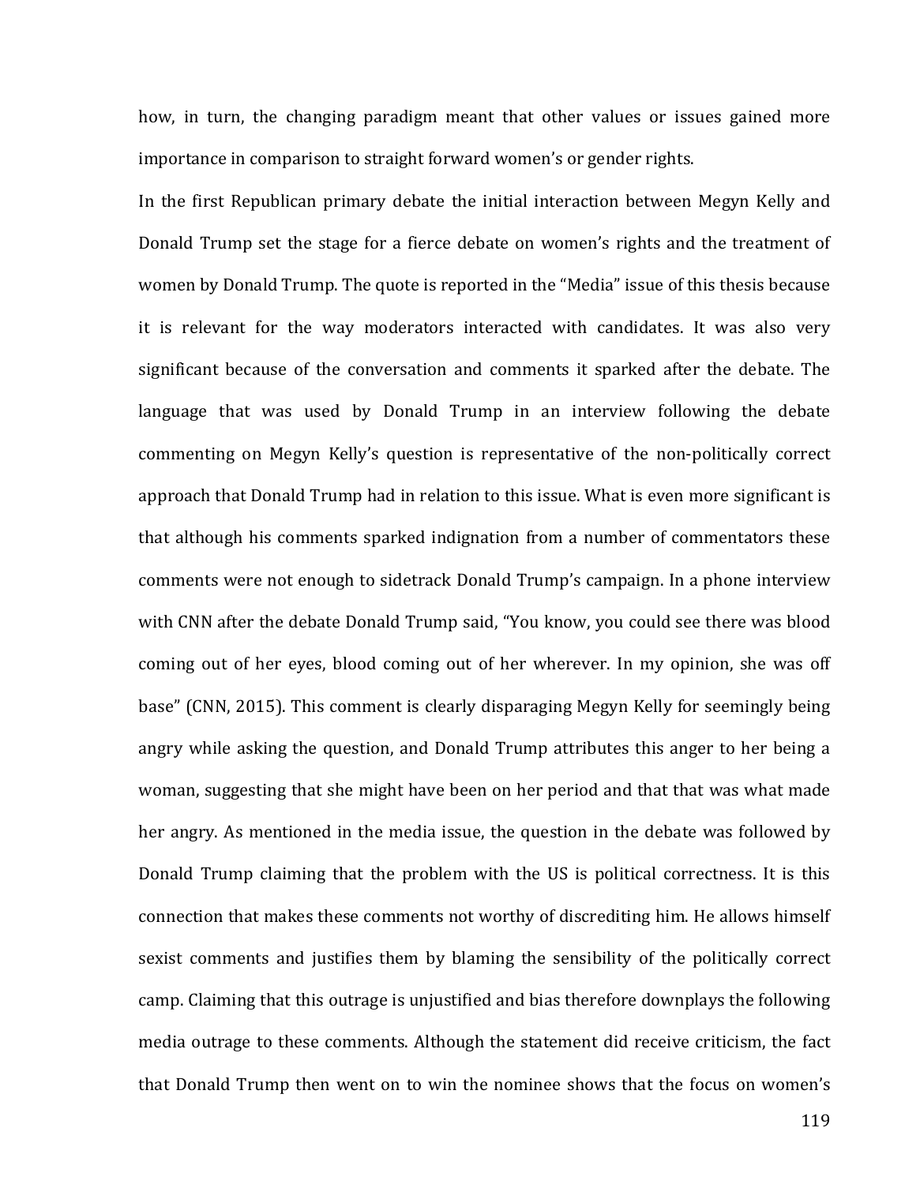how, in turn, the changing paradigm meant that other values or issues gained more importance in comparison to straight forward women's or gender rights.

In the first Republican primary debate the initial interaction between Megyn Kelly and Donald Trump set the stage for a fierce debate on women's rights and the treatment of women by Donald Trump. The quote is reported in the "Media" issue of this thesis because it is relevant for the way moderators interacted with candidates. It was also very significant because of the conversation and comments it sparked after the debate. The language that was used by Donald Trump in an interview following the debate commenting on Megyn Kelly's question is representative of the non-politically correct approach that Donald Trump had in relation to this issue. What is even more significant is that although his comments sparked indignation from a number of commentators these comments were not enough to sidetrack Donald Trump's campaign. In a phone interview with CNN after the debate Donald Trump said, "You know, you could see there was blood coming out of her eyes, blood coming out of her wherever. In my opinion, she was off base" (CNN, 2015). This comment is clearly disparaging Megyn Kelly for seemingly being angry while asking the question, and Donald Trump attributes this anger to her being a woman, suggesting that she might have been on her period and that that was what made her angry. As mentioned in the media issue, the question in the debate was followed by Donald Trump claiming that the problem with the US is political correctness. It is this connection that makes these comments not worthy of discrediting him. He allows himself sexist comments and justifies them by blaming the sensibility of the politically correct camp. Claiming that this outrage is unjustified and bias therefore downplays the following media outrage to these comments. Although the statement did receive criticism, the fact that Donald Trump then went on to win the nominee shows that the focus on women's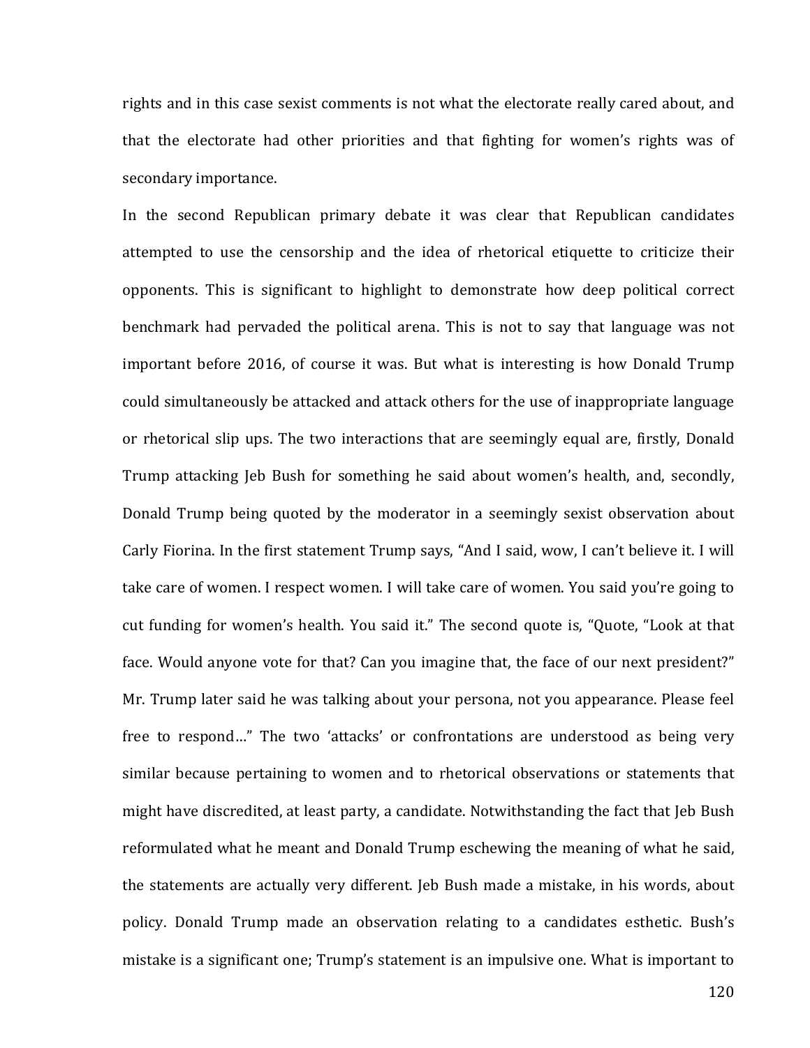rights and in this case sexist comments is not what the electorate really cared about, and that the electorate had other priorities and that fighting for women's rights was of secondary importance.

In the second Republican primary debate it was clear that Republican candidates attempted to use the censorship and the idea of rhetorical etiquette to criticize their opponents. This is significant to highlight to demonstrate how deep political correct benchmark had pervaded the political arena. This is not to say that language was not important before 2016, of course it was. But what is interesting is how Donald Trump could simultaneously be attacked and attack others for the use of inappropriate language or rhetorical slip ups. The two interactions that are seemingly equal are, firstly, Donald Trump attacking Jeb Bush for something he said about women's health, and, secondly, Donald Trump being quoted by the moderator in a seemingly sexist observation about Carly Fiorina. In the first statement Trump says, "And I said, wow, I can't believe it. I will take care of women. I respect women. I will take care of women. You said you're going to cut funding for women's health. You said it." The second quote is, "Quote, "Look at that face. Would anyone vote for that? Can you imagine that, the face of our next president?" Mr. Trump later said he was talking about your persona, not you appearance. Please feel free to respond…" The two 'attacks' or confrontations are understood as being very similar because pertaining to women and to rhetorical observations or statements that might have discredited, at least party, a candidate. Notwithstanding the fact that Jeb Bush reformulated what he meant and Donald Trump eschewing the meaning of what he said, the statements are actually very different. Jeb Bush made a mistake, in his words, about policy. Donald Trump made an observation relating to a candidates esthetic. Bush's mistake is a significant one; Trump's statement is an impulsive one. What is important to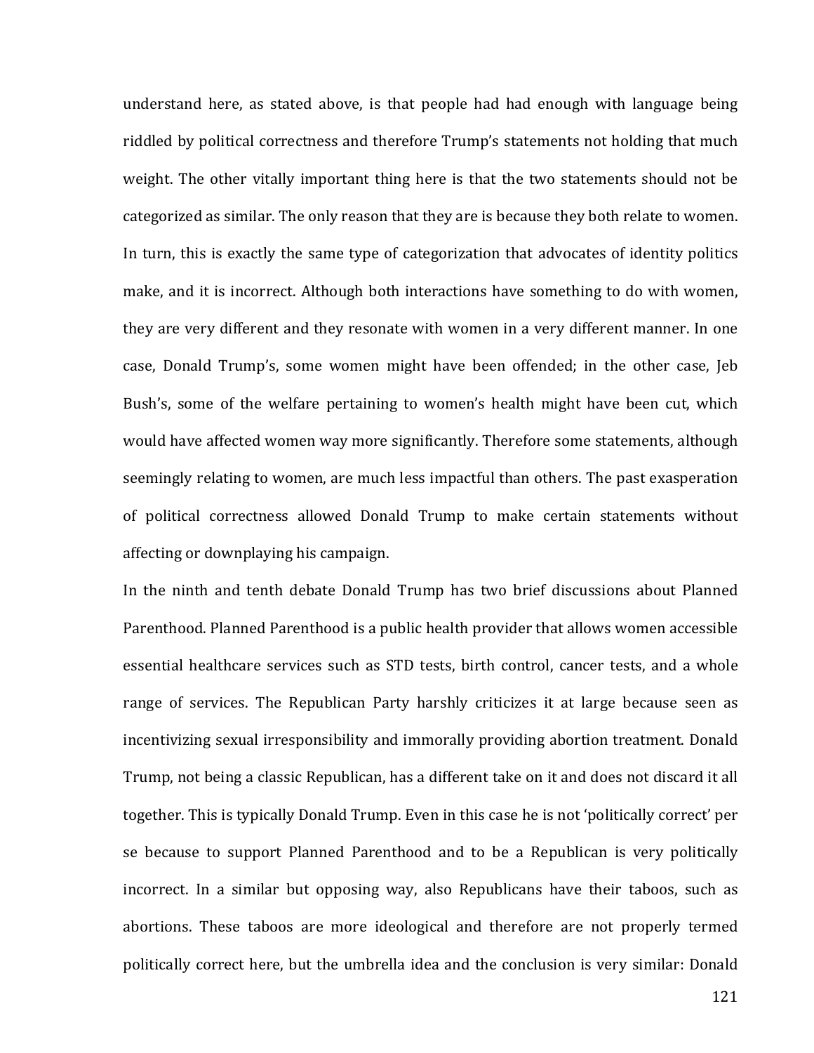understand here, as stated above, is that people had had enough with language being riddled by political correctness and therefore Trump's statements not holding that much weight. The other vitally important thing here is that the two statements should not be categorized as similar. The only reason that they are is because they both relate to women. In turn, this is exactly the same type of categorization that advocates of identity politics make, and it is incorrect. Although both interactions have something to do with women, they are very different and they resonate with women in a very different manner. In one case, Donald Trump's, some women might have been offended; in the other case, Jeb Bush's, some of the welfare pertaining to women's health might have been cut, which would have affected women way more significantly. Therefore some statements, although seemingly relating to women, are much less impactful than others. The past exasperation of political correctness allowed Donald Trump to make certain statements without affecting or downplaying his campaign.

In the ninth and tenth debate Donald Trump has two brief discussions about Planned Parenthood. Planned Parenthood is a public health provider that allows women accessible essential healthcare services such as STD tests, birth control, cancer tests, and a whole range of services. The Republican Party harshly criticizes it at large because seen as incentivizing sexual irresponsibility and immorally providing abortion treatment. Donald Trump, not being a classic Republican, has a different take on it and does not discard it all together. This is typically Donald Trump. Even in this case he is not 'politically correct' per se because to support Planned Parenthood and to be a Republican is very politically incorrect. In a similar but opposing way, also Republicans have their taboos, such as abortions. These taboos are more ideological and therefore are not properly termed politically correct here, but the umbrella idea and the conclusion is very similar: Donald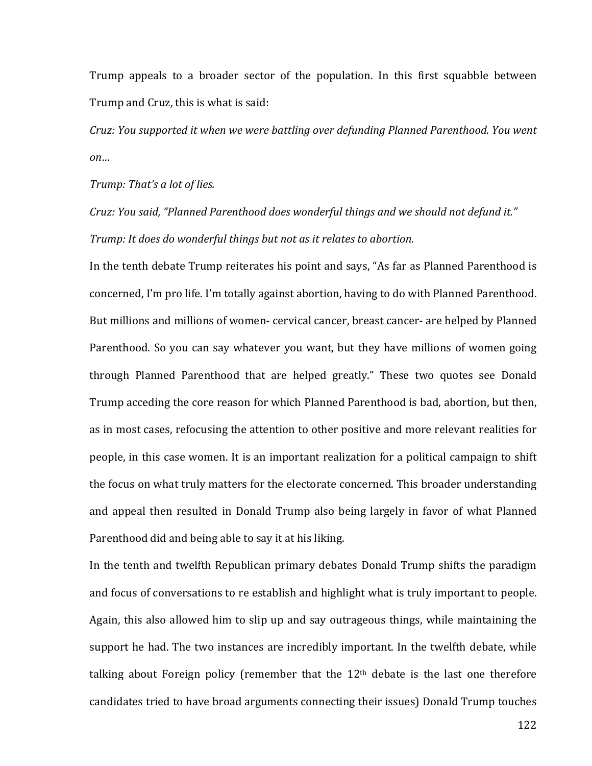Trump appeals to a broader sector of the population. In this first squabble between Trump and Cruz, this is what is said:

*Cruz: You supported it when we were battling over defunding Planned Parenthood. You went on…*

*Trump: That's a lot of lies.*

*Cruz: You said, "Planned Parenthood does wonderful things and we should not defund it."*

*Trump: It does do wonderful things but not as it relates to abortion.*

In the tenth debate Trump reiterates his point and says, "As far as Planned Parenthood is concerned, I'm pro life. I'm totally against abortion, having to do with Planned Parenthood. But millions and millions of women- cervical cancer, breast cancer- are helped by Planned Parenthood. So you can say whatever you want, but they have millions of women going through Planned Parenthood that are helped greatly." These two quotes see Donald Trump acceding the core reason for which Planned Parenthood is bad, abortion, but then, as in most cases, refocusing the attention to other positive and more relevant realities for people, in this case women. It is an important realization for a political campaign to shift the focus on what truly matters for the electorate concerned. This broader understanding and appeal then resulted in Donald Trump also being largely in favor of what Planned Parenthood did and being able to say it at his liking.

In the tenth and twelfth Republican primary debates Donald Trump shifts the paradigm and focus of conversations to re establish and highlight what is truly important to people. Again, this also allowed him to slip up and say outrageous things, while maintaining the support he had. The two instances are incredibly important. In the twelfth debate, while talking about Foreign policy (remember that the 12th debate is the last one therefore candidates tried to have broad arguments connecting their issues) Donald Trump touches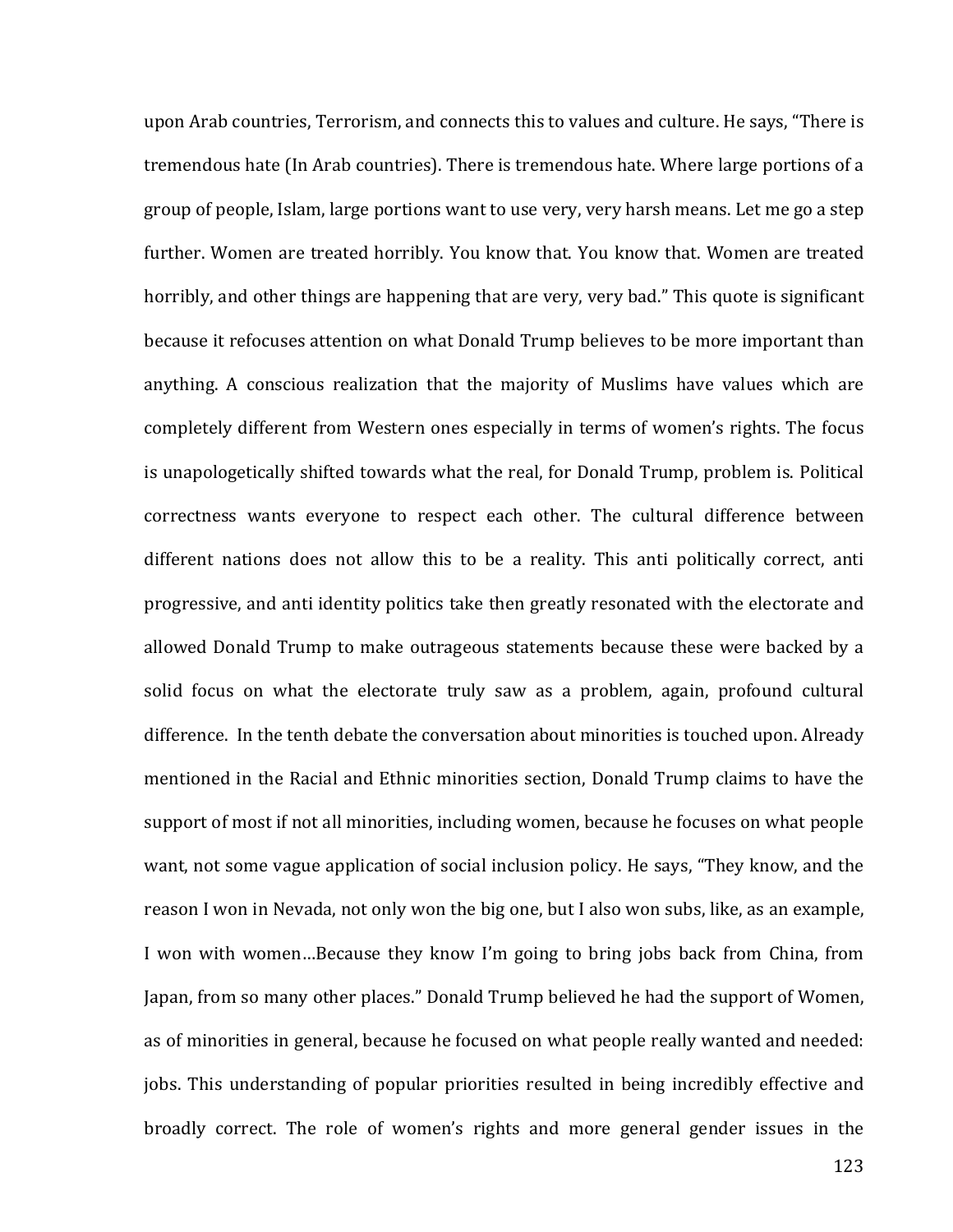upon Arab countries, Terrorism, and connects this to values and culture. He says, "There is tremendous hate (In Arab countries). There is tremendous hate. Where large portions of a group of people, Islam, large portions want to use very, very harsh means. Let me go a step further. Women are treated horribly. You know that. You know that. Women are treated horribly, and other things are happening that are very, very bad." This quote is significant because it refocuses attention on what Donald Trump believes to be more important than anything. A conscious realization that the majority of Muslims have values which are completely different from Western ones especially in terms of women's rights. The focus is unapologetically shifted towards what the real, for Donald Trump, problem is. Political correctness wants everyone to respect each other. The cultural difference between different nations does not allow this to be a reality. This anti politically correct, anti progressive, and anti identity politics take then greatly resonated with the electorate and allowed Donald Trump to make outrageous statements because these were backed by a solid focus on what the electorate truly saw as a problem, again, profound cultural difference. In the tenth debate the conversation about minorities is touched upon. Already mentioned in the Racial and Ethnic minorities section, Donald Trump claims to have the support of most if not all minorities, including women, because he focuses on what people want, not some vague application of social inclusion policy. He says, "They know, and the reason I won in Nevada, not only won the big one, but I also won subs, like, as an example, I won with women…Because they know I'm going to bring jobs back from China, from Japan, from so many other places." Donald Trump believed he had the support of Women, as of minorities in general, because he focused on what people really wanted and needed: jobs. This understanding of popular priorities resulted in being incredibly effective and broadly correct. The role of women's rights and more general gender issues in the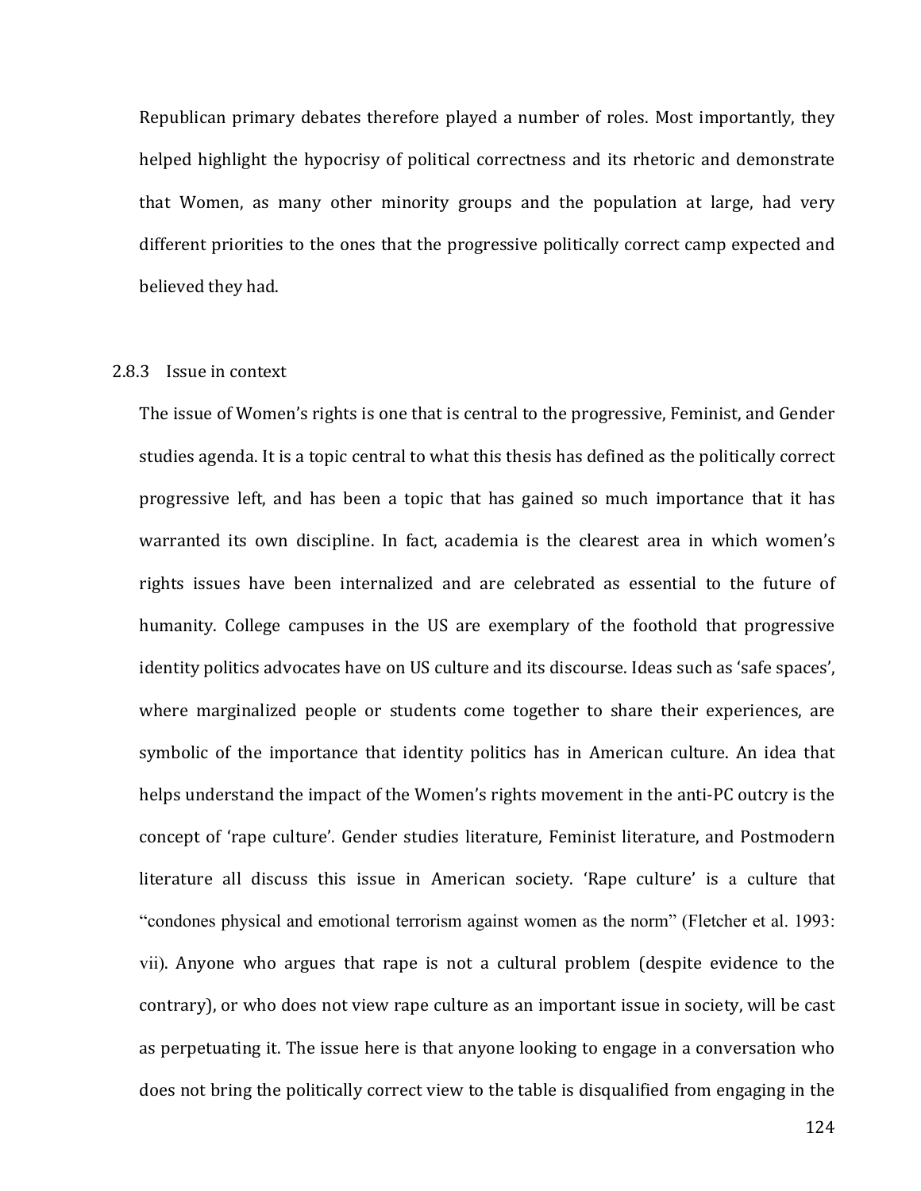Republican primary debates therefore played a number of roles. Most importantly, they helped highlight the hypocrisy of political correctness and its rhetoric and demonstrate that Women, as many other minority groups and the population at large, had very different priorities to the ones that the progressive politically correct camp expected and believed they had.

### 2.8.3 Issue in context

The issue of Women's rights is one that is central to the progressive, Feminist, and Gender studies agenda. It is a topic central to what this thesis has defined as the politically correct progressive left, and has been a topic that has gained so much importance that it has warranted its own discipline. In fact, academia is the clearest area in which women's rights issues have been internalized and are celebrated as essential to the future of humanity. College campuses in the US are exemplary of the foothold that progressive identity politics advocates have on US culture and its discourse. Ideas such as 'safe spaces', where marginalized people or students come together to share their experiences, are symbolic of the importance that identity politics has in American culture. An idea that helps understand the impact of the Women's rights movement in the anti-PC outcry is the concept of 'rape culture'. Gender studies literature, Feminist literature, and Postmodern literature all discuss this issue in American society. 'Rape culture' is a culture that "condones physical and emotional terrorism against women as the norm" (Fletcher et al. 1993: vii). Anyone who argues that rape is not a cultural problem (despite evidence to the contrary), or who does not view rape culture as an important issue in society, will be cast as perpetuating it. The issue here is that anyone looking to engage in a conversation who does not bring the politically correct view to the table is disqualified from engaging in the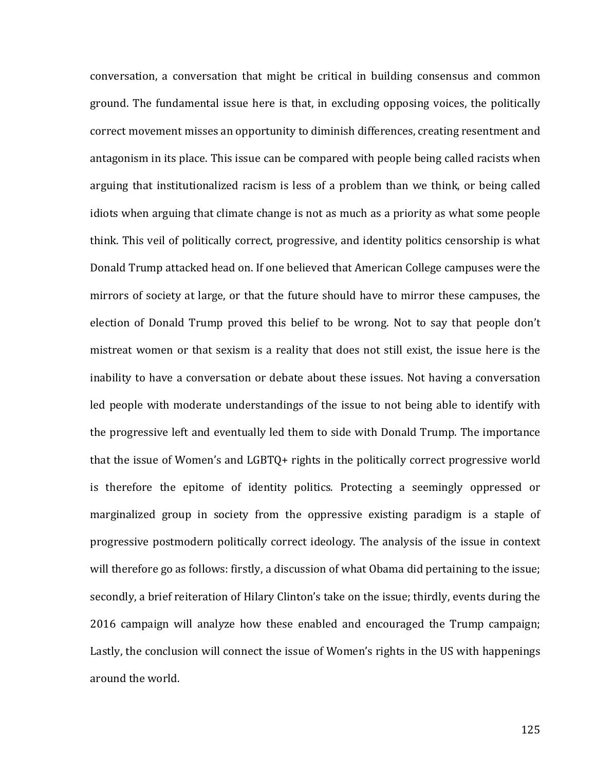conversation, a conversation that might be critical in building consensus and common ground. The fundamental issue here is that, in excluding opposing voices, the politically correct movement misses an opportunity to diminish differences, creating resentment and antagonism in its place. This issue can be compared with people being called racists when arguing that institutionalized racism is less of a problem than we think, or being called idiots when arguing that climate change is not as much as a priority as what some people think. This veil of politically correct, progressive, and identity politics censorship is what Donald Trump attacked head on. If one believed that American College campuses were the mirrors of society at large, or that the future should have to mirror these campuses, the election of Donald Trump proved this belief to be wrong. Not to say that people don't mistreat women or that sexism is a reality that does not still exist, the issue here is the inability to have a conversation or debate about these issues. Not having a conversation led people with moderate understandings of the issue to not being able to identify with the progressive left and eventually led them to side with Donald Trump. The importance that the issue of Women's and LGBTQ+ rights in the politically correct progressive world is therefore the epitome of identity politics. Protecting a seemingly oppressed or marginalized group in society from the oppressive existing paradigm is a staple of progressive postmodern politically correct ideology. The analysis of the issue in context will therefore go as follows: firstly, a discussion of what Obama did pertaining to the issue; secondly, a brief reiteration of Hilary Clinton's take on the issue; thirdly, events during the 2016 campaign will analyze how these enabled and encouraged the Trump campaign; Lastly, the conclusion will connect the issue of Women's rights in the US with happenings around the world.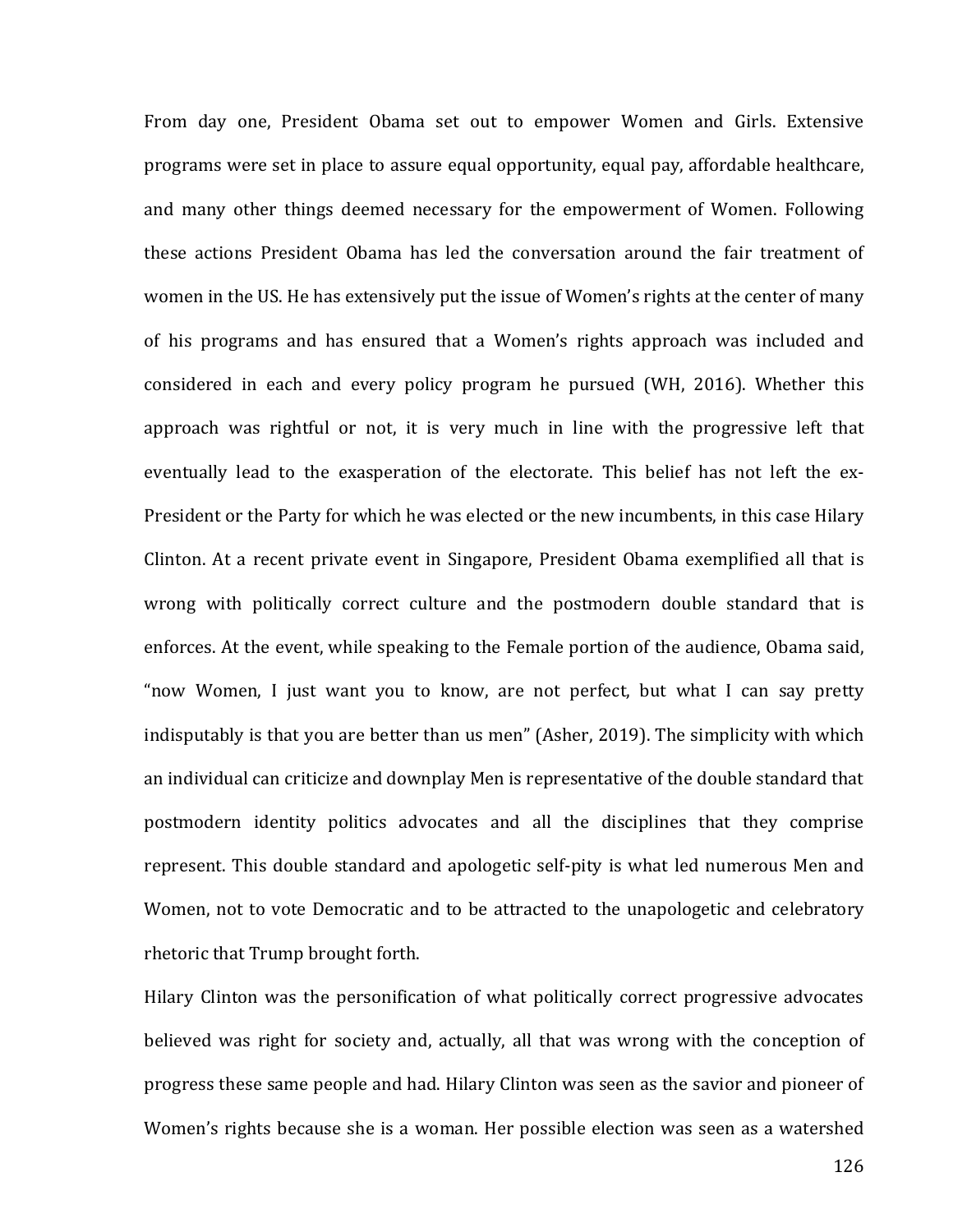From day one, President Obama set out to empower Women and Girls. Extensive programs were set in place to assure equal opportunity, equal pay, affordable healthcare, and many other things deemed necessary for the empowerment of Women. Following these actions President Obama has led the conversation around the fair treatment of women in the US. He has extensively put the issue of Women's rights at the center of many of his programs and has ensured that a Women's rights approach was included and considered in each and every policy program he pursued (WH, 2016). Whether this approach was rightful or not, it is very much in line with the progressive left that eventually lead to the exasperation of the electorate. This belief has not left the ex-President or the Party for which he was elected or the new incumbents, in this case Hilary Clinton. At a recent private event in Singapore, President Obama exemplified all that is wrong with politically correct culture and the postmodern double standard that is enforces. At the event, while speaking to the Female portion of the audience, Obama said, "now Women, I just want you to know, are not perfect, but what I can say pretty indisputably is that you are better than us men" (Asher, 2019). The simplicity with which an individual can criticize and downplay Men is representative of the double standard that postmodern identity politics advocates and all the disciplines that they comprise represent. This double standard and apologetic self-pity is what led numerous Men and Women, not to vote Democratic and to be attracted to the unapologetic and celebratory rhetoric that Trump brought forth.

Hilary Clinton was the personification of what politically correct progressive advocates believed was right for society and, actually, all that was wrong with the conception of progress these same people and had. Hilary Clinton was seen as the savior and pioneer of Women's rights because she is a woman. Her possible election was seen as a watershed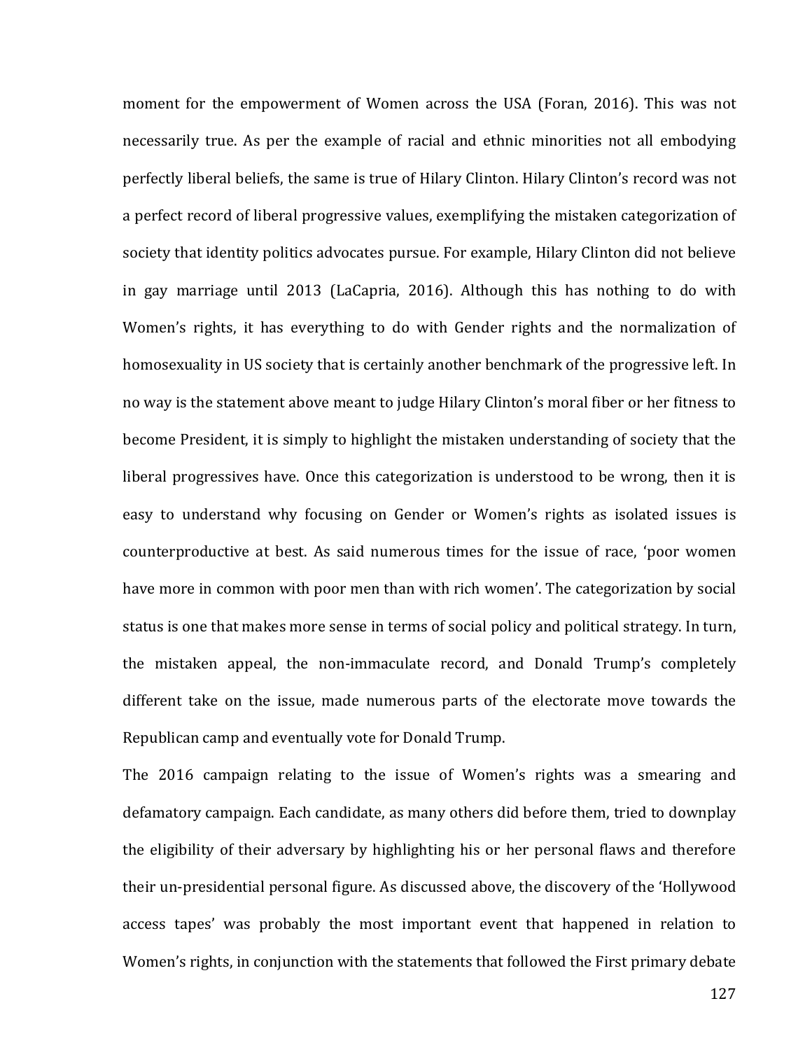moment for the empowerment of Women across the USA (Foran, 2016). This was not necessarily true. As per the example of racial and ethnic minorities not all embodying perfectly liberal beliefs, the same is true of Hilary Clinton. Hilary Clinton's record was not a perfect record of liberal progressive values, exemplifying the mistaken categorization of society that identity politics advocates pursue. For example, Hilary Clinton did not believe in gay marriage until 2013 (LaCapria, 2016). Although this has nothing to do with Women's rights, it has everything to do with Gender rights and the normalization of homosexuality in US society that is certainly another benchmark of the progressive left. In no way is the statement above meant to judge Hilary Clinton's moral fiber or her fitness to become President, it is simply to highlight the mistaken understanding of society that the liberal progressives have. Once this categorization is understood to be wrong, then it is easy to understand why focusing on Gender or Women's rights as isolated issues is counterproductive at best. As said numerous times for the issue of race, 'poor women have more in common with poor men than with rich women'. The categorization by social status is one that makes more sense in terms of social policy and political strategy. In turn, the mistaken appeal, the non-immaculate record, and Donald Trump's completely different take on the issue, made numerous parts of the electorate move towards the Republican camp and eventually vote for Donald Trump.

The 2016 campaign relating to the issue of Women's rights was a smearing and defamatory campaign. Each candidate, as many others did before them, tried to downplay the eligibility of their adversary by highlighting his or her personal flaws and therefore their un-presidential personal figure. As discussed above, the discovery of the 'Hollywood access tapes' was probably the most important event that happened in relation to Women's rights, in conjunction with the statements that followed the First primary debate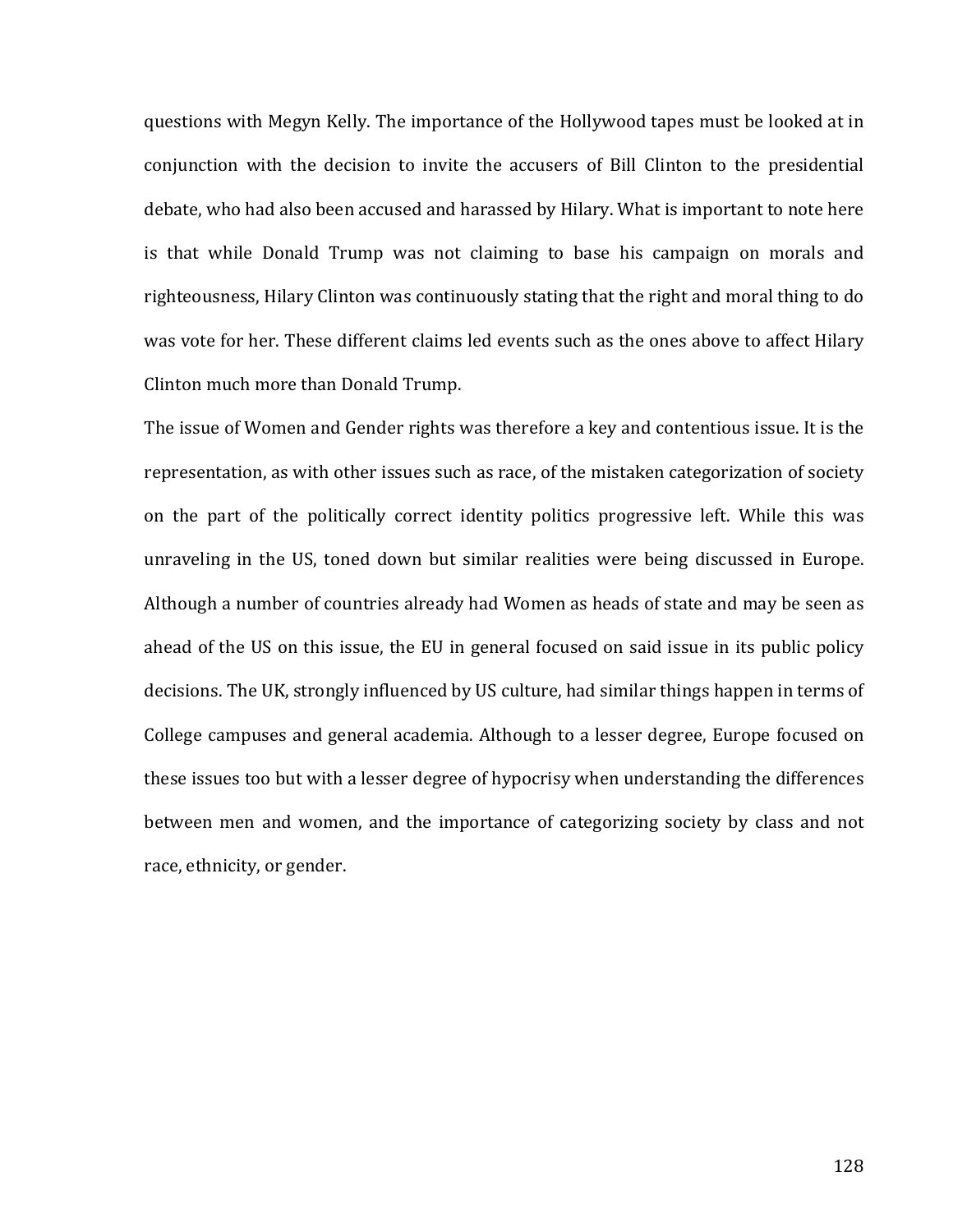questions with Megyn Kelly. The importance of the Hollywood tapes must be looked at in conjunction with the decision to invite the accusers of Bill Clinton to the presidential debate, who had also been accused and harassed by Hilary. What is important to note here is that while Donald Trump was not claiming to base his campaign on morals and righteousness, Hilary Clinton was continuously stating that the right and moral thing to do was vote for her. These different claims led events such as the ones above to affect Hilary Clinton much more than Donald Trump.

The issue of Women and Gender rights was therefore a key and contentious issue. It is the representation, as with other issues such as race, of the mistaken categorization of society on the part of the politically correct identity politics progressive left. While this was unraveling in the US, toned down but similar realities were being discussed in Europe. Although a number of countries already had Women as heads of state and may be seen as ahead of the US on this issue, the EU in general focused on said issue in its public policy decisions. The UK, strongly influenced by US culture, had similar things happen in terms of College campuses and general academia. Although to a lesser degree, Europe focused on these issues too but with a lesser degree of hypocrisy when understanding the differences between men and women, and the importance of categorizing society by class and not race, ethnicity, or gender.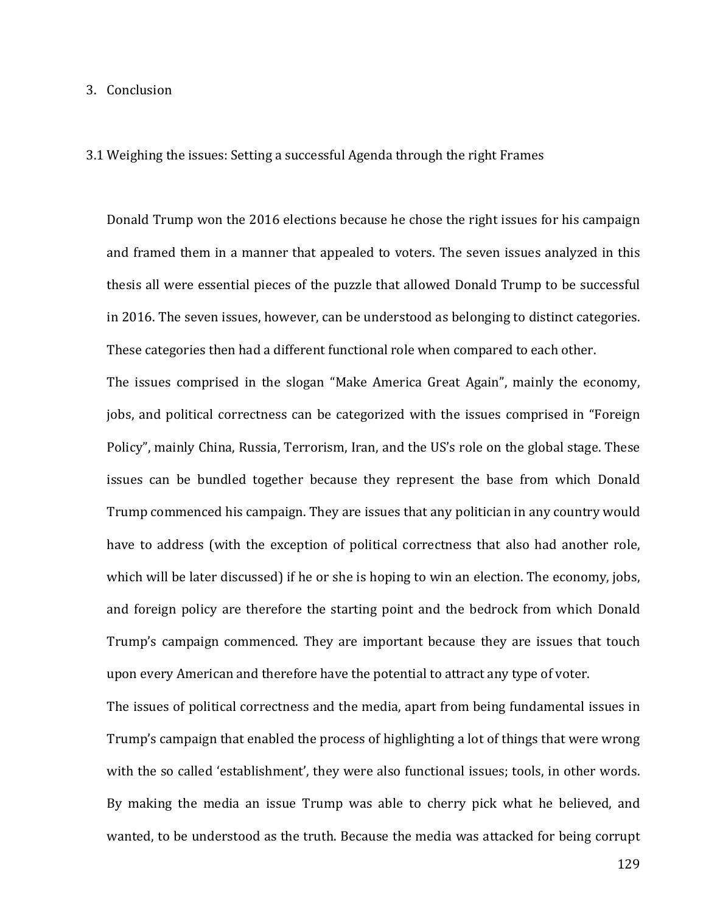# 3. Conclusion

## 3.1 Weighing the issues: Setting a successful Agenda through the right Frames

Donald Trump won the 2016 elections because he chose the right issues for his campaign and framed them in a manner that appealed to voters. The seven issues analyzed in this thesis all were essential pieces of the puzzle that allowed Donald Trump to be successful in 2016. The seven issues, however, can be understood as belonging to distinct categories. These categories then had a different functional role when compared to each other.

The issues comprised in the slogan "Make America Great Again", mainly the economy, jobs, and political correctness can be categorized with the issues comprised in "Foreign Policy", mainly China, Russia, Terrorism, Iran, and the US's role on the global stage. These issues can be bundled together because they represent the base from which Donald Trump commenced his campaign. They are issues that any politician in any country would have to address (with the exception of political correctness that also had another role, which will be later discussed) if he or she is hoping to win an election. The economy, jobs, and foreign policy are therefore the starting point and the bedrock from which Donald Trump's campaign commenced. They are important because they are issues that touch upon every American and therefore have the potential to attract any type of voter.

The issues of political correctness and the media, apart from being fundamental issues in Trump's campaign that enabled the process of highlighting a lot of things that were wrong with the so called 'establishment', they were also functional issues; tools, in other words. By making the media an issue Trump was able to cherry pick what he believed, and wanted, to be understood as the truth. Because the media was attacked for being corrupt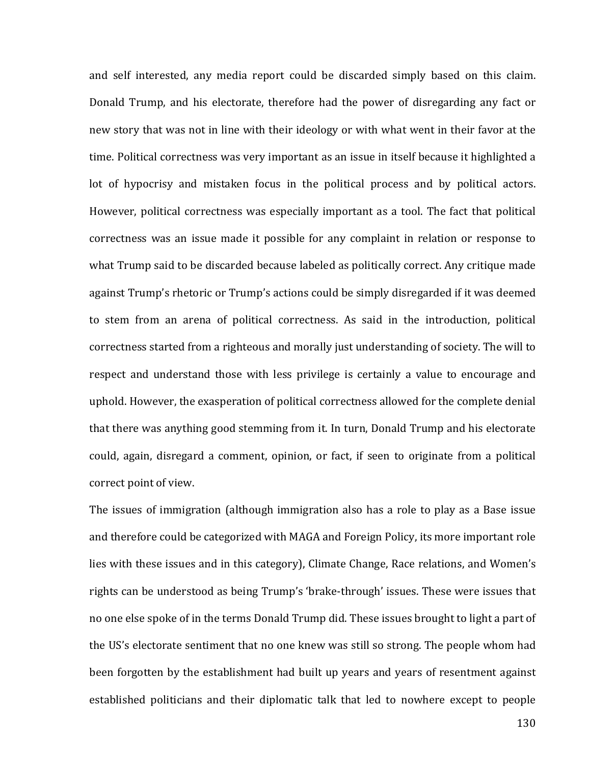and self interested, any media report could be discarded simply based on this claim. Donald Trump, and his electorate, therefore had the power of disregarding any fact or new story that was not in line with their ideology or with what went in their favor at the time. Political correctness was very important as an issue in itself because it highlighted a lot of hypocrisy and mistaken focus in the political process and by political actors. However, political correctness was especially important as a tool. The fact that political correctness was an issue made it possible for any complaint in relation or response to what Trump said to be discarded because labeled as politically correct. Any critique made against Trump's rhetoric or Trump's actions could be simply disregarded if it was deemed to stem from an arena of political correctness. As said in the introduction, political correctness started from a righteous and morally just understanding of society. The will to respect and understand those with less privilege is certainly a value to encourage and uphold. However, the exasperation of political correctness allowed for the complete denial that there was anything good stemming from it. In turn, Donald Trump and his electorate could, again, disregard a comment, opinion, or fact, if seen to originate from a political correct point of view.

The issues of immigration (although immigration also has a role to play as a Base issue and therefore could be categorized with MAGA and Foreign Policy, its more important role lies with these issues and in this category), Climate Change, Race relations, and Women's rights can be understood as being Trump's 'brake-through' issues. These were issues that no one else spoke of in the terms Donald Trump did. These issues brought to light a part of the US's electorate sentiment that no one knew was still so strong. The people whom had been forgotten by the establishment had built up years and years of resentment against established politicians and their diplomatic talk that led to nowhere except to people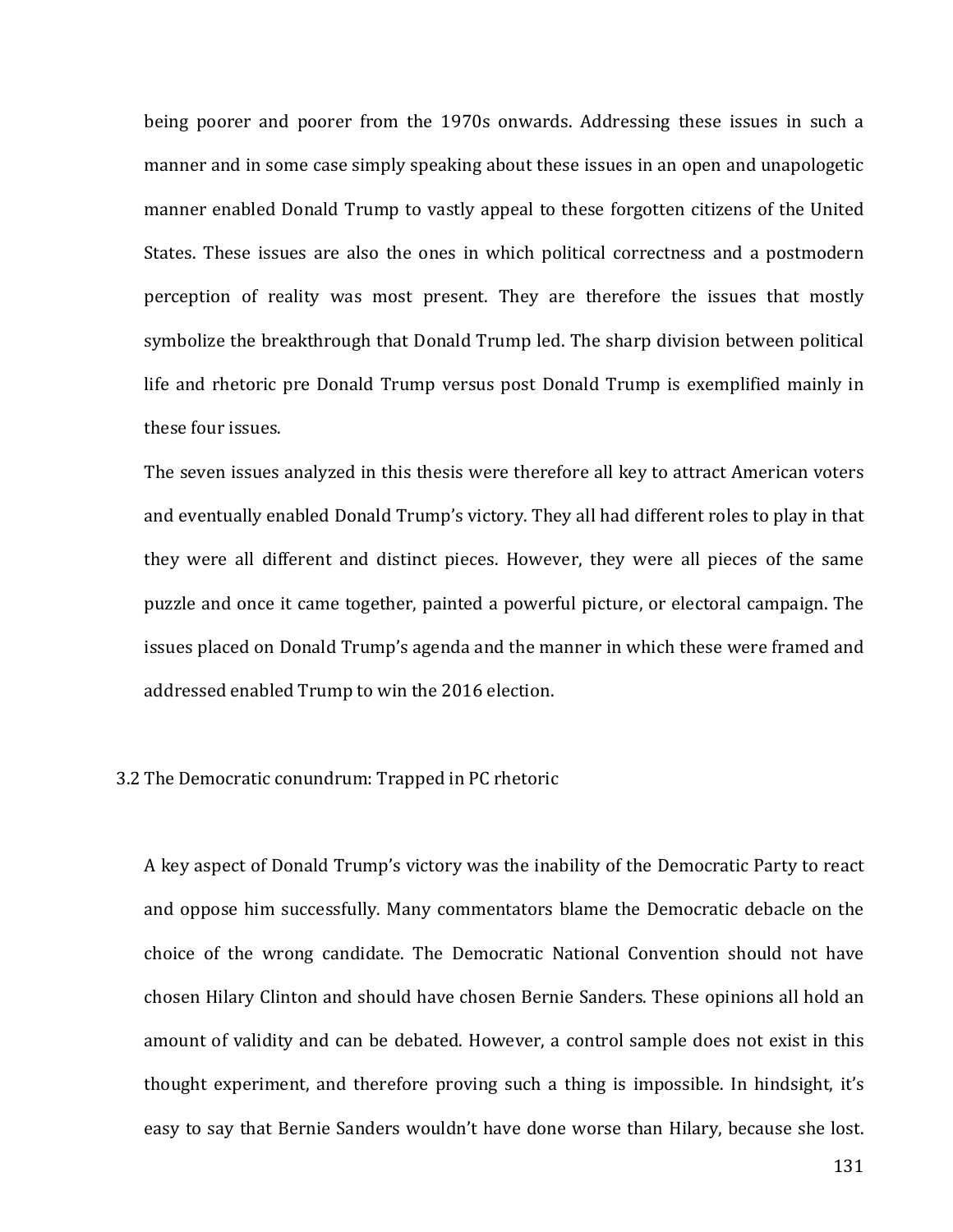being poorer and poorer from the 1970s onwards. Addressing these issues in such a manner and in some case simply speaking about these issues in an open and unapologetic manner enabled Donald Trump to vastly appeal to these forgotten citizens of the United States. These issues are also the ones in which political correctness and a postmodern perception of reality was most present. They are therefore the issues that mostly symbolize the breakthrough that Donald Trump led. The sharp division between political life and rhetoric pre Donald Trump versus post Donald Trump is exemplified mainly in these four issues.

The seven issues analyzed in this thesis were therefore all key to attract American voters and eventually enabled Donald Trump's victory. They all had different roles to play in that they were all different and distinct pieces. However, they were all pieces of the same puzzle and once it came together, painted a powerful picture, or electoral campaign. The issues placed on Donald Trump's agenda and the manner in which these were framed and addressed enabled Trump to win the 2016 election.

## 3.2 The Democratic conundrum: Trapped in PC rhetoric

A key aspect of Donald Trump's victory was the inability of the Democratic Party to react and oppose him successfully. Many commentators blame the Democratic debacle on the choice of the wrong candidate. The Democratic National Convention should not have chosen Hilary Clinton and should have chosen Bernie Sanders. These opinions all hold an amount of validity and can be debated. However, a control sample does not exist in this thought experiment, and therefore proving such a thing is impossible. In hindsight, it's easy to say that Bernie Sanders wouldn't have done worse than Hilary, because she lost.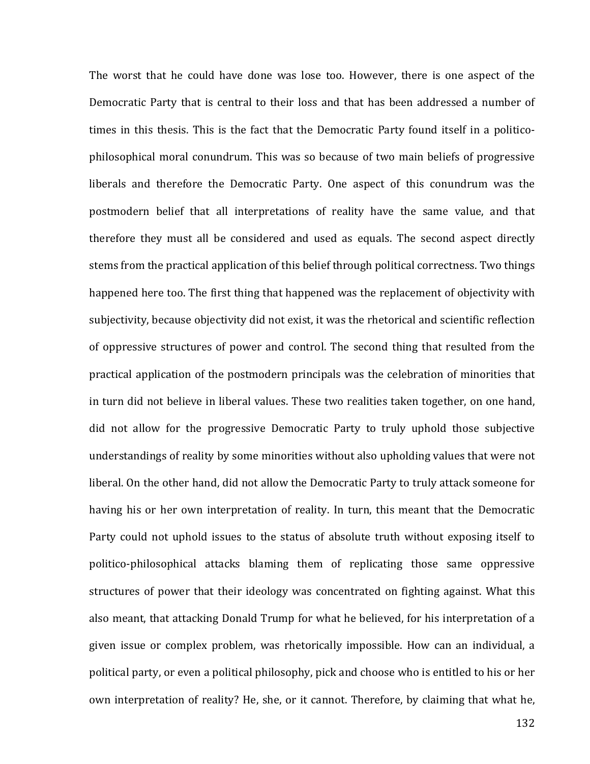The worst that he could have done was lose too. However, there is one aspect of the Democratic Party that is central to their loss and that has been addressed a number of times in this thesis. This is the fact that the Democratic Party found itself in a politico-philosophical moral conundrum. This was so because of two main beliefs of progressive liberals and therefore the Democratic Party. One aspect of this conundrum was the postmodern belief that all interpretations of reality have the same value, and that therefore they must all be considered and used as equals. The second aspect directly stems from the practical application of this belief through political correctness. Two things happened here too. The first thing that happened was the replacement of objectivity with subjectivity, because objectivity did not exist, it was the rhetorical and scientific reflection of oppressive structures of power and control. The second thing that resulted from the practical application of the postmodern principals was the celebration of minorities that in turn did not believe in liberal values. These two realities taken together, on one hand, did not allow for the progressive Democratic Party to truly uphold those subjective understandings of reality by some minorities without also upholding values that were not liberal. On the other hand, did not allow the Democratic Party to truly attack someone for having his or her own interpretation of reality. In turn, this meant that the Democratic Party could not uphold issues to the status of absolute truth without exposing itself to politico-philosophical attacks blaming them of replicating those same oppressive structures of power that their ideology was concentrated on fighting against. What this also meant, that attacking Donald Trump for what he believed, for his interpretation of a given issue or complex problem, was rhetorically impossible. How can an individual, a political party, or even a political philosophy, pick and choose who is entitled to his or her own interpretation of reality? He, she, or it cannot. Therefore, by claiming that what he,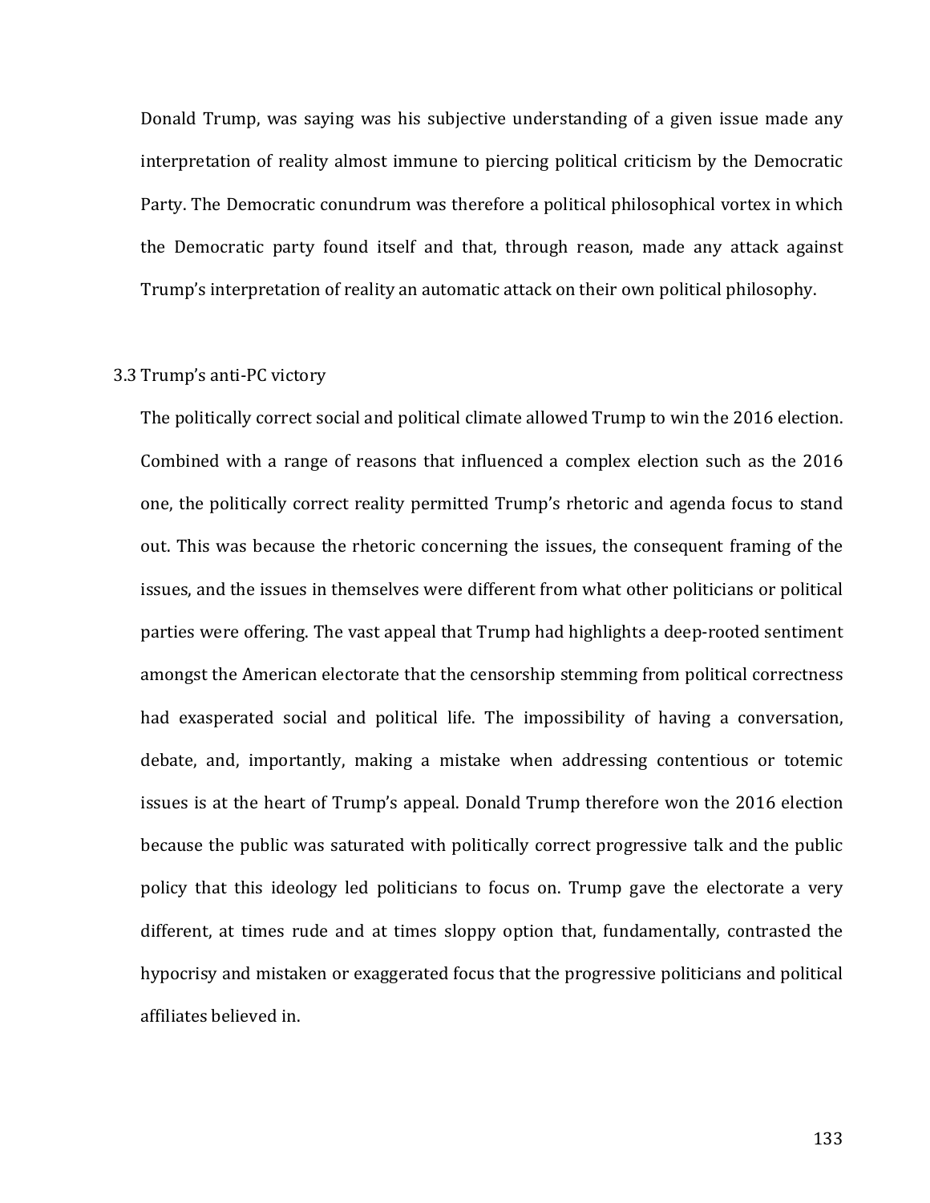Donald Trump, was saying was his subjective understanding of a given issue made any interpretation of reality almost immune to piercing political criticism by the Democratic Party. The Democratic conundrum was therefore a political philosophical vortex in which the Democratic party found itself and that, through reason, made any attack against Trump's interpretation of reality an automatic attack on their own political philosophy.

### 3.3 Trump's anti-PC victory

The politically correct social and political climate allowed Trump to win the 2016 election. Combined with a range of reasons that influenced a complex election such as the 2016 one, the politically correct reality permitted Trump's rhetoric and agenda focus to stand out. This was because the rhetoric concerning the issues, the consequent framing of the issues, and the issues in themselves were different from what other politicians or political parties were offering. The vast appeal that Trump had highlights a deep-rooted sentiment amongst the American electorate that the censorship stemming from political correctness had exasperated social and political life. The impossibility of having a conversation, debate, and, importantly, making a mistake when addressing contentious or totemic issues is at the heart of Trump's appeal. Donald Trump therefore won the 2016 election because the public was saturated with politically correct progressive talk and the public policy that this ideology led politicians to focus on. Trump gave the electorate a very different, at times rude and at times sloppy option that, fundamentally, contrasted the hypocrisy and mistaken or exaggerated focus that the progressive politicians and political affiliates believed in.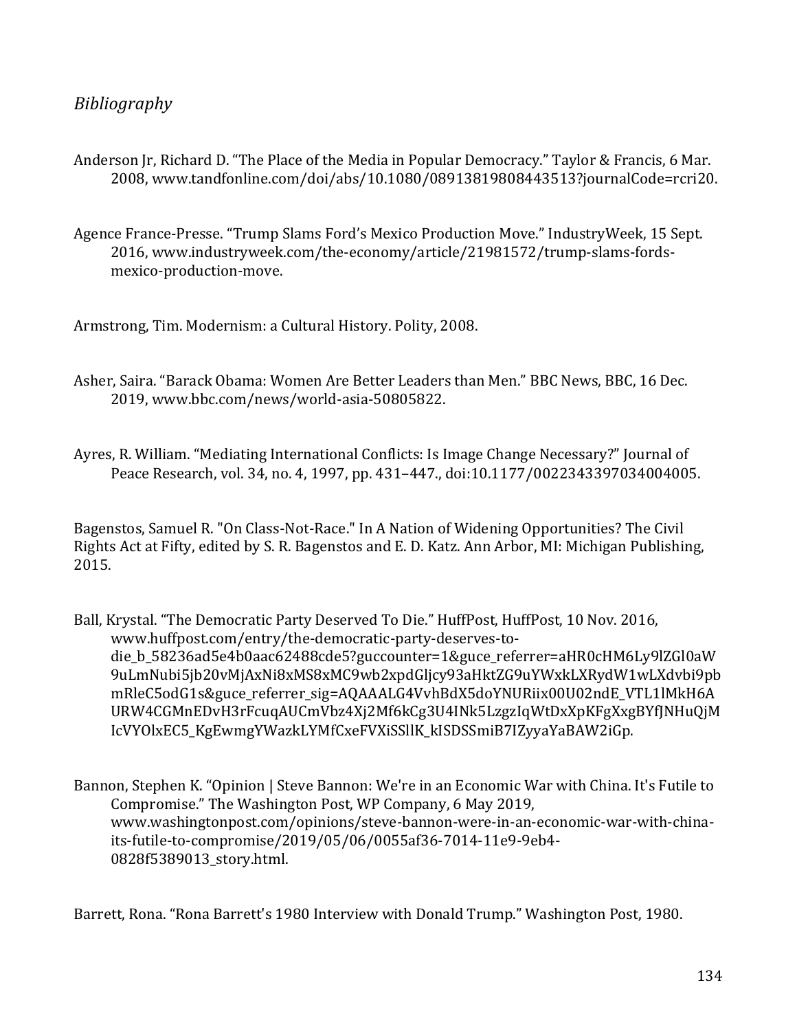*Bibliography*

Anderson Jr, Richard D. "The Place of the Media in Popular Democracy." Taylor & Francis, 6 Mar. 2008, www.tandfonline.com/doi/abs/10.1080/08913819808443513?journalCode=rcri20.

Agence France-Presse. "Trump Slams Ford's Mexico Production Move." IndustryWeek, 15 Sept. 2016, www.industryweek.com/the-economy/article/21981572/trump-slams-fords-mexico-production-move.

Armstrong, Tim. Modernism: a Cultural History. Polity, 2008.

Asher, Saira. "Barack Obama: Women Are Better Leaders than Men." BBC News, BBC, 16 Dec. 2019, www.bbc.com/news/world-asia-50805822.

Ayres, R. William. "Mediating International Conflicts: Is Image Change Necessary?" Journal of Peace Research, vol. 34, no. 4, 1997, pp. 431–447., doi:10.1177/0022343397034004005.

Bagenstos, Samuel R. "On Class-Not-Race." In A Nation of Widening Opportunities? The Civil Rights Act at Fifty, edited by S. R. Bagenstos and E. D. Katz. Ann Arbor, MI: Michigan Publishing, 2015.

Ball, Krystal. "The Democratic Party Deserved To Die." HuffPost, HuffPost, 10 Nov. 2016, www.huffpost.com/entry/the-democratic-party-deserves-to-die_b_58236ad5e4b0aac62488cde5?guccounter=1&guce_referrer=aHR0cHM6Ly9lZGl0aW9uLmNubi5jb20vMjAxNi8xMS8xMC9wb2xpdGljcy93aHktZG9uYWxkLXRydW1wLXdvbi9pbmRleC5odG1s&guce_referrer_sig=AQAAALG4VvhBdX5doYNURiix00U02ndE_VTL1lMkH6AURW4CGMnEDvH3rFcuqAUCmVbz4Xj2Mf6kCg3U4INk5LzgzIqWtDxXpKFgXxgBYfJNHuQjMIcVYOlxEC5_KgEwmgYWazkLYMfCxeFVXiSSllK_kISDSSmiB7IZyyaYaBAW2iGp.

Bannon, Stephen K. "Opinion | Steve Bannon: We're in an Economic War with China. It's Futile to Compromise." The Washington Post, WP Company, 6 May 2019, www.washingtonpost.com/opinions/steve-bannon-were-in-an-economic-war-with-china-its-futile-to-compromise/2019/05/06/0055af36-7014-11e9-9eb4-0828f5389013_story.html.

Barrett, Rona. "Rona Barrett's 1980 Interview with Donald Trump." Washington Post, 1980.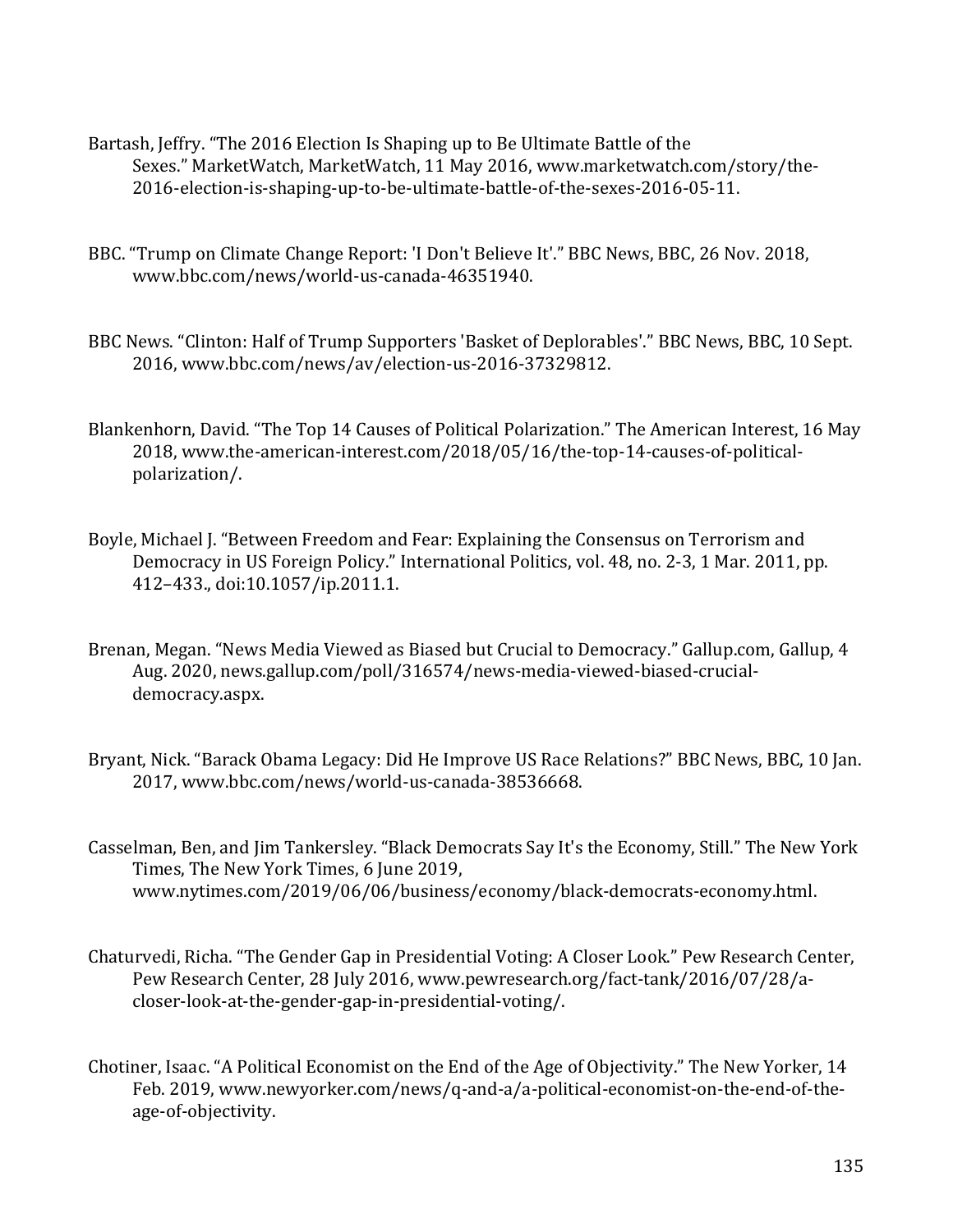Bartash, Jeffry. “The 2016 Election Is Shaping up to Be Ultimate Battle of the Sexes.” MarketWatch, MarketWatch, 11 May 2016, www.marketwatch.com/story/the-2016-election-is-shaping-up-to-be-ultimate-battle-of-the-sexes-2016-05-11.

BBC. “Trump on Climate Change Report: 'I Don't Believe It'.” BBC News, BBC, 26 Nov. 2018, www.bbc.com/news/world-us-canada-46351940.

BBC News. “Clinton: Half of Trump Supporters 'Basket of Deplorables'.” BBC News, BBC, 10 Sept. 2016, www.bbc.com/news/av/election-us-2016-37329812.

Blankenhorn, David. “The Top 14 Causes of Political Polarization.” The American Interest, 16 May 2018, www.the-american-interest.com/2018/05/16/the-top-14-causes-of-political-polarization/.

Boyle, Michael J. “Between Freedom and Fear: Explaining the Consensus on Terrorism and Democracy in US Foreign Policy.” International Politics, vol. 48, no. 2-3, 1 Mar. 2011, pp. 412–433., doi:10.1057/ip.2011.1.

Brenan, Megan. “News Media Viewed as Biased but Crucial to Democracy.” Gallup.com, Gallup, 4 Aug. 2020, news.gallup.com/poll/316574/news-media-viewed-biased-crucial-democracy.aspx.

Bryant, Nick. “Barack Obama Legacy: Did He Improve US Race Relations?” BBC News, BBC, 10 Jan. 2017, www.bbc.com/news/world-us-canada-38536668.

Casselman, Ben, and Jim Tankersley. “Black Democrats Say It's the Economy, Still.” The New York Times, The New York Times, 6 June 2019, www.nytimes.com/2019/06/06/business/economy/black-democrats-economy.html.

Chaturvedi, Richa. “The Gender Gap in Presidential Voting: A Closer Look.” Pew Research Center, Pew Research Center, 28 July 2016, www.pewresearch.org/fact-tank/2016/07/28/a-closer-look-at-the-gender-gap-in-presidential-voting/.

Chotiner, Isaac. “A Political Economist on the End of the Age of Objectivity.” The New Yorker, 14 Feb. 2019, www.newyorker.com/news/q-and-a/a-political-economist-on-the-end-of-the-age-of-objectivity.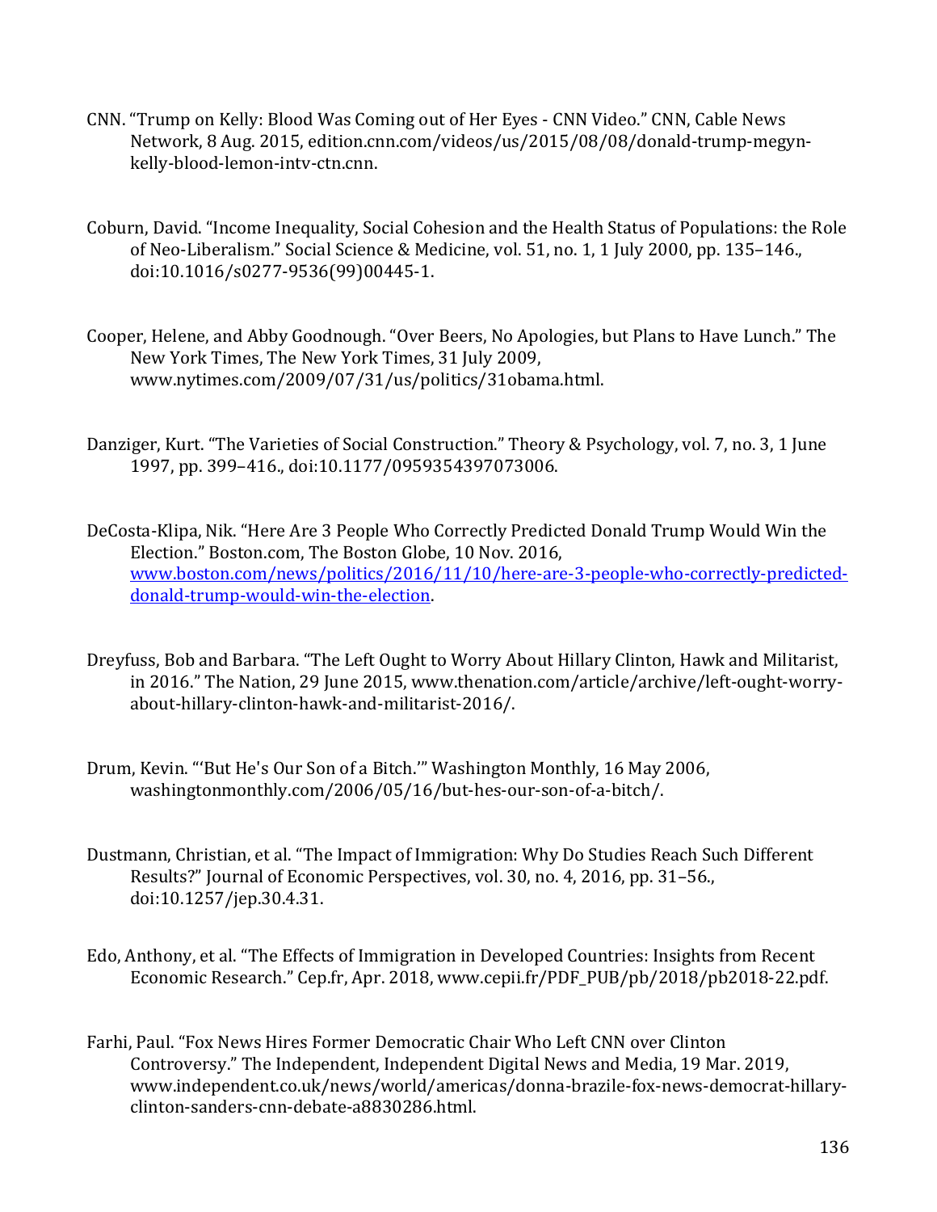CNN. “Trump on Kelly: Blood Was Coming out of Her Eyes - CNN Video.” CNN, Cable News Network, 8 Aug. 2015, edition.cnn.com/videos/us/2015/08/08/donald-trump-megyn-kelly-blood-lemon-intv-ctn.cnn.

Coburn, David. “Income Inequality, Social Cohesion and the Health Status of Populations: the Role of Neo-Liberalism.” Social Science & Medicine, vol. 51, no. 1, 1 July 2000, pp. 135–146., doi:10.1016/s0277-9536(99)00445-1.

Cooper, Helene, and Abby Goodnough. “Over Beers, No Apologies, but Plans to Have Lunch.” The New York Times, The New York Times, 31 July 2009, www.nytimes.com/2009/07/31/us/politics/31obama.html.

Danziger, Kurt. “The Varieties of Social Construction.” Theory & Psychology, vol. 7, no. 3, 1 June 1997, pp. 399–416., doi:10.1177/0959354397073006.

DeCosta-Klipa, Nik. “Here Are 3 People Who Correctly Predicted Donald Trump Would Win the Election.” Boston.com, The Boston Globe, 10 Nov. 2016, [www.boston.com/news/politics/2016/11/10/here-are-3-people-who-correctly-predicted-donald-trump-would-win-the-election](www.boston.com/news/politics/2016/11/10/here-are-3-people-who-correctly-predicted-donald-trump-would-win-the-election).

Dreyfuss, Bob and Barbara. “The Left Ought to Worry About Hillary Clinton, Hawk and Militarist, in 2016.” The Nation, 29 June 2015, www.thenation.com/article/archive/left-ought-worry-about-hillary-clinton-hawk-and-militarist-2016/.

Drum, Kevin. “‘But He's Our Son of a Bitch.’” Washington Monthly, 16 May 2006, washingtonmonthly.com/2006/05/16/but-hes-our-son-of-a-bitch/.

Dustmann, Christian, et al. “The Impact of Immigration: Why Do Studies Reach Such Different Results?” Journal of Economic Perspectives, vol. 30, no. 4, 2016, pp. 31–56., doi:10.1257/jep.30.4.31.

Edo, Anthony, et al. “The Effects of Immigration in Developed Countries: Insights from Recent Economic Research.” Cep.fr, Apr. 2018, www.cepii.fr/PDF_PUB/pb/2018/pb2018-22.pdf.

Farhi, Paul. “Fox News Hires Former Democratic Chair Who Left CNN over Clinton Controversy.” The Independent, Independent Digital News and Media, 19 Mar. 2019, www.independent.co.uk/news/world/americas/donna-brazile-fox-news-democrat-hillary-clinton-sanders-cnn-debate-a8830286.html.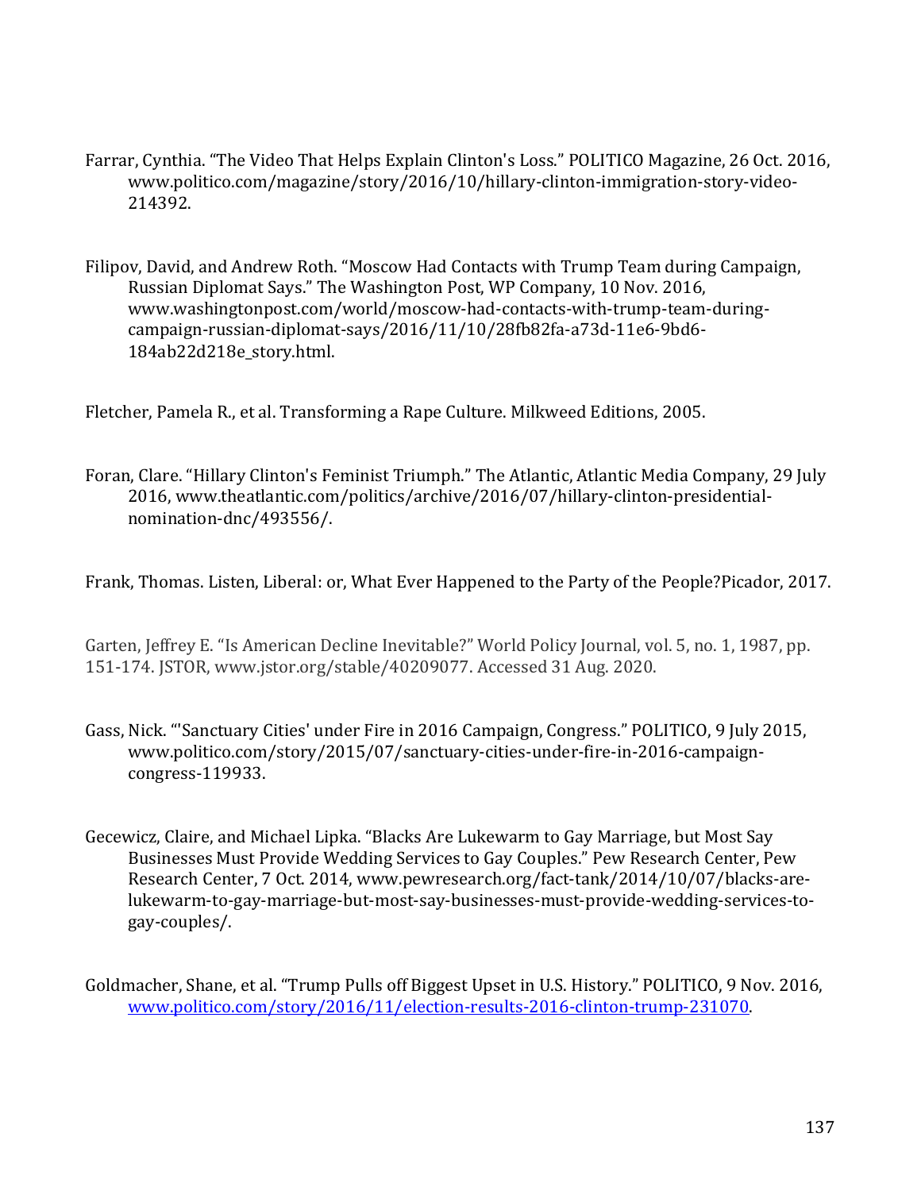Farrar, Cynthia. "The Video That Helps Explain Clinton's Loss." POLITICO Magazine, 26 Oct. 2016, www.politico.com/magazine/story/2016/10/hillary-clinton-immigration-story-video-214392.

Filipov, David, and Andrew Roth. "Moscow Had Contacts with Trump Team during Campaign, Russian Diplomat Says." The Washington Post, WP Company, 10 Nov. 2016, www.washingtonpost.com/world/moscow-had-contacts-with-trump-team-during-campaign-russian-diplomat-says/2016/11/10/28fb82fa-a73d-11e6-9bd6-184ab22d218e_story.html.

Fletcher, Pamela R., et al. Transforming a Rape Culture. Milkweed Editions, 2005.

Foran, Clare. "Hillary Clinton's Feminist Triumph." The Atlantic, Atlantic Media Company, 29 July 2016, www.theatlantic.com/politics/archive/2016/07/hillary-clinton-presidential-nomination-dnc/493556/.

Frank, Thomas. Listen, Liberal: or, What Ever Happened to the Party of the People?Picador, 2017.

Garten, Jeffrey E. "Is American Decline Inevitable?" World Policy Journal, vol. 5, no. 1, 1987, pp. 151-174. JSTOR, www.jstor.org/stable/40209077. Accessed 31 Aug. 2020.

Gass, Nick. "'Sanctuary Cities' under Fire in 2016 Campaign, Congress." POLITICO, 9 July 2015, www.politico.com/story/2015/07/sanctuary-cities-under-fire-in-2016-campaign-congress-119933.

Gecewicz, Claire, and Michael Lipka. "Blacks Are Lukewarm to Gay Marriage, but Most Say Businesses Must Provide Wedding Services to Gay Couples." Pew Research Center, Pew Research Center, 7 Oct. 2014, www.pewresearch.org/fact-tank/2014/10/07/blacks-are-lukewarm-to-gay-marriage-but-most-say-businesses-must-provide-wedding-services-to-gay-couples/.

Goldmacher, Shane, et al. "Trump Pulls off Biggest Upset in U.S. History." POLITICO, 9 Nov. 2016, www.politico.com/story/2016/11/election-results-2016-clinton-trump-231070.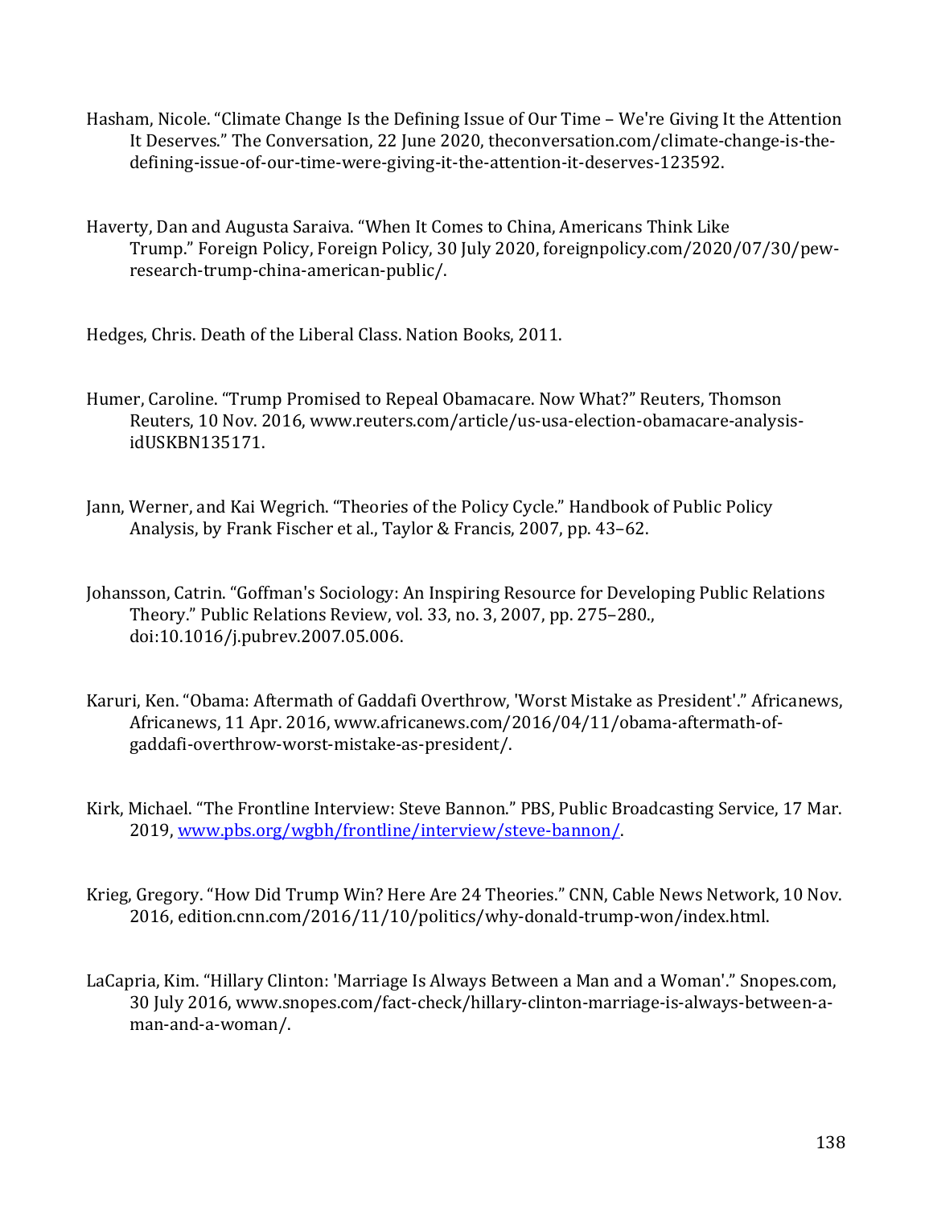Hasham, Nicole. “Climate Change Is the Defining Issue of Our Time – We're Giving It the Attention It Deserves.” The Conversation, 22 June 2020, theconversation.com/climate-change-is-the-defining-issue-of-our-time-were-giving-it-the-attention-it-deserves-123592.

Haverty, Dan and Augusta Saraiva. “When It Comes to China, Americans Think Like Trump.” Foreign Policy, Foreign Policy, 30 July 2020, foreignpolicy.com/2020/07/30/pew-research-trump-china-american-public/.

Hedges, Chris. Death of the Liberal Class. Nation Books, 2011.

Humer, Caroline. “Trump Promised to Repeal Obamacare. Now What?” Reuters, Thomson Reuters, 10 Nov. 2016, www.reuters.com/article/us-usa-election-obamacare-analysis-idUSKBN135171.

Jann, Werner, and Kai Wegrich. “Theories of the Policy Cycle.” Handbook of Public Policy Analysis, by Frank Fischer et al., Taylor & Francis, 2007, pp. 43–62.

Johansson, Catrin. “Goffman's Sociology: An Inspiring Resource for Developing Public Relations Theory.” Public Relations Review, vol. 33, no. 3, 2007, pp. 275–280., doi:10.1016/j.pubrev.2007.05.006.

Karuri, Ken. “Obama: Aftermath of Gaddafi Overthrow, 'Worst Mistake as President'.” Africanews, Africanews, 11 Apr. 2016, www.africanews.com/2016/04/11/obama-aftermath-of-gaddafi-overthrow-worst-mistake-as-president/.

Kirk, Michael. “The Frontline Interview: Steve Bannon.” PBS, Public Broadcasting Service, 17 Mar. 2019, www.pbs.org/wgbh/frontline/interview/steve-bannon/.

Krieg, Gregory. “How Did Trump Win? Here Are 24 Theories.” CNN, Cable News Network, 10 Nov. 2016, edition.cnn.com/2016/11/10/politics/why-donald-trump-won/index.html.

LaCapria, Kim. “Hillary Clinton: 'Marriage Is Always Between a Man and a Woman'.” Snopes.com, 30 July 2016, www.snopes.com/fact-check/hillary-clinton-marriage-is-always-between-a-man-and-a-woman/.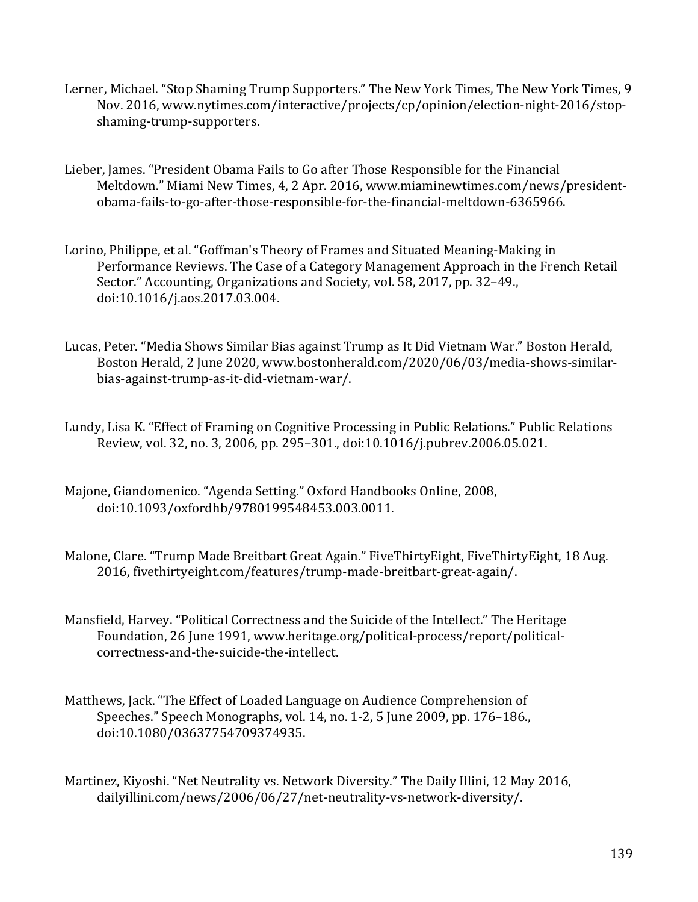Lerner, Michael. "Stop Shaming Trump Supporters." The New York Times, The New York Times, 9 Nov. 2016, www.nytimes.com/interactive/projects/cp/opinion/election-night-2016/stop-shaming-trump-supporters.

Lieber, James. "President Obama Fails to Go after Those Responsible for the Financial Meltdown." Miami New Times, 4, 2 Apr. 2016, www.miaminewtimes.com/news/president-obama-fails-to-go-after-those-responsible-for-the-financial-meltdown-6365966.

Lorino, Philippe, et al. "Goffman's Theory of Frames and Situated Meaning-Making in Performance Reviews. The Case of a Category Management Approach in the French Retail Sector." Accounting, Organizations and Society, vol. 58, 2017, pp. 32–49., doi:10.1016/j.aos.2017.03.004.

Lucas, Peter. "Media Shows Similar Bias against Trump as It Did Vietnam War." Boston Herald, Boston Herald, 2 June 2020, www.bostonherald.com/2020/06/03/media-shows-similar-bias-against-trump-as-it-did-vietnam-war/.

Lundy, Lisa K. "Effect of Framing on Cognitive Processing in Public Relations." Public Relations Review, vol. 32, no. 3, 2006, pp. 295–301., doi:10.1016/j.pubrev.2006.05.021.

Majone, Giandomenico. "Agenda Setting." Oxford Handbooks Online, 2008, doi:10.1093/oxfordhb/9780199548453.003.0011.

Malone, Clare. "Trump Made Breitbart Great Again." FiveThirtyEight, FiveThirtyEight, 18 Aug. 2016, fivethirtyeight.com/features/trump-made-breitbart-great-again/.

Mansfield, Harvey. "Political Correctness and the Suicide of the Intellect." The Heritage Foundation, 26 June 1991, www.heritage.org/political-process/report/political-correctness-and-the-suicide-the-intellect.

Matthews, Jack. "The Effect of Loaded Language on Audience Comprehension of Speeches." Speech Monographs, vol. 14, no. 1-2, 5 June 2009, pp. 176–186., doi:10.1080/03637754709374935.

Martinez, Kiyoshi. "Net Neutrality vs. Network Diversity." The Daily Illini, 12 May 2016, dailyillini.com/news/2006/06/27/net-neutrality-vs-network-diversity/.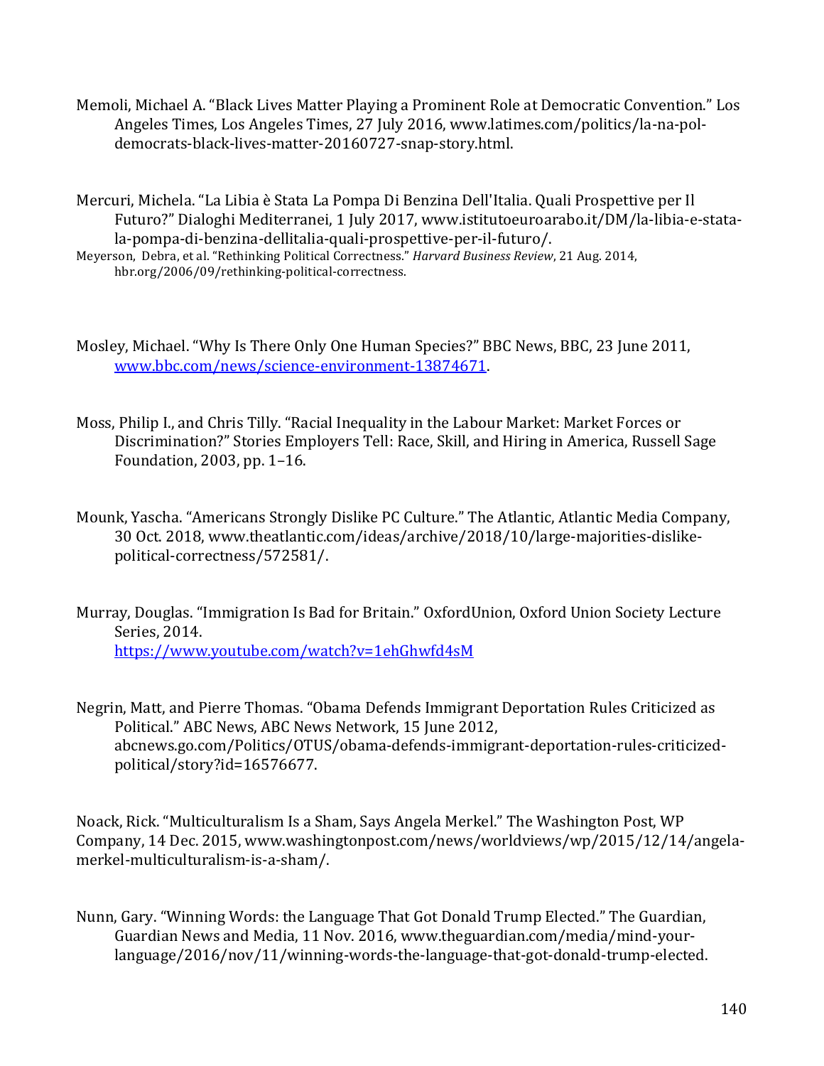Memoli, Michael A. "Black Lives Matter Playing a Prominent Role at Democratic Convention." Los Angeles Times, Los Angeles Times, 27 July 2016, www.latimes.com/politics/la-na-pol-democrats-black-lives-matter-20160727-snap-story.html.

Mercuri, Michela. "La Libia è Stata La Pompa Di Benzina Dell'Italia. Quali Prospettive per Il Futuro?" Dialoghi Mediterranei, 1 July 2017, www.istitutoeuroarabo.it/DM/la-libia-e-stata-la-pompa-di-benzina-dellitalia-quali-prospettive-per-il-futuro/.

Meyerson, Debra, et al. "Rethinking Political Correctness." *Harvard Business Review*, 21 Aug. 2014, hbr.org/2006/09/rethinking-political-correctness.

Mosley, Michael. "Why Is There Only One Human Species?" BBC News, BBC, 23 June 2011, www.bbc.com/news/science-environment-13874671.

Moss, Philip I., and Chris Tilly. "Racial Inequality in the Labour Market: Market Forces or Discrimination?" Stories Employers Tell: Race, Skill, and Hiring in America, Russell Sage Foundation, 2003, pp. 1–16.

Mounk, Yascha. "Americans Strongly Dislike PC Culture." The Atlantic, Atlantic Media Company, 30 Oct. 2018, www.theatlantic.com/ideas/archive/2018/10/large-majorities-dislike-political-correctness/572581/.

Murray, Douglas. "Immigration Is Bad for Britain." OxfordUnion, Oxford Union Society Lecture Series, 2014. https://www.youtube.com/watch?v=1ehGhwfd4sM

Negrin, Matt, and Pierre Thomas. "Obama Defends Immigrant Deportation Rules Criticized as Political." ABC News, ABC News Network, 15 June 2012, abcnews.go.com/Politics/OTUS/obama-defends-immigrant-deportation-rules-criticized-political/story?id=16576677.

Noack, Rick. "Multiculturalism Is a Sham, Says Angela Merkel." The Washington Post, WP Company, 14 Dec. 2015, www.washingtonpost.com/news/worldviews/wp/2015/12/14/angela-merkel-multiculturalism-is-a-sham/.

Nunn, Gary. "Winning Words: the Language That Got Donald Trump Elected." The Guardian, Guardian News and Media, 11 Nov. 2016, www.theguardian.com/media/mind-your-language/2016/nov/11/winning-words-the-language-that-got-donald-trump-elected.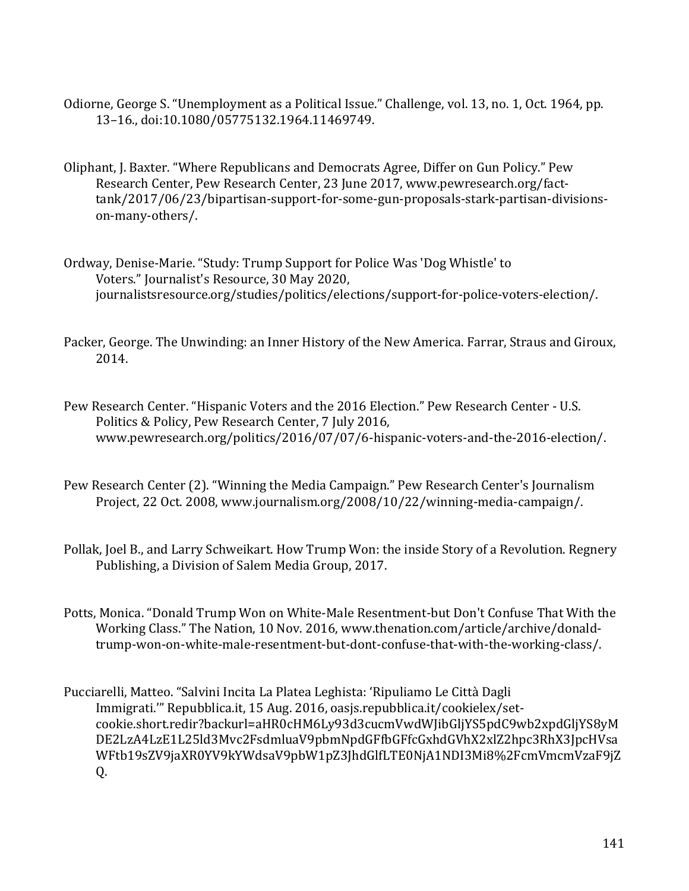Odiorne, George S. “Unemployment as a Political Issue.” Challenge, vol. 13, no. 1, Oct. 1964, pp. 13–16., doi:10.1080/05775132.1964.11469749.

Oliphant, J. Baxter. “Where Republicans and Democrats Agree, Differ on Gun Policy.” Pew Research Center, Pew Research Center, 23 June 2017, www.pewresearch.org/fact-tank/2017/06/23/bipartisan-support-for-some-gun-proposals-stark-partisan-divisions-on-many-others/.

Ordway, Denise-Marie. “Study: Trump Support for Police Was 'Dog Whistle' to Voters.” Journalist's Resource, 30 May 2020, journalistsresource.org/studies/politics/elections/support-for-police-voters-election/.

Packer, George. The Unwinding: an Inner History of the New America. Farrar, Straus and Giroux, 2014.

Pew Research Center. “Hispanic Voters and the 2016 Election.” Pew Research Center - U.S. Politics & Policy, Pew Research Center, 7 July 2016, www.pewresearch.org/politics/2016/07/07/6-hispanic-voters-and-the-2016-election/.

Pew Research Center (2). “Winning the Media Campaign.” Pew Research Center's Journalism Project, 22 Oct. 2008, www.journalism.org/2008/10/22/winning-media-campaign/.

Pollak, Joel B., and Larry Schweikart. How Trump Won: the inside Story of a Revolution. Regnery Publishing, a Division of Salem Media Group, 2017.

Potts, Monica. “Donald Trump Won on White-Male Resentment-but Don't Confuse That With the Working Class.” The Nation, 10 Nov. 2016, www.thenation.com/article/archive/donald-trump-won-on-white-male-resentment-but-dont-confuse-that-with-the-working-class/.

Pucciarelli, Matteo. “Salvini Incita La Platea Leghista: ‘Ripuliamo Le Città Dagli Immigrati.’” Repubblica.it, 15 Aug. 2016, oasjs.repubblica.it/cookielex/set-cookie.short.redir?backurl=aHR0cHM6Ly93d3cucmVwdWJibGljYS5pdC9wb2xpdGljYS8yMDE2LzA4LzE1L25ld3Mvc2FsdmluaV9pbmNpdGFfbGFfcGxhdGVhX2xlZ2hpc3RhX3JpcHVsaWFtb19sZV9jaXR0YV9kYWdsaV9pbW1pZ3JhdGlfLTE0NjA1NDI3Mi8%2FcmVmcmVzaF9jZQ.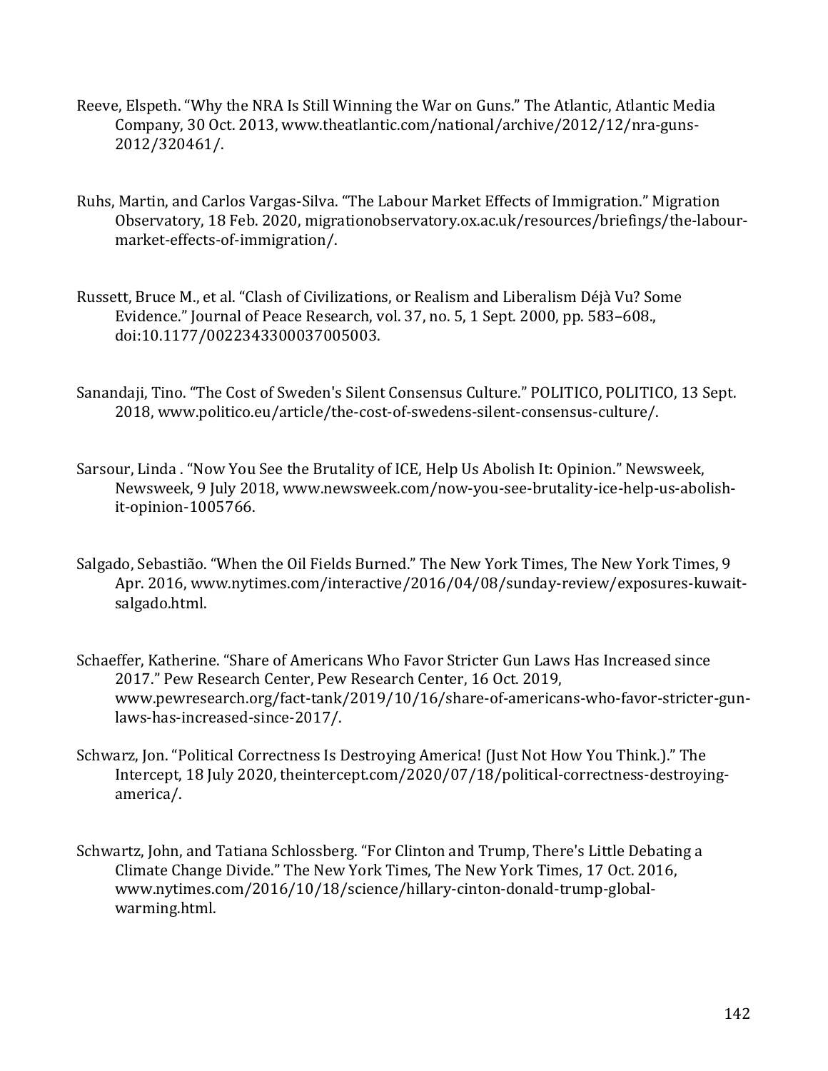Reeve, Elspeth. "Why the NRA Is Still Winning the War on Guns." The Atlantic, Atlantic Media Company, 30 Oct. 2013, www.theatlantic.com/national/archive/2012/12/nra-guns-2012/320461/.

Ruhs, Martin, and Carlos Vargas-Silva. "The Labour Market Effects of Immigration." Migration Observatory, 18 Feb. 2020, migrationobservatory.ox.ac.uk/resources/briefings/the-labour-market-effects-of-immigration/.

Russett, Bruce M., et al. "Clash of Civilizations, or Realism and Liberalism Déjà Vu? Some Evidence." Journal of Peace Research, vol. 37, no. 5, 1 Sept. 2000, pp. 583–608., doi:10.1177/0022343300037005003.

Sanandaji, Tino. "The Cost of Sweden's Silent Consensus Culture." POLITICO, POLITICO, 13 Sept. 2018, www.politico.eu/article/the-cost-of-swedens-silent-consensus-culture/.

Sarsour, Linda . "Now You See the Brutality of ICE, Help Us Abolish It: Opinion." Newsweek, Newsweek, 9 July 2018, www.newsweek.com/now-you-see-brutality-ice-help-us-abolish-it-opinion-1005766.

Salgado, Sebastião. "When the Oil Fields Burned." The New York Times, The New York Times, 9 Apr. 2016, www.nytimes.com/interactive/2016/04/08/sunday-review/exposures-kuwait-salgado.html.

Schaeffer, Katherine. "Share of Americans Who Favor Stricter Gun Laws Has Increased since 2017." Pew Research Center, Pew Research Center, 16 Oct. 2019, www.pewresearch.org/fact-tank/2019/10/16/share-of-americans-who-favor-stricter-gun-laws-has-increased-since-2017/.

Schwarz, Jon. "Political Correctness Is Destroying America! (Just Not How You Think.)." The Intercept, 18 July 2020, theintercept.com/2020/07/18/political-correctness-destroying-america/.

Schwartz, John, and Tatiana Schlossberg. "For Clinton and Trump, There's Little Debating a Climate Change Divide." The New York Times, The New York Times, 17 Oct. 2016, www.nytimes.com/2016/10/18/science/hillary-cinton-donald-trump-global-warming.html.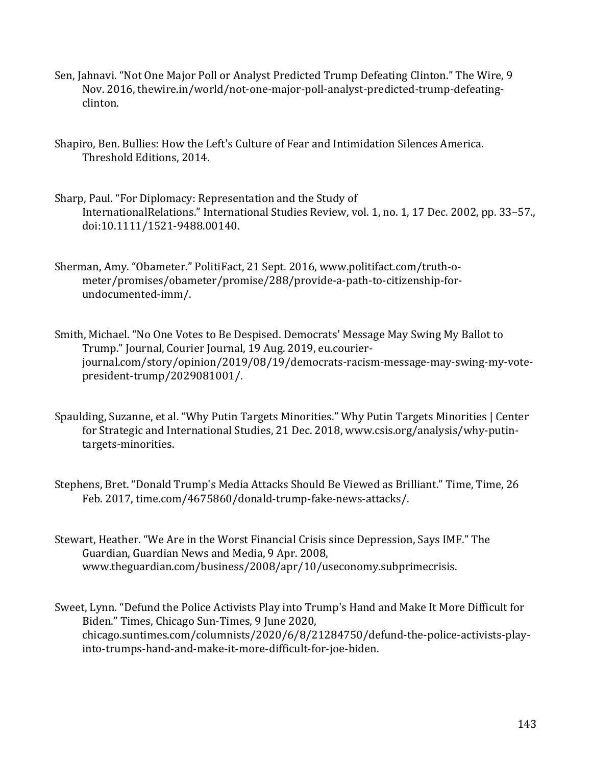Sen, Jahnavi. "Not One Major Poll or Analyst Predicted Trump Defeating Clinton." The Wire, 9 Nov. 2016, thewire.in/world/not-one-major-poll-analyst-predicted-trump-defeating-clinton.

Shapiro, Ben. Bullies: How the Left's Culture of Fear and Intimidation Silences America. Threshold Editions, 2014.

Sharp, Paul. "For Diplomacy: Representation and the Study of InternationalRelations." International Studies Review, vol. 1, no. 1, 17 Dec. 2002, pp. 33–57., doi:10.1111/1521-9488.00140.

Sherman, Amy. "Obameter." PolitiFact, 21 Sept. 2016, www.politifact.com/truth-o-meter/promises/obameter/promise/288/provide-a-path-to-citizenship-for-undocumented-imm/.

Smith, Michael. "No One Votes to Be Despised. Democrats' Message May Swing My Ballot to Trump." Journal, Courier Journal, 19 Aug. 2019, eu.courier-journal.com/story/opinion/2019/08/19/democrats-racism-message-may-swing-my-vote-president-trump/2029081001/.

Spaulding, Suzanne, et al. "Why Putin Targets Minorities." Why Putin Targets Minorities | Center for Strategic and International Studies, 21 Dec. 2018, www.csis.org/analysis/why-putin-targets-minorities.

Stephens, Bret. "Donald Trump's Media Attacks Should Be Viewed as Brilliant." Time, Time, 26 Feb. 2017, time.com/4675860/donald-trump-fake-news-attacks/.

Stewart, Heather. "We Are in the Worst Financial Crisis since Depression, Says IMF." The Guardian, Guardian News and Media, 9 Apr. 2008, www.theguardian.com/business/2008/apr/10/useconomy.subprimecrisis.

Sweet, Lynn. "Defund the Police Activists Play into Trump's Hand and Make It More Difficult for Biden." Times, Chicago Sun-Times, 9 June 2020, chicago.suntimes.com/columnists/2020/6/8/21284750/defund-the-police-activists-play-into-trumps-hand-and-make-it-more-difficult-for-joe-biden.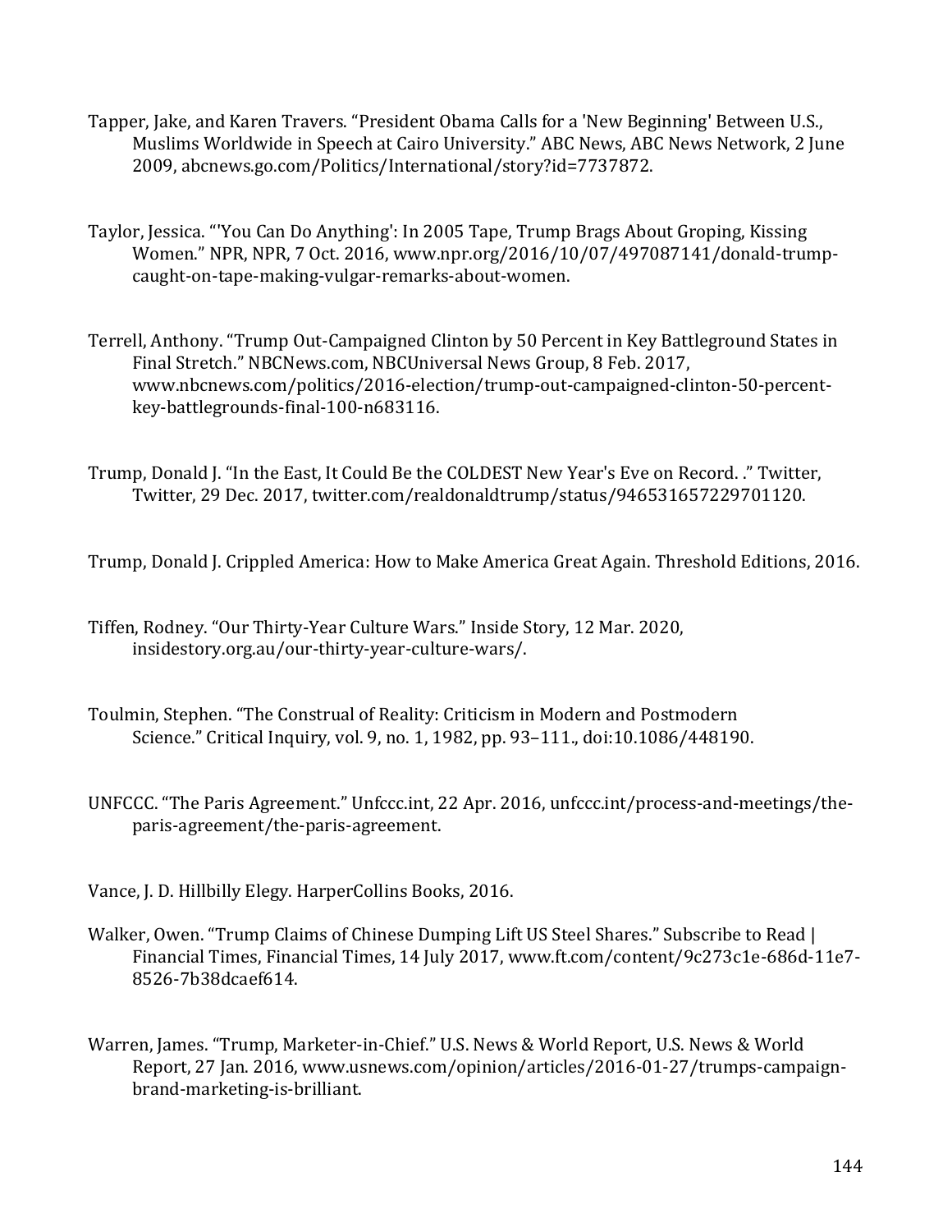Tapper, Jake, and Karen Travers. “President Obama Calls for a 'New Beginning' Between U.S., Muslims Worldwide in Speech at Cairo University.” ABC News, ABC News Network, 2 June 2009, abcnews.go.com/Politics/International/story?id=7737872.

Taylor, Jessica. “'You Can Do Anything': In 2005 Tape, Trump Brags About Groping, Kissing Women.” NPR, NPR, 7 Oct. 2016, www.npr.org/2016/10/07/497087141/donald-trump-caught-on-tape-making-vulgar-remarks-about-women.

Terrell, Anthony. “Trump Out-Campaigned Clinton by 50 Percent in Key Battleground States in Final Stretch.” NBCNews.com, NBCUniversal News Group, 8 Feb. 2017, www.nbcnews.com/politics/2016-election/trump-out-campaigned-clinton-50-percent-key-battlegrounds-final-100-n683116.

Trump, Donald J. “In the East, It Could Be the COLDEST New Year's Eve on Record. .” Twitter, Twitter, 29 Dec. 2017, twitter.com/realdonaldtrump/status/946531657229701120.

Trump, Donald J. Crippled America: How to Make America Great Again. Threshold Editions, 2016.

Tiffen, Rodney. “Our Thirty-Year Culture Wars.” Inside Story, 12 Mar. 2020, insidestory.org.au/our-thirty-year-culture-wars/.

Toulmin, Stephen. “The Construal of Reality: Criticism in Modern and Postmodern Science.” Critical Inquiry, vol. 9, no. 1, 1982, pp. 93–111., doi:10.1086/448190.

UNFCCC. “The Paris Agreement.” Unfccc.int, 22 Apr. 2016, unfccc.int/process-and-meetings/the-paris-agreement/the-paris-agreement.

Vance, J. D. Hillbilly Elegy. HarperCollins Books, 2016.

Walker, Owen. “Trump Claims of Chinese Dumping Lift US Steel Shares.” Subscribe to Read | Financial Times, Financial Times, 14 July 2017, www.ft.com/content/9c273c1e-686d-11e7-8526-7b38dcaef614.

Warren, James. “Trump, Marketer-in-Chief.” U.S. News & World Report, U.S. News & World Report, 27 Jan. 2016, www.usnews.com/opinion/articles/2016-01-27/trumps-campaign-brand-marketing-is-brilliant.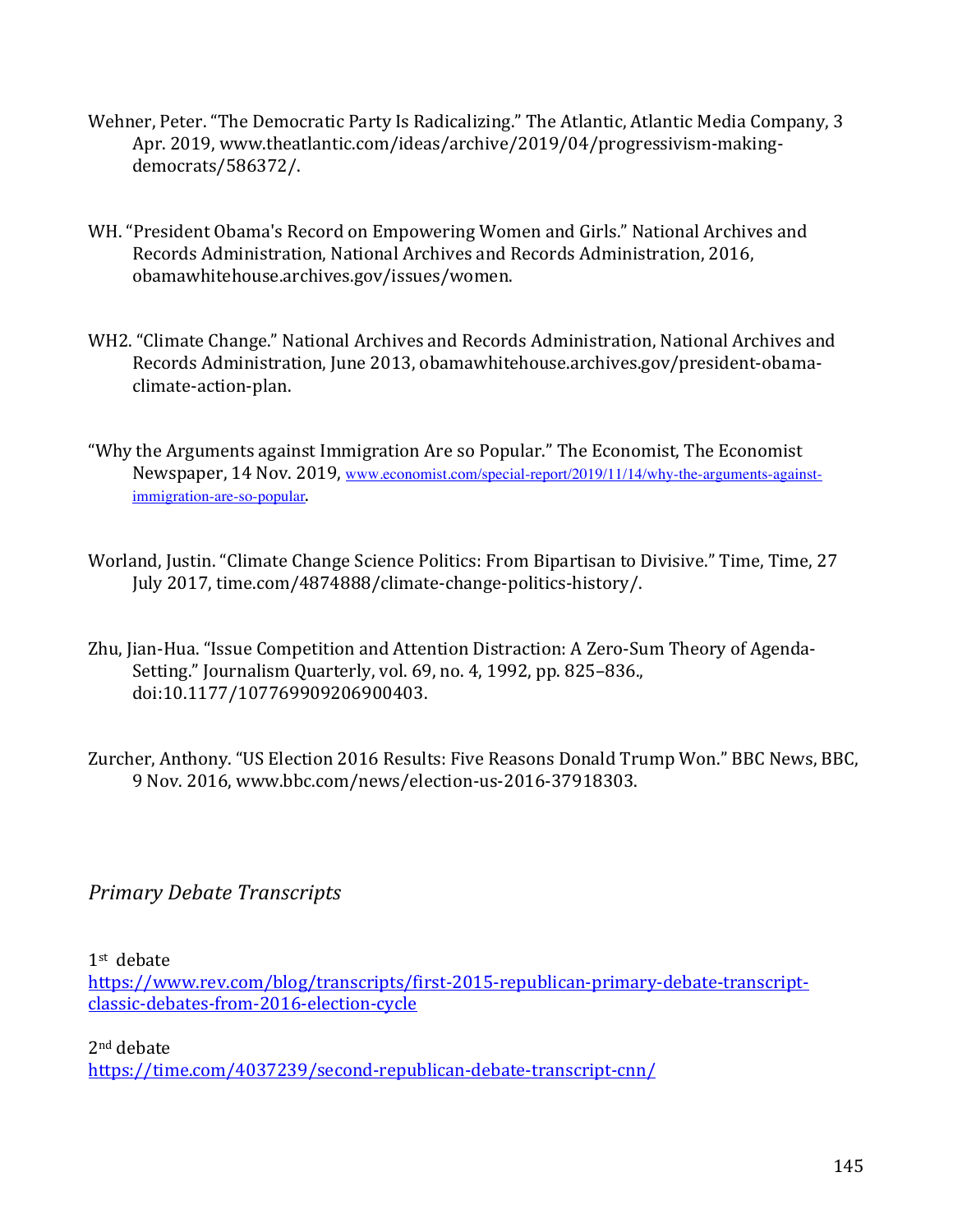Wehner, Peter. "The Democratic Party Is Radicalizing." The Atlantic, Atlantic Media Company, 3 Apr. 2019, www.theatlantic.com/ideas/archive/2019/04/progressivism-making-democrats/586372/.

WH. "President Obama's Record on Empowering Women and Girls." National Archives and Records Administration, National Archives and Records Administration, 2016, obamawhitehouse.archives.gov/issues/women.

WH2. "Climate Change." National Archives and Records Administration, National Archives and Records Administration, June 2013, obamawhitehouse.archives.gov/president-obama-climate-action-plan.

"Why the Arguments against Immigration Are so Popular." The Economist, The Economist Newspaper, 14 Nov. 2019, www.economist.com/special-report/2019/11/14/why-the-arguments-against-immigration-are-so-popular.

Worland, Justin. "Climate Change Science Politics: From Bipartisan to Divisive." Time, Time, 27 July 2017, time.com/4874888/climate-change-politics-history/.

Zhu, Jian-Hua. "Issue Competition and Attention Distraction: A Zero-Sum Theory of Agenda-Setting." Journalism Quarterly, vol. 69, no. 4, 1992, pp. 825–836., doi:10.1177/107769909206900403.

Zurcher, Anthony. "US Election 2016 Results: Five Reasons Donald Trump Won." BBC News, BBC, 9 Nov. 2016, www.bbc.com/news/election-us-2016-37918303.

## *Primary Debate Transcripts*

1st debate
https://www.rev.com/blog/transcripts/first-2015-republican-primary-debate-transcript-classic-debates-from-2016-election-cycle

2nd debate
https://time.com/4037239/second-republican-debate-transcript-cnn/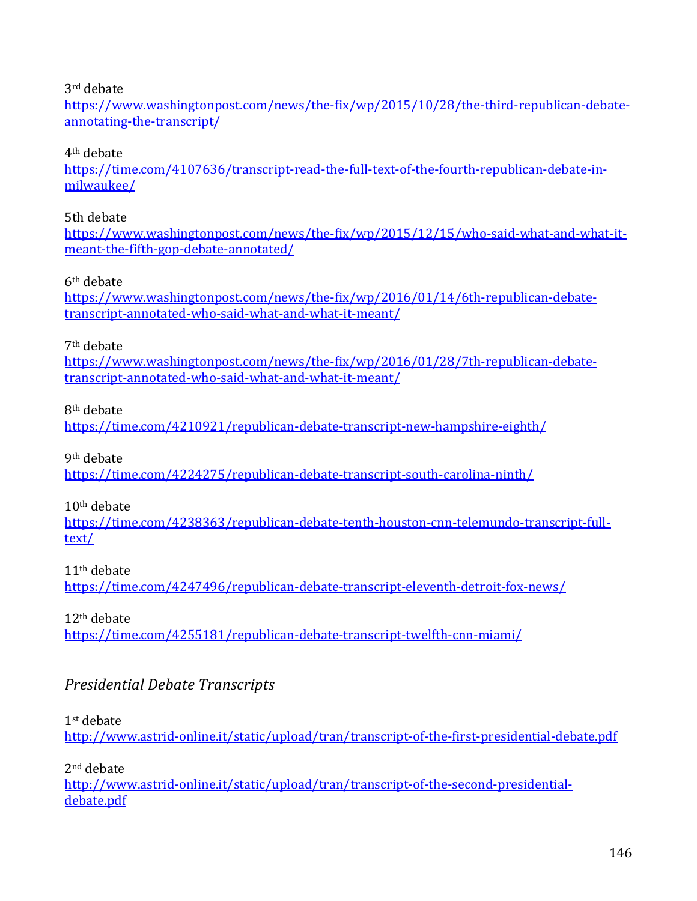3rd debate
https://www.washingtonpost.com/news/the-fix/wp/2015/10/28/the-third-republican-debate-annotating-the-transcript/

4th debate
https://time.com/4107636/transcript-read-the-full-text-of-the-fourth-republican-debate-in-milwaukee/

5th debate
https://www.washingtonpost.com/news/the-fix/wp/2015/12/15/who-said-what-and-what-it-meant-the-fifth-gop-debate-annotated/

6th debate
https://www.washingtonpost.com/news/the-fix/wp/2016/01/14/6th-republican-debate-transcript-annotated-who-said-what-and-what-it-meant/

7th debate
https://www.washingtonpost.com/news/the-fix/wp/2016/01/28/7th-republican-debate-transcript-annotated-who-said-what-and-what-it-meant/

8th debate
https://time.com/4210921/republican-debate-transcript-new-hampshire-eighth/

9th debate
https://time.com/4224275/republican-debate-transcript-south-carolina-ninth/

10th debate
https://time.com/4238363/republican-debate-tenth-houston-cnn-telemundo-transcript-full-text/

11th debate
https://time.com/4247496/republican-debate-transcript-eleventh-detroit-fox-news/

12th debate
https://time.com/4255181/republican-debate-transcript-twelfth-cnn-miami/

*Presidential Debate Transcripts*

1st debate
http://www.astrid-online.it/static/upload/tran/transcript-of-the-first-presidential-debate.pdf

2nd debate
http://www.astrid-online.it/static/upload/tran/transcript-of-the-second-presidential-debate.pdf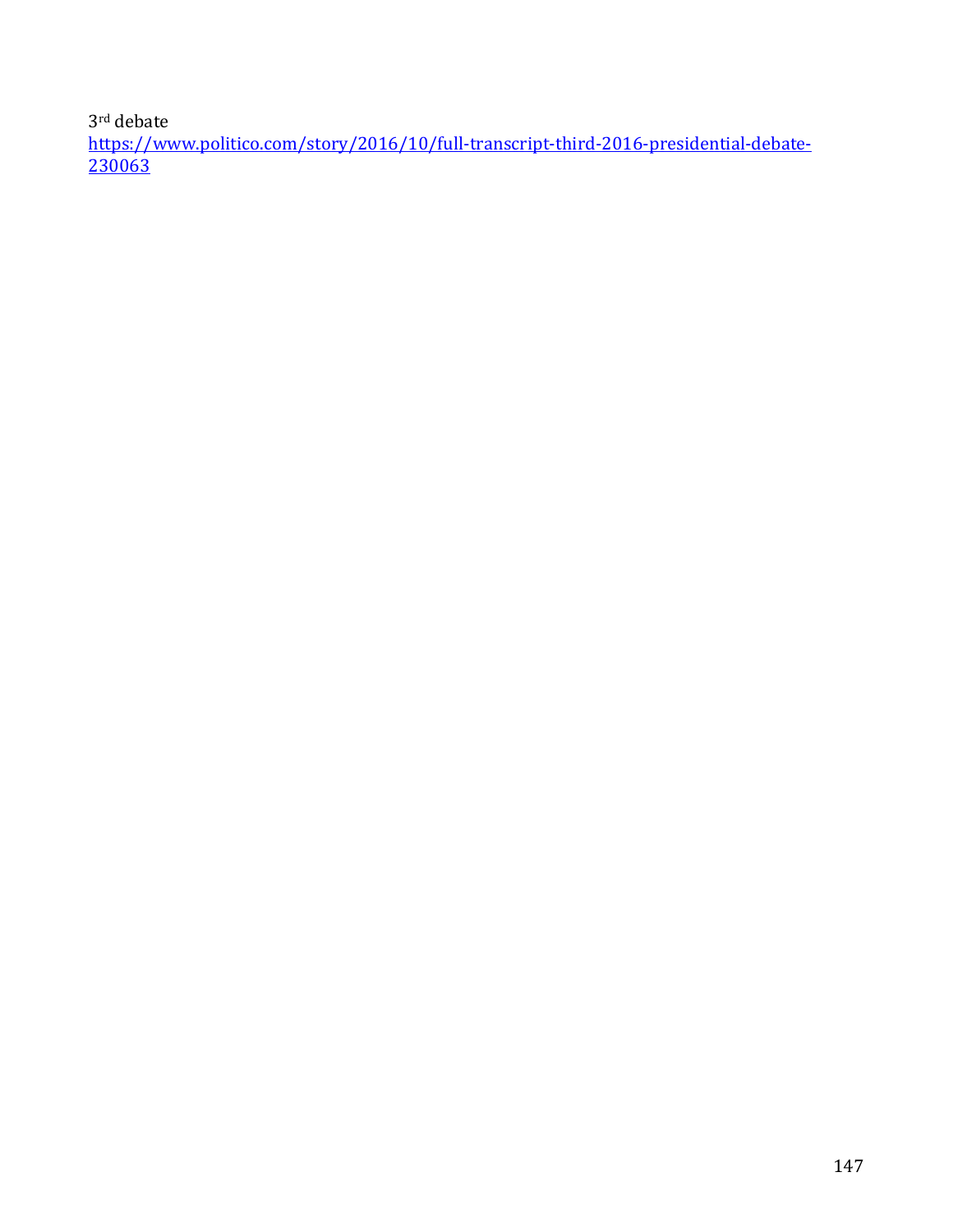3rd debate
https://www.politico.com/story/2016/10/full-transcript-third-2016-presidential-debate-230063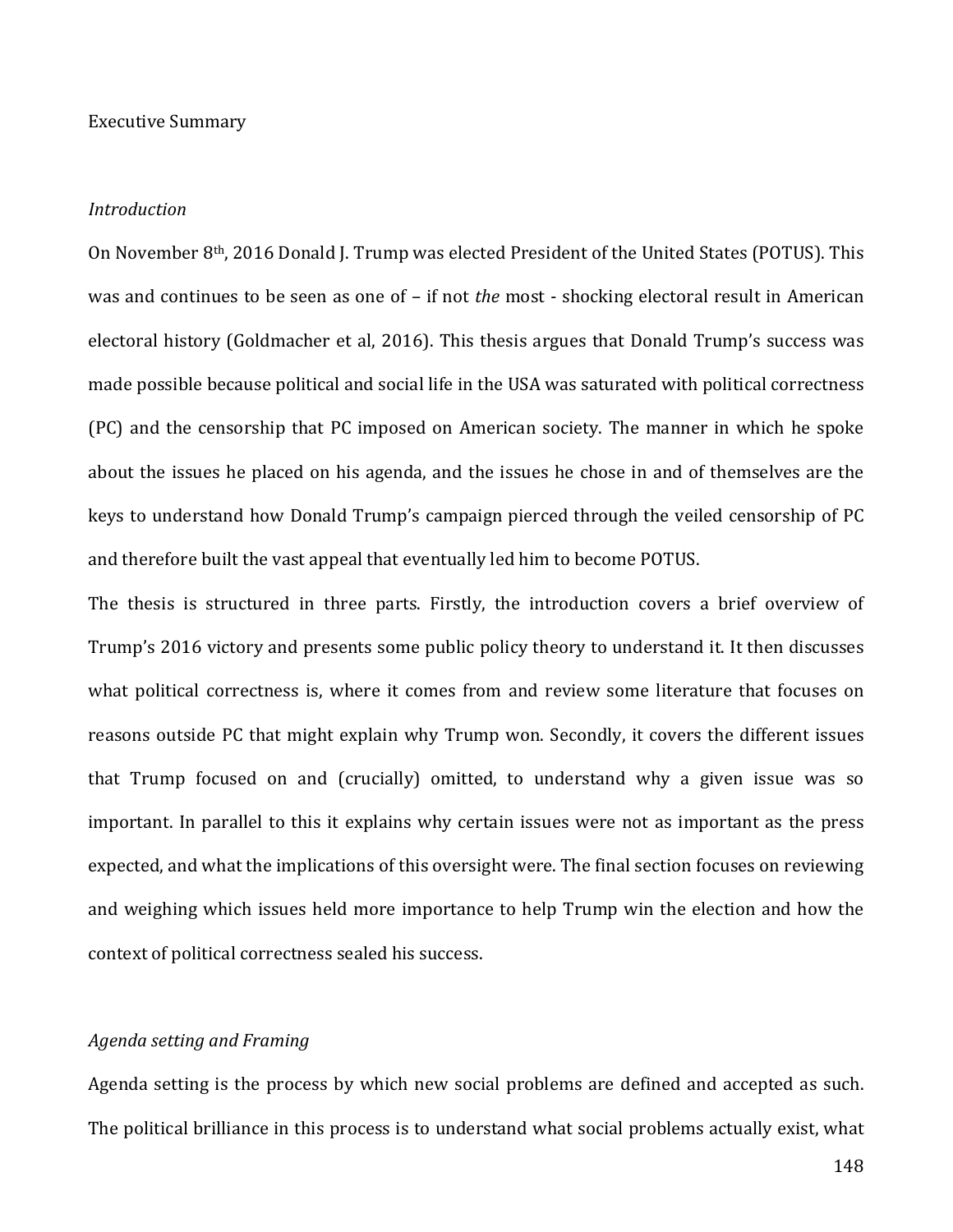Executive Summary

*Introduction*

On November 8th, 2016 Donald J. Trump was elected President of the United States (POTUS). This was and continues to be seen as one of – if not *the* most - shocking electoral result in American electoral history (Goldmacher et al, 2016). This thesis argues that Donald Trump's success was made possible because political and social life in the USA was saturated with political correctness (PC) and the censorship that PC imposed on American society. The manner in which he spoke about the issues he placed on his agenda, and the issues he chose in and of themselves are the keys to understand how Donald Trump's campaign pierced through the veiled censorship of PC and therefore built the vast appeal that eventually led him to become POTUS.

The thesis is structured in three parts. Firstly, the introduction covers a brief overview of Trump's 2016 victory and presents some public policy theory to understand it. It then discusses what political correctness is, where it comes from and review some literature that focuses on reasons outside PC that might explain why Trump won. Secondly, it covers the different issues that Trump focused on and (crucially) omitted, to understand why a given issue was so important. In parallel to this it explains why certain issues were not as important as the press expected, and what the implications of this oversight were. The final section focuses on reviewing and weighing which issues held more importance to help Trump win the election and how the context of political correctness sealed his success.

*Agenda setting and Framing*

Agenda setting is the process by which new social problems are defined and accepted as such. The political brilliance in this process is to understand what social problems actually exist, what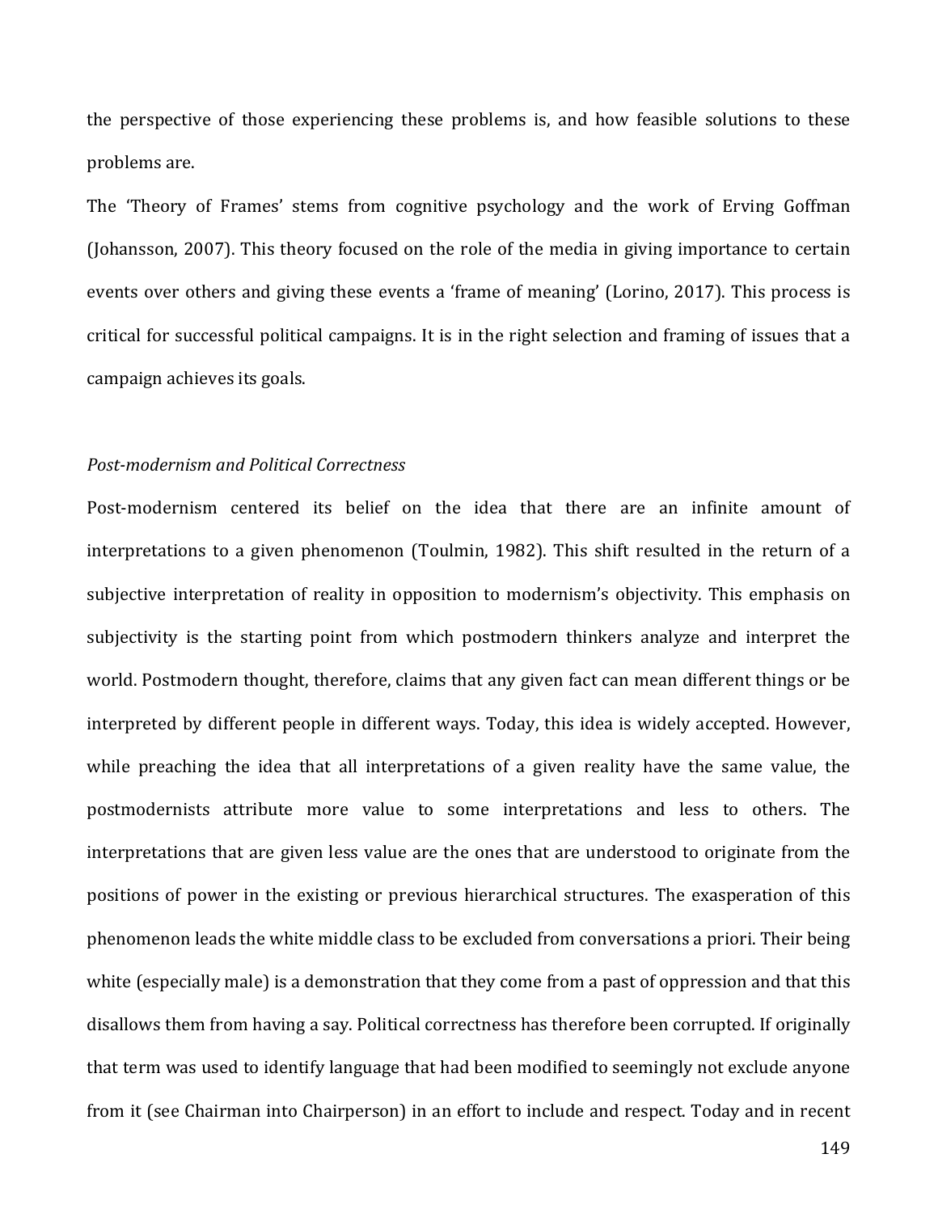the perspective of those experiencing these problems is, and how feasible solutions to these problems are.

The 'Theory of Frames' stems from cognitive psychology and the work of Erving Goffman (Johansson, 2007). This theory focused on the role of the media in giving importance to certain events over others and giving these events a 'frame of meaning' (Lorino, 2017). This process is critical for successful political campaigns. It is in the right selection and framing of issues that a campaign achieves its goals.

### *Post-modernism and Political Correctness*

Post-modernism centered its belief on the idea that there are an infinite amount of interpretations to a given phenomenon (Toulmin, 1982). This shift resulted in the return of a subjective interpretation of reality in opposition to modernism's objectivity. This emphasis on subjectivity is the starting point from which postmodern thinkers analyze and interpret the world. Postmodern thought, therefore, claims that any given fact can mean different things or be interpreted by different people in different ways. Today, this idea is widely accepted. However, while preaching the idea that all interpretations of a given reality have the same value, the postmodernists attribute more value to some interpretations and less to others. The interpretations that are given less value are the ones that are understood to originate from the positions of power in the existing or previous hierarchical structures. The exasperation of this phenomenon leads the white middle class to be excluded from conversations a priori. Their being white (especially male) is a demonstration that they come from a past of oppression and that this disallows them from having a say. Political correctness has therefore been corrupted. If originally that term was used to identify language that had been modified to seemingly not exclude anyone from it (see Chairman into Chairperson) in an effort to include and respect. Today and in recent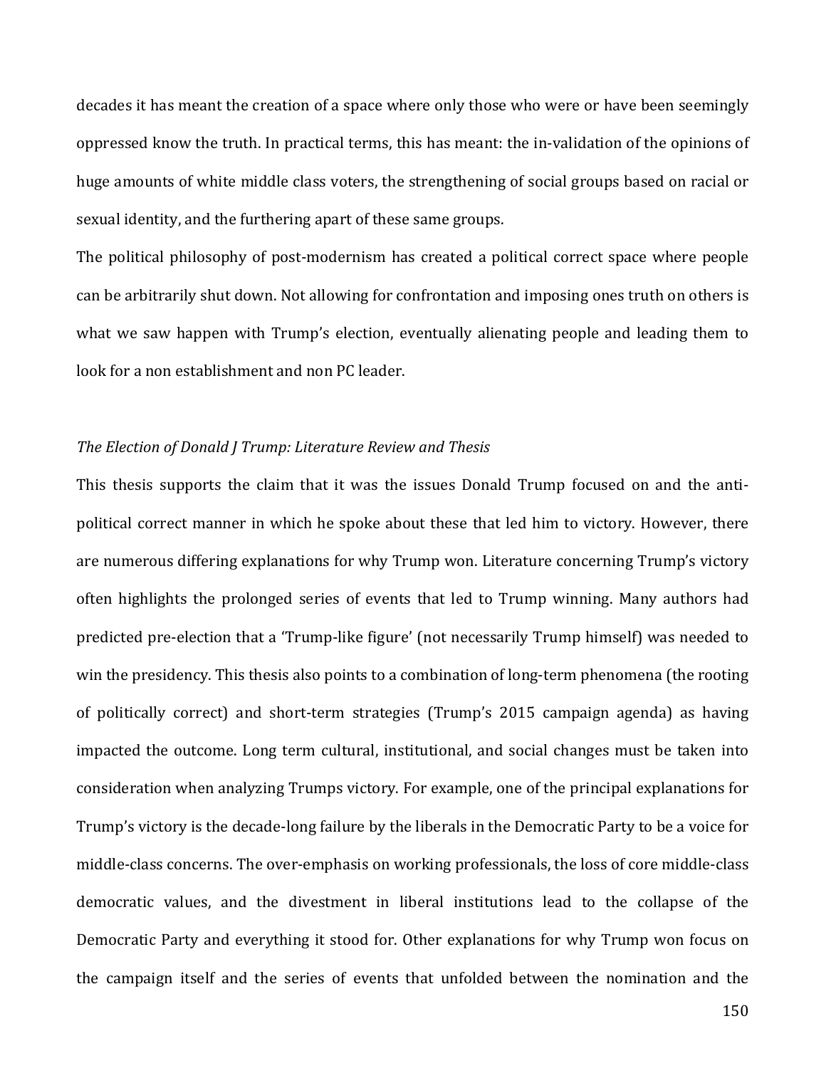decades it has meant the creation of a space where only those who were or have been seemingly oppressed know the truth. In practical terms, this has meant: the in-validation of the opinions of huge amounts of white middle class voters, the strengthening of social groups based on racial or sexual identity, and the furthering apart of these same groups.

The political philosophy of post-modernism has created a political correct space where people can be arbitrarily shut down. Not allowing for confrontation and imposing ones truth on others is what we saw happen with Trump's election, eventually alienating people and leading them to look for a non establishment and non PC leader.

*The Election of Donald J Trump: Literature Review and Thesis*

This thesis supports the claim that it was the issues Donald Trump focused on and the anti-political correct manner in which he spoke about these that led him to victory. However, there are numerous differing explanations for why Trump won. Literature concerning Trump's victory often highlights the prolonged series of events that led to Trump winning. Many authors had predicted pre-election that a 'Trump-like figure' (not necessarily Trump himself) was needed to win the presidency. This thesis also points to a combination of long-term phenomena (the rooting of politically correct) and short-term strategies (Trump's 2015 campaign agenda) as having impacted the outcome. Long term cultural, institutional, and social changes must be taken into consideration when analyzing Trumps victory. For example, one of the principal explanations for Trump's victory is the decade-long failure by the liberals in the Democratic Party to be a voice for middle-class concerns. The over-emphasis on working professionals, the loss of core middle-class democratic values, and the divestment in liberal institutions lead to the collapse of the Democratic Party and everything it stood for. Other explanations for why Trump won focus on the campaign itself and the series of events that unfolded between the nomination and the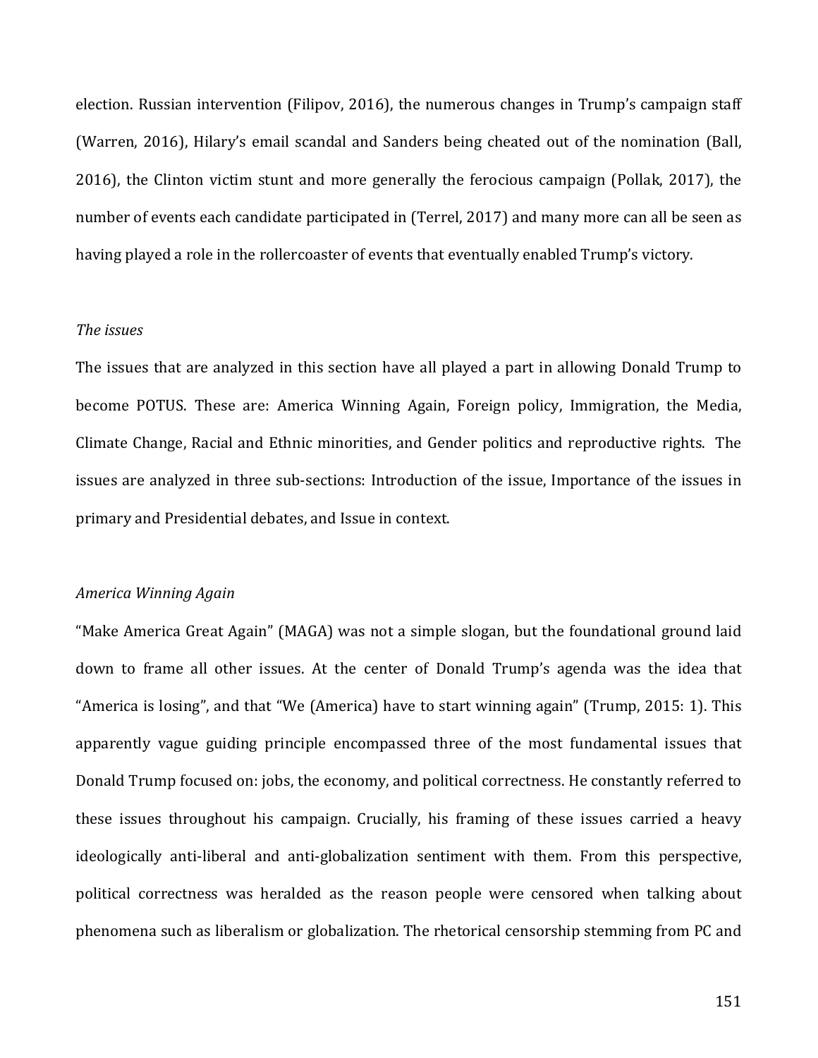election. Russian intervention (Filipov, 2016), the numerous changes in Trump's campaign staff (Warren, 2016), Hilary's email scandal and Sanders being cheated out of the nomination (Ball, 2016), the Clinton victim stunt and more generally the ferocious campaign (Pollak, 2017), the number of events each candidate participated in (Terrel, 2017) and many more can all be seen as having played a role in the rollercoaster of events that eventually enabled Trump's victory.

*The issues*

The issues that are analyzed in this section have all played a part in allowing Donald Trump to become POTUS. These are: America Winning Again, Foreign policy, Immigration, the Media, Climate Change, Racial and Ethnic minorities, and Gender politics and reproductive rights. The issues are analyzed in three sub-sections: Introduction of the issue, Importance of the issues in primary and Presidential debates, and Issue in context.

*America Winning Again*

"Make America Great Again" (MAGA) was not a simple slogan, but the foundational ground laid down to frame all other issues. At the center of Donald Trump's agenda was the idea that "America is losing", and that "We (America) have to start winning again" (Trump, 2015: 1). This apparently vague guiding principle encompassed three of the most fundamental issues that Donald Trump focused on: jobs, the economy, and political correctness. He constantly referred to these issues throughout his campaign. Crucially, his framing of these issues carried a heavy ideologically anti-liberal and anti-globalization sentiment with them. From this perspective, political correctness was heralded as the reason people were censored when talking about phenomena such as liberalism or globalization. The rhetorical censorship stemming from PC and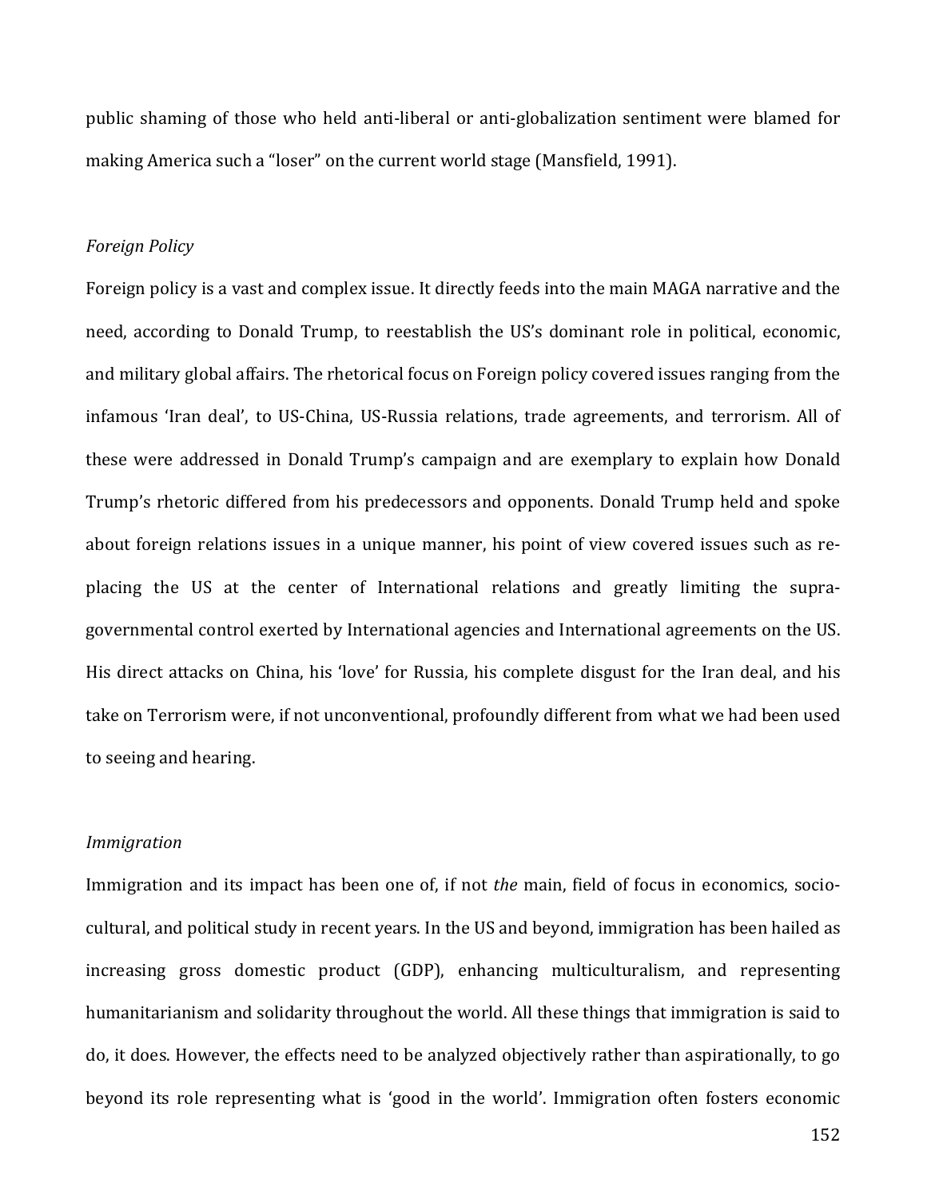public shaming of those who held anti-liberal or anti-globalization sentiment were blamed for making America such a "loser" on the current world stage (Mansfield, 1991).

*Foreign Policy*

Foreign policy is a vast and complex issue. It directly feeds into the main MAGA narrative and the need, according to Donald Trump, to reestablish the US's dominant role in political, economic, and military global affairs. The rhetorical focus on Foreign policy covered issues ranging from the infamous 'Iran deal', to US-China, US-Russia relations, trade agreements, and terrorism. All of these were addressed in Donald Trump's campaign and are exemplary to explain how Donald Trump's rhetoric differed from his predecessors and opponents. Donald Trump held and spoke about foreign relations issues in a unique manner, his point of view covered issues such as re-placing the US at the center of International relations and greatly limiting the supra-governmental control exerted by International agencies and International agreements on the US. His direct attacks on China, his 'love' for Russia, his complete disgust for the Iran deal, and his take on Terrorism were, if not unconventional, profoundly different from what we had been used to seeing and hearing.

*Immigration*

Immigration and its impact has been one of, if not *the* main, field of focus in economics, socio-cultural, and political study in recent years. In the US and beyond, immigration has been hailed as increasing gross domestic product (GDP), enhancing multiculturalism, and representing humanitarianism and solidarity throughout the world. All these things that immigration is said to do, it does. However, the effects need to be analyzed objectively rather than aspirationally, to go beyond its role representing what is 'good in the world'. Immigration often fosters economic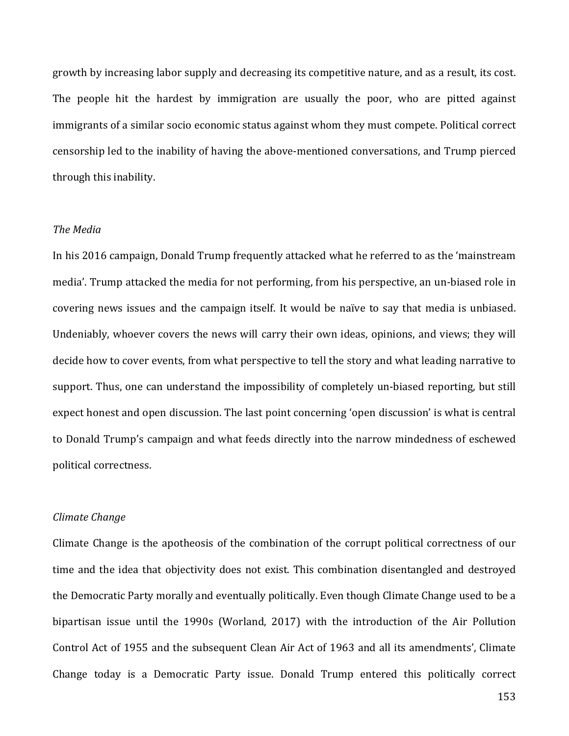growth by increasing labor supply and decreasing its competitive nature, and as a result, its cost. The people hit the hardest by immigration are usually the poor, who are pitted against immigrants of a similar socio economic status against whom they must compete. Political correct censorship led to the inability of having the above-mentioned conversations, and Trump pierced through this inability.

*The Media*

In his 2016 campaign, Donald Trump frequently attacked what he referred to as the 'mainstream media'. Trump attacked the media for not performing, from his perspective, an un-biased role in covering news issues and the campaign itself. It would be naïve to say that media is unbiased. Undeniably, whoever covers the news will carry their own ideas, opinions, and views; they will decide how to cover events, from what perspective to tell the story and what leading narrative to support. Thus, one can understand the impossibility of completely un-biased reporting, but still expect honest and open discussion. The last point concerning 'open discussion' is what is central to Donald Trump's campaign and what feeds directly into the narrow mindedness of eschewed political correctness.

*Climate Change*

Climate Change is the apotheosis of the combination of the corrupt political correctness of our time and the idea that objectivity does not exist. This combination disentangled and destroyed the Democratic Party morally and eventually politically. Even though Climate Change used to be a bipartisan issue until the 1990s (Worland, 2017) with the introduction of the Air Pollution Control Act of 1955 and the subsequent Clean Air Act of 1963 and all its amendments', Climate Change today is a Democratic Party issue. Donald Trump entered this politically correct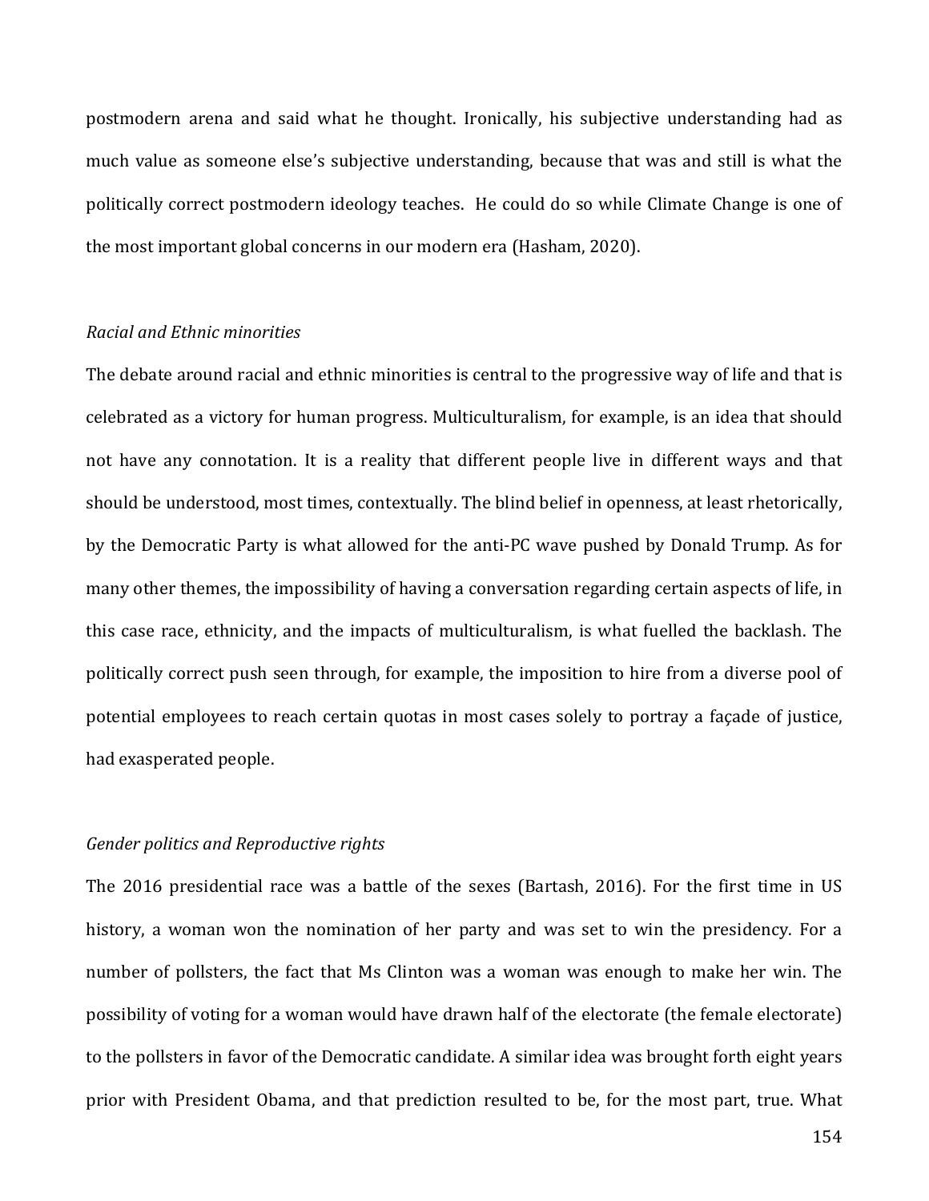postmodern arena and said what he thought. Ironically, his subjective understanding had as much value as someone else's subjective understanding, because that was and still is what the politically correct postmodern ideology teaches.  He could do so while Climate Change is one of the most important global concerns in our modern era (Hasham, 2020).

*Racial and Ethnic minorities*

The debate around racial and ethnic minorities is central to the progressive way of life and that is celebrated as a victory for human progress. Multiculturalism, for example, is an idea that should not have any connotation. It is a reality that different people live in different ways and that should be understood, most times, contextually. The blind belief in openness, at least rhetorically, by the Democratic Party is what allowed for the anti-PC wave pushed by Donald Trump. As for many other themes, the impossibility of having a conversation regarding certain aspects of life, in this case race, ethnicity, and the impacts of multiculturalism, is what fuelled the backlash. The politically correct push seen through, for example, the imposition to hire from a diverse pool of potential employees to reach certain quotas in most cases solely to portray a façade of justice, had exasperated people.

*Gender politics and Reproductive rights*

The 2016 presidential race was a battle of the sexes (Bartash, 2016). For the first time in US history, a woman won the nomination of her party and was set to win the presidency. For a number of pollsters, the fact that Ms Clinton was a woman was enough to make her win. The possibility of voting for a woman would have drawn half of the electorate (the female electorate) to the pollsters in favor of the Democratic candidate. A similar idea was brought forth eight years prior with President Obama, and that prediction resulted to be, for the most part, true. What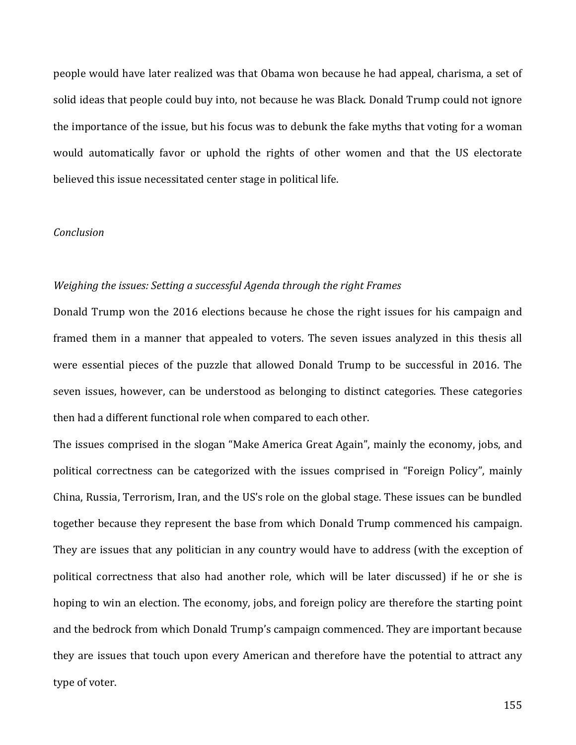people would have later realized was that Obama won because he had appeal, charisma, a set of solid ideas that people could buy into, not because he was Black. Donald Trump could not ignore the importance of the issue, but his focus was to debunk the fake myths that voting for a woman would automatically favor or uphold the rights of other women and that the US electorate believed this issue necessitated center stage in political life.

## *Conclusion*

### *Weighing the issues: Setting a successful Agenda through the right Frames*

Donald Trump won the 2016 elections because he chose the right issues for his campaign and framed them in a manner that appealed to voters. The seven issues analyzed in this thesis all were essential pieces of the puzzle that allowed Donald Trump to be successful in 2016. The seven issues, however, can be understood as belonging to distinct categories. These categories then had a different functional role when compared to each other.

The issues comprised in the slogan "Make America Great Again", mainly the economy, jobs, and political correctness can be categorized with the issues comprised in "Foreign Policy", mainly China, Russia, Terrorism, Iran, and the US's role on the global stage. These issues can be bundled together because they represent the base from which Donald Trump commenced his campaign. They are issues that any politician in any country would have to address (with the exception of political correctness that also had another role, which will be later discussed) if he or she is hoping to win an election. The economy, jobs, and foreign policy are therefore the starting point and the bedrock from which Donald Trump's campaign commenced. They are important because they are issues that touch upon every American and therefore have the potential to attract any type of voter.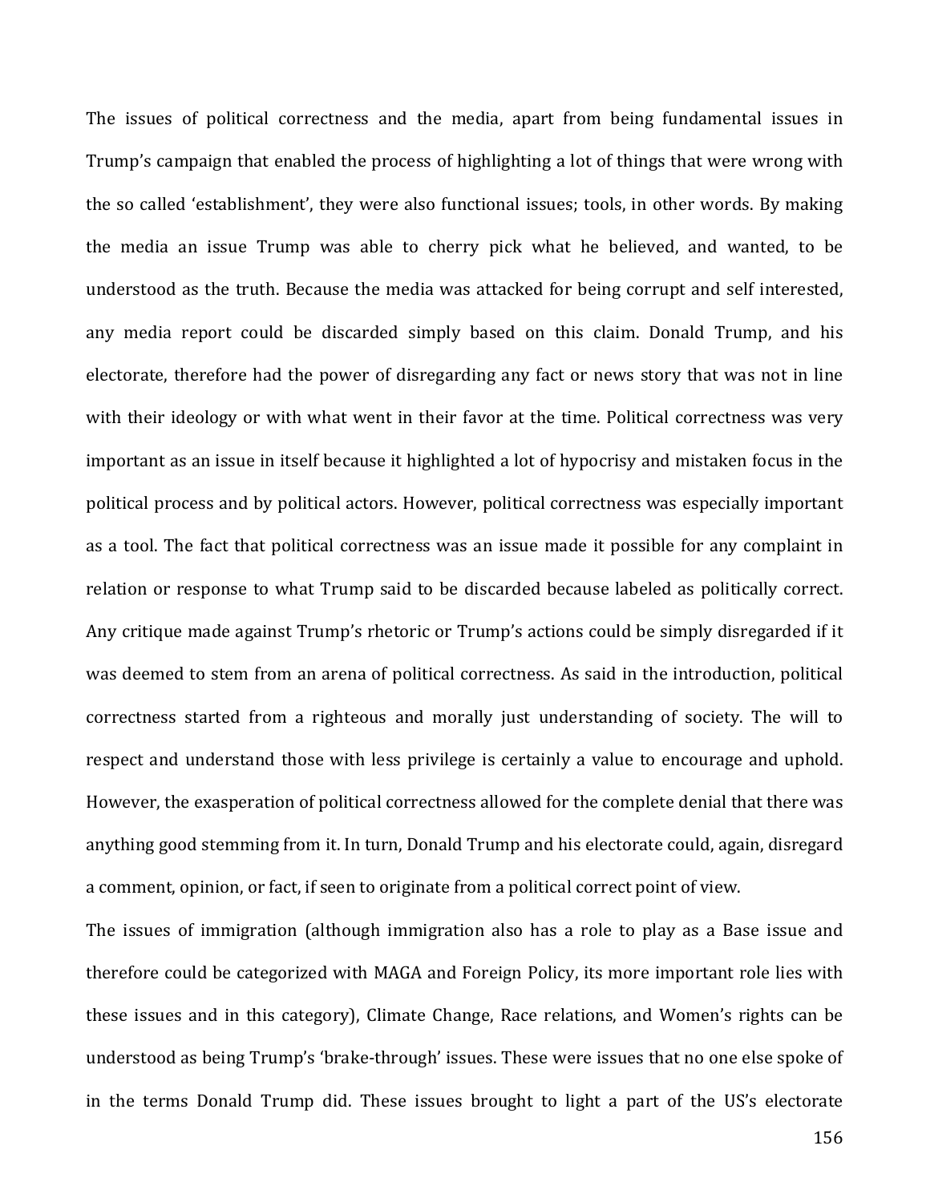The issues of political correctness and the media, apart from being fundamental issues in Trump's campaign that enabled the process of highlighting a lot of things that were wrong with the so called 'establishment', they were also functional issues; tools, in other words. By making the media an issue Trump was able to cherry pick what he believed, and wanted, to be understood as the truth. Because the media was attacked for being corrupt and self interested, any media report could be discarded simply based on this claim. Donald Trump, and his electorate, therefore had the power of disregarding any fact or news story that was not in line with their ideology or with what went in their favor at the time. Political correctness was very important as an issue in itself because it highlighted a lot of hypocrisy and mistaken focus in the political process and by political actors. However, political correctness was especially important as a tool. The fact that political correctness was an issue made it possible for any complaint in relation or response to what Trump said to be discarded because labeled as politically correct. Any critique made against Trump's rhetoric or Trump's actions could be simply disregarded if it was deemed to stem from an arena of political correctness. As said in the introduction, political correctness started from a righteous and morally just understanding of society. The will to respect and understand those with less privilege is certainly a value to encourage and uphold. However, the exasperation of political correctness allowed for the complete denial that there was anything good stemming from it. In turn, Donald Trump and his electorate could, again, disregard a comment, opinion, or fact, if seen to originate from a political correct point of view.

The issues of immigration (although immigration also has a role to play as a Base issue and therefore could be categorized with MAGA and Foreign Policy, its more important role lies with these issues and in this category), Climate Change, Race relations, and Women's rights can be understood as being Trump's 'brake-through' issues. These were issues that no one else spoke of in the terms Donald Trump did. These issues brought to light a part of the US's electorate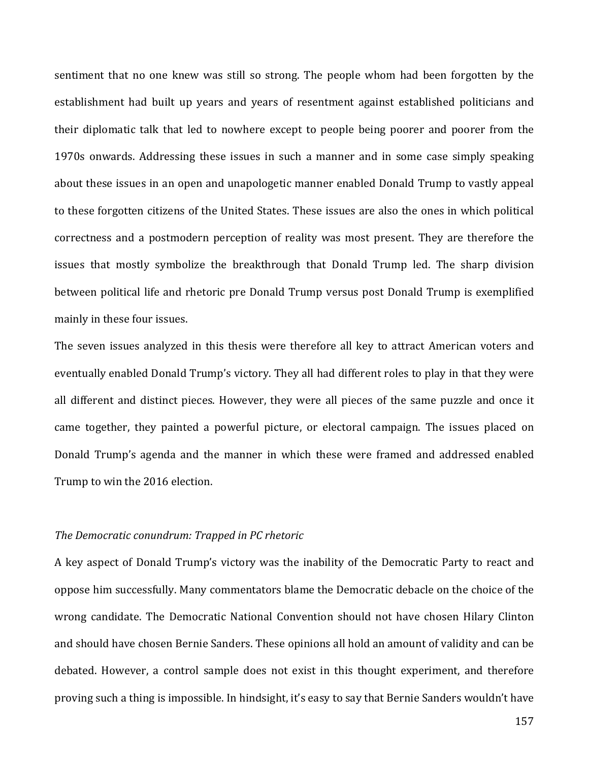sentiment that no one knew was still so strong. The people whom had been forgotten by the establishment had built up years and years of resentment against established politicians and their diplomatic talk that led to nowhere except to people being poorer and poorer from the 1970s onwards. Addressing these issues in such a manner and in some case simply speaking about these issues in an open and unapologetic manner enabled Donald Trump to vastly appeal to these forgotten citizens of the United States. These issues are also the ones in which political correctness and a postmodern perception of reality was most present. They are therefore the issues that mostly symbolize the breakthrough that Donald Trump led. The sharp division between political life and rhetoric pre Donald Trump versus post Donald Trump is exemplified mainly in these four issues.

The seven issues analyzed in this thesis were therefore all key to attract American voters and eventually enabled Donald Trump's victory. They all had different roles to play in that they were all different and distinct pieces. However, they were all pieces of the same puzzle and once it came together, they painted a powerful picture, or electoral campaign. The issues placed on Donald Trump's agenda and the manner in which these were framed and addressed enabled Trump to win the 2016 election.

*The Democratic conundrum: Trapped in PC rhetoric*

A key aspect of Donald Trump's victory was the inability of the Democratic Party to react and oppose him successfully. Many commentators blame the Democratic debacle on the choice of the wrong candidate. The Democratic National Convention should not have chosen Hilary Clinton and should have chosen Bernie Sanders. These opinions all hold an amount of validity and can be debated. However, a control sample does not exist in this thought experiment, and therefore proving such a thing is impossible. In hindsight, it's easy to say that Bernie Sanders wouldn't have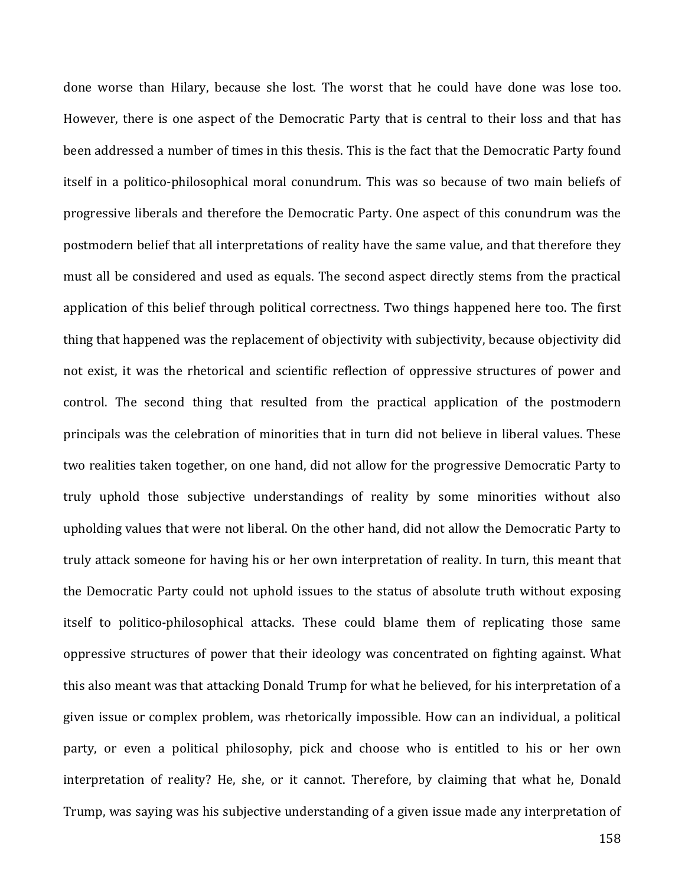done worse than Hilary, because she lost. The worst that he could have done was lose too. However, there is one aspect of the Democratic Party that is central to their loss and that has been addressed a number of times in this thesis. This is the fact that the Democratic Party found itself in a politico-philosophical moral conundrum. This was so because of two main beliefs of progressive liberals and therefore the Democratic Party. One aspect of this conundrum was the postmodern belief that all interpretations of reality have the same value, and that therefore they must all be considered and used as equals. The second aspect directly stems from the practical application of this belief through political correctness. Two things happened here too. The first thing that happened was the replacement of objectivity with subjectivity, because objectivity did not exist, it was the rhetorical and scientific reflection of oppressive structures of power and control. The second thing that resulted from the practical application of the postmodern principals was the celebration of minorities that in turn did not believe in liberal values. These two realities taken together, on one hand, did not allow for the progressive Democratic Party to truly uphold those subjective understandings of reality by some minorities without also upholding values that were not liberal. On the other hand, did not allow the Democratic Party to truly attack someone for having his or her own interpretation of reality. In turn, this meant that the Democratic Party could not uphold issues to the status of absolute truth without exposing itself to politico-philosophical attacks. These could blame them of replicating those same oppressive structures of power that their ideology was concentrated on fighting against. What this also meant was that attacking Donald Trump for what he believed, for his interpretation of a given issue or complex problem, was rhetorically impossible. How can an individual, a political party, or even a political philosophy, pick and choose who is entitled to his or her own interpretation of reality? He, she, or it cannot. Therefore, by claiming that what he, Donald Trump, was saying was his subjective understanding of a given issue made any interpretation of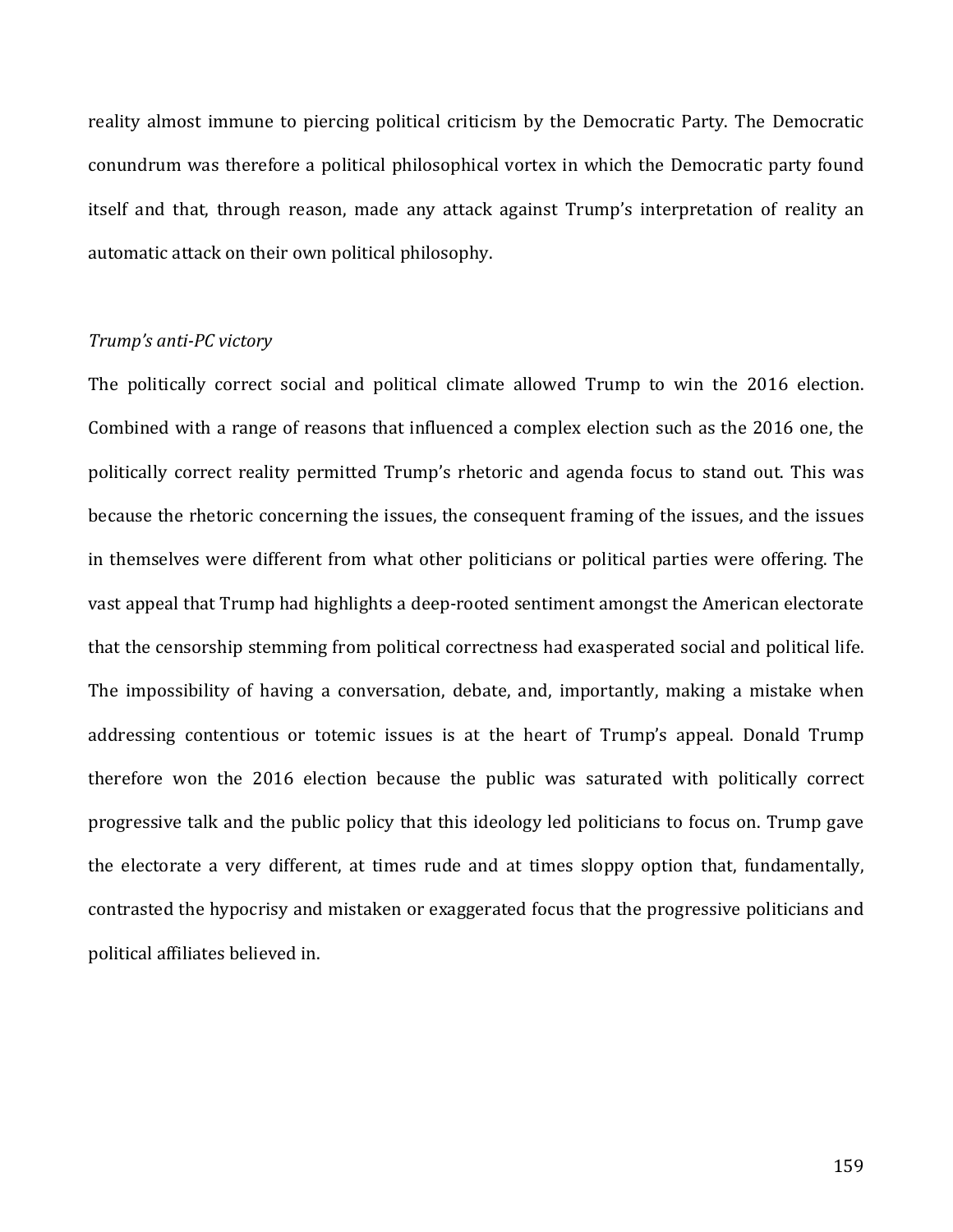reality almost immune to piercing political criticism by the Democratic Party. The Democratic conundrum was therefore a political philosophical vortex in which the Democratic party found itself and that, through reason, made any attack against Trump's interpretation of reality an automatic attack on their own political philosophy.

*Trump's anti-PC victory*

The politically correct social and political climate allowed Trump to win the 2016 election. Combined with a range of reasons that influenced a complex election such as the 2016 one, the politically correct reality permitted Trump's rhetoric and agenda focus to stand out. This was because the rhetoric concerning the issues, the consequent framing of the issues, and the issues in themselves were different from what other politicians or political parties were offering. The vast appeal that Trump had highlights a deep-rooted sentiment amongst the American electorate that the censorship stemming from political correctness had exasperated social and political life. The impossibility of having a conversation, debate, and, importantly, making a mistake when addressing contentious or totemic issues is at the heart of Trump's appeal. Donald Trump therefore won the 2016 election because the public was saturated with politically correct progressive talk and the public policy that this ideology led politicians to focus on. Trump gave the electorate a very different, at times rude and at times sloppy option that, fundamentally, contrasted the hypocrisy and mistaken or exaggerated focus that the progressive politicians and political affiliates believed in.